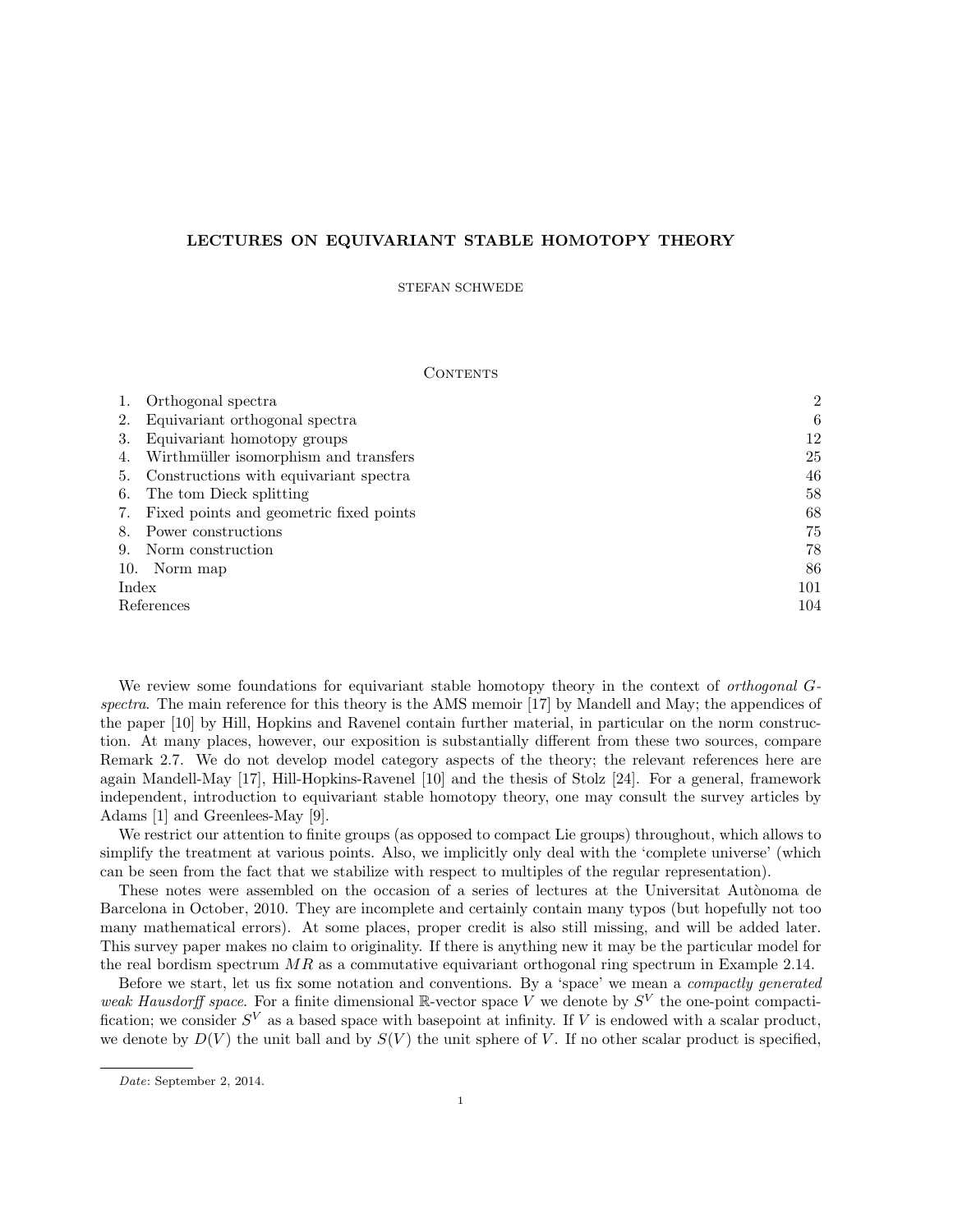# LECTURES ON EQUIVARIANT STABLE HOMOTOPY THEORY

STEFAN SCHWEDE

## Contents

| | | |
|---|---|---|
| 1. | Orthogonal spectra | 2 |
| 2. | Equivariant orthogonal spectra | 6 |
| 3. | Equivariant homotopy groups | 12 |
| 4. | Wirthmüller isomorphism and transfers | 25 |
| 5. | Constructions with equivariant spectra | 46 |
| 6. | The tom Dieck splitting | 58 |
| 7. | Fixed points and geometric fixed points | 68 |
| 8. | Power constructions | 75 |
| 9. | Norm construction | 78 |
| 10. | Norm map | 86 |
| Index | | 101 |
| References | | 104 |

We review some foundations for equivariant stable homotopy theory in the context of *orthogonal G-spectra*. The main reference for this theory is the AMS memoir [17] by Mandell and May; the appendices of the paper [10] by Hill, Hopkins and Ravenel contain further material, in particular on the norm construction. At many places, however, our exposition is substantially different from these two sources, compare Remark 2.7. We do not develop model category aspects of the theory; the relevant references here are again Mandell-May [17], Hill-Hopkins-Ravenel [10] and the thesis of Stolz [24]. For a general, framework independent, introduction to equivariant stable homotopy theory, one may consult the survey articles by Adams [1] and Greenlees-May [9].

We restrict our attention to finite groups (as opposed to compact Lie groups) throughout, which allows to simplify the treatment at various points. Also, we implicitly only deal with the 'complete universe' (which can be seen from the fact that we stabilize with respect to multiples of the regular representation).

These notes were assembled on the occasion of a series of lectures at the Universitat Autònoma de Barcelona in October, 2010. They are incomplete and certainly contain many typos (but hopefully not too many mathematical errors). At some places, proper credit is also still missing, and will be added later. This survey paper makes no claim to originality. If there is anything new it may be the particular model for the real bordism spectrum $MR$ as a commutative equivariant orthogonal ring spectrum in Example 2.14.

Before we start, let us fix some notation and conventions. By a 'space' we mean a *compactly generated weak Hausdorff space*. For a finite dimensional $\mathbb{R}$-vector space $V$ we denote by $S^V$ the one-point compactification; we consider $S^V$ as a based space with basepoint at infinity. If $V$ is endowed with a scalar product, we denote by $D(V)$ the unit ball and by $S(V)$ the unit sphere of $V$. If no other scalar product is specified,

---

*Date*: September 2, 2014.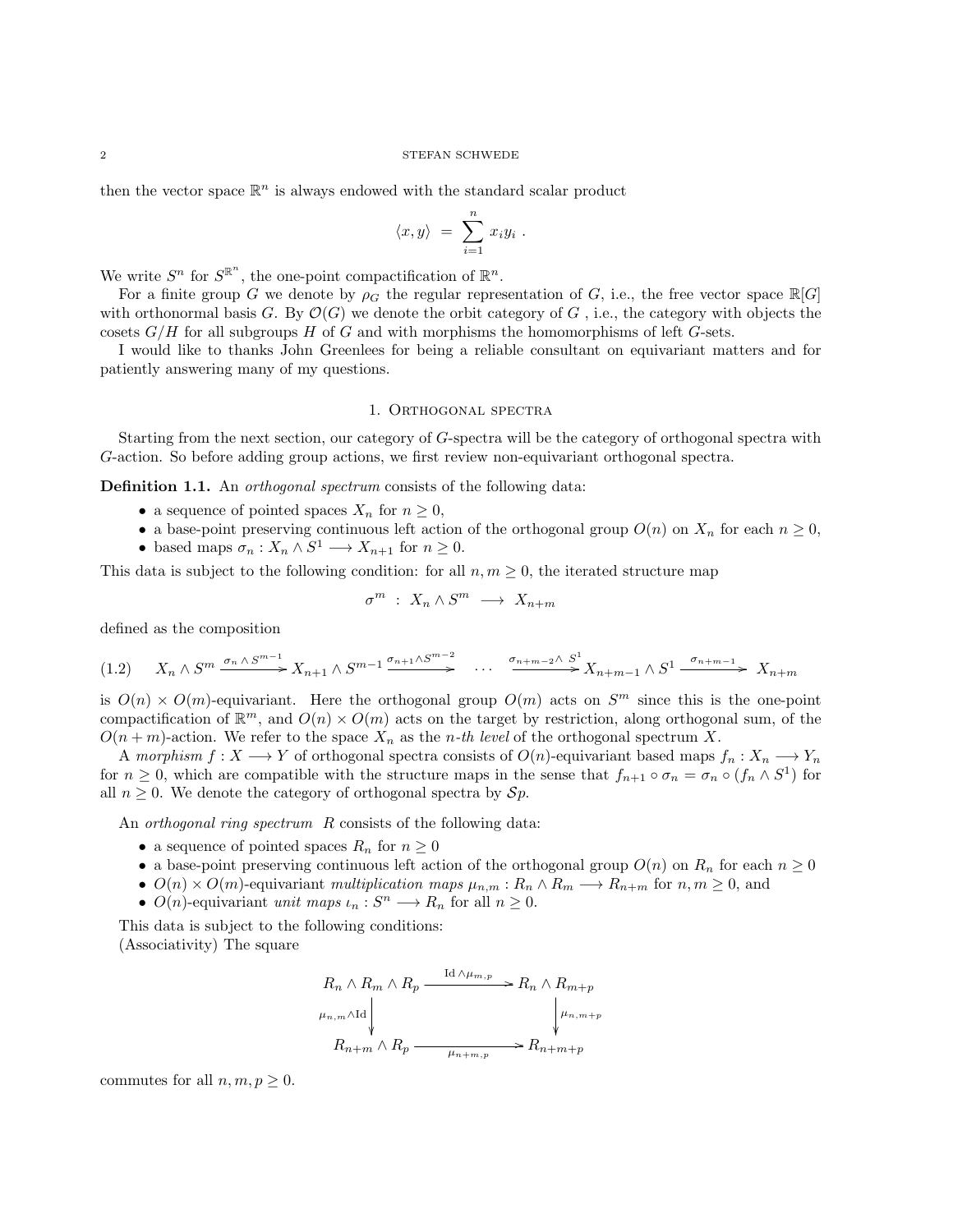then the vector space $\mathbb{R}^n$ is always endowed with the standard scalar product

$$\langle x, y \rangle \ = \ \sum_{i=1}^{n} x_i y_i \ .$$

We write $S^n$ for $S^{\mathbb{R}^n}$, the one-point compactification of $\mathbb{R}^n$.

For a finite group $G$ we denote by $\rho_G$ the regular representation of $G$, i.e., the free vector space $\mathbb{R}[G]$ with orthonormal basis $G$. By $\mathcal{O}(G)$ we denote the orbit category of $G$ , i.e., the category with objects the cosets $G/H$ for all subgroups $H$ of $G$ and with morphisms the homomorphisms of left $G$-sets.

I would like to thanks John Greenlees for being a reliable consultant on equivariant matters and for patiently answering many of my questions.

## 1. Orthogonal spectra

Starting from the next section, our category of $G$-spectra will be the category of orthogonal spectra with $G$-action. So before adding group actions, we first review non-equivariant orthogonal spectra.

**Definition 1.1.** An *orthogonal spectrum* consists of the following data:

- a sequence of pointed spaces $X_n$ for $n \geq 0$,
- a base-point preserving continuous left action of the orthogonal group $O(n)$ on $X_n$ for each $n \geq 0$,
- based maps $\sigma_n : X_n \wedge S^1 \longrightarrow X_{n+1}$ for $n \geq 0$.

This data is subject to the following condition: for all $n, m \geq 0$, the iterated structure map

$$\sigma^m \ : \ X_n \wedge S^m \ \longrightarrow \ X_{n+m}$$

defined as the composition

$$(1.2) \qquad X_n \wedge S^m \xrightarrow{\sigma_n \wedge S^{m-1}} X_{n+1} \wedge S^{m-1} \xrightarrow{\sigma_{n+1} \wedge S^{m-2}} \ \cdots \ \xrightarrow{\sigma_{n+m-2} \wedge \ S^1} X_{n+m-1} \wedge S^1 \xrightarrow{\sigma_{n+m-1}} X_{n+m}$$

is $O(n) \times O(m)$-equivariant. Here the orthogonal group $O(m)$ acts on $S^m$ since this is the one-point compactification of $\mathbb{R}^m$, and $O(n) \times O(m)$ acts on the target by restriction, along orthogonal sum, of the $O(n+m)$-action. We refer to the space $X_n$ as the *n-th level* of the orthogonal spectrum $X$.

A *morphism* $f : X \longrightarrow Y$ of orthogonal spectra consists of $O(n)$-equivariant based maps $f_n : X_n \longrightarrow Y_n$ for $n \geq 0$, which are compatible with the structure maps in the sense that $f_{n+1} \circ \sigma_n = \sigma_n \circ (f_n \wedge S^1)$ for all $n \geq 0$. We denote the category of orthogonal spectra by $\mathcal{S}p$.

An *orthogonal ring spectrum* $R$ consists of the following data:

- a sequence of pointed spaces $R_n$ for $n \geq 0$
- a base-point preserving continuous left action of the orthogonal group $O(n)$ on $R_n$ for each $n \geq 0$
- $O(n) \times O(m)$-equivariant *multiplication maps* $\mu_{n,m} : R_n \wedge R_m \longrightarrow R_{n+m}$ for $n, m \geq 0$, and
- $O(n)$-equivariant *unit maps* $\iota_n : S^n \longrightarrow R_n$ for all $n \geq 0$.

This data is subject to the following conditions:
(Associativity) The square

$$\begin{array}{ccc}
R_n \wedge R_m \wedge R_p & \xrightarrow{\mathrm{Id} \wedge \mu_{m,p}} & R_n \wedge R_{m+p} \\
{\scriptstyle \mu_{n,m} \wedge \mathrm{Id}} \downarrow & & \downarrow {\scriptstyle \mu_{n,m+p}} \\
R_{n+m} \wedge R_p & \xrightarrow[\mu_{n+m,p}]{} & R_{n+m+p}
\end{array}$$

commutes for all $n, m, p \geq 0$.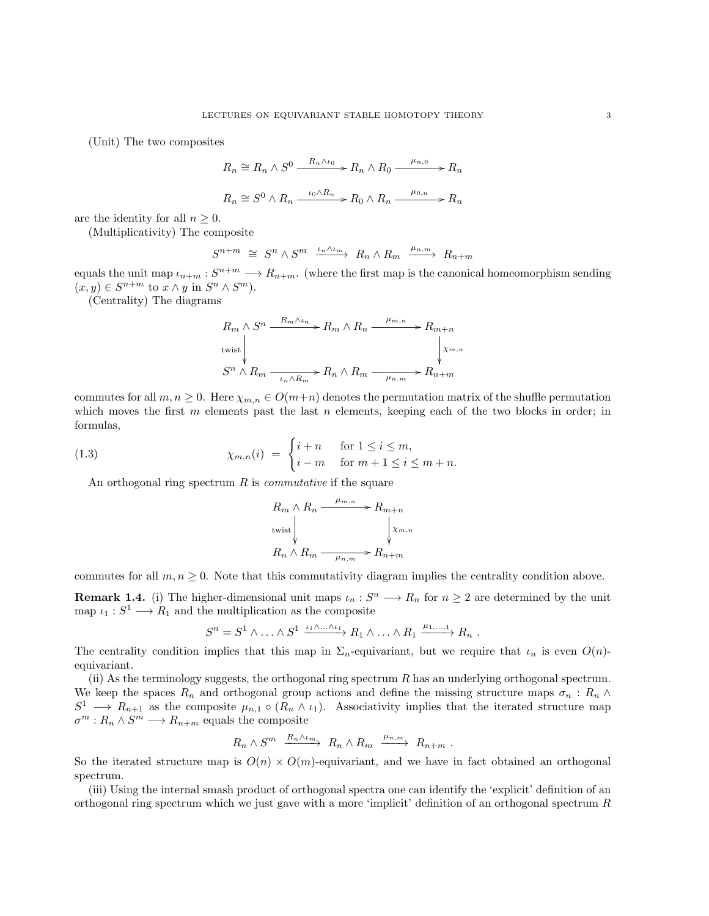(Unit) The two composites

$$R_n \cong R_n \wedge S^0 \xrightarrow{R_n \wedge \iota_0} R_n \wedge R_0 \xrightarrow{\mu_{n,0}} R_n$$

$$R_n \cong S^0 \wedge R_n \xrightarrow{\iota_0 \wedge R_n} R_0 \wedge R_n \xrightarrow{\mu_{0,n}} R_n$$

are the identity for all $n \geq 0$.

(Multiplicativity) The composite

$$S^{n+m} \;\cong\; S^n \wedge S^m \xrightarrow{\iota_n \wedge \iota_m} R_n \wedge R_m \xrightarrow{\mu_{n,m}} R_{n+m}$$

equals the unit map $\iota_{n+m} : S^{n+m} \longrightarrow R_{n+m}$. (where the first map is the canonical homeomorphism sending $(x, y) \in S^{n+m}$ to $x \wedge y$ in $S^n \wedge S^m$).

(Centrality) The diagrams

$$\begin{array}{ccccc}
R_m \wedge S^n & \xrightarrow{R_m \wedge \iota_n} & R_m \wedge R_n & \xrightarrow{\mu_{m,n}} & R_{m+n} \\
\downarrow{\scriptstyle \text{twist}} & & & & \downarrow{\scriptstyle \chi_{m,n}} \\
S^n \wedge R_m & \xrightarrow[\iota_n \wedge R_m]{} & R_n \wedge R_m & \xrightarrow[\mu_{n,m}]{} & R_{n+m}
\end{array}$$

commutes for all $m, n \geq 0$. Here $\chi_{m,n} \in O(m+n)$ denotes the permutation matrix of the shuffle permutation which moves the first $m$ elements past the last $n$ elements, keeping each of the two blocks in order; in formulas,

$$\chi_{m,n}(i) \;=\; \begin{cases} i+n & \text{for } 1 \leq i \leq m, \\ i-m & \text{for } m+1 \leq i \leq m+n. \end{cases} \tag{1.3}$$

An orthogonal ring spectrum $R$ is *commutative* if the square

$$\begin{array}{ccc}
R_m \wedge R_n & \xrightarrow{\mu_{m,n}} & R_{m+n} \\
\downarrow{\scriptstyle \text{twist}} & & \downarrow{\scriptstyle \chi_{m,n}} \\
R_n \wedge R_m & \xrightarrow[\mu_{n,m}]{} & R_{n+m}
\end{array}$$

commutes for all $m, n \geq 0$. Note that this commutativity diagram implies the centrality condition above.

**Remark 1.4.** (i) The higher-dimensional unit maps $\iota_n : S^n \longrightarrow R_n$ for $n \geq 2$ are determined by the unit map $\iota_1 : S^1 \longrightarrow R_1$ and the multiplication as the composite

$$S^n = S^1 \wedge \ldots \wedge S^1 \xrightarrow{\iota_1 \wedge \ldots \wedge \iota_1} R_1 \wedge \ldots \wedge R_1 \xrightarrow{\mu_{1,\ldots,1}} R_n \;.$$

The centrality condition implies that this map in $\Sigma_n$-equivariant, but we require that $\iota_n$ is even $O(n)$-equivariant.

(ii) As the terminology suggests, the orthogonal ring spectrum $R$ has an underlying orthogonal spectrum. We keep the spaces $R_n$ and orthogonal group actions and define the missing structure maps $\sigma_n : R_n \wedge S^1 \longrightarrow R_{n+1}$ as the composite $\mu_{n,1} \circ (R_n \wedge \iota_1)$. Associativity implies that the iterated structure map $\sigma^m : R_n \wedge S^m \longrightarrow R_{n+m}$ equals the composite

$$R_n \wedge S^m \xrightarrow{R_n \wedge \iota_m} R_n \wedge R_m \xrightarrow{\mu_{n,m}} R_{n+m} \;.$$

So the iterated structure map is $O(n) \times O(m)$-equivariant, and we have in fact obtained an orthogonal spectrum.

(iii) Using the internal smash product of orthogonal spectra one can identify the 'explicit' definition of an orthogonal ring spectrum which we just gave with a more 'implicit' definition of an orthogonal spectrum $R$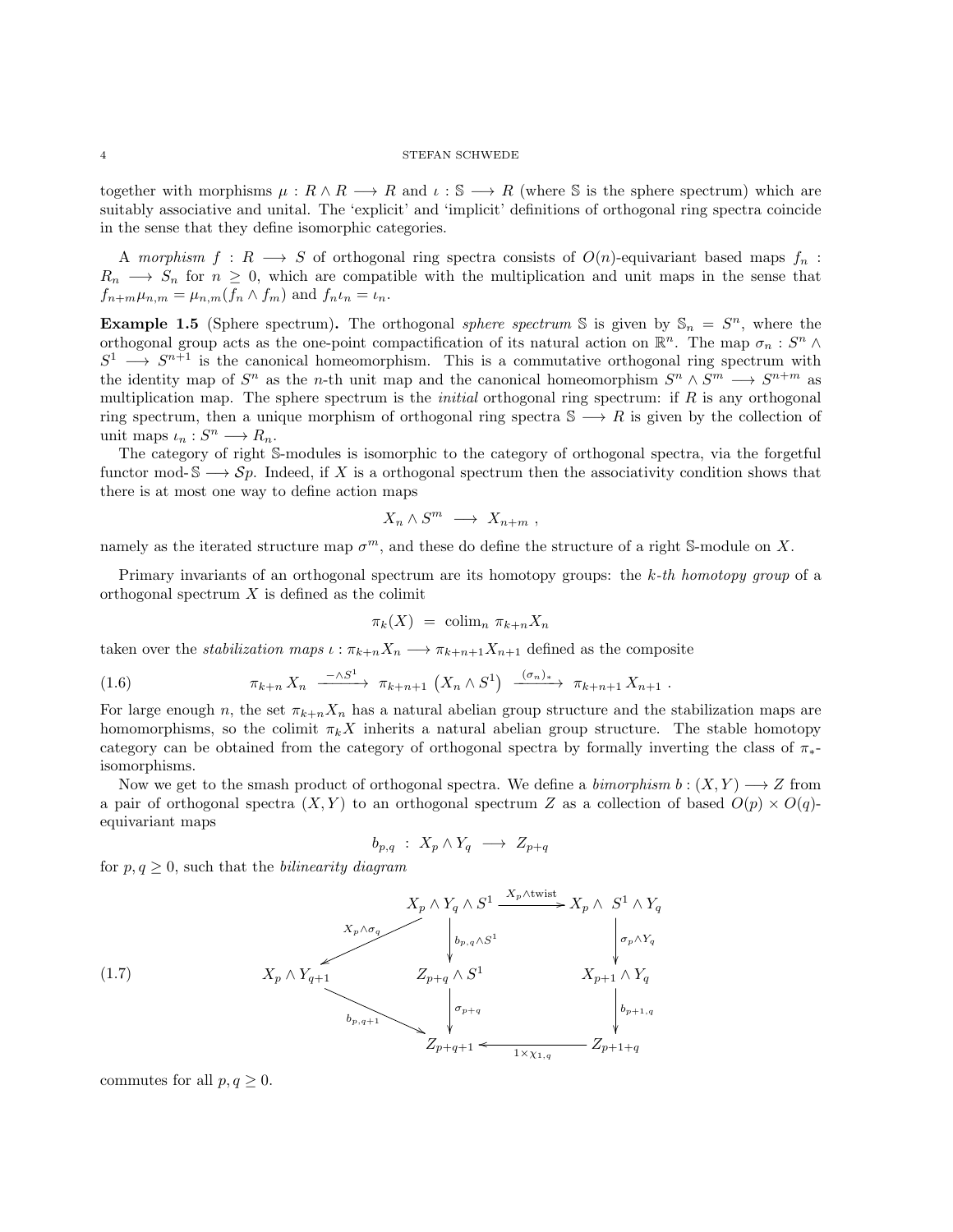together with morphisms $\mu : R \wedge R \longrightarrow R$ and $\iota : \mathbb{S} \longrightarrow R$ (where $\mathbb{S}$ is the sphere spectrum) which are suitably associative and unital. The 'explicit' and 'implicit' definitions of orthogonal ring spectra coincide in the sense that they define isomorphic categories.

A *morphism* $f : R \longrightarrow S$ of orthogonal ring spectra consists of $O(n)$-equivariant based maps $f_n : R_n \longrightarrow S_n$ for $n \geq 0$, which are compatible with the multiplication and unit maps in the sense that $f_{n+m}\mu_{n,m} = \mu_{n,m}(f_n \wedge f_m)$ and $f_n\iota_n = \iota_n$.

**Example 1.5** (Sphere spectrum)**.** The orthogonal *sphere spectrum* $\mathbb{S}$ is given by $\mathbb{S}_n = S^n$, where the orthogonal group acts as the one-point compactification of its natural action on $\mathbb{R}^n$. The map $\sigma_n : S^n \wedge S^1 \longrightarrow S^{n+1}$ is the canonical homeomorphism. This is a commutative orthogonal ring spectrum with the identity map of $S^n$ as the $n$-th unit map and the canonical homeomorphism $S^n \wedge S^m \longrightarrow S^{n+m}$ as multiplication map. The sphere spectrum is the *initial* orthogonal ring spectrum: if $R$ is any orthogonal ring spectrum, then a unique morphism of orthogonal ring spectra $\mathbb{S} \longrightarrow R$ is given by the collection of unit maps $\iota_n : S^n \longrightarrow R_n$.

The category of right $\mathbb{S}$-modules is isomorphic to the category of orthogonal spectra, via the forgetful functor mod-$\mathbb{S} \longrightarrow \mathcal{S}p$. Indeed, if $X$ is a orthogonal spectrum then the associativity condition shows that there is at most one way to define action maps

$$X_n \wedge S^m \longrightarrow X_{n+m} ,$$

namely as the iterated structure map $\sigma^m$, and these do define the structure of a right $\mathbb{S}$-module on $X$.

Primary invariants of an orthogonal spectrum are its homotopy groups: the *k-th homotopy group* of a orthogonal spectrum $X$ is defined as the colimit

$$\pi_k(X) \;=\; \operatorname{colim}_n \, \pi_{k+n} X_n$$

taken over the *stabilization maps* $\iota : \pi_{k+n}X_n \longrightarrow \pi_{k+n+1}X_{n+1}$ defined as the composite

$$\pi_{k+n}\, X_n \xrightarrow{\;-\wedge S^1\;} \pi_{k+n+1}\left(X_n \wedge S^1\right) \xrightarrow{\;(\sigma_n)_*\;} \pi_{k+n+1}\, X_{n+1} \; . \tag{1.6}$$

For large enough $n$, the set $\pi_{k+n}X_n$ has a natural abelian group structure and the stabilization maps are homomorphisms, so the colimit $\pi_k X$ inherits a natural abelian group structure. The stable homotopy category can be obtained from the category of orthogonal spectra by formally inverting the class of $\pi_*$-isomorphisms.

Now we get to the smash product of orthogonal spectra. We define a *bimorphism* $b : (X, Y) \longrightarrow Z$ from a pair of orthogonal spectra $(X, Y)$ to an orthogonal spectrum $Z$ as a collection of based $O(p) \times O(q)$-equivariant maps

$$b_{p,q} \;:\; X_p \wedge Y_q \;\longrightarrow\; Z_{p+q}$$

for $p, q \geq 0$, such that the *bilinearity diagram*

$$\begin{array}{ccccc}
 & & X_p \wedge Y_q \wedge S^1 & \xrightarrow{X_p \wedge \mathrm{twist}} & X_p \wedge S^1 \wedge Y_q \\
 & \swarrow^{X_p \wedge \sigma_q} & \downarrow{\scriptstyle b_{p,q} \wedge S^1} & & \downarrow{\scriptstyle \sigma_p \wedge Y_q} \\
X_p \wedge Y_{q+1} & & Z_{p+q} \wedge S^1 & & X_{p+1} \wedge Y_q \\
 & \searrow_{b_{p,q+1}} & \downarrow{\scriptstyle \sigma_{p+q}} & & \downarrow{\scriptstyle b_{p+1,q}} \\
 & & Z_{p+q+1} & \xleftarrow[1 \times \chi_{1,q}]{} & Z_{p+1+q}
\end{array} \tag{1.7}$$

commutes for all $p, q \geq 0$.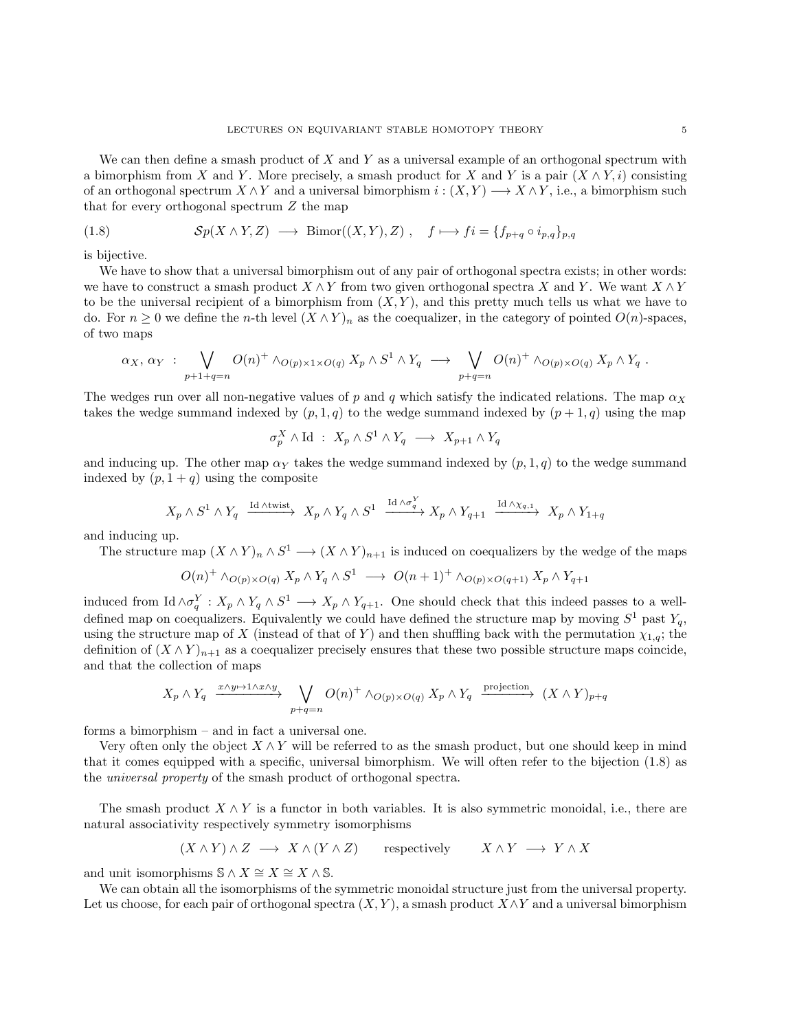We can then define a smash product of $X$ and $Y$ as a universal example of an orthogonal spectrum with a bimorphism from $X$ and $Y$. More precisely, a smash product for $X$ and $Y$ is a pair $(X \wedge Y, i)$ consisting of an orthogonal spectrum $X \wedge Y$ and a universal bimorphism $i : (X, Y) \longrightarrow X \wedge Y$, i.e., a bimorphism such that for every orthogonal spectrum $Z$ the map

$$\mathcal{S}p(X \wedge Y, Z) \longrightarrow \mathrm{Bimor}((X,Y), Z) \ , \quad f \longmapsto fi = \{f_{p+q} \circ i_{p,q}\}_{p,q} \tag{1.8}$$

is bijective.

We have to show that a universal bimorphism out of any pair of orthogonal spectra exists; in other words: we have to construct a smash product $X \wedge Y$ from two given orthogonal spectra $X$ and $Y$. We want $X \wedge Y$ to be the universal recipient of a bimorphism from $(X, Y)$, and this pretty much tells us what we have to do. For $n \geq 0$ we define the $n$-th level $(X \wedge Y)_n$ as the coequalizer, in the category of pointed $O(n)$-spaces, of two maps

$$\alpha_X, \, \alpha_Y \ : \ \bigvee_{p+1+q=n} O(n)^+ \wedge_{O(p)\times 1 \times O(q)} X_p \wedge S^1 \wedge Y_q \ \longrightarrow \ \bigvee_{p+q=n} O(n)^+ \wedge_{O(p)\times O(q)} X_p \wedge Y_q \ .$$

The wedges run over all non-negative values of $p$ and $q$ which satisfy the indicated relations. The map $\alpha_X$ takes the wedge summand indexed by $(p, 1, q)$ to the wedge summand indexed by $(p+1, q)$ using the map

$$\sigma^X_p \wedge \mathrm{Id} \ : \ X_p \wedge S^1 \wedge Y_q \ \longrightarrow \ X_{p+1} \wedge Y_q$$

and inducing up. The other map $\alpha_Y$ takes the wedge summand indexed by $(p, 1, q)$ to the wedge summand indexed by $(p, 1+q)$ using the composite

$$X_p \wedge S^1 \wedge Y_q \ \xrightarrow{\mathrm{Id} \wedge \mathrm{twist}} \ X_p \wedge Y_q \wedge S^1 \ \xrightarrow{\mathrm{Id} \wedge \sigma^Y_q} X_p \wedge Y_{q+1} \ \xrightarrow{\mathrm{Id} \wedge \chi_{q,1}} \ X_p \wedge Y_{1+q}$$

and inducing up.

The structure map $(X \wedge Y)_n \wedge S^1 \longrightarrow (X \wedge Y)_{n+1}$ is induced on coequalizers by the wedge of the maps

$$O(n)^+ \wedge_{O(p)\times O(q)} X_p \wedge Y_q \wedge S^1 \ \longrightarrow \ O(n+1)^+ \wedge_{O(p)\times O(q+1)} X_p \wedge Y_{q+1}$$

induced from $\mathrm{Id} \wedge \sigma^Y_q : X_p \wedge Y_q \wedge S^1 \longrightarrow X_p \wedge Y_{q+1}$. One should check that this indeed passes to a well-defined map on coequalizers. Equivalently we could have defined the structure map by moving $S^1$ past $Y_q$, using the structure map of $X$ (instead of that of $Y$) and then shuffling back with the permutation $\chi_{1,q}$; the definition of $(X \wedge Y)_{n+1}$ as a coequalizer precisely ensures that these two possible structure maps coincide, and that the collection of maps

$$X_p \wedge Y_q \ \xrightarrow{x \wedge y \mapsto 1 \wedge x \wedge y} \ \bigvee_{p+q=n} O(n)^+ \wedge_{O(p)\times O(q)} X_p \wedge Y_q \ \xrightarrow{\text{projection}} \ (X \wedge Y)_{p+q}$$

forms a bimorphism – and in fact a universal one.

Very often only the object $X \wedge Y$ will be referred to as the smash product, but one should keep in mind that it comes equipped with a specific, universal bimorphism. We will often refer to the bijection (1.8) as the *universal property* of the smash product of orthogonal spectra.

The smash product $X \wedge Y$ is a functor in both variables. It is also symmetric monoidal, i.e., there are natural associativity respectively symmetry isomorphisms

$$(X \wedge Y) \wedge Z \ \longrightarrow \ X \wedge (Y \wedge Z) \qquad \text{respectively} \qquad X \wedge Y \ \longrightarrow \ Y \wedge X$$

and unit isomorphisms $\mathbb{S} \wedge X \cong X \cong X \wedge \mathbb{S}$.

We can obtain all the isomorphisms of the symmetric monoidal structure just from the universal property. Let us choose, for each pair of orthogonal spectra $(X, Y)$, a smash product $X \wedge Y$ and a universal bimorphism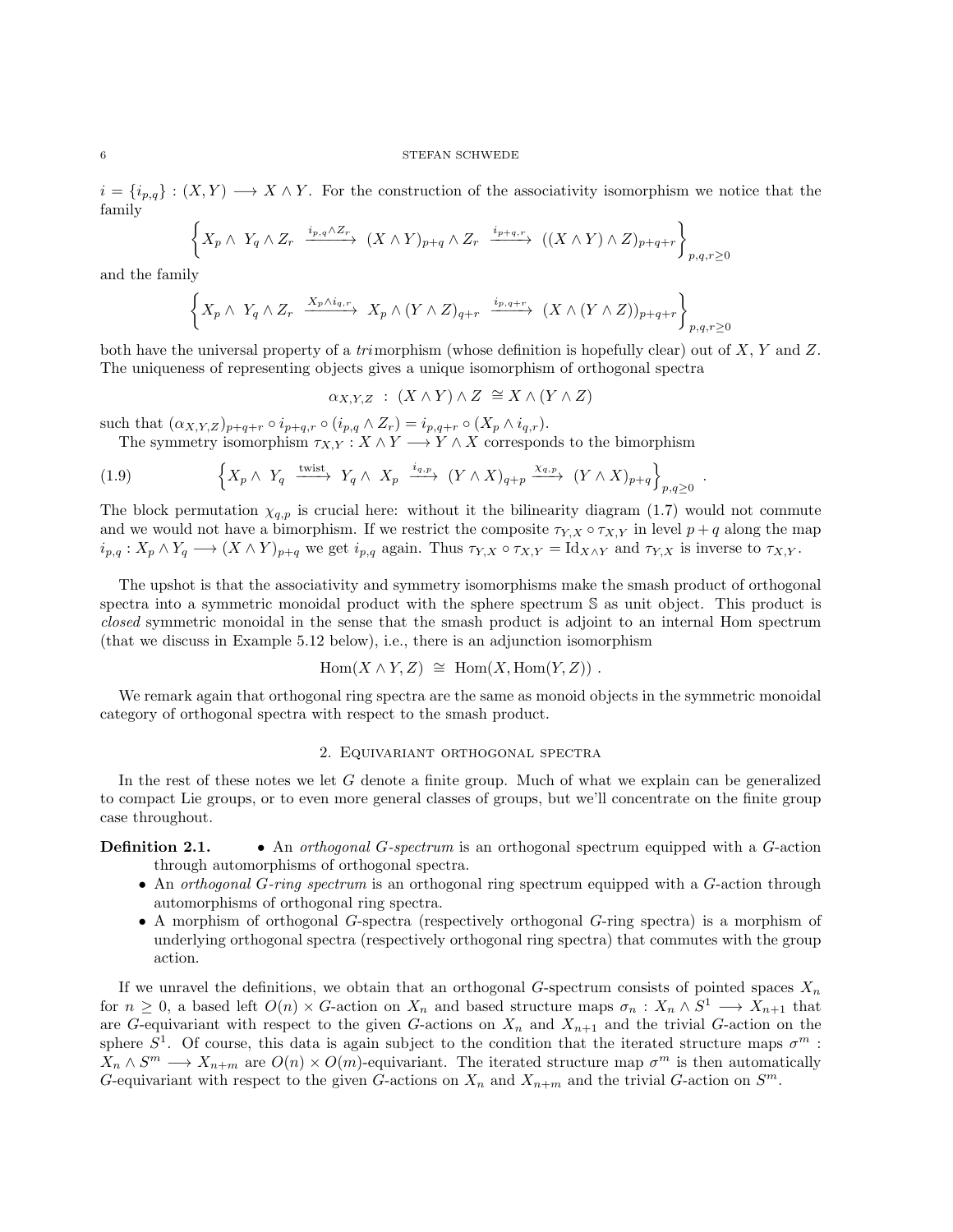$i = \{i_{p,q}\} : (X, Y) \longrightarrow X \wedge Y$. For the construction of the associativity isomorphism we notice that the family

$$\left\{ X_p \wedge\ Y_q \wedge Z_r \ \xrightarrow{i_{p,q}\wedge Z_r}\ (X \wedge Y)_{p+q} \wedge Z_r \ \xrightarrow{i_{p+q,r}}\ ((X \wedge Y) \wedge Z)_{p+q+r} \right\}_{p,q,r\geq 0}$$

and the family

$$\left\{ X_p \wedge\ Y_q \wedge Z_r \ \xrightarrow{X_p\wedge i_{q,r}}\ X_p \wedge (Y \wedge Z)_{q+r} \ \xrightarrow{i_{p,q+r}}\ (X \wedge (Y \wedge Z))_{p+q+r} \right\}_{p,q,r\geq 0}$$

both have the universal property of a *tri*morphism (whose definition is hopefully clear) out of $X$, $Y$ and $Z$. The uniqueness of representing objects gives a unique isomorphism of orthogonal spectra

$$\alpha_{X,Y,Z} \ : \ (X \wedge Y) \wedge Z \ \cong X \wedge (Y \wedge Z)$$

such that $(\alpha_{X,Y,Z})_{p+q+r} \circ i_{p+q,r} \circ (i_{p,q} \wedge Z_r) = i_{p,q+r} \circ (X_p \wedge i_{q,r})$.

The symmetry isomorphism $\tau_{X,Y} : X \wedge Y \longrightarrow Y \wedge X$ corresponds to the bimorphism

$$\left\{ X_p \wedge\ Y_q \ \xrightarrow{\text{twist}}\ Y_q \wedge\ X_p \ \xrightarrow{i_{q,p}}\ (Y \wedge X)_{q+p} \ \xrightarrow{\chi_{q,p}}\ (Y \wedge X)_{p+q} \right\}_{p,q\geq 0} . \tag{1.9}$$

The block permutation $\chi_{q,p}$ is crucial here: without it the bilinearity diagram (1.7) would not commute and we would not have a bimorphism. If we restrict the composite $\tau_{Y,X} \circ \tau_{X,Y}$ in level $p + q$ along the map $i_{p,q} : X_p \wedge Y_q \longrightarrow (X \wedge Y)_{p+q}$ we get $i_{p,q}$ again. Thus $\tau_{Y,X} \circ \tau_{X,Y} = \mathrm{Id}_{X\wedge Y}$ and $\tau_{Y,X}$ is inverse to $\tau_{X,Y}$.

The upshot is that the associativity and symmetry isomorphisms make the smash product of orthogonal spectra into a symmetric monoidal product with the sphere spectrum $\mathbb{S}$ as unit object. This product is *closed* symmetric monoidal in the sense that the smash product is adjoint to an internal Hom spectrum (that we discuss in Example 5.12 below), i.e., there is an adjunction isomorphism

$$\mathrm{Hom}(X \wedge Y, Z) \ \cong \ \mathrm{Hom}(X, \mathrm{Hom}(Y, Z)) \ .$$

We remark again that orthogonal ring spectra are the same as monoid objects in the symmetric monoidal category of orthogonal spectra with respect to the smash product.

## 2. Equivariant orthogonal spectra

In the rest of these notes we let $G$ denote a finite group. Much of what we explain can be generalized to compact Lie groups, or to even more general classes of groups, but we'll concentrate on the finite group case throughout.

**Definition 2.1.**
- An *orthogonal $G$-spectrum* is an orthogonal spectrum equipped with a $G$-action through automorphisms of orthogonal spectra.
- An *orthogonal $G$-ring spectrum* is an orthogonal ring spectrum equipped with a $G$-action through automorphisms of orthogonal ring spectra.
- A morphism of orthogonal $G$-spectra (respectively orthogonal $G$-ring spectra) is a morphism of underlying orthogonal spectra (respectively orthogonal ring spectra) that commutes with the group action.

If we unravel the definitions, we obtain that an orthogonal $G$-spectrum consists of pointed spaces $X_n$ for $n \geq 0$, a based left $O(n) \times G$-action on $X_n$ and based structure maps $\sigma_n : X_n \wedge S^1 \longrightarrow X_{n+1}$ that are $G$-equivariant with respect to the given $G$-actions on $X_n$ and $X_{n+1}$ and the trivial $G$-action on the sphere $S^1$. Of course, this data is again subject to the condition that the iterated structure maps $\sigma^m$ : $X_n \wedge S^m \longrightarrow X_{n+m}$ are $O(n) \times O(m)$-equivariant. The iterated structure map $\sigma^m$ is then automatically $G$-equivariant with respect to the given $G$-actions on $X_n$ and $X_{n+m}$ and the trivial $G$-action on $S^m$.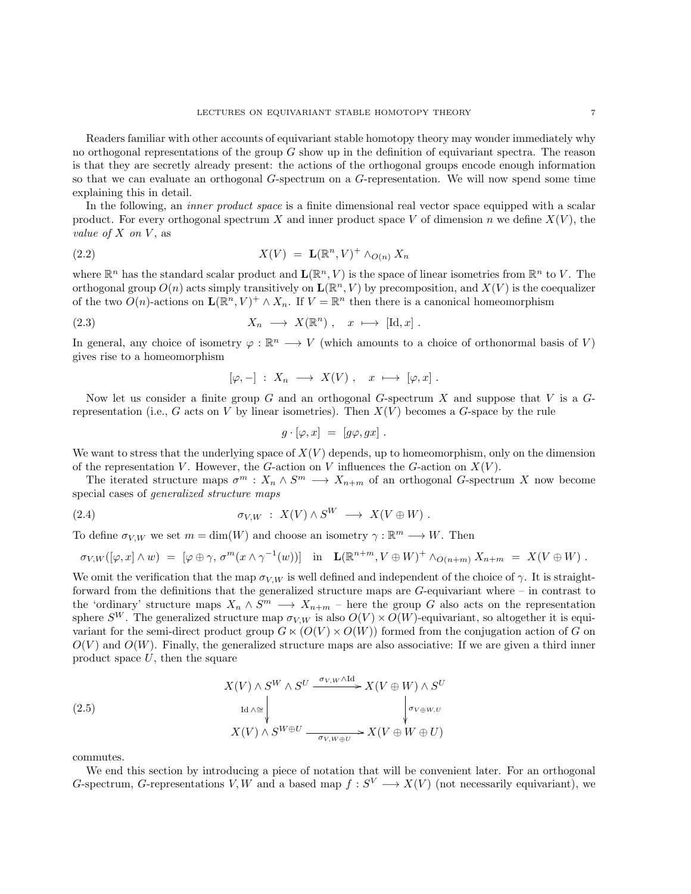Readers familiar with other accounts of equivariant stable homotopy theory may wonder immediately why no orthogonal representations of the group $G$ show up in the definition of equivariant spectra. The reason is that they are secretly already present: the actions of the orthogonal groups encode enough information so that we can evaluate an orthogonal $G$-spectrum on a $G$-representation. We will now spend some time explaining this in detail.

In the following, an *inner product space* is a finite dimensional real vector space equipped with a scalar product. For every orthogonal spectrum $X$ and inner product space $V$ of dimension $n$ we define $X(V)$, the *value of $X$ on $V$*, as

$$X(V) \;=\; \mathbf{L}(\mathbb{R}^n, V)^+ \wedge_{O(n)} X_n \tag{2.2}$$

where $\mathbb{R}^n$ has the standard scalar product and $\mathbf{L}(\mathbb{R}^n, V)$ is the space of linear isometries from $\mathbb{R}^n$ to $V$. The orthogonal group $O(n)$ acts simply transitively on $\mathbf{L}(\mathbb{R}^n, V)$ by precomposition, and $X(V)$ is the coequalizer of the two $O(n)$-actions on $\mathbf{L}(\mathbb{R}^n, V)^+ \wedge X_n$. If $V = \mathbb{R}^n$ then there is a canonical homeomorphism

$$X_n \;\longrightarrow\; X(\mathbb{R}^n) \;, \quad x \;\longmapsto\; [\mathrm{Id}, x] \;. \tag{2.3}$$

In general, any choice of isometry $\varphi : \mathbb{R}^n \longrightarrow V$ (which amounts to a choice of orthonormal basis of $V$) gives rise to a homeomorphism

$$[\varphi, -] \;:\; X_n \;\longrightarrow\; X(V) \;, \quad x \;\longmapsto\; [\varphi, x] \;.$$

Now let us consider a finite group $G$ and an orthogonal $G$-spectrum $X$ and suppose that $V$ is a $G$-representation (i.e., $G$ acts on $V$ by linear isometries). Then $X(V)$ becomes a $G$-space by the rule

$$g \cdot [\varphi, x] \;=\; [g\varphi, gx] \;.$$

We want to stress that the underlying space of $X(V)$ depends, up to homeomorphism, only on the dimension of the representation $V$. However, the $G$-action on $V$ influences the $G$-action on $X(V)$.

The iterated structure maps $\sigma^m : X_n \wedge S^m \longrightarrow X_{n+m}$ of an orthogonal $G$-spectrum $X$ now become special cases of *generalized structure maps*

$$\sigma_{V,W} \;:\; X(V) \wedge S^W \;\longrightarrow\; X(V \oplus W) \;. \tag{2.4}$$

To define $\sigma_{V,W}$ we set $m = \dim(W)$ and choose an isometry $\gamma : \mathbb{R}^m \longrightarrow W$. Then

$$\sigma_{V,W}([\varphi, x] \wedge w) \;=\; [\varphi \oplus \gamma,\, \sigma^m(x \wedge \gamma^{-1}(w))] \quad \text{in} \quad \mathbf{L}(\mathbb{R}^{n+m}, V \oplus W)^+ \wedge_{O(n+m)} X_{n+m} \;=\; X(V \oplus W) \;.$$

We omit the verification that the map $\sigma_{V,W}$ is well defined and independent of the choice of $\gamma$. It is straightforward from the definitions that the generalized structure maps are $G$-equivariant where – in contrast to the 'ordinary' structure maps $X_n \wedge S^m \longrightarrow X_{n+m}$ – here the group $G$ also acts on the representation sphere $S^W$. The generalized structure map $\sigma_{V,W}$ is also $O(V) \times O(W)$-equivariant, so altogether it is equivariant for the semi-direct product group $G \ltimes (O(V) \times O(W))$ formed from the conjugation action of $G$ on $O(V)$ and $O(W)$. Finally, the generalized structure maps are also associative: If we are given a third inner product space $U$, then the square

$$\begin{array}{ccc} X(V) \wedge S^W \wedge S^U & \xrightarrow{\sigma_{V,W} \wedge \mathrm{Id}} & X(V \oplus W) \wedge S^U \\ {\scriptstyle \mathrm{Id} \wedge \cong} \downarrow & & \downarrow {\scriptstyle \sigma_{V \oplus W, U}} \\ X(V) \wedge S^{W \oplus U} & \xrightarrow[\sigma_{V, W \oplus U}]{} & X(V \oplus W \oplus U) \end{array} \tag{2.5}$$

commutes.

We end this section by introducing a piece of notation that will be convenient later. For an orthogonal $G$-spectrum, $G$-representations $V, W$ and a based map $f : S^V \longrightarrow X(V)$ (not necessarily equivariant), we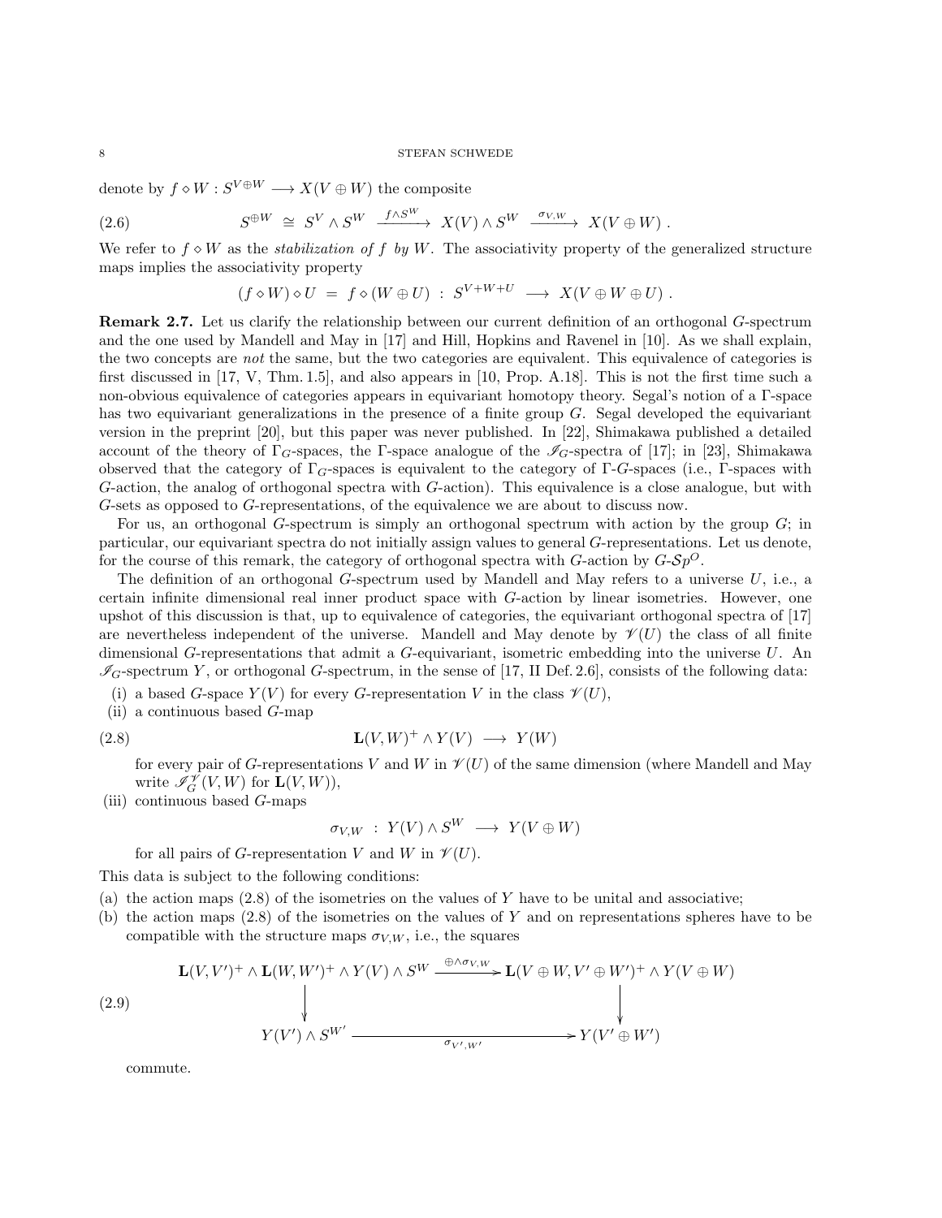denote by $f \diamond W : S^{V \oplus W} \longrightarrow X(V \oplus W)$ the composite

$$S^{\oplus W} \cong S^V \wedge S^W \xrightarrow{f \wedge S^W} X(V) \wedge S^W \xrightarrow{\sigma_{V,W}} X(V \oplus W) . \tag{2.6}$$

We refer to $f \diamond W$ as the *stabilization of $f$ by $W$*. The associativity property of the generalized structure maps implies the associativity property

$$(f \diamond W) \diamond U = f \diamond (W \oplus U) : S^{V+W+U} \longrightarrow X(V \oplus W \oplus U) .$$

**Remark 2.7.** Let us clarify the relationship between our current definition of an orthogonal $G$-spectrum and the one used by Mandell and May in [17] and Hill, Hopkins and Ravenel in [10]. As we shall explain, the two concepts are *not* the same, but the two categories are equivalent. This equivalence of categories is first discussed in [17, V, Thm. 1.5], and also appears in [10, Prop. A.18]. This is not the first time such a non-obvious equivalence of categories appears in equivariant homotopy theory. Segal's notion of a Γ-space has two equivariant generalizations in the presence of a finite group $G$. Segal developed the equivariant version in the preprint [20], but this paper was never published. In [22], Shimakawa published a detailed account of the theory of $\Gamma_G$-spaces, the Γ-space analogue of the $\mathscr{I}_G$-spectra of [17]; in [23], Shimakawa observed that the category of $\Gamma_G$-spaces is equivalent to the category of Γ-$G$-spaces (i.e., Γ-spaces with $G$-action, the analog of orthogonal spectra with $G$-action). This equivalence is a close analogue, but with $G$-sets as opposed to $G$-representations, of the equivalence we are about to discuss now.

For us, an orthogonal $G$-spectrum is simply an orthogonal spectrum with action by the group $G$; in particular, our equivariant spectra do not initially assign values to general $G$-representations. Let us denote, for the course of this remark, the category of orthogonal spectra with $G$-action by $G$-$\mathcal{S}p^O$.

The definition of an orthogonal $G$-spectrum used by Mandell and May refers to a universe $U$, i.e., a certain infinite dimensional real inner product space with $G$-action by linear isometries. However, one upshot of this discussion is that, up to equivalence of categories, the equivariant orthogonal spectra of [17] are nevertheless independent of the universe. Mandell and May denote by $\mathscr{V}(U)$ the class of all finite dimensional $G$-representations that admit a $G$-equivariant, isometric embedding into the universe $U$. An $\mathscr{I}_G$-spectrum $Y$, or orthogonal $G$-spectrum, in the sense of [17, II Def. 2.6], consists of the following data:

(i) a based $G$-space $Y(V)$ for every $G$-representation $V$ in the class $\mathscr{V}(U)$,
(ii) a continuous based $G$-map
$$\mathbf{L}(V,W)^+ \wedge Y(V) \longrightarrow Y(W) \tag{2.8}$$
for every pair of $G$-representations $V$ and $W$ in $\mathscr{V}(U)$ of the same dimension (where Mandell and May write $\mathscr{I}_G^{\mathscr{V}}(V,W)$ for $\mathbf{L}(V,W)$),
(iii) continuous based $G$-maps
$$\sigma_{V,W} : Y(V) \wedge S^W \longrightarrow Y(V \oplus W)$$
for all pairs of $G$-representation $V$ and $W$ in $\mathscr{V}(U)$.

This data is subject to the following conditions:

(a) the action maps (2.8) of the isometries on the values of $Y$ have to be unital and associative;
(b) the action maps (2.8) of the isometries on the values of $Y$ and on representations spheres have to be compatible with the structure maps $\sigma_{V,W}$, i.e., the squares
$$\begin{array}{ccc} \mathbf{L}(V,V')^+ \wedge \mathbf{L}(W,W')^+ \wedge Y(V) \wedge S^W & \xrightarrow{\oplus \wedge \sigma_{V,W}} & \mathbf{L}(V \oplus W, V' \oplus W')^+ \wedge Y(V \oplus W) \\ \downarrow & & \downarrow \\ Y(V') \wedge S^{W'} & \xrightarrow{\sigma_{V',W'}} & Y(V' \oplus W') \end{array} \tag{2.9}$$
commute.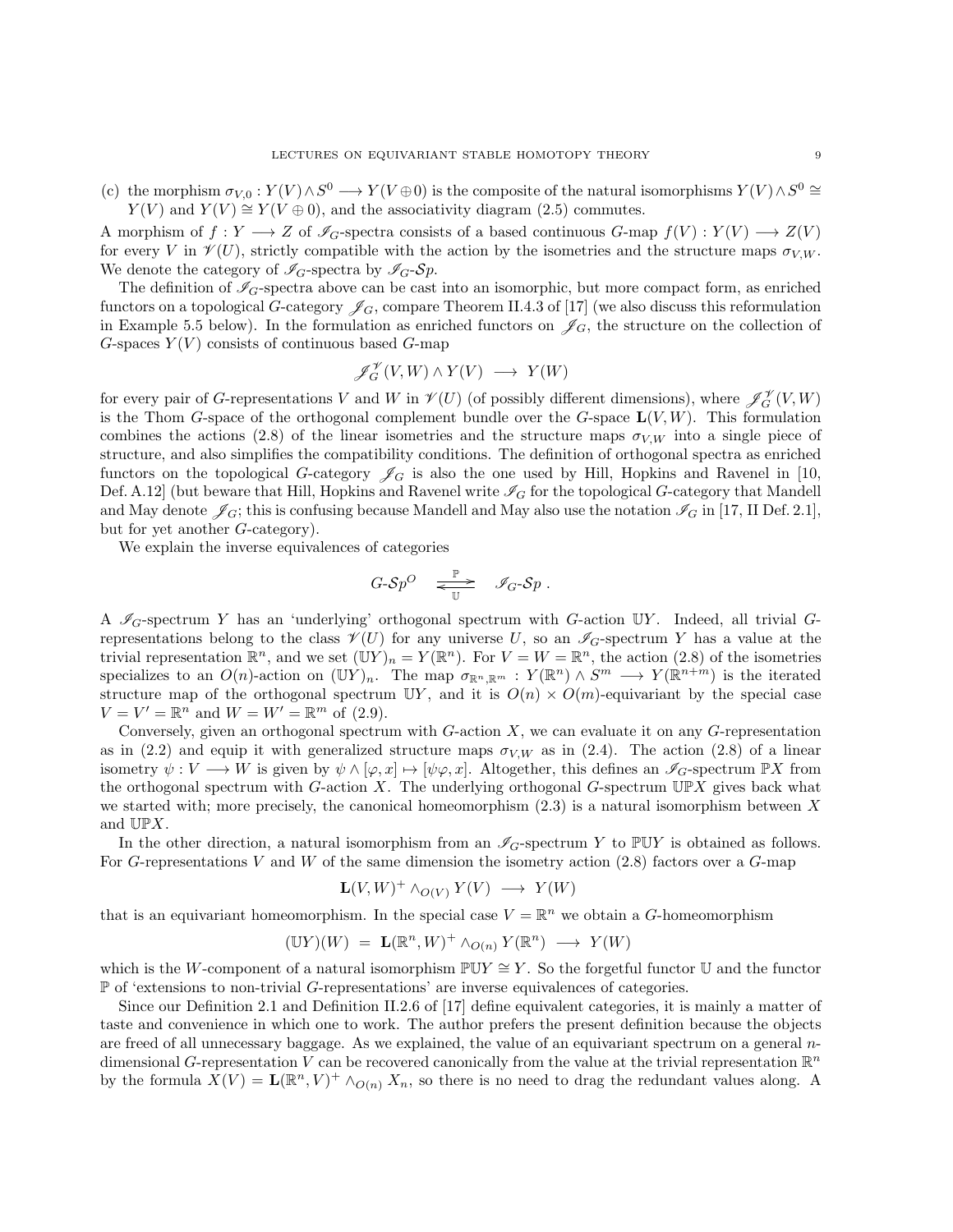(c) the morphism $\sigma_{V,0} : Y(V) \wedge S^0 \longrightarrow Y(V \oplus 0)$ is the composite of the natural isomorphisms $Y(V) \wedge S^0 \cong Y(V)$ and $Y(V) \cong Y(V \oplus 0)$, and the associativity diagram (2.5) commutes.

A morphism of $f : Y \longrightarrow Z$ of $\mathscr{I}_G$-spectra consists of a based continuous $G$-map $f(V) : Y(V) \longrightarrow Z(V)$ for every $V$ in $\mathscr{V}(U)$, strictly compatible with the action by the isometries and the structure maps $\sigma_{V,W}$. We denote the category of $\mathscr{I}_G$-spectra by $\mathscr{I}_G$-$\mathcal{S}p$.

The definition of $\mathscr{I}_G$-spectra above can be cast into an isomorphic, but more compact form, as enriched functors on a topological $G$-category $\mathscr{J}_G$, compare Theorem II.4.3 of [17] (we also discuss this reformulation in Example 5.5 below). In the formulation as enriched functors on $\mathscr{J}_G$, the structure on the collection of $G$-spaces $Y(V)$ consists of continuous based $G$-map

$$\mathscr{J}_G^{\mathscr{V}}(V, W) \wedge Y(V) \longrightarrow Y(W)$$

for every pair of $G$-representations $V$ and $W$ in $\mathscr{V}(U)$ (of possibly different dimensions), where $\mathscr{J}_G^{\mathscr{V}}(V, W)$ is the Thom $G$-space of the orthogonal complement bundle over the $G$-space $\mathbf{L}(V, W)$. This formulation combines the actions (2.8) of the linear isometries and the structure maps $\sigma_{V,W}$ into a single piece of structure, and also simplifies the compatibility conditions. The definition of orthogonal spectra as enriched functors on the topological $G$-category $\mathscr{J}_G$ is also the one used by Hill, Hopkins and Ravenel in [10, Def. A.12] (but beware that Hill, Hopkins and Ravenel write $\mathscr{I}_G$ for the topological $G$-category that Mandell and May denote $\mathscr{J}_G$; this is confusing because Mandell and May also use the notation $\mathscr{I}_G$ in [17, II Def. 2.1], but for yet another $G$-category).

We explain the inverse equivalences of categories

$$G\text{-}\mathcal{S}p^O \quad \underset{\mathbb{U}}{\overset{\mathbb{P}}{\rightleftarrows}} \quad \mathscr{I}_G\text{-}\mathcal{S}p \ .$$

A $\mathscr{I}_G$-spectrum $Y$ has an 'underlying' orthogonal spectrum with $G$-action $\mathbb{U}Y$. Indeed, all trivial $G$-representations belong to the class $\mathscr{V}(U)$ for any universe $U$, so an $\mathscr{I}_G$-spectrum $Y$ has a value at the trivial representation $\mathbb{R}^n$, and we set $(\mathbb{U}Y)_n = Y(\mathbb{R}^n)$. For $V = W = \mathbb{R}^n$, the action (2.8) of the isometries specializes to an $O(n)$-action on $(\mathbb{U}Y)_n$. The map $\sigma_{\mathbb{R}^n,\mathbb{R}^m} : Y(\mathbb{R}^n) \wedge S^m \longrightarrow Y(\mathbb{R}^{n+m})$ is the iterated structure map of the orthogonal spectrum $\mathbb{U}Y$, and it is $O(n) \times O(m)$-equivariant by the special case $V = V' = \mathbb{R}^n$ and $W = W' = \mathbb{R}^m$ of (2.9).

Conversely, given an orthogonal spectrum with $G$-action $X$, we can evaluate it on any $G$-representation as in (2.2) and equip it with generalized structure maps $\sigma_{V,W}$ as in (2.4). The action (2.8) of a linear isometry $\psi : V \longrightarrow W$ is given by $\psi \wedge [\varphi, x] \mapsto [\psi\varphi, x]$. Altogether, this defines an $\mathscr{I}_G$-spectrum $\mathbb{P}X$ from the orthogonal spectrum with $G$-action $X$. The underlying orthogonal $G$-spectrum $\mathbb{UP}X$ gives back what we started with; more precisely, the canonical homeomorphism (2.3) is a natural isomorphism between $X$ and $\mathbb{UP}X$.

In the other direction, a natural isomorphism from an $\mathscr{I}_G$-spectrum $Y$ to $\mathbb{PU}Y$ is obtained as follows. For $G$-representations $V$ and $W$ of the same dimension the isometry action (2.8) factors over a $G$-map

$$\mathbf{L}(V, W)^+ \wedge_{O(V)} Y(V) \longrightarrow Y(W)$$

that is an equivariant homeomorphism. In the special case $V = \mathbb{R}^n$ we obtain a $G$-homeomorphism

$$(\mathbb{U}Y)(W) \ = \ \mathbf{L}(\mathbb{R}^n, W)^+ \wedge_{O(n)} Y(\mathbb{R}^n) \longrightarrow Y(W)$$

which is the $W$-component of a natural isomorphism $\mathbb{PU}Y \cong Y$. So the forgetful functor $\mathbb{U}$ and the functor $\mathbb{P}$ of 'extensions to non-trivial $G$-representations' are inverse equivalences of categories.

Since our Definition 2.1 and Definition II.2.6 of [17] define equivalent categories, it is mainly a matter of taste and convenience in which one to work. The author prefers the present definition because the objects are freed of all unnecessary baggage. As we explained, the value of an equivariant spectrum on a general $n$-dimensional $G$-representation $V$ can be recovered canonically from the value at the trivial representation $\mathbb{R}^n$ by the formula $X(V) = \mathbf{L}(\mathbb{R}^n, V)^+ \wedge_{O(n)} X_n$, so there is no need to drag the redundant values along. A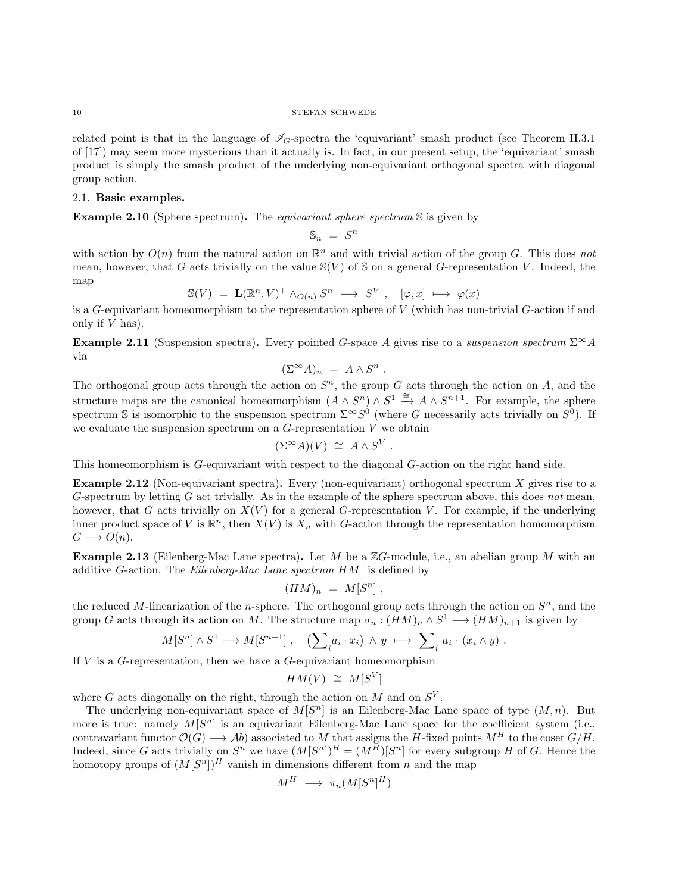related point is that in the language of $\mathscr{I}_G$-spectra the 'equivariant' smash product (see Theorem II.3.1 of [17]) may seem more mysterious than it actually is. In fact, in our present setup, the 'equivariant' smash product is simply the smash product of the underlying non-equivariant orthogonal spectra with diagonal group action.

### 2.1. Basic examples.

**Example 2.10** (Sphere spectrum)**.** The *equivariant sphere spectrum* $\mathbb{S}$ is given by

$$\mathbb{S}_n \;=\; S^n$$

with action by $O(n)$ from the natural action on $\mathbb{R}^n$ and with trivial action of the group $G$. This does *not* mean, however, that $G$ acts trivially on the value $\mathbb{S}(V)$ of $\mathbb{S}$ on a general $G$-representation $V$. Indeed, the map

$$\mathbb{S}(V) \;=\; \mathbf{L}(\mathbb{R}^n, V)^+ \wedge_{O(n)} S^n \;\longrightarrow\; S^V \;, \quad [\varphi, x] \;\longmapsto\; \varphi(x)$$

is a $G$-equivariant homeomorphism to the representation sphere of $V$ (which has non-trivial $G$-action if and only if $V$ has).

**Example 2.11** (Suspension spectra)**.** Every pointed $G$-space $A$ gives rise to a *suspension spectrum* $\Sigma^\infty A$ via

$$(\Sigma^\infty A)_n \;=\; A \wedge S^n \;.$$

The orthogonal group acts through the action on $S^n$, the group $G$ acts through the action on $A$, and the structure maps are the canonical homeomorphism $(A \wedge S^n) \wedge S^1 \xrightarrow{\cong} A \wedge S^{n+1}$. For example, the sphere spectrum $\mathbb{S}$ is isomorphic to the suspension spectrum $\Sigma^\infty S^0$ (where $G$ necessarily acts trivially on $S^0$). If we evaluate the suspension spectrum on a $G$-representation $V$ we obtain

$$(\Sigma^\infty A)(V) \;\cong\; A \wedge S^V \;.$$

This homeomorphism is $G$-equivariant with respect to the diagonal $G$-action on the right hand side.

**Example 2.12** (Non-equivariant spectra)**.** Every (non-equivariant) orthogonal spectrum $X$ gives rise to a $G$-spectrum by letting $G$ act trivially. As in the example of the sphere spectrum above, this does *not* mean, however, that $G$ acts trivially on $X(V)$ for a general $G$-representation $V$. For example, if the underlying inner product space of $V$ is $\mathbb{R}^n$, then $X(V)$ is $X_n$ with $G$-action through the representation homomorphism $G \longrightarrow O(n)$.

**Example 2.13** (Eilenberg-Mac Lane spectra)**.** Let $M$ be a $\mathbb{Z}G$-module, i.e., an abelian group $M$ with an additive $G$-action. The *Eilenberg-Mac Lane spectrum* $HM$ is defined by

$$(HM)_n \;=\; M[S^n] \;,$$

the reduced $M$-linearization of the $n$-sphere. The orthogonal group acts through the action on $S^n$, and the group $G$ acts through its action on $M$. The structure map $\sigma_n : (HM)_n \wedge S^1 \longrightarrow (HM)_{n+1}$ is given by

$$M[S^n] \wedge S^1 \longrightarrow M[S^{n+1}] \;, \quad \left(\sum\nolimits_i a_i \cdot x_i\right) \wedge y \;\longmapsto\; \sum\nolimits_i a_i \cdot (x_i \wedge y) \;.$$

If $V$ is a $G$-representation, then we have a $G$-equivariant homeomorphism

$$HM(V) \;\cong\; M[S^V]$$

where $G$ acts diagonally on the right, through the action on $M$ and on $S^V$.

The underlying non-equivariant space of $M[S^n]$ is an Eilenberg-Mac Lane space of type $(M, n)$. But more is true: namely $M[S^n]$ is an equivariant Eilenberg-Mac Lane space for the coefficient system (i.e., contravariant functor $\mathcal{O}(G) \longrightarrow \mathcal{A}b$) associated to $M$ that assigns the $H$-fixed points $M^H$ to the coset $G/H$. Indeed, since $G$ acts trivially on $S^n$ we have $(M[S^n])^H = (M^H)[S^n]$ for every subgroup $H$ of $G$. Hence the homotopy groups of $(M[S^n])^H$ vanish in dimensions different from $n$ and the map

$$M^H \;\longrightarrow\; \pi_n(M[S^n]^H)$$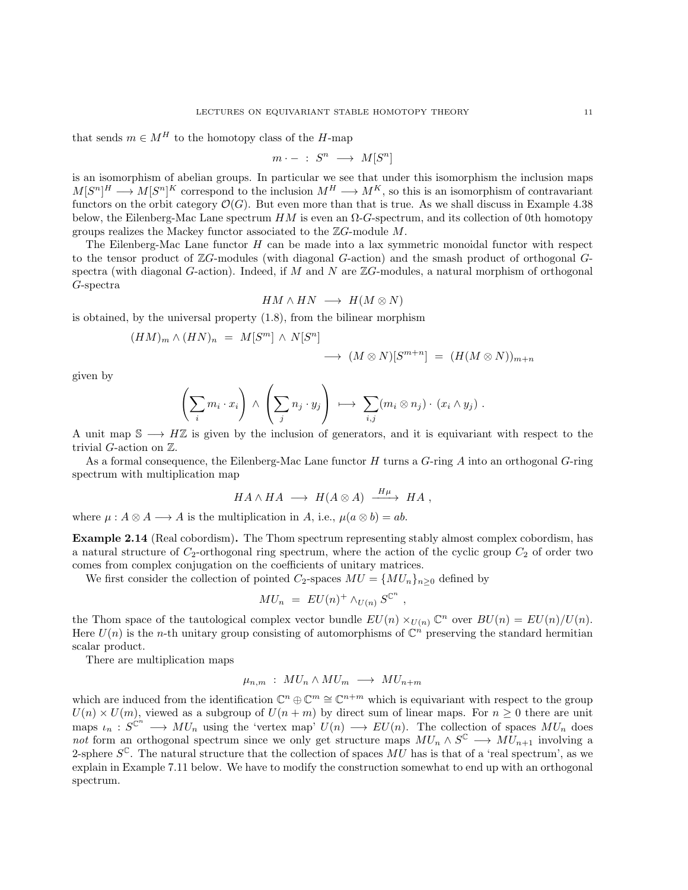that sends $m \in M^H$ to the homotopy class of the $H$-map

$$m \cdot - \ : \ S^n \longrightarrow M[S^n]$$

is an isomorphism of abelian groups. In particular we see that under this isomorphism the inclusion maps $M[S^n]^H \longrightarrow M[S^n]^K$ correspond to the inclusion $M^H \longrightarrow M^K$, so this is an isomorphism of contravariant functors on the orbit category $\mathcal{O}(G)$. But even more than that is true. As we shall discuss in Example 4.38 below, the Eilenberg-Mac Lane spectrum $HM$ is even an $\Omega$-$G$-spectrum, and its collection of 0th homotopy groups realizes the Mackey functor associated to the $\mathbb{Z}G$-module $M$.

The Eilenberg-Mac Lane functor $H$ can be made into a lax symmetric monoidal functor with respect to the tensor product of $\mathbb{Z}G$-modules (with diagonal $G$-action) and the smash product of orthogonal $G$-spectra (with diagonal $G$-action). Indeed, if $M$ and $N$ are $\mathbb{Z}G$-modules, a natural morphism of orthogonal $G$-spectra

$$HM \wedge HN \longrightarrow H(M \otimes N)$$

is obtained, by the universal property (1.8), from the bilinear morphism

$$(HM)_m \wedge (HN)_n \ = \ M[S^m] \wedge N[S^n] \longrightarrow (M \otimes N)[S^{m+n}] \ = \ (H(M \otimes N))_{m+n}$$

given by

$$\left(\sum_i m_i \cdot x_i\right) \wedge \left(\sum_j n_j \cdot y_j\right) \longmapsto \sum_{i,j} (m_i \otimes n_j) \cdot (x_i \wedge y_j) \ .$$

A unit map $\mathbb{S} \longrightarrow H\mathbb{Z}$ is given by the inclusion of generators, and it is equivariant with respect to the trivial $G$-action on $\mathbb{Z}$.

As a formal consequence, the Eilenberg-Mac Lane functor $H$ turns a $G$-ring $A$ into an orthogonal $G$-ring spectrum with multiplication map

$$HA \wedge HA \longrightarrow H(A \otimes A) \xrightarrow{H\mu} HA \ ,$$

where $\mu : A \otimes A \longrightarrow A$ is the multiplication in $A$, i.e., $\mu(a \otimes b) = ab$.

**Example 2.14** (Real cobordism)**.** The Thom spectrum representing stably almost complex cobordism, has a natural structure of $C_2$-orthogonal ring spectrum, where the action of the cyclic group $C_2$ of order two comes from complex conjugation on the coefficients of unitary matrices.

We first consider the collection of pointed $C_2$-spaces $MU = \{MU_n\}_{n \geq 0}$ defined by

$$MU_n \ = \ EU(n)^+ \wedge_{U(n)} S^{\mathbb{C}^n} \ ,$$

the Thom space of the tautological complex vector bundle $EU(n) \times_{U(n)} \mathbb{C}^n$ over $BU(n) = EU(n)/U(n)$. Here $U(n)$ is the $n$-th unitary group consisting of automorphisms of $\mathbb{C}^n$ preserving the standard hermitian scalar product.

There are multiplication maps

$$\mu_{n,m} \ : \ MU_n \wedge MU_m \longrightarrow MU_{n+m}$$

which are induced from the identification $\mathbb{C}^n \oplus \mathbb{C}^m \cong \mathbb{C}^{n+m}$ which is equivariant with respect to the group $U(n) \times U(m)$, viewed as a subgroup of $U(n+m)$ by direct sum of linear maps. For $n \geq 0$ there are unit maps $\iota_n : S^{\mathbb{C}^n} \longrightarrow MU_n$ using the 'vertex map' $U(n) \longrightarrow EU(n)$. The collection of spaces $MU_n$ does *not* form an orthogonal spectrum since we only get structure maps $MU_n \wedge S^{\mathbb{C}} \longrightarrow MU_{n+1}$ involving a 2-sphere $S^{\mathbb{C}}$. The natural structure that the collection of spaces $MU$ has is that of a 'real spectrum', as we explain in Example 7.11 below. We have to modify the construction somewhat to end up with an orthogonal spectrum.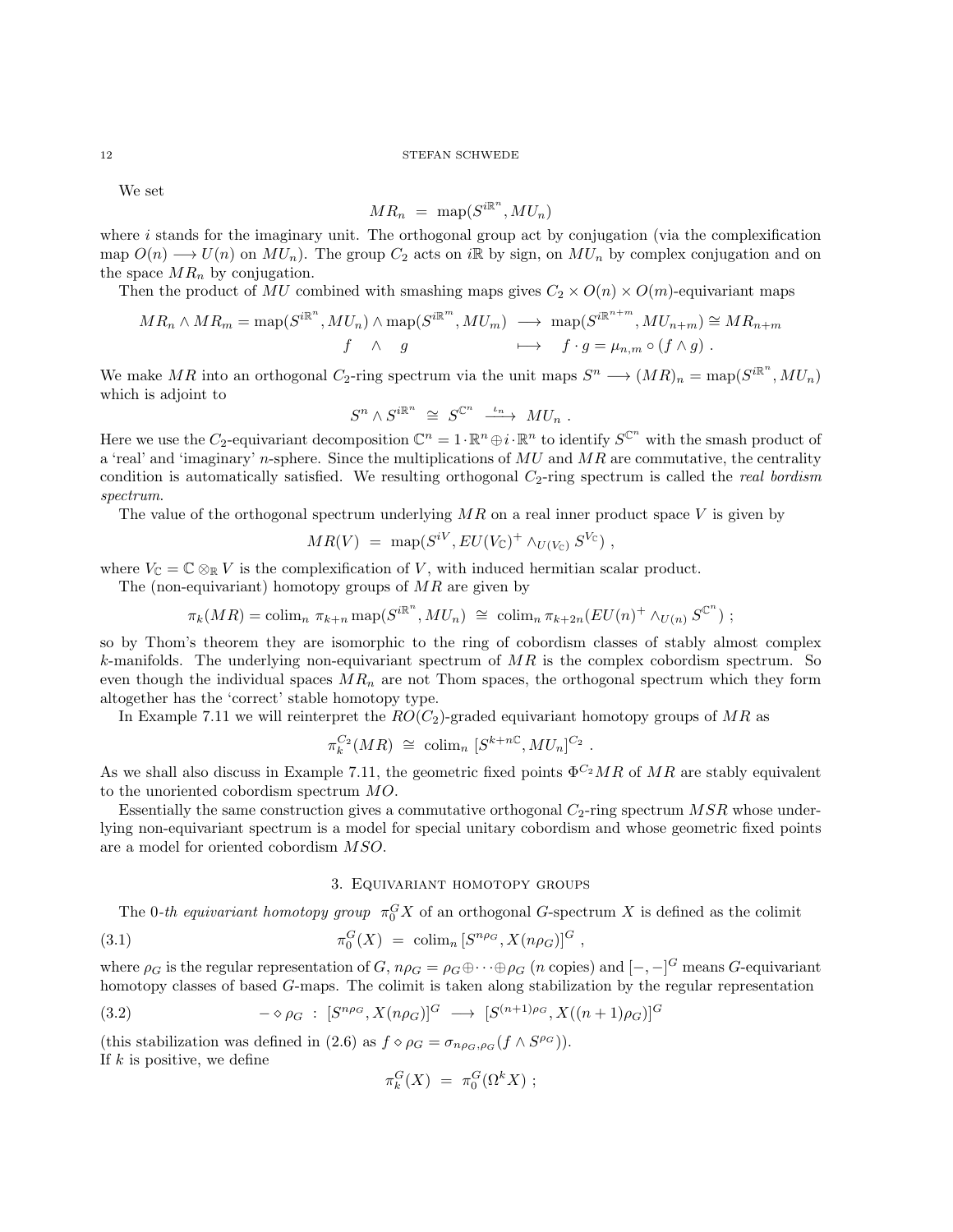We set

$$MR_n \;=\; \mathrm{map}(S^{i\mathbb{R}^n}, MU_n)$$

where $i$ stands for the imaginary unit. The orthogonal group act by conjugation (via the complexification map $O(n) \longrightarrow U(n)$ on $MU_n$). The group $C_2$ acts on $i\mathbb{R}$ by sign, on $MU_n$ by complex conjugation and on the space $MR_n$ by conjugation.

Then the product of $MU$ combined with smashing maps gives $C_2 \times O(n) \times O(m)$-equivariant maps

$$\begin{array}{rcl} MR_n \wedge MR_m = \mathrm{map}(S^{i\mathbb{R}^n}, MU_n) \wedge \mathrm{map}(S^{i\mathbb{R}^m}, MU_m) & \longrightarrow & \mathrm{map}(S^{i\mathbb{R}^{n+m}}, MU_{n+m}) \cong MR_{n+m} \\ f \quad \wedge \quad g & \longmapsto & f \cdot g = \mu_{n,m} \circ (f \wedge g) \ . \end{array}$$

We make $MR$ into an orthogonal $C_2$-ring spectrum via the unit maps $S^n \longrightarrow (MR)_n = \mathrm{map}(S^{i\mathbb{R}^n}, MU_n)$ which is adjoint to

$$S^n \wedge S^{i\mathbb{R}^n} \;\cong\; S^{\mathbb{C}^n} \xrightarrow{\ \iota_n\ } MU_n \ .$$

Here we use the $C_2$-equivariant decomposition $\mathbb{C}^n = 1 \cdot \mathbb{R}^n \oplus i \cdot \mathbb{R}^n$ to identify $S^{\mathbb{C}^n}$ with the smash product of a 'real' and 'imaginary' $n$-sphere. Since the multiplications of $MU$ and $MR$ are commutative, the centrality condition is automatically satisfied. We resulting orthogonal $C_2$-ring spectrum is called the *real bordism spectrum*.

The value of the orthogonal spectrum underlying $MR$ on a real inner product space $V$ is given by

$$MR(V) \;=\; \mathrm{map}(S^{iV}, EU(V_{\mathbb{C}})^+ \wedge_{U(V_{\mathbb{C}})} S^{V_{\mathbb{C}}}) \ ,$$

where $V_{\mathbb{C}} = \mathbb{C} \otimes_{\mathbb{R}} V$ is the complexification of $V$, with induced hermitian scalar product.

The (non-equivariant) homotopy groups of $MR$ are given by

$$\pi_k(MR) = \mathrm{colim}_n \ \pi_{k+n}\, \mathrm{map}(S^{i\mathbb{R}^n}, MU_n) \;\cong\; \mathrm{colim}_n\, \pi_{k+2n}(EU(n)^+ \wedge_{U(n)} S^{\mathbb{C}^n}) \ ;$$

so by Thom's theorem they are isomorphic to the ring of cobordism classes of stably almost complex $k$-manifolds. The underlying non-equivariant spectrum of $MR$ is the complex cobordism spectrum. So even though the individual spaces $MR_n$ are not Thom spaces, the orthogonal spectrum which they form altogether has the 'correct' stable homotopy type.

In Example 7.11 we will reinterpret the $RO(C_2)$-graded equivariant homotopy groups of $MR$ as

$$\pi_k^{C_2}(MR) \;\cong\; \mathrm{colim}_n \ [S^{k+n\mathbb{C}}, MU_n]^{C_2} \ .$$

As we shall also discuss in Example 7.11, the geometric fixed points $\Phi^{C_2}MR$ of $MR$ are stably equivalent to the unoriented cobordism spectrum $MO$.

Essentially the same construction gives a commutative orthogonal $C_2$-ring spectrum $MSR$ whose underlying non-equivariant spectrum is a model for special unitary cobordism and whose geometric fixed points are a model for oriented cobordism $MSO$.

## 3. Equivariant homotopy groups

The *0-th equivariant homotopy group* $\pi_0^G X$ of an orthogonal $G$-spectrum $X$ is defined as the colimit

$$\pi_0^G(X) \;=\; \mathrm{colim}_n \, [S^{n\rho_G}, X(n\rho_G)]^G \ , \tag{3.1}$$

where $\rho_G$ is the regular representation of $G$, $n\rho_G = \rho_G \oplus \cdots \oplus \rho_G$ ($n$ copies) and $[-,-]^G$ means $G$-equivariant homotopy classes of based $G$-maps. The colimit is taken along stabilization by the regular representation

$$- \diamond \rho_G \ : \ [S^{n\rho_G}, X(n\rho_G)]^G \;\longrightarrow\; [S^{(n+1)\rho_G}, X((n+1)\rho_G)]^G \tag{3.2}$$

(this stabilization was defined in (2.6) as $f \diamond \rho_G = \sigma_{n\rho_G, \rho_G}(f \wedge S^{\rho_G})$).
If $k$ is positive, we define

$$\pi_k^G(X) \;=\; \pi_0^G(\Omega^k X) \ ;$$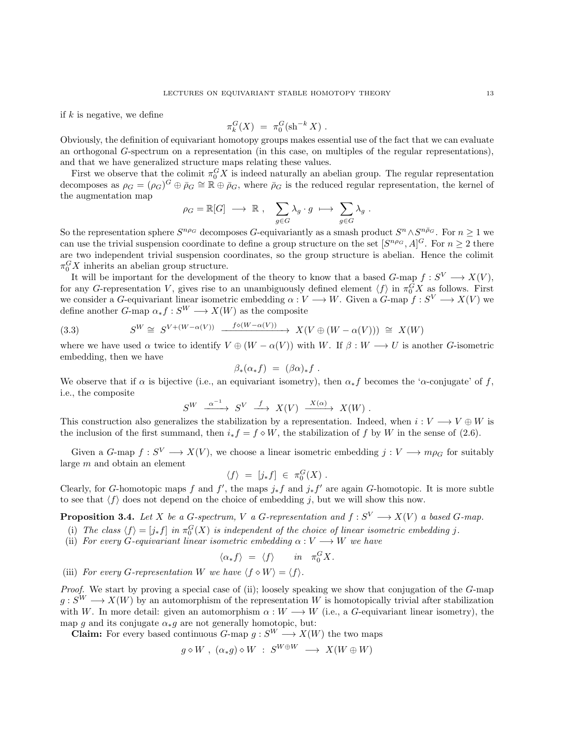if $k$ is negative, we define

$$\pi_k^G(X) \;=\; \pi_0^G(\mathrm{sh}^{-k} X) \;.$$

Obviously, the definition of equivariant homotopy groups makes essential use of the fact that we can evaluate an orthogonal $G$-spectrum on a representation (in this case, on multiples of the regular representations), and that we have generalized structure maps relating these values.

First we observe that the colimit $\pi_0^G X$ is indeed naturally an abelian group. The regular representation decomposes as $\rho_G = (\rho_G)^G \oplus \bar\rho_G \cong \mathbb{R} \oplus \bar\rho_G$, where $\bar\rho_G$ is the reduced regular representation, the kernel of the augmentation map

$$\rho_G = \mathbb{R}[G] \longrightarrow \mathbb{R} \;, \quad \sum_{g\in G} \lambda_g \cdot g \;\longmapsto\; \sum_{g \in G} \lambda_g \;.$$

So the representation sphere $S^{n\rho_G}$ decomposes $G$-equivariantly as a smash product $S^n \wedge S^{n\bar\rho_G}$. For $n \geq 1$ we can use the trivial suspension coordinate to define a group structure on the set $[S^{n\rho_G}, A]^G$. For $n \geq 2$ there are two independent trivial suspension coordinates, so the group structure is abelian. Hence the colimit $\pi_0^G X$ inherits an abelian group structure.

It will be important for the development of the theory to know that a based $G$-map $f : S^V \longrightarrow X(V)$, for any $G$-representation $V$, gives rise to an unambiguously defined element $\langle f \rangle$ in $\pi_0^G X$ as follows. First we consider a $G$-equivariant linear isometric embedding $\alpha : V \longrightarrow W$. Given a $G$-map $f : S^V \longrightarrow X(V)$ we define another $G$-map $\alpha_* f : S^W \longrightarrow X(W)$ as the composite

$$S^W \;\cong\; S^{V + (W - \alpha(V))} \xrightarrow{\; f \diamond (W-\alpha(V)) \;} X(V \oplus (W - \alpha(V))) \;\cong\; X(W) \tag{3.3}$$

where we have used $\alpha$ twice to identify $V \oplus (W - \alpha(V))$ with $W$. If $\beta : W \longrightarrow U$ is another $G$-isometric embedding, then we have

$$\beta_*(\alpha_* f) \;=\; (\beta\alpha)_* f \;.$$

We observe that if $\alpha$ is bijective (i.e., an equivariant isometry), then $\alpha_* f$ becomes the '$\alpha$-conjugate' of $f$, i.e., the composite

$$S^W \xrightarrow{\;\alpha^{-1}\;} S^V \xrightarrow{\;f\;} X(V) \xrightarrow{\;X(\alpha)\;} X(W) \;.$$

This construction also generalizes the stabilization by a representation. Indeed, when $i : V \longrightarrow V \oplus W$ is the inclusion of the first summand, then $i_* f = f \diamond W$, the stabilization of $f$ by $W$ in the sense of (2.6).

Given a $G$-map $f : S^V \longrightarrow X(V)$, we choose a linear isometric embedding $j : V \longrightarrow m\rho_G$ for suitably large $m$ and obtain an element

$$\langle f \rangle \;=\; [j_* f] \;\in\; \pi_0^G(X) \;.$$

Clearly, for $G$-homotopic maps $f$ and $f'$, the maps $j_* f$ and $j_* f'$ are again $G$-homotopic. It is more subtle to see that $\langle f \rangle$ does not depend on the choice of embedding $j$, but we will show this now.

**Proposition 3.4.** *Let $X$ be a $G$-spectrum, $V$ a $G$-representation and $f : S^V \longrightarrow X(V)$ a based $G$-map.*

(i) *The class $\langle f \rangle = [j_* f]$ in $\pi_0^G(X)$ is independent of the choice of linear isometric embedding $j$.*
(ii) *For every $G$-equivariant linear isometric embedding $\alpha : V \longrightarrow W$ we have*

$$\langle \alpha_* f \rangle \;=\; \langle f \rangle \qquad \text{in} \quad \pi_0^G X.$$

(iii) *For every $G$-representation $W$ we have $\langle f \diamond W \rangle = \langle f \rangle$.*

*Proof.* We start by proving a special case of (ii); loosely speaking we show that conjugation of the $G$-map $g : S^W \longrightarrow X(W)$ by an automorphism of the representation $W$ is homotopically trivial after stabilization with $W$. In more detail: given an automorphism $\alpha : W \longrightarrow W$ (i.e., a $G$-equivariant linear isometry), the map $g$ and its conjugate $\alpha_* g$ are not generally homotopic, but:

**Claim:** For every based continuous $G$-map $g : S^W \longrightarrow X(W)$ the two maps

$$g \diamond W \;,\; (\alpha_* g) \diamond W \;:\; S^{W \oplus W} \;\longrightarrow\; X(W \oplus W)$$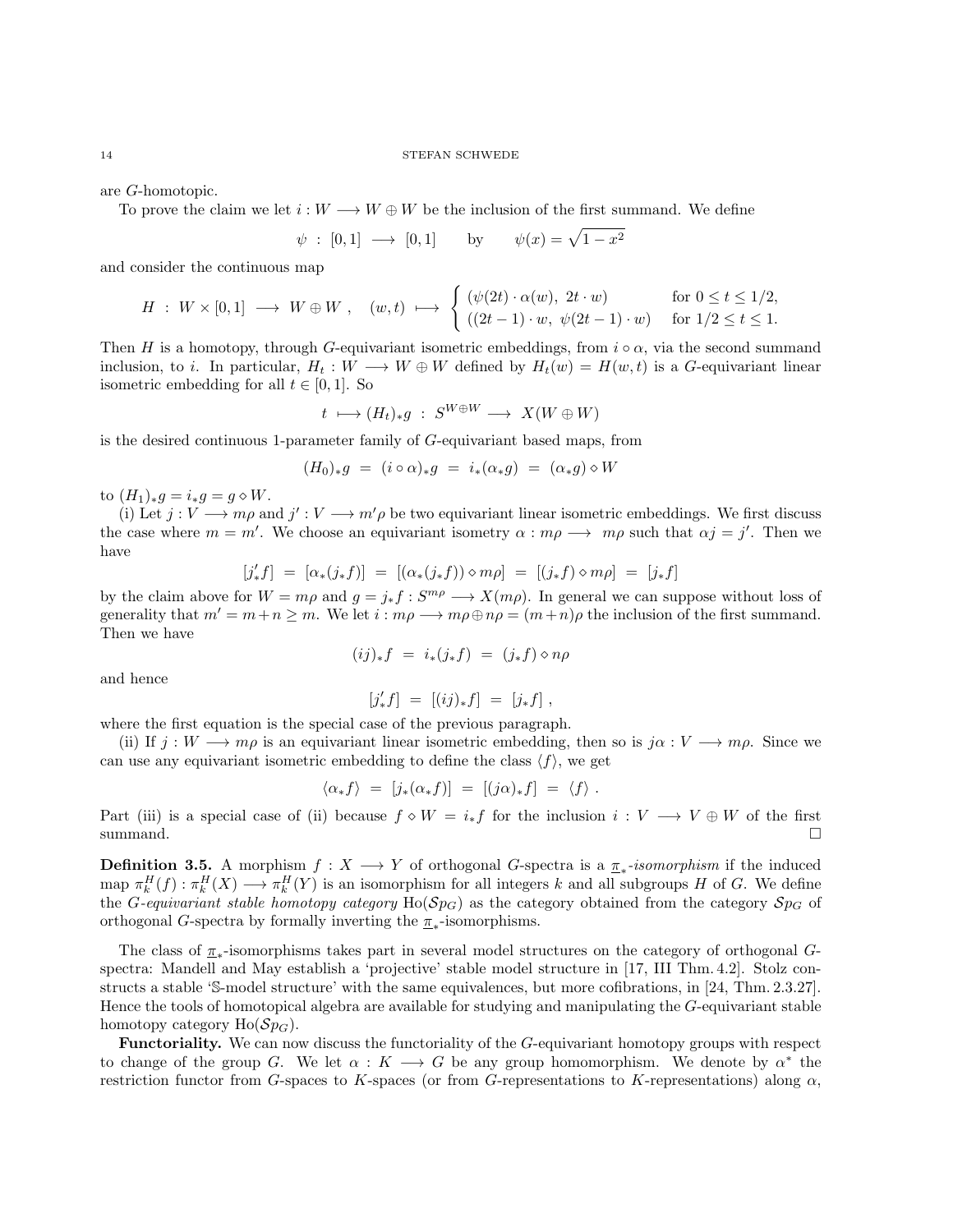are $G$-homotopic.

To prove the claim we let $i : W \longrightarrow W \oplus W$ be the inclusion of the first summand. We define

$$\psi \ : \ [0,1] \longrightarrow [0,1] \qquad \text{by} \qquad \psi(x) = \sqrt{1-x^2}$$

and consider the continuous map

$$H \ : \ W \times [0,1] \longrightarrow W \oplus W \ , \quad (w,t) \longmapsto \begin{cases} (\psi(2t)\cdot \alpha(w),\ 2t \cdot w) & \text{for } 0 \leq t \leq 1/2, \\ ((2t-1)\cdot w,\ \psi(2t-1)\cdot w) & \text{for } 1/2 \leq t \leq 1. \end{cases}$$

Then $H$ is a homotopy, through $G$-equivariant isometric embeddings, from $i \circ \alpha$, via the second summand inclusion, to $i$. In particular, $H_t : W \longrightarrow W \oplus W$ defined by $H_t(w) = H(w,t)$ is a $G$-equivariant linear isometric embedding for all $t \in [0,1]$. So

$$t \longmapsto (H_t)_* g \ : \ S^{W \oplus W} \longrightarrow X(W \oplus W)$$

is the desired continuous 1-parameter family of $G$-equivariant based maps, from

$$(H_0)_* g \ = \ (i \circ \alpha)_* g \ = \ i_*(\alpha_* g) \ = \ (\alpha_* g) \diamond W$$

to $(H_1)_* g = i_* g = g \diamond W$.

(i) Let $j : V \longrightarrow m\rho$ and $j' : V \longrightarrow m'\rho$ be two equivariant linear isometric embeddings. We first discuss the case where $m = m'$. We choose an equivariant isometry $\alpha : m\rho \longrightarrow m\rho$ such that $\alpha j = j'$. Then we have

$$[j'_* f] \ = \ [\alpha_*(j_* f)] \ = \ [(\alpha_*(j_* f)) \diamond m\rho] \ = \ [(j_* f) \diamond m\rho] \ = \ [j_* f]$$

by the claim above for $W = m\rho$ and $g = j_* f : S^{m\rho} \longrightarrow X(m\rho)$. In general we can suppose without loss of generality that $m' = m + n \geq m$. We let $i : m\rho \longrightarrow m\rho \oplus n\rho = (m+n)\rho$ the inclusion of the first summand. Then we have

$$(ij)_* f \ = \ i_*(j_* f) \ = \ (j_* f) \diamond n\rho$$

and hence

$$[j'_* f] \ = \ [(ij)_* f] \ = \ [j_* f] \ ,$$

where the first equation is the special case of the previous paragraph.

(ii) If $j : W \longrightarrow m\rho$ is an equivariant linear isometric embedding, then so is $j\alpha : V \longrightarrow m\rho$. Since we can use any equivariant isometric embedding to define the class $\langle f \rangle$, we get

$$\langle \alpha_* f \rangle \ = \ [j_*(\alpha_* f)] \ = \ [(j\alpha)_* f] \ = \ \langle f \rangle \ .$$

Part (iii) is a special case of (ii) because $f \diamond W = i_* f$ for the inclusion $i : V \longrightarrow V \oplus W$ of the first summand. $\square$

**Definition 3.5.** A morphism $f : X \longrightarrow Y$ of orthogonal $G$-spectra is a $\underline{\pi}_*$*-isomorphism* if the induced map $\pi_k^H(f) : \pi_k^H(X) \longrightarrow \pi_k^H(Y)$ is an isomorphism for all integers $k$ and all subgroups $H$ of $G$. We define the *$G$-equivariant stable homotopy category* $\mathrm{Ho}(\mathcal{S}p_G)$ as the category obtained from the category $\mathcal{S}p_G$ of orthogonal $G$-spectra by formally inverting the $\underline{\pi}_*$-isomorphisms.

The class of $\underline{\pi}_*$-isomorphisms takes part in several model structures on the category of orthogonal $G$-spectra: Mandell and May establish a 'projective' stable model structure in [17, III Thm. 4.2]. Stolz constructs a stable '$\mathbb{S}$-model structure' with the same equivalences, but more cofibrations, in [24, Thm. 2.3.27]. Hence the tools of homotopical algebra are available for studying and manipulating the $G$-equivariant stable homotopy category $\mathrm{Ho}(\mathcal{S}p_G)$.

**Functoriality.** We can now discuss the functoriality of the $G$-equivariant homotopy groups with respect to change of the group $G$. We let $\alpha : K \longrightarrow G$ be any group homomorphism. We denote by $\alpha^*$ the restriction functor from $G$-spaces to $K$-spaces (or from $G$-representations to $K$-representations) along $\alpha$,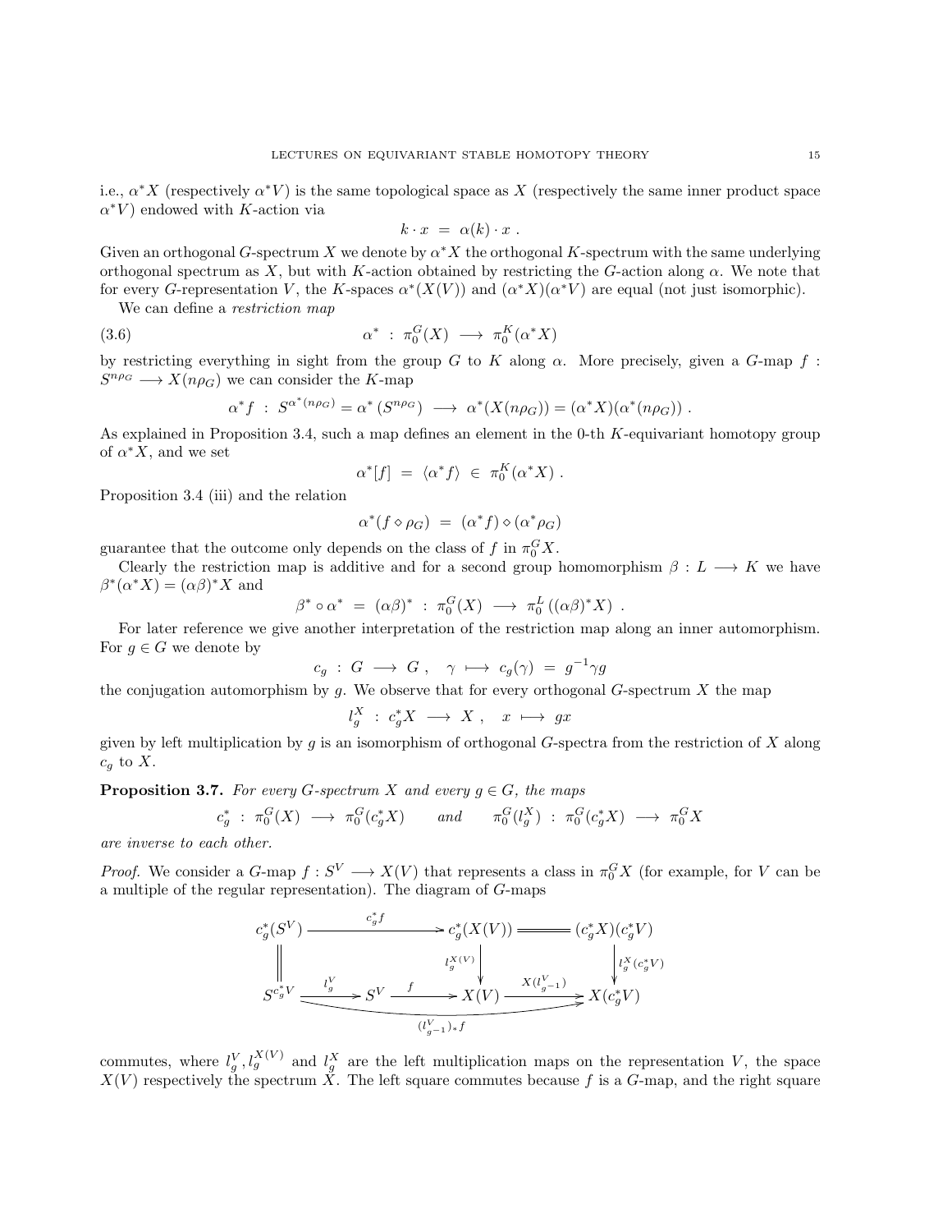i.e., $\alpha^*X$ (respectively $\alpha^*V$) is the same topological space as $X$ (respectively the same inner product space $\alpha^*V$) endowed with $K$-action via

$$k \cdot x \;=\; \alpha(k)\cdot x \ .$$

Given an orthogonal $G$-spectrum $X$ we denote by $\alpha^*X$ the orthogonal $K$-spectrum with the same underlying orthogonal spectrum as $X$, but with $K$-action obtained by restricting the $G$-action along $\alpha$. We note that for every $G$-representation $V$, the $K$-spaces $\alpha^*(X(V))$ and $(\alpha^*X)(\alpha^*V)$ are equal (not just isomorphic).

We can define a *restriction map*

$$\alpha^* \;:\; \pi_0^G(X) \;\longrightarrow\; \pi_0^K(\alpha^*X) \tag{3.6}$$

by restricting everything in sight from the group $G$ to $K$ along $\alpha$. More precisely, given a $G$-map $f : S^{n\rho_G} \longrightarrow X(n\rho_G)$ we can consider the $K$-map

$$\alpha^*f \;:\; S^{\alpha^*(n\rho_G)} = \alpha^*\left(S^{n\rho_G}\right) \;\longrightarrow\; \alpha^*(X(n\rho_G)) = (\alpha^*X)(\alpha^*(n\rho_G)) \ .$$

As explained in Proposition 3.4, such a map defines an element in the 0-th $K$-equivariant homotopy group of $\alpha^*X$, and we set

$$\alpha^*[f] \;=\; \langle \alpha^* f\rangle \;\in\; \pi_0^K(\alpha^*X) \ .$$

Proposition 3.4 (iii) and the relation

$$\alpha^*(f\diamond \rho_G) \;=\; (\alpha^*f)\diamond(\alpha^*\rho_G)$$

guarantee that the outcome only depends on the class of $f$ in $\pi_0^G X$.

Clearly the restriction map is additive and for a second group homomorphism $\beta : L \longrightarrow K$ we have $\beta^*(\alpha^*X) = (\alpha\beta)^*X$ and

$$\beta^*\circ\alpha^* \;=\; (\alpha\beta)^* \;:\; \pi_0^G(X) \;\longrightarrow\; \pi_0^L\left((\alpha\beta)^*X\right) \ .$$

For later reference we give another interpretation of the restriction map along an inner automorphism. For $g \in G$ we denote by

$$c_g \;:\; G \;\longrightarrow\; G \ , \quad \gamma \;\longmapsto\; c_g(\gamma) \;=\; g^{-1}\gamma g$$

the conjugation automorphism by $g$. We observe that for every orthogonal $G$-spectrum $X$ the map

$$l_g^X \;:\; c_g^*X \;\longrightarrow\; X \ , \quad x \;\longmapsto\; gx$$

given by left multiplication by $g$ is an isomorphism of orthogonal $G$-spectra from the restriction of $X$ along $c_g$ to $X$.

**Proposition 3.7.** *For every $G$-spectrum $X$ and every $g \in G$, the maps*

$$c_g^* \;:\; \pi_0^G(X) \;\longrightarrow\; \pi_0^G(c_g^*X) \qquad \text{and} \qquad \pi_0^G(l_g^X) \;:\; \pi_0^G(c_g^*X) \;\longrightarrow\; \pi_0^G X$$

*are inverse to each other.*

*Proof.* We consider a $G$-map $f : S^V \longrightarrow X(V)$ that represents a class in $\pi_0^G X$ (for example, for $V$ can be a multiple of the regular representation). The diagram of $G$-maps

$$\begin{array}{ccccccc}
c_g^*(S^V) & \xrightarrow{\quad c_g^*f \quad} & & & c_g^*(X(V)) & = & (c_g^*X)(c_g^*V) \\
\Vert & & & & \downarrow{\scriptstyle l_g^{X(V)}} & & \downarrow{\scriptstyle l_g^X(c_g^*V)} \\
S^{c_g^*V} & \xrightarrow{\ l_g^V\ } & S^V & \xrightarrow{\ f\ } & X(V) & \xrightarrow{\ X(l_{g^{-1}}^V)\ } & X(c_g^*V)
\end{array}$$

(with the bottom composite $S^{c_g^*V} \longrightarrow X(c_g^*V)$ labeled $(l_{g^{-1}}^V)_*f$)

commutes, where $l_g^V, l_g^{X(V)}$ and $l_g^X$ are the left multiplication maps on the representation $V$, the space $X(V)$ respectively the spectrum $X$. The left square commutes because $f$ is a $G$-map, and the right square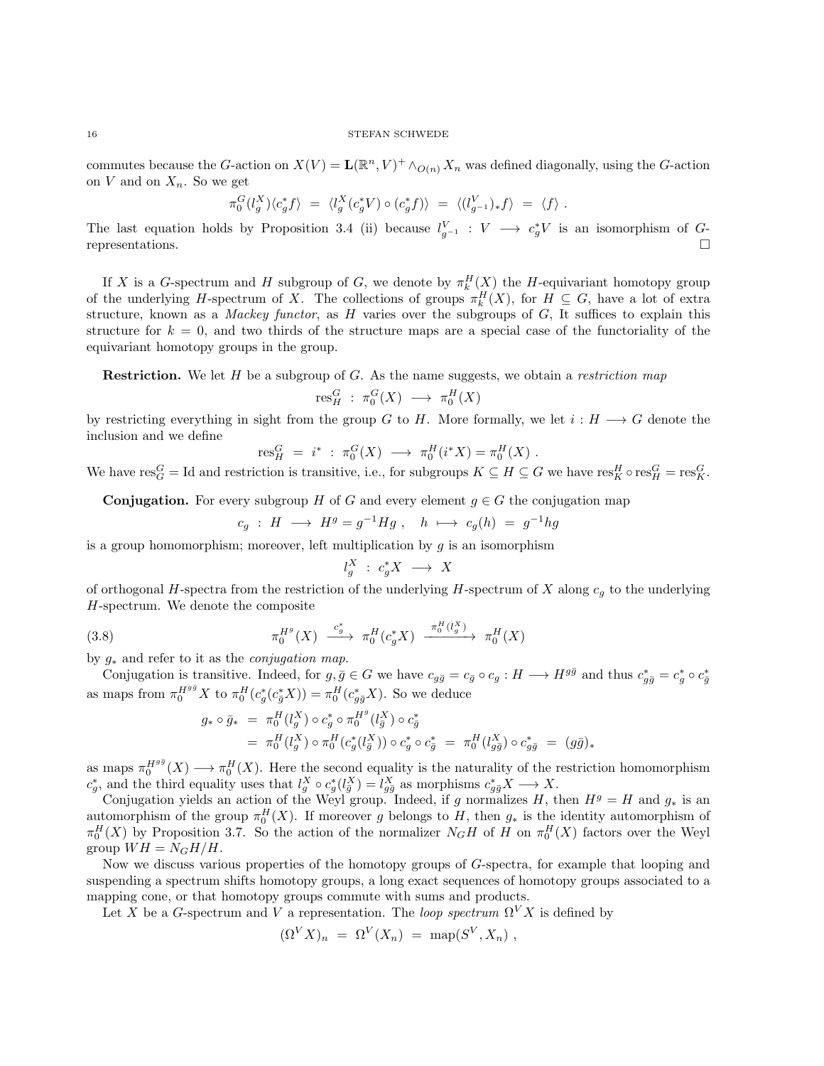commutes because the $G$-action on $X(V) = \mathbf{L}(\mathbb{R}^n, V)^+ \wedge_{O(n)} X_n$ was defined diagonally, using the $G$-action on $V$ and on $X_n$. So we get

$$\pi_0^G(l_g^X)\langle c_g^* f\rangle \;=\; \langle l_g^X(c_g^* V) \circ (c_g^* f)\rangle \;=\; \langle (l_{g^{-1}}^V)_* f\rangle \;=\; \langle f\rangle \ .$$

The last equation holds by Proposition 3.4 (ii) because $l_{g^{-1}}^V : V \longrightarrow c_g^* V$ is an isomorphism of $G$-representations. $\square$

If $X$ is a $G$-spectrum and $H$ subgroup of $G$, we denote by $\pi_k^H(X)$ the $H$-equivariant homotopy group of the underlying $H$-spectrum of $X$. The collections of groups $\pi_k^H(X)$, for $H \subseteq G$, have a lot of extra structure, known as a *Mackey functor*, as $H$ varies over the subgroups of $G$, It suffices to explain this structure for $k = 0$, and two thirds of the structure maps are a special case of the functoriality of the equivariant homotopy groups in the group.

**Restriction.** We let $H$ be a subgroup of $G$. As the name suggests, we obtain a *restriction map*

$$\mathrm{res}_H^G \;:\; \pi_0^G(X) \longrightarrow \pi_0^H(X)$$

by restricting everything in sight from the group $G$ to $H$. More formally, we let $i : H \longrightarrow G$ denote the inclusion and we define

$$\mathrm{res}_H^G \;=\; i^* \;:\; \pi_0^G(X) \longrightarrow \pi_0^H(i^* X) = \pi_0^H(X) \ .$$

We have $\mathrm{res}_G^G = \mathrm{Id}$ and restriction is transitive, i.e., for subgroups $K \subseteq H \subseteq G$ we have $\mathrm{res}_K^H \circ \mathrm{res}_H^G = \mathrm{res}_K^G$.

**Conjugation.** For every subgroup $H$ of $G$ and every element $g \in G$ the conjugation map

$$c_g \;:\; H \longrightarrow H^g = g^{-1}Hg \ , \quad h \longmapsto c_g(h) \;=\; g^{-1}hg$$

is a group homomorphism; moreover, left multiplication by $g$ is an isomorphism

$$l_g^X \;:\; c_g^* X \longrightarrow X$$

of orthogonal $H$-spectra from the restriction of the underlying $H$-spectrum of $X$ along $c_g$ to the underlying $H$-spectrum. We denote the composite

$$\pi_0^{H^g}(X) \xrightarrow{\;c_g^*\;} \pi_0^H(c_g^* X) \xrightarrow{\;\pi_0^H(l_g^X)\;} \pi_0^H(X) \tag{3.8}$$

by $g_*$ and refer to it as the *conjugation map*.

Conjugation is transitive. Indeed, for $g, \bar g \in G$ we have $c_{g\bar g} = c_{\bar g} \circ c_g : H \longrightarrow H^{g\bar g}$ and thus $c_{g\bar g}^* = c_g^* \circ c_{\bar g}^*$ as maps from $\pi_0^{H^{g\bar g}} X$ to $\pi_0^H(c_g^*(c_{\bar g}^* X)) = \pi_0^H(c_{g\bar g}^* X)$. So we deduce

$$\begin{aligned}
g_* \circ \bar g_* \;&=\; \pi_0^H(l_g^X) \circ c_g^* \circ \pi_0^{H^g}(l_{\bar g}^X) \circ c_{\bar g}^* \\
&=\; \pi_0^H(l_g^X) \circ \pi_0^H(c_g^*(l_{\bar g}^X)) \circ c_g^* \circ c_{\bar g}^* \;=\; \pi_0^H(l_{g\bar g}^X) \circ c_{g\bar g}^* \;=\; (g\bar g)_*
\end{aligned}$$

as maps $\pi_0^{H^{g\bar g}}(X) \longrightarrow \pi_0^H(X)$. Here the second equality is the naturality of the restriction homomorphism $c_g^*$, and the third equality uses that $l_g^X \circ c_g^*(l_{\bar g}^X) = l_{g\bar g}^X$ as morphisms $c_{g\bar g}^* X \longrightarrow X$.

Conjugation yields an action of the Weyl group. Indeed, if $g$ normalizes $H$, then $H^g = H$ and $g_*$ is an automorphism of the group $\pi_0^H(X)$. If moreover $g$ belongs to $H$, then $g_*$ is the identity automorphism of $\pi_0^H(X)$ by Proposition 3.7. So the action of the normalizer $N_G H$ of $H$ on $\pi_0^H(X)$ factors over the Weyl group $WH = N_G H/H$.

Now we discuss various properties of the homotopy groups of $G$-spectra, for example that looping and suspending a spectrum shifts homotopy groups, a long exact sequences of homotopy groups associated to a mapping cone, or that homotopy groups commute with sums and products.

Let $X$ be a $G$-spectrum and $V$ a representation. The *loop spectrum* $\Omega^V X$ is defined by

$$(\Omega^V X)_n \;=\; \Omega^V(X_n) \;=\; \mathrm{map}(S^V, X_n) \ ,$$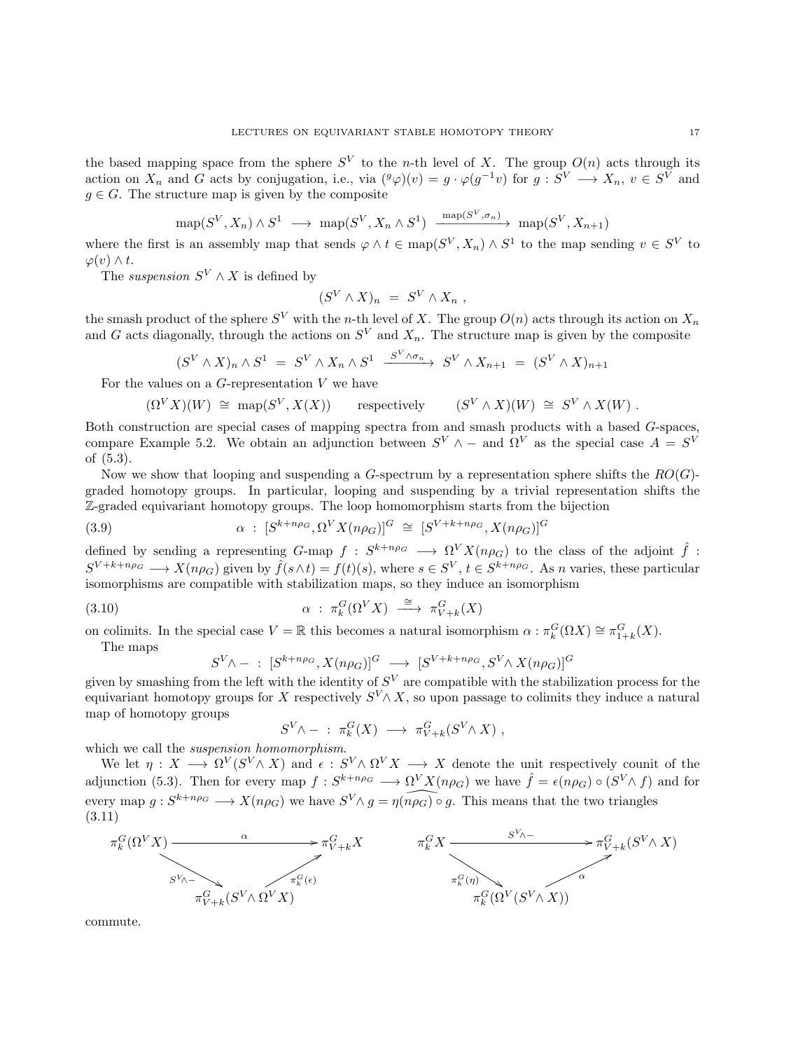the based mapping space from the sphere $S^V$ to the $n$-th level of $X$. The group $O(n)$ acts through its action on $X_n$ and $G$ acts by conjugation, i.e., via $({}^g\varphi)(v) = g \cdot \varphi(g^{-1}v)$ for $g : S^V \longrightarrow X_n$, $v \in S^V$ and $g \in G$. The structure map is given by the composite

$$\mathrm{map}(S^V, X_n) \wedge S^1 \longrightarrow \mathrm{map}(S^V, X_n \wedge S^1) \xrightarrow{\mathrm{map}(S^V,\sigma_n)} \mathrm{map}(S^V, X_{n+1})$$

where the first is an assembly map that sends $\varphi \wedge t \in \mathrm{map}(S^V, X_n) \wedge S^1$ to the map sending $v \in S^V$ to $\varphi(v) \wedge t$.

The *suspension* $S^V \wedge X$ is defined by

$$(S^V \wedge X)_n \;=\; S^V \wedge X_n \;,$$

the smash product of the sphere $S^V$ with the $n$-th level of $X$. The group $O(n)$ acts through its action on $X_n$ and $G$ acts diagonally, through the actions on $S^V$ and $X_n$. The structure map is given by the composite

$$(S^V \wedge X)_n \wedge S^1 \;=\; S^V \wedge X_n \wedge S^1 \xrightarrow{S^V \wedge \sigma_n} S^V \wedge X_{n+1} \;=\; (S^V \wedge X)_{n+1}$$

For the values on a $G$-representation $V$ we have

$$(\Omega^V X)(W) \;\cong\; \mathrm{map}(S^V, X(X)) \qquad \text{respectively} \qquad (S^V \wedge X)(W) \;\cong\; S^V \wedge X(W)\;.$$

Both construction are special cases of mapping spectra from and smash products with a based $G$-spaces, compare Example 5.2. We obtain an adjunction between $S^V \wedge -$ and $\Omega^V$ as the special case $A = S^V$ of (5.3).

Now we show that looping and suspending a $G$-spectrum by a representation sphere shifts the $RO(G)$-graded homotopy groups. In particular, looping and suspending by a trivial representation shifts the $\mathbb{Z}$-graded equivariant homotopy groups. The loop homomorphism starts from the bijection

$$\alpha \;:\; [S^{k+n\rho_G}, \Omega^V X(n\rho_G)]^G \;\cong\; [S^{V+k+n\rho_G}, X(n\rho_G)]^G \tag{3.9}$$

defined by sending a representing $G$-map $f : S^{k+n\rho_G} \longrightarrow \Omega^V X(n\rho_G)$ to the class of the adjoint $\hat{f} : S^{V+k+n\rho_G} \longrightarrow X(n\rho_G)$ given by $\hat{f}(s \wedge t) = f(t)(s)$, where $s \in S^V$, $t \in S^{k+n\rho_G}$. As $n$ varies, these particular isomorphisms are compatible with stabilization maps, so they induce an isomorphism

$$\alpha \;:\; \pi_k^G(\Omega^V X) \xrightarrow{\;\cong\;} \pi_{V+k}^G(X) \tag{3.10}$$

on colimits. In the special case $V = \mathbb{R}$ this becomes a natural isomorphism $\alpha : \pi_k^G(\Omega X) \cong \pi_{1+k}^G(X)$.

The maps

$$S^V \wedge - \;:\; [S^{k+n\rho_G}, X(n\rho_G)]^G \longrightarrow [S^{V+k+n\rho_G}, S^V \wedge X(n\rho_G)]^G$$

given by smashing from the left with the identity of $S^V$ are compatible with the stabilization process for the equivariant homotopy groups for $X$ respectively $S^V \wedge X$, so upon passage to colimits they induce a natural map of homotopy groups

$$S^V \wedge - \;:\; \pi_k^G(X) \longrightarrow \pi_{V+k}^G(S^V \wedge X)\;,$$

which we call the *suspension homomorphism*.

We let $\eta : X \longrightarrow \Omega^V(S^V \wedge X)$ and $\epsilon : S^V \wedge \Omega^V X \longrightarrow X$ denote the unit respectively counit of the adjunction (5.3). Then for every map $f : S^{k+n\rho_G} \longrightarrow \Omega^V X(n\rho_G)$ we have $\hat{f} = \epsilon(n\rho_G) \circ (S^V \wedge f)$ and for every map $g : S^{k+n\rho_G} \longrightarrow X(n\rho_G)$ we have $S^V \wedge g = \widehat{\eta(n\rho_G) \circ g}$. This means that the two triangles

(3.11)

$$\begin{array}{ccc}
\pi_k^G(\Omega^V X) & \xrightarrow{\quad\alpha\quad} & \pi_{V+k}^G X \\
& {\scriptstyle S^V\wedge -}\searrow \quad \nearrow{\scriptstyle \pi_k^G(\epsilon)} & \\
& \pi_{V+k}^G(S^V \wedge \Omega^V X) &
\end{array}
\qquad
\begin{array}{ccc}
\pi_k^G X & \xrightarrow{\quad S^V\wedge - \quad} & \pi_{V+k}^G(S^V \wedge X) \\
& {\scriptstyle \pi_k^G(\eta)}\searrow \quad \nearrow{\scriptstyle \alpha} & \\
& \pi_k^G(\Omega^V(S^V \wedge X)) &
\end{array}$$

commute.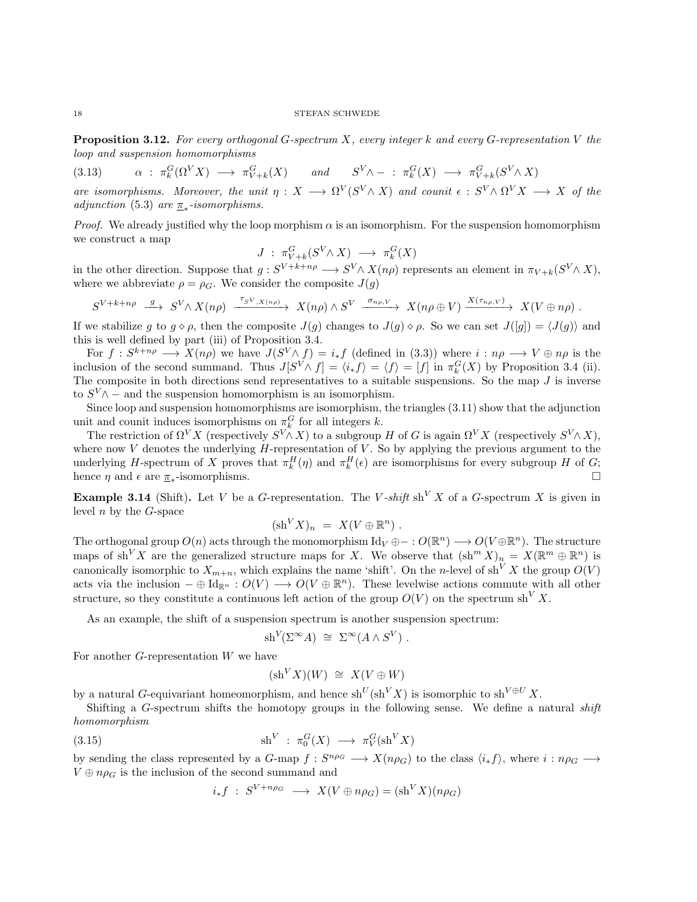**Proposition 3.12.** *For every orthogonal $G$-spectrum $X$, every integer $k$ and every $G$-representation $V$ the loop and suspension homomorphisms*

$$\alpha \ : \ \pi_k^G(\Omega^V X) \longrightarrow \pi_{V+k}^G(X) \qquad \text{and} \qquad S^V \wedge - \ : \ \pi_k^G(X) \longrightarrow \pi_{V+k}^G(S^V \wedge X) \tag{3.13}$$

*are isomorphisms. Moreover, the unit $\eta : X \longrightarrow \Omega^V(S^V \wedge X)$ and counit $\epsilon : S^V \wedge \Omega^V X \longrightarrow X$ of the adjunction (5.3) are $\underline{\pi}_*$-isomorphisms.*

*Proof.* We already justified why the loop morphism $\alpha$ is an isomorphism. For the suspension homomorphism we construct a map

$$J \ : \ \pi_{V+k}^G(S^V \wedge X) \longrightarrow \pi_k^G(X)$$

in the other direction. Suppose that $g : S^{V+k+n\rho} \longrightarrow S^V \wedge X(n\rho)$ represents an element in $\pi_{V+k}(S^V \wedge X)$, where we abbreviate $\rho = \rho_G$. We consider the composite $J(g)$

$$S^{V+k+n\rho} \xrightarrow{\ g\ } S^V \wedge X(n\rho) \xrightarrow{\tau_{S^V, X(n\rho)}} X(n\rho) \wedge S^V \xrightarrow{\sigma_{n\rho, V}} X(n\rho \oplus V) \xrightarrow{X(\tau_{n\rho, V})} X(V \oplus n\rho) \ .$$

If we stabilize $g$ to $g \diamond \rho$, then the composite $J(g)$ changes to $J(g) \diamond \rho$. So we can set $J([g]) = \langle J(g) \rangle$ and this is well defined by part (iii) of Proposition 3.4.

For $f : S^{k+n\rho} \longrightarrow X(n\rho)$ we have $J(S^V \wedge f) = i_* f$ (defined in (3.3)) where $i : n\rho \longrightarrow V \oplus n\rho$ is the inclusion of the second summand. Thus $J[S^V \wedge f] = \langle i_* f \rangle = \langle f \rangle = [f]$ in $\pi_k^G(X)$ by Proposition 3.4 (ii). The composite in both directions send representatives to a suitable suspensions. So the map $J$ is inverse to $S^V \wedge -$ and the suspension homomorphism is an isomorphism.

Since loop and suspension homomorphisms are isomorphism, the triangles (3.11) show that the adjunction unit and counit induces isomorphisms on $\pi_k^G$ for all integers $k$.

The restriction of $\Omega^V X$ (respectively $S^V \wedge X$) to a subgroup $H$ of $G$ is again $\Omega^V X$ (respectively $S^V \wedge X$), where now $V$ denotes the underlying $H$-representation of $V$. So by applying the previous argument to the underlying $H$-spectrum of $X$ proves that $\pi_k^H(\eta)$ and $\pi_k^H(\epsilon)$ are isomorphisms for every subgroup $H$ of $G$; hence $\eta$ and $\epsilon$ are $\underline{\pi}_*$-isomorphisms. $\square$

**Example 3.14** (Shift)**.** Let $V$ be a $G$-representation. The *$V$-shift* $\mathrm{sh}^V X$ of a $G$-spectrum $X$ is given in level $n$ by the $G$-space

$$(\mathrm{sh}^V X)_n \ = \ X(V \oplus \mathbb{R}^n) \ .$$

The orthogonal group $O(n)$ acts through the monomorphism $\mathrm{Id}_V \oplus - : O(\mathbb{R}^n) \longrightarrow O(V \oplus \mathbb{R}^n)$. The structure maps of $\mathrm{sh}^V X$ are the generalized structure maps for $X$. We observe that $(\mathrm{sh}^m X)_n = X(\mathbb{R}^m \oplus \mathbb{R}^n)$ is canonically isomorphic to $X_{m+n}$, which explains the name 'shift'. On the $n$-level of $\mathrm{sh}^V X$ the group $O(V)$ acts via the inclusion $- \oplus \mathrm{Id}_{\mathbb{R}^n} : O(V) \longrightarrow O(V \oplus \mathbb{R}^n)$. These levelwise actions commute with all other structure, so they constitute a continuous left action of the group $O(V)$ on the spectrum $\mathrm{sh}^V X$.

As an example, the shift of a suspension spectrum is another suspension spectrum:

$$\mathrm{sh}^V(\Sigma^\infty A) \ \cong \ \Sigma^\infty(A \wedge S^V) \ .$$

For another $G$-representation $W$ we have

$$(\mathrm{sh}^V X)(W) \ \cong \ X(V \oplus W)$$

by a natural $G$-equivariant homeomorphism, and hence $\mathrm{sh}^U(\mathrm{sh}^V X)$ is isomorphic to $\mathrm{sh}^{V \oplus U} X$.

Shifting a $G$-spectrum shifts the homotopy groups in the following sense. We define a natural *shift homomorphism*

$$\mathrm{sh}^V \ : \ \pi_0^G(X) \longrightarrow \pi_V^G(\mathrm{sh}^V X) \tag{3.15}$$

by sending the class represented by a $G$-map $f : S^{n\rho_G} \longrightarrow X(n\rho_G)$ to the class $\langle i_* f \rangle$, where $i : n\rho_G \longrightarrow V \oplus n\rho_G$ is the inclusion of the second summand and

$$i_* f \ : \ S^{V + n\rho_G} \longrightarrow X(V \oplus n\rho_G) = (\mathrm{sh}^V X)(n\rho_G)$$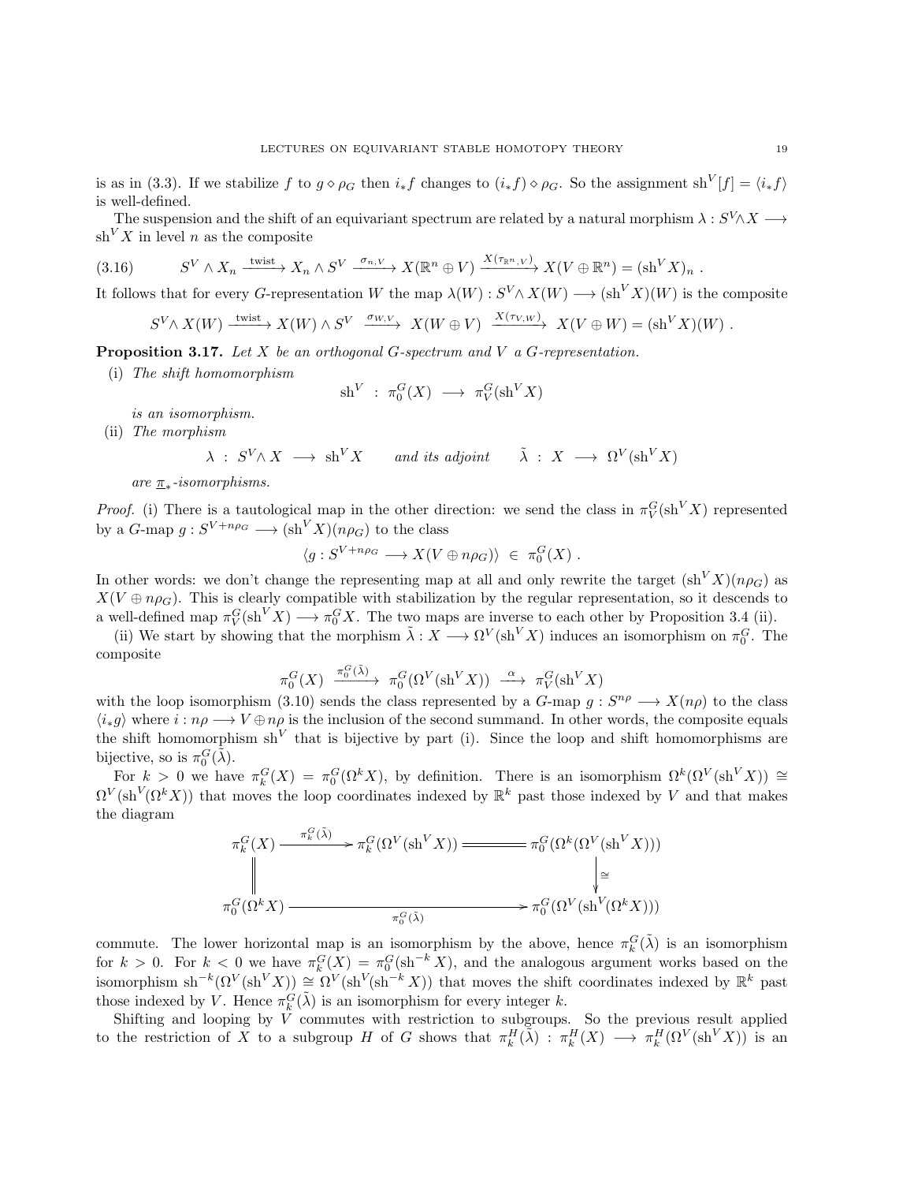is as in (3.3). If we stabilize $f$ to $g \diamond \rho_G$ then $i_* f$ changes to $(i_* f) \diamond \rho_G$. So the assignment $\mathrm{sh}^V[f] = \langle i_* f \rangle$ is well-defined.

The suspension and the shift of an equivariant spectrum are related by a natural morphism $\lambda : S^V \wedge X \longrightarrow \mathrm{sh}^V X$ in level $n$ as the composite

$$S^V \wedge X_n \xrightarrow{\text{twist}} X_n \wedge S^V \xrightarrow{\sigma_{n,V}} X(\mathbb{R}^n \oplus V) \xrightarrow{X(\tau_{\mathbb{R}^n,V})} X(V \oplus \mathbb{R}^n) = (\mathrm{sh}^V X)_n \ . \tag{3.16}$$

It follows that for every $G$-representation $W$ the map $\lambda(W) : S^V \wedge X(W) \longrightarrow (\mathrm{sh}^V X)(W)$ is the composite

$$S^V \wedge X(W) \xrightarrow{\text{twist}} X(W) \wedge S^V \xrightarrow{\sigma_{W,V}} X(W \oplus V) \xrightarrow{X(\tau_{V,W})} X(V \oplus W) = (\mathrm{sh}^V X)(W) \ .$$

**Proposition 3.17.** *Let $X$ be an orthogonal $G$-spectrum and $V$ a $G$-representation.*

(i) *The shift homomorphism*
$$\mathrm{sh}^V \ : \ \pi_0^G(X) \longrightarrow \pi_V^G(\mathrm{sh}^V X)$$
*is an isomorphism.*

(ii) *The morphism*
$$\lambda \ : \ S^V \wedge X \longrightarrow \mathrm{sh}^V X \qquad \textit{and its adjoint} \qquad \tilde{\lambda} \ : \ X \longrightarrow \Omega^V(\mathrm{sh}^V X)$$
*are $\underline{\pi}_*$-isomorphisms.*

*Proof.* (i) There is a tautological map in the other direction: we send the class in $\pi_V^G(\mathrm{sh}^V X)$ represented by a $G$-map $g : S^{V+n\rho_G} \longrightarrow (\mathrm{sh}^V X)(n\rho_G)$ to the class

$$\langle g : S^{V+n\rho_G} \longrightarrow X(V \oplus n\rho_G) \rangle \ \in \ \pi_0^G(X) \ .$$

In other words: we don't change the representing map at all and only rewrite the target $(\mathrm{sh}^V X)(n\rho_G)$ as $X(V \oplus n\rho_G)$. This is clearly compatible with stabilization by the regular representation, so it descends to a well-defined map $\pi_V^G(\mathrm{sh}^V X) \longrightarrow \pi_0^G X$. The two maps are inverse to each other by Proposition 3.4 (ii).

(ii) We start by showing that the morphism $\tilde{\lambda} : X \longrightarrow \Omega^V(\mathrm{sh}^V X)$ induces an isomorphism on $\pi_0^G$. The composite

$$\pi_0^G(X) \xrightarrow{\pi_0^G(\tilde{\lambda})} \pi_0^G(\Omega^V(\mathrm{sh}^V X)) \xrightarrow{\alpha} \pi_V^G(\mathrm{sh}^V X)$$

with the loop isomorphism (3.10) sends the class represented by a $G$-map $g : S^{n\rho} \longrightarrow X(n\rho)$ to the class $\langle i_* g \rangle$ where $i : n\rho \longrightarrow V \oplus n\rho$ is the inclusion of the second summand. In other words, the composite equals the shift homomorphism $\mathrm{sh}^V$ that is bijective by part (i). Since the loop and shift homomorphisms are bijective, so is $\pi_0^G(\tilde{\lambda})$.

For $k > 0$ we have $\pi_k^G(X) = \pi_0^G(\Omega^k X)$, by definition. There is an isomorphism $\Omega^k(\Omega^V(\mathrm{sh}^V X)) \cong \Omega^V(\mathrm{sh}^V(\Omega^k X))$ that moves the loop coordinates indexed by $\mathbb{R}^k$ past those indexed by $V$ and that makes the diagram

$$\begin{array}{ccccc}
\pi_k^G(X) & \xrightarrow{\pi_k^G(\tilde{\lambda})} & \pi_k^G(\Omega^V(\mathrm{sh}^V X)) & = & \pi_0^G(\Omega^k(\Omega^V(\mathrm{sh}^V X))) \\
\| & & & & \downarrow \cong \\
\pi_0^G(\Omega^k X) & & \xrightarrow{\pi_0^G(\tilde{\lambda})} & & \pi_0^G(\Omega^V(\mathrm{sh}^V(\Omega^k X)))
\end{array}$$

commute. The lower horizontal map is an isomorphism by the above, hence $\pi_k^G(\tilde{\lambda})$ is an isomorphism for $k > 0$. For $k < 0$ we have $\pi_k^G(X) = \pi_0^G(\mathrm{sh}^{-k} X)$, and the analogous argument works based on the isomorphism $\mathrm{sh}^{-k}(\Omega^V(\mathrm{sh}^V X)) \cong \Omega^V(\mathrm{sh}^V(\mathrm{sh}^{-k} X))$ that moves the shift coordinates indexed by $\mathbb{R}^k$ past those indexed by $V$. Hence $\pi_k^G(\tilde{\lambda})$ is an isomorphism for every integer $k$.

Shifting and looping by $V$ commutes with restriction to subgroups. So the previous result applied to the restriction of $X$ to a subgroup $H$ of $G$ shows that $\pi_k^H(\tilde{\lambda}) : \pi_k^H(X) \longrightarrow \pi_k^H(\Omega^V(\mathrm{sh}^V X))$ is an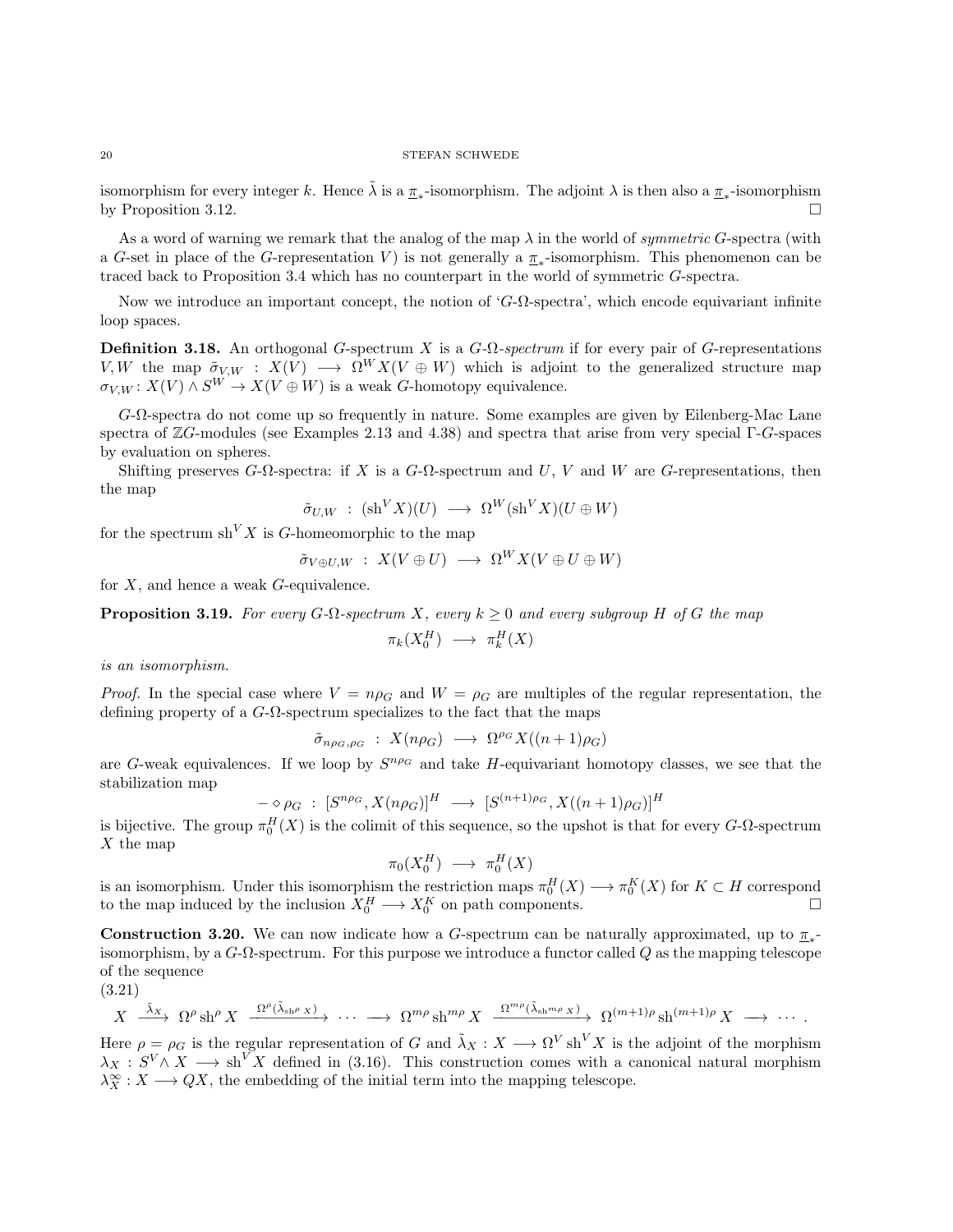isomorphism for every integer $k$. Hence $\tilde{\lambda}$ is a $\underline{\pi}_*$-isomorphism. The adjoint $\lambda$ is then also a $\underline{\pi}_*$-isomorphism by Proposition 3.12. □

As a word of warning we remark that the analog of the map $\lambda$ in the world of *symmetric* $G$-spectra (with a $G$-set in place of the $G$-representation $V$) is not generally a $\underline{\pi}_*$-isomorphism. This phenomenon can be traced back to Proposition 3.4 which has no counterpart in the world of symmetric $G$-spectra.

Now we introduce an important concept, the notion of '$G$-$\Omega$-spectra', which encode equivariant infinite loop spaces.

**Definition 3.18.** An orthogonal $G$-spectrum $X$ is a *$G$-$\Omega$-spectrum* if for every pair of $G$-representations $V, W$ the map $\tilde{\sigma}_{V,W} : X(V) \longrightarrow \Omega^W X(V \oplus W)$ which is adjoint to the generalized structure map $\sigma_{V,W} : X(V) \wedge S^W \to X(V \oplus W)$ is a weak $G$-homotopy equivalence.

$G$-$\Omega$-spectra do not come up so frequently in nature. Some examples are given by Eilenberg-Mac Lane spectra of $\mathbb{Z}G$-modules (see Examples 2.13 and 4.38) and spectra that arise from very special $\Gamma$-$G$-spaces by evaluation on spheres.

Shifting preserves $G$-$\Omega$-spectra: if $X$ is a $G$-$\Omega$-spectrum and $U$, $V$ and $W$ are $G$-representations, then the map

$$\tilde{\sigma}_{U,W} \ : \ (\mathrm{sh}^V X)(U) \ \longrightarrow \ \Omega^W (\mathrm{sh}^V X)(U \oplus W)$$

for the spectrum $\mathrm{sh}^V X$ is $G$-homeomorphic to the map

$$\tilde{\sigma}_{V \oplus U,W} \ : \ X(V \oplus U) \ \longrightarrow \ \Omega^W X(V \oplus U \oplus W)$$

for $X$, and hence a weak $G$-equivalence.

**Proposition 3.19.** *For every $G$-$\Omega$-spectrum $X$, every $k \geq 0$ and every subgroup $H$ of $G$ the map*

$$\pi_k(X_0^H) \ \longrightarrow \ \pi_k^H(X)$$

*is an isomorphism.*

*Proof.* In the special case where $V = n\rho_G$ and $W = \rho_G$ are multiples of the regular representation, the defining property of a $G$-$\Omega$-spectrum specializes to the fact that the maps

$$\tilde{\sigma}_{n\rho_G,\rho_G} \ : \ X(n\rho_G) \ \longrightarrow \ \Omega^{\rho_G} X((n+1)\rho_G)$$

are $G$-weak equivalences. If we loop by $S^{n\rho_G}$ and take $H$-equivariant homotopy classes, we see that the stabilization map

$$- \diamond \rho_G \ : \ [S^{n\rho_G}, X(n\rho_G)]^H \ \longrightarrow \ [S^{(n+1)\rho_G}, X((n+1)\rho_G)]^H$$

is bijective. The group $\pi_0^H(X)$ is the colimit of this sequence, so the upshot is that for every $G$-$\Omega$-spectrum $X$ the map

$$\pi_0(X_0^H) \ \longrightarrow \ \pi_0^H(X)$$

is an isomorphism. Under this isomorphism the restriction maps $\pi_0^H(X) \longrightarrow \pi_0^K(X)$ for $K \subset H$ correspond to the map induced by the inclusion $X_0^H \longrightarrow X_0^K$ on path components. □

**Construction 3.20.** We can now indicate how a $G$-spectrum can be naturally approximated, up to $\underline{\pi}_*$-isomorphism, by a $G$-$\Omega$-spectrum. For this purpose we introduce a functor called $Q$ as the mapping telescope of the sequence

(3.21)

$$X \ \xrightarrow{\tilde{\lambda}_X} \ \Omega^\rho \, \mathrm{sh}^\rho X \ \xrightarrow{\Omega^\rho(\tilde{\lambda}_{\mathrm{sh}^\rho X})} \ \cdots \ \longrightarrow \ \Omega^{m\rho} \, \mathrm{sh}^{m\rho} X \ \xrightarrow{\Omega^{m\rho}(\tilde{\lambda}_{\mathrm{sh}^{m\rho} X})} \ \Omega^{(m+1)\rho} \, \mathrm{sh}^{(m+1)\rho} X \ \longrightarrow \ \cdots \ .$$

Here $\rho = \rho_G$ is the regular representation of $G$ and $\tilde{\lambda}_X : X \longrightarrow \Omega^V \mathrm{sh}^V X$ is the adjoint of the morphism $\lambda_X : S^V \wedge X \longrightarrow \mathrm{sh}^V X$ defined in (3.16). This construction comes with a canonical natural morphism $\lambda_X^\infty : X \longrightarrow QX$, the embedding of the initial term into the mapping telescope.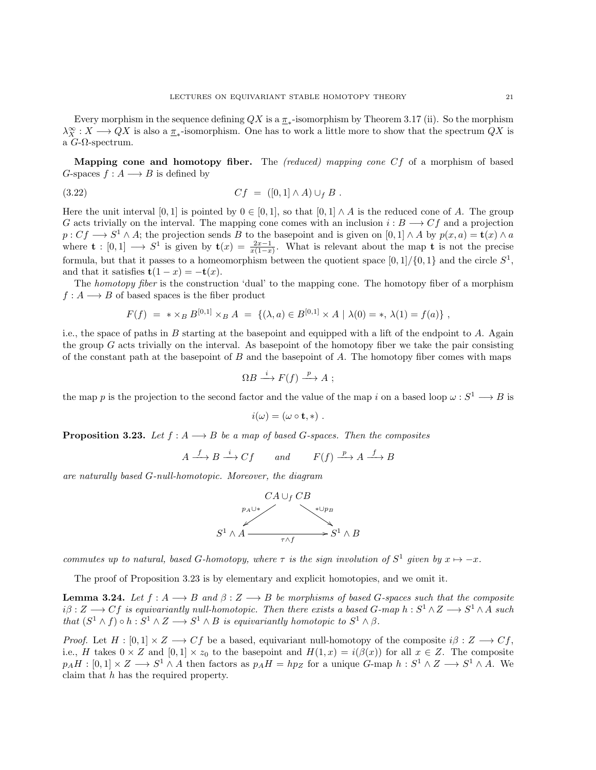Every morphism in the sequence defining $QX$ is a $\underline{\pi}_*$-isomorphism by Theorem 3.17 (ii). So the morphism $\lambda_X^\infty : X \longrightarrow QX$ is also a $\underline{\pi}_*$-isomorphism. One has to work a little more to show that the spectrum $QX$ is a $G$-$\Omega$-spectrum.

**Mapping cone and homotopy fiber.** The *(reduced) mapping cone* $Cf$ of a morphism of based $G$-spaces $f : A \longrightarrow B$ is defined by

$$Cf \;=\; ([0,1] \wedge A) \cup_f B \;. \tag{3.22}$$

Here the unit interval $[0,1]$ is pointed by $0 \in [0,1]$, so that $[0,1] \wedge A$ is the reduced cone of $A$. The group $G$ acts trivially on the interval. The mapping cone comes with an inclusion $i : B \longrightarrow Cf$ and a projection $p : Cf \longrightarrow S^1 \wedge A$; the projection sends $B$ to the basepoint and is given on $[0,1] \wedge A$ by $p(x,a) = \mathbf{t}(x) \wedge a$ where $\mathbf{t} : [0,1] \longrightarrow S^1$ is given by $\mathbf{t}(x) = \frac{2x-1}{x(1-x)}$. What is relevant about the map $\mathbf{t}$ is not the precise formula, but that it passes to a homeomorphism between the quotient space $[0,1]/\{0,1\}$ and the circle $S^1$, and that it satisfies $\mathbf{t}(1-x) = -\mathbf{t}(x)$.

The *homotopy fiber* is the construction 'dual' to the mapping cone. The homotopy fiber of a morphism $f : A \longrightarrow B$ of based spaces is the fiber product

$$F(f) \;=\; * \times_B B^{[0,1]} \times_B A \;=\; \{(\lambda, a) \in B^{[0,1]} \times A \mid \lambda(0) = *,\ \lambda(1) = f(a)\} \;,$$

i.e., the space of paths in $B$ starting at the basepoint and equipped with a lift of the endpoint to $A$. Again the group $G$ acts trivially on the interval. As basepoint of the homotopy fiber we take the pair consisting of the constant path at the basepoint of $B$ and the basepoint of $A$. The homotopy fiber comes with maps

$$\Omega B \xrightarrow{\;i\;} F(f) \xrightarrow{\;p\;} A \;;$$

the map $p$ is the projection to the second factor and the value of the map $i$ on a based loop $\omega : S^1 \longrightarrow B$ is

$$i(\omega) = (\omega \circ \mathbf{t}, *) \;.$$

**Proposition 3.23.** *Let $f : A \longrightarrow B$ be a map of based $G$-spaces. Then the composites*

$$A \xrightarrow{\;f\;} B \xrightarrow{\;i\;} Cf \qquad \text{and} \qquad F(f) \xrightarrow{\;p\;} A \xrightarrow{\;f\;} B$$

*are naturally based $G$-null-homotopic. Moreover, the diagram*

$$\begin{array}{ccc} & CA \cup_f CB & \\ {}^{p_A \cup *}\swarrow & & \searrow^{* \cup p_B} \\ S^1 \wedge A & \xrightarrow[\tau \wedge f]{} & S^1 \wedge B \end{array}$$

*commutes up to natural, based $G$-homotopy, where $\tau$ is the sign involution of $S^1$ given by $x \mapsto -x$.*

The proof of Proposition 3.23 is by elementary and explicit homotopies, and we omit it.

**Lemma 3.24.** *Let $f : A \longrightarrow B$ and $\beta : Z \longrightarrow B$ be morphisms of based $G$-spaces such that the composite $i\beta : Z \longrightarrow Cf$ is equivariantly null-homotopic. Then there exists a based $G$-map $h : S^1 \wedge Z \longrightarrow S^1 \wedge A$ such that $(S^1 \wedge f) \circ h : S^1 \wedge Z \longrightarrow S^1 \wedge B$ is equivariantly homotopic to $S^1 \wedge \beta$.*

*Proof.* Let $H : [0,1] \times Z \longrightarrow Cf$ be a based, equivariant null-homotopy of the composite $i\beta : Z \longrightarrow Cf$, i.e., $H$ takes $0 \times Z$ and $[0,1] \times z_0$ to the basepoint and $H(1,x) = i(\beta(x))$ for all $x \in Z$. The composite $p_A H : [0,1] \times Z \longrightarrow S^1 \wedge A$ then factors as $p_A H = h p_Z$ for a unique $G$-map $h : S^1 \wedge Z \longrightarrow S^1 \wedge A$. We claim that $h$ has the required property.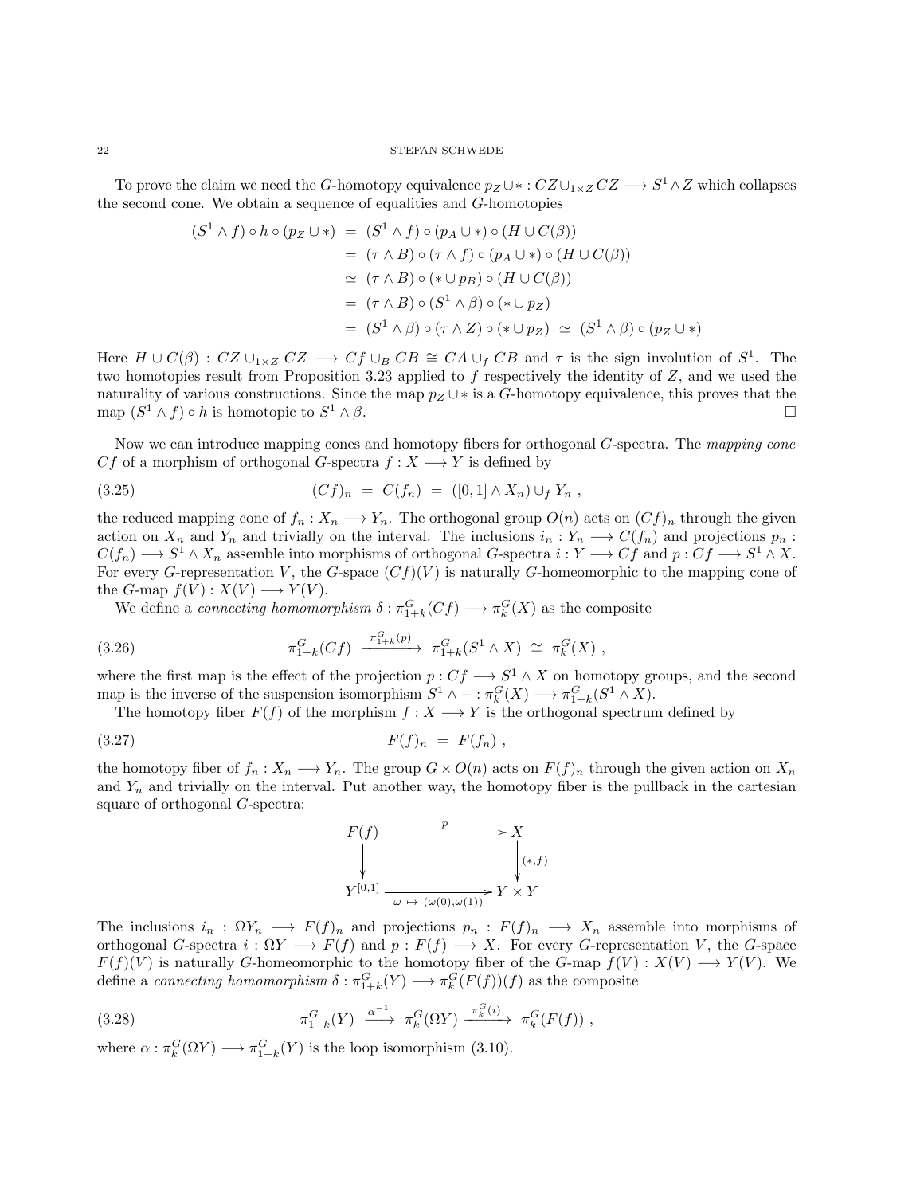To prove the claim we need the $G$-homotopy equivalence $p_Z \cup * : CZ \cup_{1\times Z} CZ \longrightarrow S^1 \wedge Z$ which collapses the second cone. We obtain a sequence of equalities and $G$-homotopies

$$
\begin{aligned}
(S^1 \wedge f) \circ h \circ (p_Z \cup *) &= (S^1 \wedge f) \circ (p_A \cup *) \circ (H \cup C(\beta)) \\
&= (\tau \wedge B) \circ (\tau \wedge f) \circ (p_A \cup *) \circ (H \cup C(\beta)) \\
&\simeq (\tau \wedge B) \circ (* \cup p_B) \circ (H \cup C(\beta)) \\
&= (\tau \wedge B) \circ (S^1 \wedge \beta) \circ (* \cup p_Z) \\
&= (S^1 \wedge \beta) \circ (\tau \wedge Z) \circ (* \cup p_Z) \;\simeq\; (S^1 \wedge \beta) \circ (p_Z \cup *)
\end{aligned}
$$

Here $H \cup C(\beta) : CZ \cup_{1\times Z} CZ \longrightarrow Cf \cup_B CB \cong CA \cup_f CB$ and $\tau$ is the sign involution of $S^1$. The two homotopies result from Proposition 3.23 applied to $f$ respectively the identity of $Z$, and we used the naturality of various constructions. Since the map $p_Z \cup *$ is a $G$-homotopy equivalence, this proves that the map $(S^1 \wedge f) \circ h$ is homotopic to $S^1 \wedge \beta$. □

Now we can introduce mapping cones and homotopy fibers for orthogonal $G$-spectra. The *mapping cone* $Cf$ of a morphism of orthogonal $G$-spectra $f : X \longrightarrow Y$ is defined by

$$
(Cf)_n \;=\; C(f_n) \;=\; ([0,1] \wedge X_n) \cup_f Y_n \;, \tag{3.25}
$$

the reduced mapping cone of $f_n : X_n \longrightarrow Y_n$. The orthogonal group $O(n)$ acts on $(Cf)_n$ through the given action on $X_n$ and $Y_n$ and trivially on the interval. The inclusions $i_n : Y_n \longrightarrow C(f_n)$ and projections $p_n : C(f_n) \longrightarrow S^1 \wedge X_n$ assemble into morphisms of orthogonal $G$-spectra $i : Y \longrightarrow Cf$ and $p : Cf \longrightarrow S^1 \wedge X$. For every $G$-representation $V$, the $G$-space $(Cf)(V)$ is naturally $G$-homeomorphic to the mapping cone of the $G$-map $f(V) : X(V) \longrightarrow Y(V)$.

We define a *connecting homomorphism* $\delta : \pi^G_{1+k}(Cf) \longrightarrow \pi^G_k(X)$ as the composite

$$
\pi^G_{1+k}(Cf) \xrightarrow{\;\pi^G_{1+k}(p)\;} \pi^G_{1+k}(S^1 \wedge X) \;\cong\; \pi^G_k(X) \;, \tag{3.26}
$$

where the first map is the effect of the projection $p : Cf \longrightarrow S^1 \wedge X$ on homotopy groups, and the second map is the inverse of the suspension isomorphism $S^1 \wedge - : \pi^G_k(X) \longrightarrow \pi^G_{1+k}(S^1 \wedge X)$.

The homotopy fiber $F(f)$ of the morphism $f : X \longrightarrow Y$ is the orthogonal spectrum defined by

$$
F(f)_n \;=\; F(f_n) \;, \tag{3.27}
$$

the homotopy fiber of $f_n : X_n \longrightarrow Y_n$. The group $G \times O(n)$ acts on $F(f)_n$ through the given action on $X_n$ and $Y_n$ and trivially on the interval. Put another way, the homotopy fiber is the pullback in the cartesian square of orthogonal $G$-spectra:

$$
\begin{array}{ccc}
F(f) & \xrightarrow{\quad p \quad} & X \\
\downarrow & & \downarrow {\scriptstyle (*,f)} \\
Y^{[0,1]} & \xrightarrow[\omega \,\mapsto\, (\omega(0),\omega(1))]{} & Y \times Y
\end{array}
$$

The inclusions $i_n : \Omega Y_n \longrightarrow F(f)_n$ and projections $p_n : F(f)_n \longrightarrow X_n$ assemble into morphisms of orthogonal $G$-spectra $i : \Omega Y \longrightarrow F(f)$ and $p : F(f) \longrightarrow X$. For every $G$-representation $V$, the $G$-space $F(f)(V)$ is naturally $G$-homeomorphic to the homotopy fiber of the $G$-map $f(V) : X(V) \longrightarrow Y(V)$. We define a *connecting homomorphism* $\delta : \pi^G_{1+k}(Y) \longrightarrow \pi^G_k(F(f))(f)$ as the composite

$$
\pi^G_{1+k}(Y) \xrightarrow{\;\alpha^{-1}\;} \pi^G_k(\Omega Y) \xrightarrow{\;\pi^G_k(i)\;} \pi^G_k(F(f)) \;, \tag{3.28}
$$

where $\alpha : \pi^G_k(\Omega Y) \longrightarrow \pi^G_{1+k}(Y)$ is the loop isomorphism (3.10).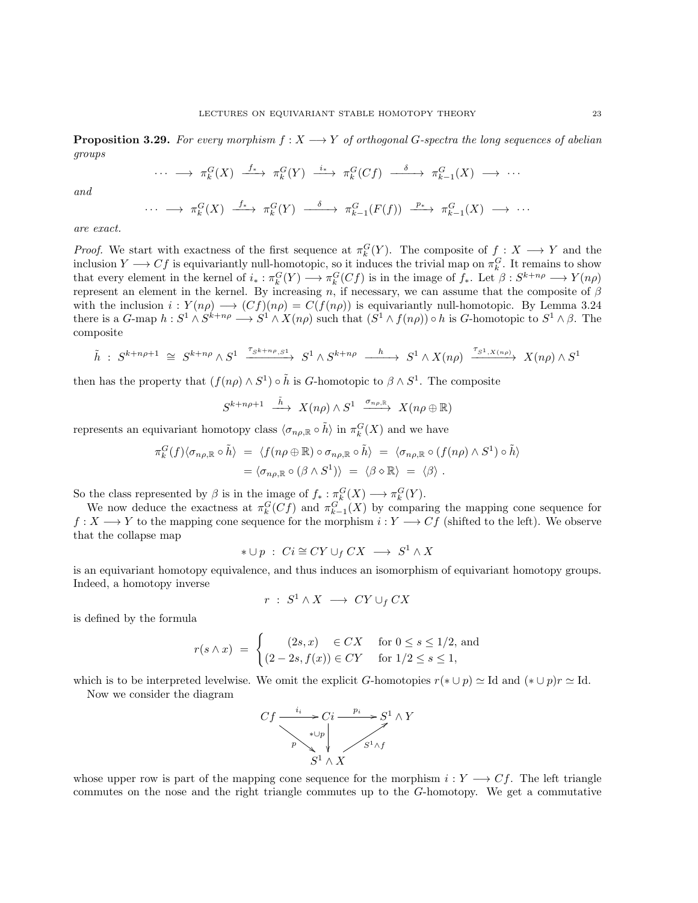**Proposition 3.29.** *For every morphism $f : X \longrightarrow Y$ of orthogonal $G$-spectra the long sequences of abelian groups*

$$\cdots \longrightarrow \pi_k^G(X) \xrightarrow{f_*} \pi_k^G(Y) \xrightarrow{i_*} \pi_k^G(Cf) \xrightarrow{\delta} \pi_{k-1}^G(X) \longrightarrow \cdots$$

*and*

$$\cdots \longrightarrow \pi_k^G(X) \xrightarrow{f_*} \pi_k^G(Y) \xrightarrow{\delta} \pi_{k-1}^G(F(f)) \xrightarrow{p_*} \pi_{k-1}^G(X) \longrightarrow \cdots$$

*are exact.*

*Proof.* We start with exactness of the first sequence at $\pi_k^G(Y)$. The composite of $f : X \longrightarrow Y$ and the inclusion $Y \longrightarrow Cf$ is equivariantly null-homotopic, so it induces the trivial map on $\pi_k^G$. It remains to show that every element in the kernel of $i_* : \pi_k^G(Y) \longrightarrow \pi_k^G(Cf)$ is in the image of $f_*$. Let $\beta : S^{k+n\rho} \longrightarrow Y(n\rho)$ represent an element in the kernel. By increasing $n$, if necessary, we can assume that the composite of $\beta$ with the inclusion $i : Y(n\rho) \longrightarrow (Cf)(n\rho) = C(f(n\rho))$ is equivariantly null-homotopic. By Lemma 3.24 there is a $G$-map $h : S^1 \wedge S^{k+n\rho} \longrightarrow S^1 \wedge X(n\rho)$ such that $(S^1 \wedge f(n\rho)) \circ h$ is $G$-homotopic to $S^1 \wedge \beta$. The composite

$$\tilde{h} \ : \ S^{k+n\rho+1} \ \cong \ S^{k+n\rho} \wedge S^1 \xrightarrow{\tau_{S^{k+n\rho},S^1}} S^1 \wedge S^{k+n\rho} \xrightarrow{\ h\ } S^1 \wedge X(n\rho) \xrightarrow{\tau_{S^1,X(n\rho)}} X(n\rho) \wedge S^1$$

then has the property that $(f(n\rho) \wedge S^1) \circ \tilde{h}$ is $G$-homotopic to $\beta \wedge S^1$. The composite

$$S^{k+n\rho+1} \xrightarrow{\tilde{h}} X(n\rho) \wedge S^1 \xrightarrow{\sigma_{n\rho,\mathbb{R}}} X(n\rho \oplus \mathbb{R})$$

represents an equivariant homotopy class $\langle \sigma_{n\rho,\mathbb{R}} \circ \tilde{h} \rangle$ in $\pi_k^G(X)$ and we have

$$\begin{aligned}
\pi_k^G(f)\langle \sigma_{n\rho,\mathbb{R}} \circ \tilde{h} \rangle \ &= \ \langle f(n\rho \oplus \mathbb{R}) \circ \sigma_{n\rho,\mathbb{R}} \circ \tilde{h} \rangle \ = \ \langle \sigma_{n\rho,\mathbb{R}} \circ (f(n\rho) \wedge S^1) \circ \tilde{h} \rangle \\
&= \langle \sigma_{n\rho,\mathbb{R}} \circ (\beta \wedge S^1) \rangle \ = \ \langle \beta \diamond \mathbb{R} \rangle \ = \ \langle \beta \rangle \ .
\end{aligned}$$

So the class represented by $\beta$ is in the image of $f_* : \pi_k^G(X) \longrightarrow \pi_k^G(Y)$.

We now deduce the exactness at $\pi_k^G(Cf)$ and $\pi_{k-1}^G(X)$ by comparing the mapping cone sequence for $f : X \longrightarrow Y$ to the mapping cone sequence for the morphism $i : Y \longrightarrow Cf$ (shifted to the left). We observe that the collapse map

$$* \cup p \ : \ Ci \cong CY \cup_f CX \ \longrightarrow \ S^1 \wedge X$$

is an equivariant homotopy equivalence, and thus induces an isomorphism of equivariant homotopy groups. Indeed, a homotopy inverse

$$r \ : \ S^1 \wedge X \ \longrightarrow \ CY \cup_f CX$$

is defined by the formula

$$r(s \wedge x) \ = \ \begin{cases} \quad (2s, x) \quad \in CX & \text{for } 0 \leq s \leq 1/2, \text{ and} \\ (2 - 2s, f(x)) \in CY & \text{for } 1/2 \leq s \leq 1, \end{cases}$$

which is to be interpreted levelwise. We omit the explicit $G$-homotopies $r(* \cup p) \simeq \mathrm{Id}$ and $(* \cup p)r \simeq \mathrm{Id}$.

Now we consider the diagram

$$\begin{array}{ccccc}
Cf & \xrightarrow{i_i} & Ci & \xrightarrow{p_i} & S^1 \wedge Y \\
& {\scriptstyle p} \searrow & \downarrow {\scriptstyle * \cup p} & \nearrow {\scriptstyle S^1 \wedge f} & \\
& & S^1 \wedge X & &
\end{array}$$

whose upper row is part of the mapping cone sequence for the morphism $i : Y \longrightarrow Cf$. The left triangle commutes on the nose and the right triangle commutes up to the $G$-homotopy. We get a commutative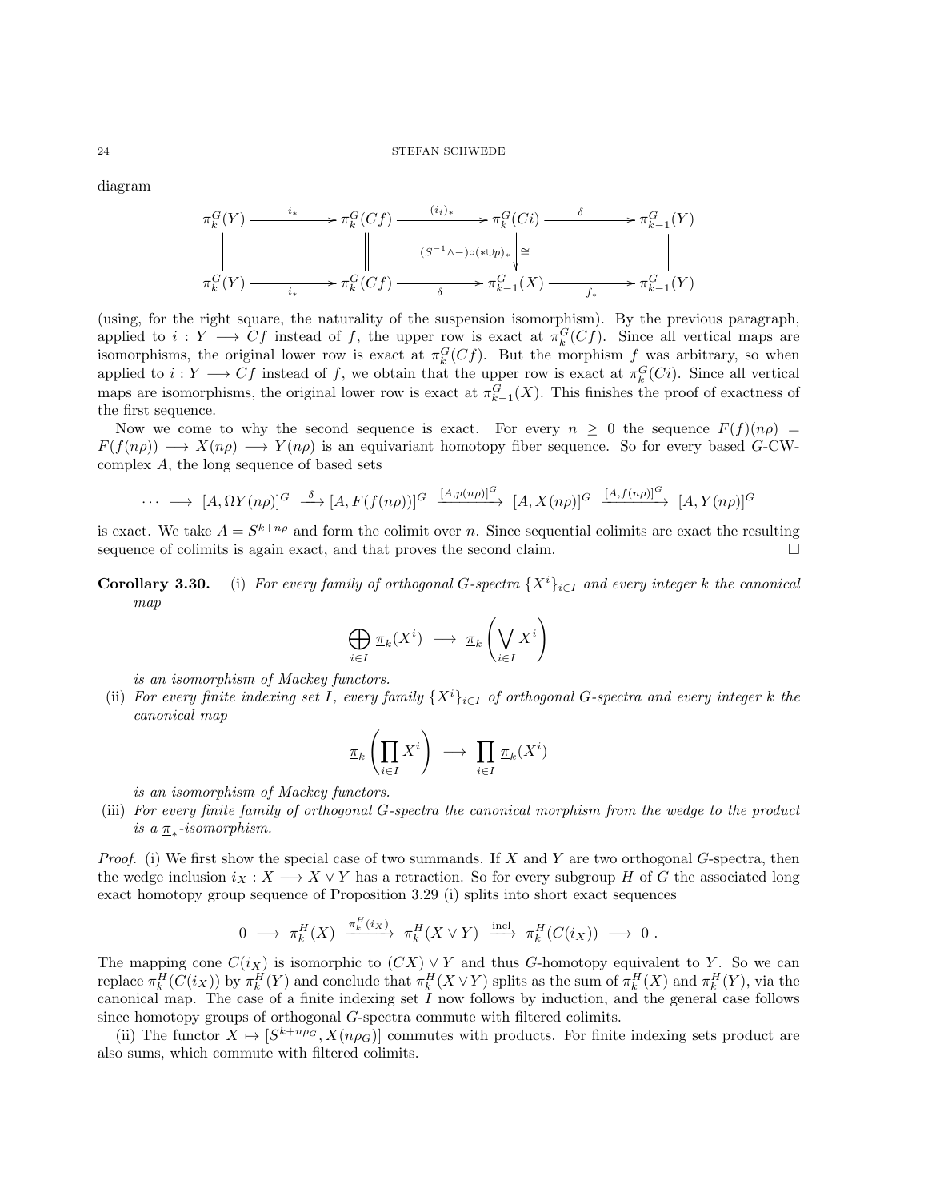diagram

$$
\begin{array}{ccccccc}
\pi_k^G(Y) & \xrightarrow{i_*} & \pi_k^G(Cf) & \xrightarrow{(i_i)_*} & \pi_k^G(Ci) & \xrightarrow{\delta} & \pi_{k-1}^G(Y) \\
\| & & \| & & \downarrow{\scriptstyle (S^{-1}\wedge -)\circ(*\cup p)_*}\, \cong & & \| \\
\pi_k^G(Y) & \xrightarrow[i_*]{} & \pi_k^G(Cf) & \xrightarrow[\delta]{} & \pi_{k-1}^G(X) & \xrightarrow[f_*]{} & \pi_{k-1}^G(Y)
\end{array}
$$

(using, for the right square, the naturality of the suspension isomorphism). By the previous paragraph, applied to $i : Y \longrightarrow Cf$ instead of $f$, the upper row is exact at $\pi_k^G(Cf)$. Since all vertical maps are isomorphisms, the original lower row is exact at $\pi_k^G(Cf)$. But the morphism $f$ was arbitrary, so when applied to $i : Y \longrightarrow Cf$ instead of $f$, we obtain that the upper row is exact at $\pi_k^G(Ci)$. Since all vertical maps are isomorphisms, the original lower row is exact at $\pi_{k-1}^G(X)$. This finishes the proof of exactness of the first sequence.

Now we come to why the second sequence is exact. For every $n \geq 0$ the sequence $F(f)(n\rho) = F(f(n\rho)) \longrightarrow X(n\rho) \longrightarrow Y(n\rho)$ is an equivariant homotopy fiber sequence. So for every based $G$-CW-complex $A$, the long sequence of based sets

$$\cdots \longrightarrow [A, \Omega Y(n\rho)]^G \xrightarrow{\delta} [A, F(f(n\rho))]^G \xrightarrow{[A,p(n\rho)]^G} [A, X(n\rho)]^G \xrightarrow{[A,f(n\rho)]^G} [A, Y(n\rho)]^G$$

is exact. We take $A = S^{k+n\rho}$ and form the colimit over $n$. Since sequential colimits are exact the resulting sequence of colimits is again exact, and that proves the second claim. □

**Corollary 3.30.** (i) *For every family of orthogonal $G$-spectra $\{X^i\}_{i\in I}$ and every integer $k$ the canonical map*

$$\bigoplus_{i\in I} \underline{\pi}_k(X^i) \longrightarrow \underline{\pi}_k\left(\bigvee_{i\in I} X^i\right)$$

*is an isomorphism of Mackey functors.*

(ii) *For every finite indexing set $I$, every family $\{X^i\}_{i\in I}$ of orthogonal $G$-spectra and every integer $k$ the canonical map*

$$\underline{\pi}_k\left(\prod_{i\in I} X^i\right) \longrightarrow \prod_{i\in I} \underline{\pi}_k(X^i)$$

*is an isomorphism of Mackey functors.*

(iii) *For every finite family of orthogonal $G$-spectra the canonical morphism from the wedge to the product is a $\underline{\pi}_*$-isomorphism.*

*Proof.* (i) We first show the special case of two summands. If $X$ and $Y$ are two orthogonal $G$-spectra, then the wedge inclusion $i_X : X \longrightarrow X \vee Y$ has a retraction. So for every subgroup $H$ of $G$ the associated long exact homotopy group sequence of Proposition 3.29 (i) splits into short exact sequences

$$0 \longrightarrow \pi_k^H(X) \xrightarrow{\pi_k^H(i_X)} \pi_k^H(X \vee Y) \xrightarrow{\text{incl}} \pi_k^H(C(i_X)) \longrightarrow 0 .$$

The mapping cone $C(i_X)$ is isomorphic to $(CX) \vee Y$ and thus $G$-homotopy equivalent to $Y$. So we can replace $\pi_k^H(C(i_X))$ by $\pi_k^H(Y)$ and conclude that $\pi_k^H(X \vee Y)$ splits as the sum of $\pi_k^H(X)$ and $\pi_k^H(Y)$, via the canonical map. The case of a finite indexing set $I$ now follows by induction, and the general case follows since homotopy groups of orthogonal $G$-spectra commute with filtered colimits.

(ii) The functor $X \mapsto [S^{k+n\rho_G}, X(n\rho_G)]$ commutes with products. For finite indexing sets product are also sums, which commute with filtered colimits.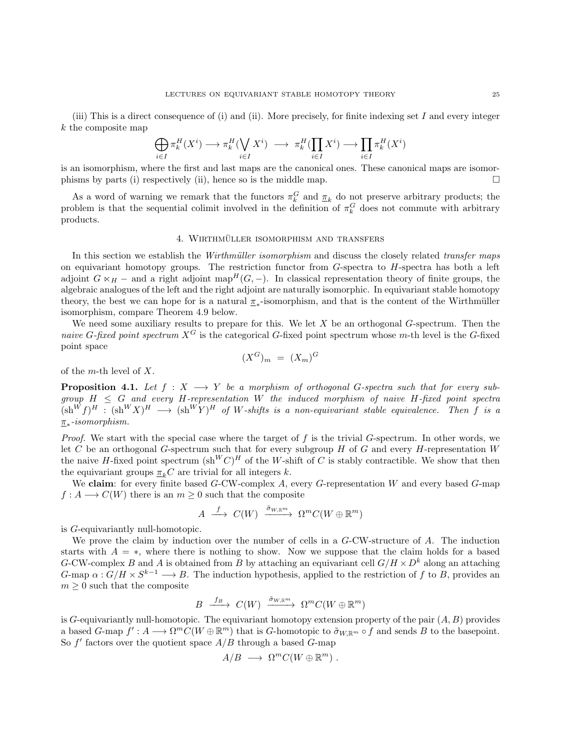(iii) This is a direct consequence of (i) and (ii). More precisely, for finite indexing set $I$ and every integer $k$ the composite map

$$\bigoplus_{i\in I}\pi_k^H(X^i) \longrightarrow \pi_k^H(\bigvee_{i\in I} X^i) \;\longrightarrow\; \pi_k^H(\prod_{i\in I} X^i) \longrightarrow \prod_{i\in I}\pi_k^H(X^i)$$

is an isomorphism, where the first and last maps are the canonical ones. These canonical maps are isomorphisms by parts (i) respectively (ii), hence so is the middle map. □

As a word of warning we remark that the functors $\pi_k^G$ and $\underline{\pi}_k$ do not preserve arbitrary products; the problem is that the sequential colimit involved in the definition of $\pi_k^G$ does not commute with arbitrary products.

## 4. Wirthmüller isomorphism and transfers

In this section we establish the *Wirthmüller isomorphism* and discuss the closely related *transfer maps* on equivariant homotopy groups. The restriction functor from $G$-spectra to $H$-spectra has both a left adjoint $G \ltimes_H -$ and a right adjoint $\mathrm{map}^H(G,-)$. In classical representation theory of finite groups, the algebraic analogues of the left and the right adjoint are naturally isomorphic. In equivariant stable homotopy theory, the best we can hope for is a natural $\underline{\pi}_*$-isomorphism, and that is the content of the Wirthmüller isomorphism, compare Theorem 4.9 below.

We need some auxiliary results to prepare for this. We let $X$ be an orthogonal $G$-spectrum. Then the *naive $G$-fixed point spectrum* $X^G$ is the categorical $G$-fixed point spectrum whose $m$-th level is the $G$-fixed point space

$$(X^G)_m \;=\; (X_m)^G$$

of the $m$-th level of $X$.

**Proposition 4.1.** *Let $f : X \longrightarrow Y$ be a morphism of orthogonal $G$-spectra such that for every subgroup $H \leq G$ and every $H$-representation $W$ the induced morphism of naive $H$-fixed point spectra $(\mathrm{sh}^W f)^H : (\mathrm{sh}^W X)^H \longrightarrow (\mathrm{sh}^W Y)^H$ of $W$-shifts is a non-equivariant stable equivalence. Then $f$ is a $\underline{\pi}_*$-isomorphism.*

*Proof.* We start with the special case where the target of $f$ is the trivial $G$-spectrum. In other words, we let $C$ be an orthogonal $G$-spectrum such that for every subgroup $H$ of $G$ and every $H$-representation $W$ the naive $H$-fixed point spectrum $(\mathrm{sh}^W C)^H$ of the $W$-shift of $C$ is stably contractible. We show that then the equivariant groups $\underline{\pi}_k C$ are trivial for all integers $k$.

We **claim**: for every finite based $G$-CW-complex $A$, every $G$-representation $W$ and every based $G$-map $f : A \longrightarrow C(W)$ there is an $m \geq 0$ such that the composite

$$A \;\xrightarrow{\;f\;}\; C(W) \;\xrightarrow{\;\tilde\sigma_{W,\mathbb{R}^m}\;}\; \Omega^m C(W\oplus\mathbb{R}^m)$$

is $G$-equivariantly null-homotopic.

We prove the claim by induction over the number of cells in a $G$-CW-structure of $A$. The induction starts with $A = *$, where there is nothing to show. Now we suppose that the claim holds for a based $G$-CW-complex $B$ and $A$ is obtained from $B$ by attaching an equivariant cell $G/H \times D^k$ along an attaching $G$-map $\alpha : G/H \times S^{k-1} \longrightarrow B$. The induction hypothesis, applied to the restriction of $f$ to $B$, provides an $m \geq 0$ such that the composite

$$B \;\xrightarrow{\;f_B\;}\; C(W) \;\xrightarrow{\;\tilde\sigma_{W,\mathbb{R}^m}\;}\; \Omega^m C(W\oplus\mathbb{R}^m)$$

is $G$-equivariantly null-homotopic. The equivariant homotopy extension property of the pair $(A,B)$ provides a based $G$-map $f' : A \longrightarrow \Omega^m C(W\oplus\mathbb{R}^m)$ that is $G$-homotopic to $\tilde\sigma_{W,\mathbb{R}^m}\circ f$ and sends $B$ to the basepoint. So $f'$ factors over the quotient space $A/B$ through a based $G$-map

$$A/B \;\longrightarrow\; \Omega^m C(W\oplus\mathbb{R}^m)\;.$$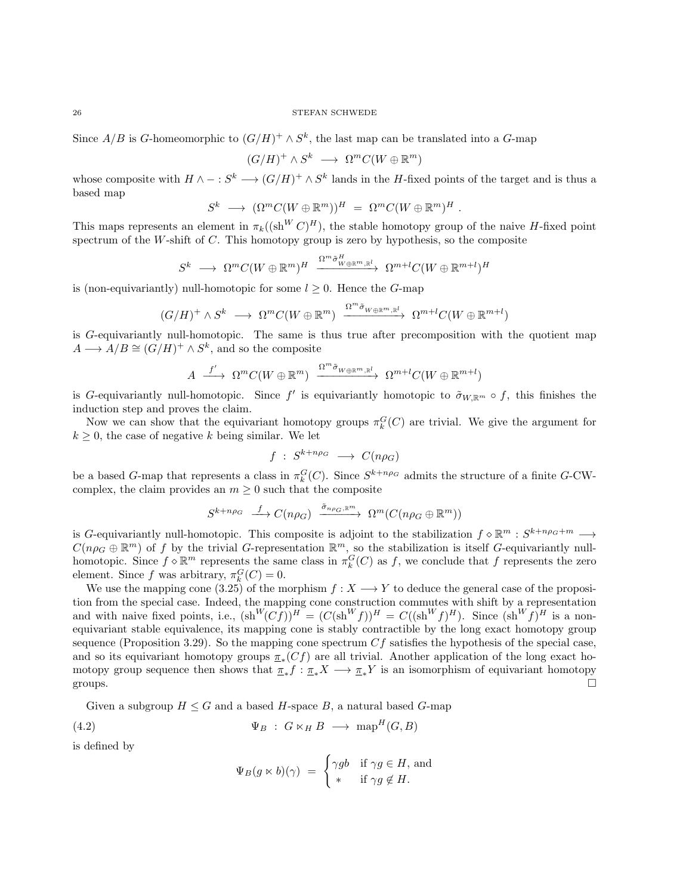Since $A/B$ is $G$-homeomorphic to $(G/H)^+ \wedge S^k$, the last map can be translated into a $G$-map

$$(G/H)^+ \wedge S^k \longrightarrow \Omega^m C(W \oplus \mathbb{R}^m)$$

whose composite with $H \wedge - : S^k \longrightarrow (G/H)^+ \wedge S^k$ lands in the $H$-fixed points of the target and is thus a based map

$$S^k \longrightarrow (\Omega^m C(W \oplus \mathbb{R}^m))^H = \Omega^m C(W \oplus \mathbb{R}^m)^H .$$

This maps represents an element in $\pi_k((\mathrm{sh}^W C)^H)$, the stable homotopy group of the naive $H$-fixed point spectrum of the $W$-shift of $C$. This homotopy group is zero by hypothesis, so the composite

$$S^k \longrightarrow \Omega^m C(W \oplus \mathbb{R}^m)^H \xrightarrow{\Omega^m \tilde{\sigma}^H_{W \oplus \mathbb{R}^m, \mathbb{R}^l}} \Omega^{m+l} C(W \oplus \mathbb{R}^{m+l})^H$$

is (non-equivariantly) null-homotopic for some $l \geq 0$. Hence the $G$-map

$$(G/H)^+ \wedge S^k \longrightarrow \Omega^m C(W \oplus \mathbb{R}^m) \xrightarrow{\Omega^m \tilde{\sigma}_{W \oplus \mathbb{R}^m, \mathbb{R}^l}} \Omega^{m+l} C(W \oplus \mathbb{R}^{m+l})$$

is $G$-equivariantly null-homotopic. The same is thus true after precomposition with the quotient map $A \longrightarrow A/B \cong (G/H)^+ \wedge S^k$, and so the composite

$$A \xrightarrow{f'} \Omega^m C(W \oplus \mathbb{R}^m) \xrightarrow{\Omega^m \tilde{\sigma}_{W \oplus \mathbb{R}^m, \mathbb{R}^l}} \Omega^{m+l} C(W \oplus \mathbb{R}^{m+l})$$

is $G$-equivariantly null-homotopic. Since $f'$ is equivariantly homotopic to $\tilde{\sigma}_{W, \mathbb{R}^m} \circ f$, this finishes the induction step and proves the claim.

Now we can show that the equivariant homotopy groups $\pi_k^G(C)$ are trivial. We give the argument for $k \geq 0$, the case of negative $k$ being similar. We let

$$f : S^{k+n\rho_G} \longrightarrow C(n\rho_G)$$

be a based $G$-map that represents a class in $\pi_k^G(C)$. Since $S^{k+n\rho_G}$ admits the structure of a finite $G$-CW-complex, the claim provides an $m \geq 0$ such that the composite

$$S^{k+n\rho_G} \xrightarrow{f} C(n\rho_G) \xrightarrow{\tilde{\sigma}_{n\rho_G, \mathbb{R}^m}} \Omega^m(C(n\rho_G \oplus \mathbb{R}^m))$$

is $G$-equivariantly null-homotopic. This composite is adjoint to the stabilization $f \diamond \mathbb{R}^m : S^{k+n\rho_G+m} \longrightarrow C(n\rho_G \oplus \mathbb{R}^m)$ of $f$ by the trivial $G$-representation $\mathbb{R}^m$, so the stabilization is itself $G$-equivariantly null-homotopic. Since $f \diamond \mathbb{R}^m$ represents the same class in $\pi_k^G(C)$ as $f$, we conclude that $f$ represents the zero element. Since $f$ was arbitrary, $\pi_k^G(C) = 0$.

We use the mapping cone (3.25) of the morphism $f : X \longrightarrow Y$ to deduce the general case of the proposition from the special case. Indeed, the mapping cone construction commutes with shift by a representation and with naive fixed points, i.e., $(\mathrm{sh}^W(Cf))^H = (C(\mathrm{sh}^W f))^H = C((\mathrm{sh}^W f)^H)$. Since $(\mathrm{sh}^W f)^H$ is a non-equivariant stable equivalence, its mapping cone is stably contractible by the long exact homotopy group sequence (Proposition 3.29). So the mapping cone spectrum $Cf$ satisfies the hypothesis of the special case, and so its equivariant homotopy groups $\underline{\pi}_*(Cf)$ are all trivial. Another application of the long exact homotopy group sequence then shows that $\underline{\pi}_* f : \underline{\pi}_* X \longrightarrow \underline{\pi}_* Y$ is an isomorphism of equivariant homotopy groups. □

Given a subgroup $H \leq G$ and a based $H$-space $B$, a natural based $G$-map

$$\Psi_B : G \ltimes_H B \longrightarrow \mathrm{map}^H(G, B) \tag{4.2}$$

is defined by

$$\Psi_B(g \ltimes b)(\gamma) = \begin{cases} \gamma g b & \text{if } \gamma g \in H, \text{ and} \\ * & \text{if } \gamma g \notin H. \end{cases}$$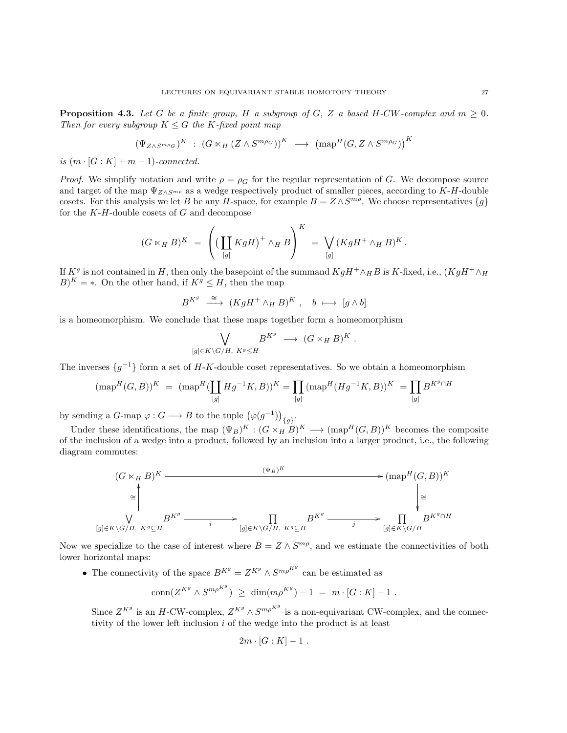**Proposition 4.3.** *Let $G$ be a finite group, $H$ a subgroup of $G$, $Z$ a based $H$-CW-complex and $m \geq 0$. Then for every subgroup $K \leq G$ the $K$-fixed point map*

$$(\Psi_{Z\wedge S^{m\rho_G}})^K \ : \ (G \ltimes_H (Z \wedge S^{m\rho_G}))^K \ \longrightarrow \ \left(\mathrm{map}^H(G, Z \wedge S^{m\rho_G})\right)^K$$

*is $(m \cdot [G:K] + m - 1)$-connected.*

*Proof.* We simplify notation and write $\rho = \rho_G$ for the regular representation of $G$. We decompose source and target of the map $\Psi_{Z\wedge S^{m\rho}}$ as a wedge respectively product of smaller pieces, according to $K$-$H$-double cosets. For this analysis we let $B$ be any $H$-space, for example $B = Z \wedge S^{m\rho}$. We choose representatives $\{g\}$ for the $K$-$H$-double cosets of $G$ and decompose

$$(G \ltimes_H B)^K \ = \ \left( (\coprod_{[g]} KgH)^+ \wedge_H B \right)^K \ = \ \bigvee_{[g]} (KgH^+ \wedge_H B)^K \ .$$

If $K^g$ is not contained in $H$, then only the basepoint of the summand $KgH^+ \wedge_H B$ is $K$-fixed, i.e., $(KgH^+ \wedge_H B)^K = *$. On the other hand, if $K^g \leq H$, then the map

$$B^{K^g} \ \xrightarrow{\ \cong\ } \ (KgH^+ \wedge_H B)^K \ , \quad b \ \longmapsto \ [g \wedge b]$$

is a homeomorphism. We conclude that these maps together form a homeomorphism

$$\bigvee_{[g]\in K\backslash G/H,\ K^g \leq H} B^{K^g} \ \longrightarrow \ (G \ltimes_H B)^K \ .$$

The inverses $\{g^{-1}\}$ form a set of $H$-$K$-double coset representatives. So we obtain a homeomorphism

$$(\mathrm{map}^H(G,B))^K \ = \ (\mathrm{map}^H(\coprod_{[g]} Hg^{-1}K, B))^K = \prod_{[g]} (\mathrm{map}^H(Hg^{-1}K, B))^K \ = \prod_{[g]} B^{K^g \cap H}$$

by sending a $G$-map $\varphi : G \longrightarrow B$ to the tuple $\left(\varphi(g^{-1})\right)_{\{g\}}$.

Under these identifications, the map $(\Psi_B)^K : (G \ltimes_H B)^K \longrightarrow (\mathrm{map}^H(G,B))^K$ becomes the composite of the inclusion of a wedge into a product, followed by an inclusion into a larger product, i.e., the following diagram commutes:

$$\begin{array}{ccccc}
(G \ltimes_H B)^K & & \xrightarrow{\quad (\Psi_B)^K \quad} & & (\mathrm{map}^H(G,B))^K \\
\uparrow \cong & & & & \downarrow \cong \\
\bigvee_{[g]\in K\backslash G/H,\ K^g \subseteq H} B^{K^g} & \xrightarrow{\ i\ } & \prod_{[g]\in K\backslash G/H,\ K^g \subseteq H} B^{K^g} & \xrightarrow{\ j\ } & \prod_{[g]\in K\backslash G/H} B^{K^g \cap H}
\end{array}$$

Now we specialize to the case of interest where $B = Z \wedge S^{m\rho}$, and we estimate the connectivities of both lower horizontal maps:

- The connectivity of the space $B^{K^g} = Z^{K^g} \wedge S^{m\rho^{K^g}}$ can be estimated as

  $$\mathrm{conn}(Z^{K^g} \wedge S^{m\rho^{K^g}}) \ \geq \ \dim(m\rho^{K^g}) - 1 \ = \ m \cdot [G:K] - 1 \ .$$

  Since $Z^{K^g}$ is an $H$-CW-complex, $Z^{K^g} \wedge S^{m\rho^{K^g}}$ is a non-equivariant CW-complex, and the connectivity of the lower left inclusion $i$ of the wedge into the product is at least

  $$2m \cdot [G:K] - 1 \ .$$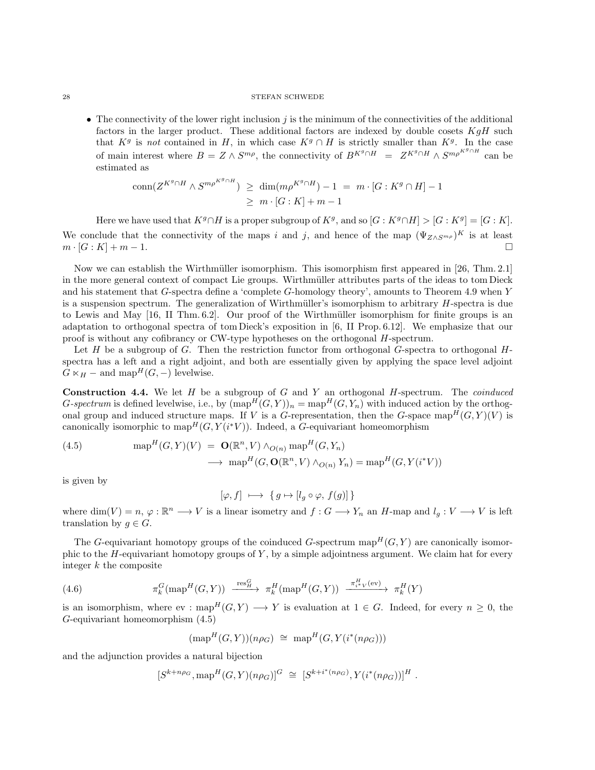- The connectivity of the lower right inclusion $j$ is the minimum of the connectivities of the additional factors in the larger product. These additional factors are indexed by double cosets $KgH$ such that $K^g$ is *not* contained in $H$, in which case $K^g \cap H$ is strictly smaller than $K^g$. In the case of main interest where $B = Z \wedge S^{m\rho}$, the connectivity of $B^{K^g\cap H} = Z^{K^g\cap H} \wedge S^{m\rho^{K^g\cap H}}$ can be estimated as

$$\begin{aligned}\mathrm{conn}(Z^{K^g\cap H} \wedge S^{m\rho^{K^g\cap H}}) \ &\geq \ \dim(m\rho^{K^g\cap H}) - 1 \ = \ m\cdot[G : K^g\cap H] - 1\\ &\geq \ m\cdot[G:K] + m - 1\end{aligned}$$

  Here we have used that $K^g\cap H$ is a proper subgroup of $K^g$, and so $[G : K^g\cap H] > [G : K^g] = [G : K]$.

We conclude that the connectivity of the maps $i$ and $j$, and hence of the map $(\Psi_{Z\wedge S^{m\rho}})^K$ is at least $m\cdot[G : K] + m - 1$. □

Now we can establish the Wirthmüller isomorphism. This isomorphism first appeared in [26, Thm. 2.1] in the more general context of compact Lie groups. Wirthmüller attributes parts of the ideas to tom Dieck and his statement that $G$-spectra define a 'complete $G$-homology theory', amounts to Theorem 4.9 when $Y$ is a suspension spectrum. The generalization of Wirthmüller's isomorphism to arbitrary $H$-spectra is due to Lewis and May [16, II Thm. 6.2]. Our proof of the Wirthmüller isomorphism for finite groups is an adaptation to orthogonal spectra of tom Dieck's exposition in [6, II Prop. 6.12]. We emphasize that our proof is without any cofibrancy or CW-type hypotheses on the orthogonal $H$-spectrum.

Let $H$ be a subgroup of $G$. Then the restriction functor from orthogonal $G$-spectra to orthogonal $H$-spectra has a left and a right adjoint, and both are essentially given by applying the space level adjoint $G \ltimes_H -$ and $\mathrm{map}^H(G,-)$ levelwise.

**Construction 4.4.** We let $H$ be a subgroup of $G$ and $Y$ an orthogonal $H$-spectrum. The *coinduced $G$-spectrum* is defined levelwise, i.e., by $(\mathrm{map}^H(G,Y))_n = \mathrm{map}^H(G, Y_n)$ with induced action by the orthogonal group and induced structure maps. If $V$ is a $G$-representation, then the $G$-space $\mathrm{map}^H(G,Y)(V)$ is canonically isomorphic to $\mathrm{map}^H(G, Y(i^*V))$. Indeed, a $G$-equivariant homeomorphism

$$\begin{aligned}(4.5)\qquad \mathrm{map}^H(G,Y)(V) \ &= \ \mathbf{O}(\mathbb{R}^n, V)\wedge_{O(n)} \mathrm{map}^H(G, Y_n)\\ &\longrightarrow \ \mathrm{map}^H(G, \mathbf{O}(\mathbb{R}^n, V)\wedge_{O(n)} Y_n) = \mathrm{map}^H(G, Y(i^*V))\end{aligned}$$

is given by

$$[\varphi, f] \ \longmapsto \ \{\, g \mapsto [l_g\circ\varphi,\ f(g)]\,\}$$

where $\dim(V) = n$, $\varphi : \mathbb{R}^n \longrightarrow V$ is a linear isometry and $f : G \longrightarrow Y_n$ an $H$-map and $l_g : V \longrightarrow V$ is left translation by $g \in G$.

The $G$-equivariant homotopy groups of the coinduced $G$-spectrum $\mathrm{map}^H(G,Y)$ are canonically isomorphic to the $H$-equivariant homotopy groups of $Y$, by a simple adjointness argument. We claim hat for every integer $k$ the composite

$$(4.6)\qquad \pi_k^G(\mathrm{map}^H(G,Y)) \xrightarrow{\ \mathrm{res}^G_H\ } \pi_k^H(\mathrm{map}^H(G,Y)) \xrightarrow{\ \pi^H_{i^*V}(\mathrm{ev})\ } \pi_k^H(Y)$$

is an isomorphism, where $\mathrm{ev} : \mathrm{map}^H(G,Y) \longrightarrow Y$ is evaluation at $1 \in G$. Indeed, for every $n \geq 0$, the $G$-equivariant homeomorphism (4.5)

$$(\mathrm{map}^H(G,Y))(n\rho_G) \ \cong \ \mathrm{map}^H(G, Y(i^*(n\rho_G)))$$

and the adjunction provides a natural bijection

$$[S^{k+n\rho_G}, \mathrm{map}^H(G,Y)(n\rho_G)]^G \ \cong \ [S^{k+i^*(n\rho_G)}, Y(i^*(n\rho_G))]^H\ .$$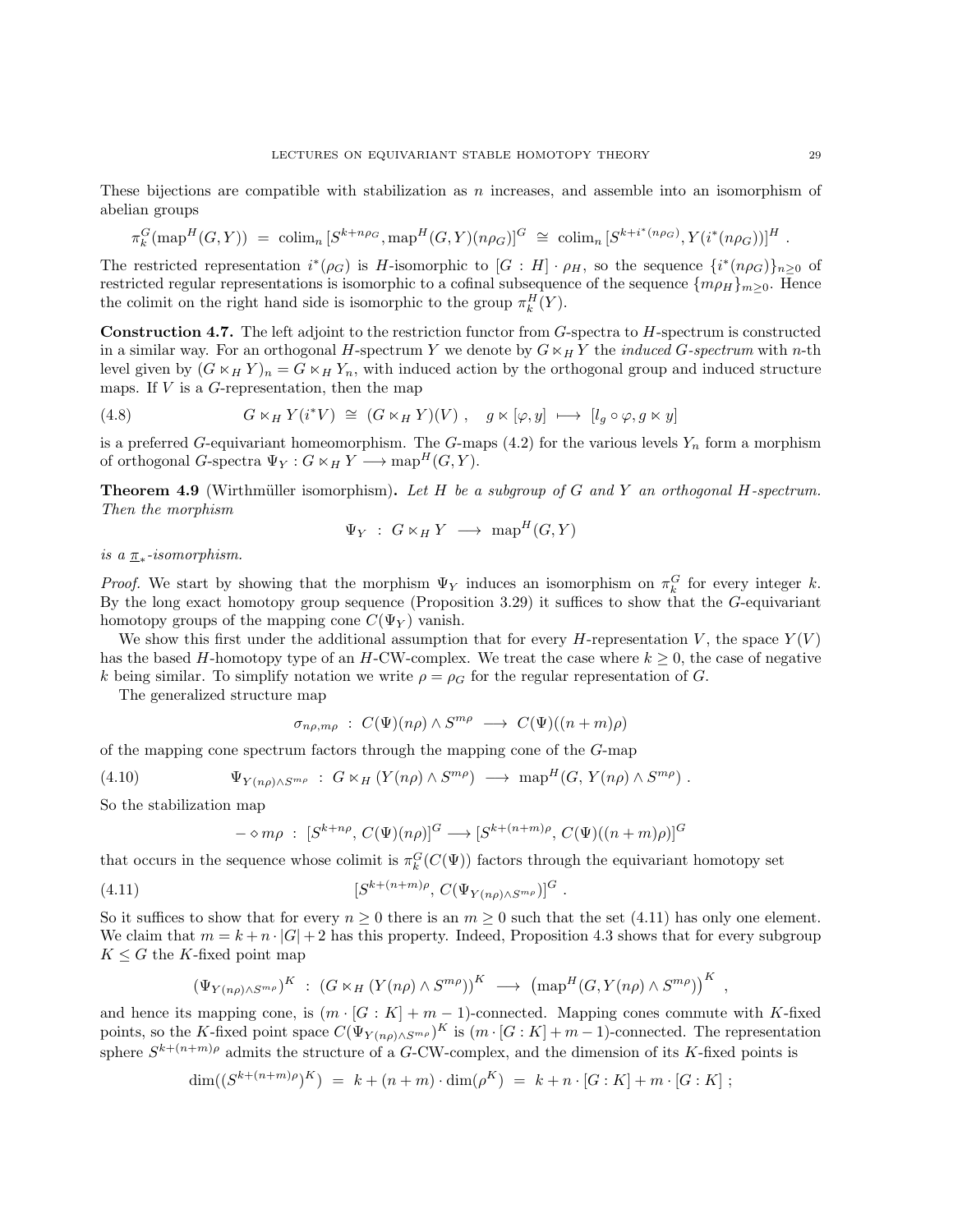These bijections are compatible with stabilization as $n$ increases, and assemble into an isomorphism of abelian groups

$$\pi_k^G(\mathrm{map}^H(G,Y)) \;=\; \mathrm{colim}_n\, [S^{k+n\rho_G}, \mathrm{map}^H(G,Y)(n\rho_G)]^G \;\cong\; \mathrm{colim}_n\, [S^{k+i^*(n\rho_G)}, Y(i^*(n\rho_G))]^H \;.$$

The restricted representation $i^*(\rho_G)$ is $H$-isomorphic to $[G:H]\cdot\rho_H$, so the sequence $\{i^*(n\rho_G)\}_{n\geq 0}$ of restricted regular representations is isomorphic to a cofinal subsequence of the sequence $\{m\rho_H\}_{m\geq 0}$. Hence the colimit on the right hand side is isomorphic to the group $\pi_k^H(Y)$.

**Construction 4.7.** The left adjoint to the restriction functor from $G$-spectra to $H$-spectrum is constructed in a similar way. For an orthogonal $H$-spectrum $Y$ we denote by $G\ltimes_H Y$ the *induced $G$-spectrum* with $n$-th level given by $(G\ltimes_H Y)_n = G\ltimes_H Y_n$, with induced action by the orthogonal group and induced structure maps. If $V$ is a $G$-representation, then the map

$$G\ltimes_H Y(i^*V) \;\cong\; (G\ltimes_H Y)(V)\;, \quad g\ltimes[\varphi,y] \;\longmapsto\; [l_g\circ\varphi, g\ltimes y] \tag{4.8}$$

is a preferred $G$-equivariant homeomorphism. The $G$-maps (4.2) for the various levels $Y_n$ form a morphism of orthogonal $G$-spectra $\Psi_Y : G\ltimes_H Y \longrightarrow \mathrm{map}^H(G,Y)$.

**Theorem 4.9** (Wirthmüller isomorphism)**.** *Let $H$ be a subgroup of $G$ and $Y$ an orthogonal $H$-spectrum. Then the morphism*

$$\Psi_Y \;:\; G\ltimes_H Y \;\longrightarrow\; \mathrm{map}^H(G,Y)$$

*is a $\underline{\pi}_*$-isomorphism.*

*Proof.* We start by showing that the morphism $\Psi_Y$ induces an isomorphism on $\pi_k^G$ for every integer $k$. By the long exact homotopy group sequence (Proposition 3.29) it suffices to show that the $G$-equivariant homotopy groups of the mapping cone $C(\Psi_Y)$ vanish.

We show this first under the additional assumption that for every $H$-representation $V$, the space $Y(V)$ has the based $H$-homotopy type of an $H$-CW-complex. We treat the case where $k\geq 0$, the case of negative $k$ being similar. To simplify notation we write $\rho=\rho_G$ for the regular representation of $G$.

The generalized structure map

$$\sigma_{n\rho,m\rho} \;:\; C(\Psi)(n\rho)\wedge S^{m\rho} \;\longrightarrow\; C(\Psi)((n+m)\rho)$$

of the mapping cone spectrum factors through the mapping cone of the $G$-map

$$\Psi_{Y(n\rho)\wedge S^{m\rho}} \;:\; G\ltimes_H (Y(n\rho)\wedge S^{m\rho}) \;\longrightarrow\; \mathrm{map}^H(G, Y(n\rho)\wedge S^{m\rho})\;. \tag{4.10}$$

So the stabilization map

$$-\diamond m\rho \;:\; [S^{k+n\rho},\, C(\Psi)(n\rho)]^G \longrightarrow [S^{k+(n+m)\rho},\, C(\Psi)((n+m)\rho)]^G$$

that occurs in the sequence whose colimit is $\pi_k^G(C(\Psi))$ factors through the equivariant homotopy set

$$[S^{k+(n+m)\rho},\, C(\Psi_{Y(n\rho)\wedge S^{m\rho}})]^G\;. \tag{4.11}$$

So it suffices to show that for every $n\geq 0$ there is an $m\geq 0$ such that the set (4.11) has only one element. We claim that $m=k+n\cdot|G|+2$ has this property. Indeed, Proposition 4.3 shows that for every subgroup $K\leq G$ the $K$-fixed point map

$$(\Psi_{Y(n\rho)\wedge S^{m\rho}})^K \;:\; (G\ltimes_H (Y(n\rho)\wedge S^{m\rho}))^K \;\longrightarrow\; \left(\mathrm{map}^H(G, Y(n\rho)\wedge S^{m\rho})\right)^K\;,$$

and hence its mapping cone, is $(m\cdot[G:K]+m-1)$-connected. Mapping cones commute with $K$-fixed points, so the $K$-fixed point space $C(\Psi_{Y(n\rho)\wedge S^{m\rho}})^K$ is $(m\cdot[G:K]+m-1)$-connected. The representation sphere $S^{k+(n+m)\rho}$ admits the structure of a $G$-CW-complex, and the dimension of its $K$-fixed points is

$$\dim((S^{k+(n+m)\rho})^K) \;=\; k+(n+m)\cdot\dim(\rho^K) \;=\; k+n\cdot[G:K]+m\cdot[G:K]\;;$$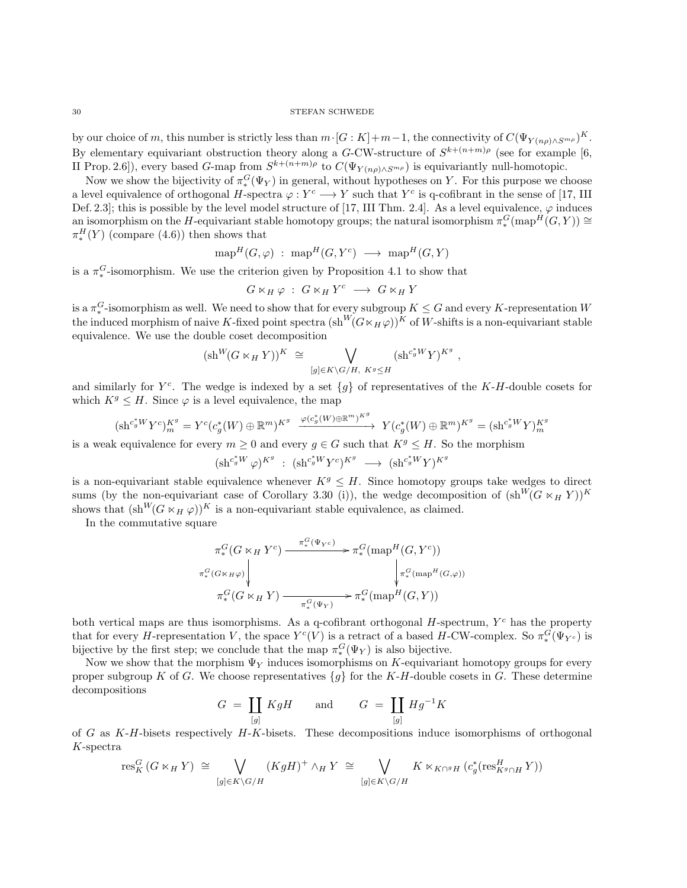by our choice of $m$, this number is strictly less than $m\cdot[G:K]+m-1$, the connectivity of $C(\Psi_{Y(n\rho)\wedge S^{m\rho}})^K$. By elementary equivariant obstruction theory along a $G$-CW-structure of $S^{k+(n+m)\rho}$ (see for example [6, II Prop. 2.6]), every based $G$-map from $S^{k+(n+m)\rho}$ to $C(\Psi_{Y(n\rho)\wedge S^{m\rho}})$ is equivariantly null-homotopic.

Now we show the bijectivity of $\pi_*^G(\Psi_Y)$ in general, without hypotheses on $Y$. For this purpose we choose a level equivalence of orthogonal $H$-spectra $\varphi : Y^c \longrightarrow Y$ such that $Y^c$ is q-cofibrant in the sense of [17, III Def. 2.3]; this is possible by the level model structure of [17, III Thm. 2.4]. As a level equivalence, $\varphi$ induces an isomorphism on the $H$-equivariant stable homotopy groups; the natural isomorphism $\pi_*^G(\mathrm{map}^H(G,Y))\cong \pi_*^H(Y)$ (compare (4.6)) then shows that

$$\mathrm{map}^H(G,\varphi) \ :\ \mathrm{map}^H(G,Y^c) \longrightarrow \mathrm{map}^H(G,Y)$$

is a $\pi_*^G$-isomorphism. We use the criterion given by Proposition 4.1 to show that

$$G\ltimes_H \varphi \ :\ G\ltimes_H Y^c \longrightarrow G\ltimes_H Y$$

is a $\pi_*^G$-isomorphism as well. We need to show that for every subgroup $K\leq G$ and every $K$-representation $W$ the induced morphism of naive $K$-fixed point spectra $(\mathrm{sh}^W(G\ltimes_H\varphi))^K$ of $W$-shifts is a non-equivariant stable equivalence. We use the double coset decomposition

$$(\mathrm{sh}^W(G\ltimes_H Y))^K \ \cong \bigvee_{[g]\in K\backslash G/H,\ K^g\leq H} (\mathrm{sh}^{c_g^* W} Y)^{K^g}\ ,$$

and similarly for $Y^c$. The wedge is indexed by a set $\{g\}$ of representatives of the $K$-$H$-double cosets for which $K^g\leq H$. Since $\varphi$ is a level equivalence, the map

$$(\mathrm{sh}^{c_g^*W}Y^c)^{K^g}_m = Y^c(c_g^*(W)\oplus\mathbb{R}^m)^{K^g} \xrightarrow{\ \varphi(c_g^*(W)\oplus\mathbb{R}^m)^{K^g}\ } Y(c_g^*(W)\oplus\mathbb{R}^m)^{K^g} = (\mathrm{sh}^{c_g^*W}Y)^{K^g}_m$$

is a weak equivalence for every $m\geq 0$ and every $g\in G$ such that $K^g\leq H$. So the morphism

$$(\mathrm{sh}^{c_g^*W}\varphi)^{K^g} \ :\ (\mathrm{sh}^{c_g^*W}Y^c)^{K^g} \longrightarrow (\mathrm{sh}^{c_g^*W}Y)^{K^g}$$

is a non-equivariant stable equivalence whenever $K^g\leq H$. Since homotopy groups take wedges to direct sums (by the non-equivariant case of Corollary 3.30 (i)), the wedge decomposition of $(\mathrm{sh}^W(G\ltimes_H Y))^K$ shows that $(\mathrm{sh}^W(G\ltimes_H\varphi))^K$ is a non-equivariant stable equivalence, as claimed.

In the commutative square

$$\begin{array}{ccc}
\pi_*^G(G\ltimes_H Y^c) & \xrightarrow{\ \pi_*^G(\Psi_{Y^c})\ } & \pi_*^G(\mathrm{map}^H(G,Y^c)) \\
{\scriptstyle \pi_*^G(G\ltimes_H\varphi)}\big\downarrow & & \big\downarrow{\scriptstyle \pi_*^G(\mathrm{map}^H(G,\varphi))} \\
\pi_*^G(G\ltimes_H Y) & \xrightarrow[\ \pi_*^G(\Psi_Y)\ ]{} & \pi_*^G(\mathrm{map}^H(G,Y))
\end{array}$$

both vertical maps are thus isomorphisms. As a q-cofibrant orthogonal $H$-spectrum, $Y^c$ has the property that for every $H$-representation $V$, the space $Y^c(V)$ is a retract of a based $H$-CW-complex. So $\pi_*^G(\Psi_{Y^c})$ is bijective by the first step; we conclude that the map $\pi_*^G(\Psi_Y)$ is also bijective.

Now we show that the morphism $\Psi_Y$ induces isomorphisms on $K$-equivariant homotopy groups for every proper subgroup $K$ of $G$. We choose representatives $\{g\}$ for the $K$-$H$-double cosets in $G$. These determine decompositions

$$G \ =\ \coprod_{[g]} KgH \qquad\text{and}\qquad G\ =\ \coprod_{[g]} Hg^{-1}K$$

of $G$ as $K$-$H$-bisets respectively $H$-$K$-bisets. These decompositions induce isomorphisms of orthogonal $K$-spectra

$$\mathrm{res}^G_K\,(G\ltimes_H Y)\ \cong \bigvee_{[g]\in K\backslash G/H} (KgH)^+\wedge_H Y\ \cong \bigvee_{[g]\in K\backslash G/H} K\ltimes_{K\cap {}^gH}\,(c_g^*(\mathrm{res}^H_{K^g\cap H}\,Y))$$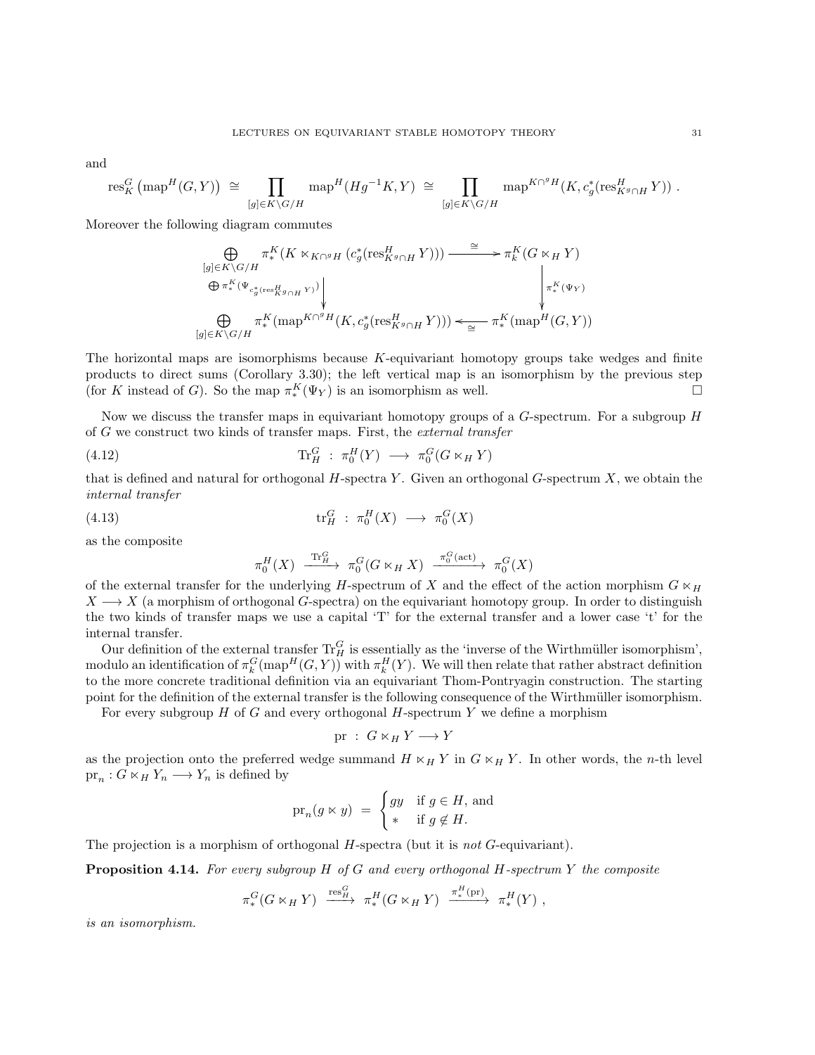and

$$\mathrm{res}^G_K\left(\mathrm{map}^H(G,Y)\right) \cong \prod_{[g]\in K\backslash G/H} \mathrm{map}^H(Hg^{-1}K, Y) \cong \prod_{[g]\in K\backslash G/H} \mathrm{map}^{K\cap {}^gH}(K, c_g^*(\mathrm{res}^H_{K^g\cap H} Y)) .$$

Moreover the following diagram commutes

$$\begin{array}{ccc}
\bigoplus_{[g]\in K\backslash G/H} \pi_*^K(K \ltimes_{K\cap {}^gH} (c_g^*(\mathrm{res}^H_{K^g\cap H} Y))) & \xrightarrow{\ \cong\ } & \pi_k^K(G\ltimes_H Y) \\
\Big\downarrow {\scriptstyle \bigoplus \pi_*^K(\Psi_{c_g^*(\mathrm{res}^H_{K^g\cap H} Y)})} & & \Big\downarrow {\scriptstyle \pi_*^K(\Psi_Y)} \\
\bigoplus_{[g]\in K\backslash G/H} \pi_*^K(\mathrm{map}^{K\cap {}^gH}(K, c_g^*(\mathrm{res}^H_{K^g\cap H} Y))) & \xleftarrow[\ \cong\ ]{} & \pi_*^K(\mathrm{map}^H(G,Y))
\end{array}$$

The horizontal maps are isomorphisms because $K$-equivariant homotopy groups take wedges and finite products to direct sums (Corollary 3.30); the left vertical map is an isomorphism by the previous step (for $K$ instead of $G$). So the map $\pi_*^K(\Psi_Y)$ is an isomorphism as well. □

Now we discuss the transfer maps in equivariant homotopy groups of a $G$-spectrum. For a subgroup $H$ of $G$ we construct two kinds of transfer maps. First, the *external transfer*

$$\mathrm{Tr}^G_H \ : \ \pi_0^H(Y) \longrightarrow \pi_0^G(G\ltimes_H Y) \tag{4.12}$$

that is defined and natural for orthogonal $H$-spectra $Y$. Given an orthogonal $G$-spectrum $X$, we obtain the *internal transfer*

$$\mathrm{tr}^G_H \ : \ \pi_0^H(X) \longrightarrow \pi_0^G(X) \tag{4.13}$$

as the composite

$$\pi_0^H(X) \xrightarrow{\mathrm{Tr}^G_H} \pi_0^G(G\ltimes_H X) \xrightarrow{\pi_0^G(\mathrm{act})} \pi_0^G(X)$$

of the external transfer for the underlying $H$-spectrum of $X$ and the effect of the action morphism $G\ltimes_H X \longrightarrow X$ (a morphism of orthogonal $G$-spectra) on the equivariant homotopy group. In order to distinguish the two kinds of transfer maps we use a capital 'T' for the external transfer and a lower case 't' for the internal transfer.

Our definition of the external transfer $\mathrm{Tr}^G_H$ is essentially as the 'inverse of the Wirthmüller isomorphism', modulo an identification of $\pi_k^G(\mathrm{map}^H(G,Y))$ with $\pi_k^H(Y)$. We will then relate that rather abstract definition to the more concrete traditional definition via an equivariant Thom-Pontryagin construction. The starting point for the definition of the external transfer is the following consequence of the Wirthmüller isomorphism.

For every subgroup $H$ of $G$ and every orthogonal $H$-spectrum $Y$ we define a morphism

$$\mathrm{pr} \ : \ G\ltimes_H Y \longrightarrow Y$$

as the projection onto the preferred wedge summand $H\ltimes_H Y$ in $G\ltimes_H Y$. In other words, the $n$-th level $\mathrm{pr}_n : G\ltimes_H Y_n \longrightarrow Y_n$ is defined by

$$\mathrm{pr}_n(g\ltimes y) \ = \ \begin{cases} gy & \text{if } g\in H, \text{ and} \\ * & \text{if } g\notin H. \end{cases}$$

The projection is a morphism of orthogonal $H$-spectra (but it is *not* $G$-equivariant).

**Proposition 4.14.** *For every subgroup $H$ of $G$ and every orthogonal $H$-spectrum $Y$ the composite*

$$\pi_*^G(G\ltimes_H Y) \xrightarrow{\mathrm{res}^G_H} \pi_*^H(G\ltimes_H Y) \xrightarrow{\pi_*^H(\mathrm{pr})} \pi_*^H(Y) \ ,$$

*is an isomorphism.*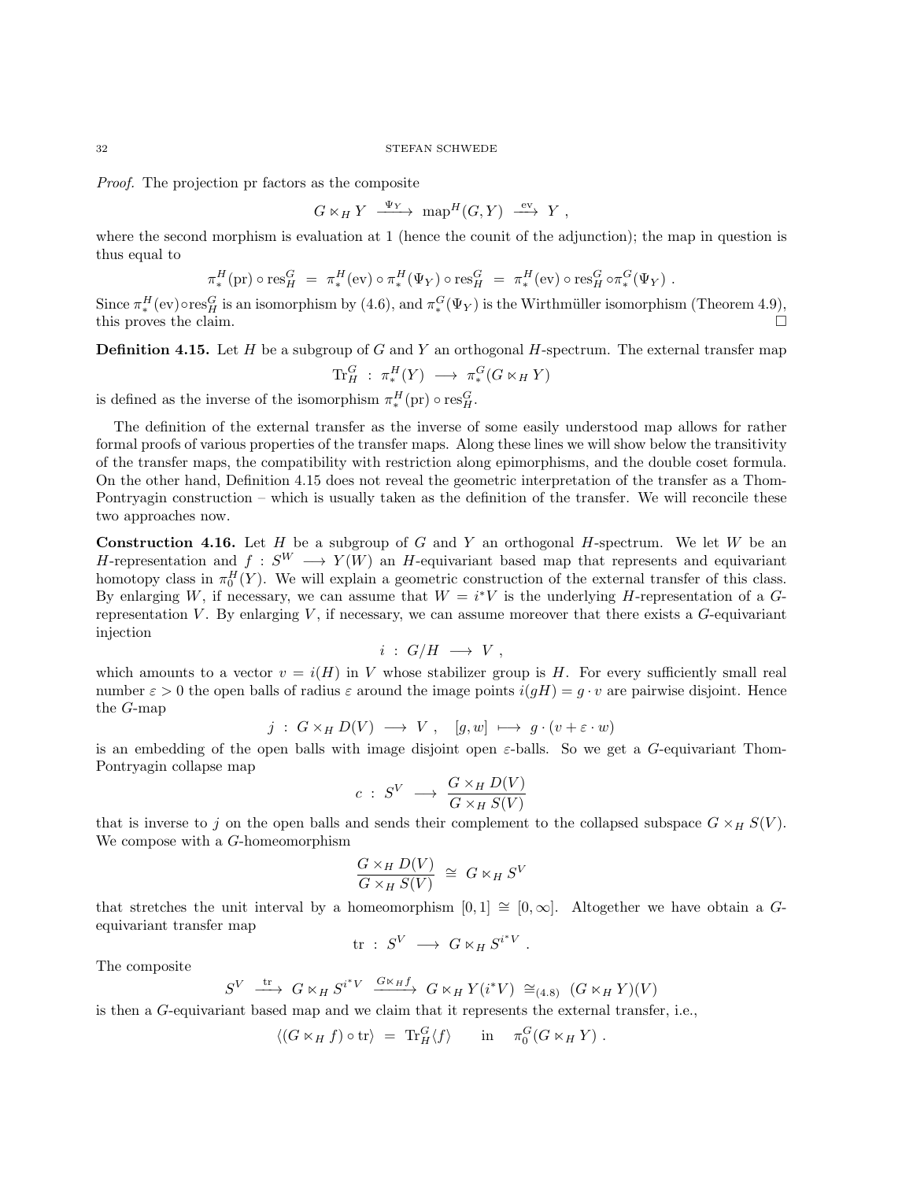*Proof.* The projection pr factors as the composite

$$G \ltimes_H Y \xrightarrow{\Psi_Y} \mathrm{map}^H(G, Y) \xrightarrow{\mathrm{ev}} Y ,$$

where the second morphism is evaluation at 1 (hence the counit of the adjunction); the map in question is thus equal to

$$\pi_*^H(\mathrm{pr}) \circ \mathrm{res}^G_H \ = \ \pi_*^H(\mathrm{ev}) \circ \pi_*^H(\Psi_Y) \circ \mathrm{res}^G_H \ = \ \pi_*^H(\mathrm{ev}) \circ \mathrm{res}^G_H \circ \pi_*^G(\Psi_Y) \ .$$

Since $\pi_*^H(\mathrm{ev}) \circ \mathrm{res}^G_H$ is an isomorphism by (4.6), and $\pi_*^G(\Psi_Y)$ is the Wirthmüller isomorphism (Theorem 4.9), this proves the claim. □

**Definition 4.15.** Let $H$ be a subgroup of $G$ and $Y$ an orthogonal $H$-spectrum. The external transfer map

$$\mathrm{Tr}^G_H \ : \ \pi_*^H(Y) \ \longrightarrow \ \pi_*^G(G \ltimes_H Y)$$

is defined as the inverse of the isomorphism $\pi_*^H(\mathrm{pr}) \circ \mathrm{res}^G_H$.

The definition of the external transfer as the inverse of some easily understood map allows for rather formal proofs of various properties of the transfer maps. Along these lines we will show below the transitivity of the transfer maps, the compatibility with restriction along epimorphisms, and the double coset formula. On the other hand, Definition 4.15 does not reveal the geometric interpretation of the transfer as a Thom-Pontryagin construction – which is usually taken as the definition of the transfer. We will reconcile these two approaches now.

**Construction 4.16.** Let $H$ be a subgroup of $G$ and $Y$ an orthogonal $H$-spectrum. We let $W$ be an $H$-representation and $f : S^W \longrightarrow Y(W)$ an $H$-equivariant based map that represents and equivariant homotopy class in $\pi_0^H(Y)$. We will explain a geometric construction of the external transfer of this class. By enlarging $W$, if necessary, we can assume that $W = i^*V$ is the underlying $H$-representation of a $G$-representation $V$. By enlarging $V$, if necessary, we can assume moreover that there exists a $G$-equivariant injection

$$i \ : \ G/H \ \longrightarrow \ V \ ,$$

which amounts to a vector $v = i(H)$ in $V$ whose stabilizer group is $H$. For every sufficiently small real number $\varepsilon > 0$ the open balls of radius $\varepsilon$ around the image points $i(gH) = g \cdot v$ are pairwise disjoint. Hence the $G$-map

$$j \ : \ G \times_H D(V) \ \longrightarrow \ V \ , \quad [g, w] \ \longmapsto \ g \cdot (v + \varepsilon \cdot w)$$

is an embedding of the open balls with image disjoint open $\varepsilon$-balls. So we get a $G$-equivariant Thom-Pontryagin collapse map

$$c \ : \ S^V \ \longrightarrow \ \frac{G \times_H D(V)}{G \times_H S(V)}$$

that is inverse to $j$ on the open balls and sends their complement to the collapsed subspace $G \times_H S(V)$. We compose with a $G$-homeomorphism

$$\frac{G \times_H D(V)}{G \times_H S(V)} \ \cong \ G \ltimes_H S^V$$

that stretches the unit interval by a homeomorphism $[0, 1] \cong [0, \infty]$. Altogether we have obtain a $G$-equivariant transfer map

$$\mathrm{tr} \ : \ S^V \ \longrightarrow \ G \ltimes_H S^{i^*V} \ .$$

The composite

$$S^V \ \xrightarrow{\mathrm{tr}} \ G \ltimes_H S^{i^*V} \ \xrightarrow{G \ltimes_H f} \ G \ltimes_H Y(i^*V) \ \cong_{(4.8)} \ (G \ltimes_H Y)(V)$$

is then a $G$-equivariant based map and we claim that it represents the external transfer, i.e.,

$$\langle (G \ltimes_H f) \circ \mathrm{tr} \rangle \ = \ \mathrm{Tr}^G_H \langle f \rangle \qquad \text{in} \quad \pi_0^G(G \ltimes_H Y) \ .$$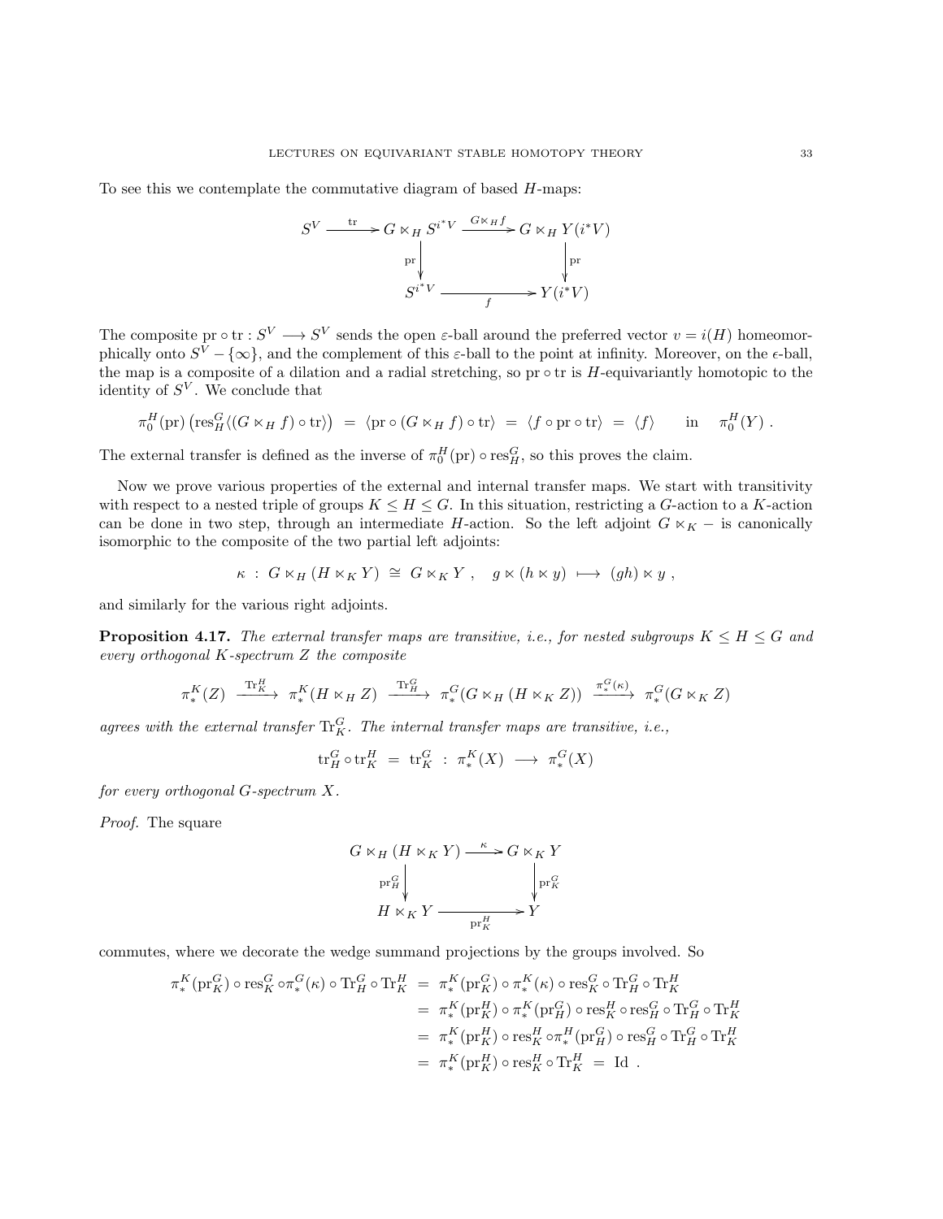To see this we contemplate the commutative diagram of based $H$-maps:

$$\begin{array}{ccccc} S^V & \xrightarrow{\text{tr}} & G \ltimes_H S^{i^*V} & \xrightarrow{G \ltimes_H f} & G \ltimes_H Y(i^*V) \\ & & \downarrow{\scriptstyle \text{pr}} & & \downarrow{\scriptstyle \text{pr}} \\ & & S^{i^*V} & \xrightarrow[f]{} & Y(i^*V) \end{array}$$

The composite $\text{pr} \circ \text{tr} : S^V \longrightarrow S^V$ sends the open $\varepsilon$-ball around the preferred vector $v = i(H)$ homeomorphically onto $S^V - \{\infty\}$, and the complement of this $\varepsilon$-ball to the point at infinity. Moreover, on the $\epsilon$-ball, the map is a composite of a dilation and a radial stretching, so $\text{pr} \circ \text{tr}$ is $H$-equivariantly homotopic to the identity of $S^V$. We conclude that

$$\pi_0^H(\text{pr})\left(\text{res}^G_H\langle (G \ltimes_H f) \circ \text{tr}\rangle\right) \ = \ \langle \text{pr} \circ (G \ltimes_H f) \circ \text{tr}\rangle \ = \ \langle f \circ \text{pr} \circ \text{tr}\rangle \ = \ \langle f \rangle \qquad \text{in} \quad \pi_0^H(Y) \ .$$

The external transfer is defined as the inverse of $\pi_0^H(\text{pr}) \circ \text{res}^G_H$, so this proves the claim.

Now we prove various properties of the external and internal transfer maps. We start with transitivity with respect to a nested triple of groups $K \leq H \leq G$. In this situation, restricting a $G$-action to a $K$-action can be done in two step, through an intermediate $H$-action. So the left adjoint $G \ltimes_K -$ is canonically isomorphic to the composite of the two partial left adjoints:

$$\kappa \ : \ G \ltimes_H (H \ltimes_K Y) \ \cong \ G \ltimes_K Y \ , \quad g \ltimes (h \ltimes y) \ \longmapsto \ (gh) \ltimes y \ ,$$

and similarly for the various right adjoints.

**Proposition 4.17.** *The external transfer maps are transitive, i.e., for nested subgroups $K \leq H \leq G$ and every orthogonal $K$-spectrum $Z$ the composite*

$$\pi_*^K(Z) \ \xrightarrow{\text{Tr}^H_K} \ \pi_*^K(H \ltimes_H Z) \ \xrightarrow{\text{Tr}^G_H} \ \pi_*^G(G \ltimes_H (H \ltimes_K Z)) \ \xrightarrow{\pi_*^G(\kappa)} \ \pi_*^G(G \ltimes_K Z)$$

*agrees with the external transfer $\text{Tr}^G_K$. The internal transfer maps are transitive, i.e.,*

$$\text{tr}^G_H \circ \text{tr}^H_K \ = \ \text{tr}^G_K \ : \ \pi_*^K(X) \ \longrightarrow \ \pi_*^G(X)$$

*for every orthogonal $G$-spectrum $X$.*

*Proof.* The square

$$\begin{array}{ccc} G \ltimes_H (H \ltimes_K Y) & \xrightarrow{\kappa} & G \ltimes_K Y \\ \downarrow{\scriptstyle \text{pr}^G_H} & & \downarrow{\scriptstyle \text{pr}^G_K} \\ H \ltimes_K Y & \xrightarrow[\text{pr}^H_K]{} & Y \end{array}$$

commutes, where we decorate the wedge summand projections by the groups involved. So

$$\begin{aligned} \pi_*^K(\text{pr}^G_K) \circ \text{res}^G_K \circ \pi_*^G(\kappa) \circ \text{Tr}^G_H \circ \text{Tr}^H_K \ &= \ \pi_*^K(\text{pr}^G_K) \circ \pi_*^K(\kappa) \circ \text{res}^G_K \circ \text{Tr}^G_H \circ \text{Tr}^H_K \\ &= \ \pi_*^K(\text{pr}^H_K) \circ \pi_*^K(\text{pr}^G_H) \circ \text{res}^H_K \circ \text{res}^G_H \circ \text{Tr}^G_H \circ \text{Tr}^H_K \\ &= \ \pi_*^K(\text{pr}^H_K) \circ \text{res}^H_K \circ \pi_*^H(\text{pr}^G_H) \circ \text{res}^G_H \circ \text{Tr}^G_H \circ \text{Tr}^H_K \\ &= \ \pi_*^K(\text{pr}^H_K) \circ \text{res}^H_K \circ \text{Tr}^H_K \ = \ \text{Id} \ . \end{aligned}$$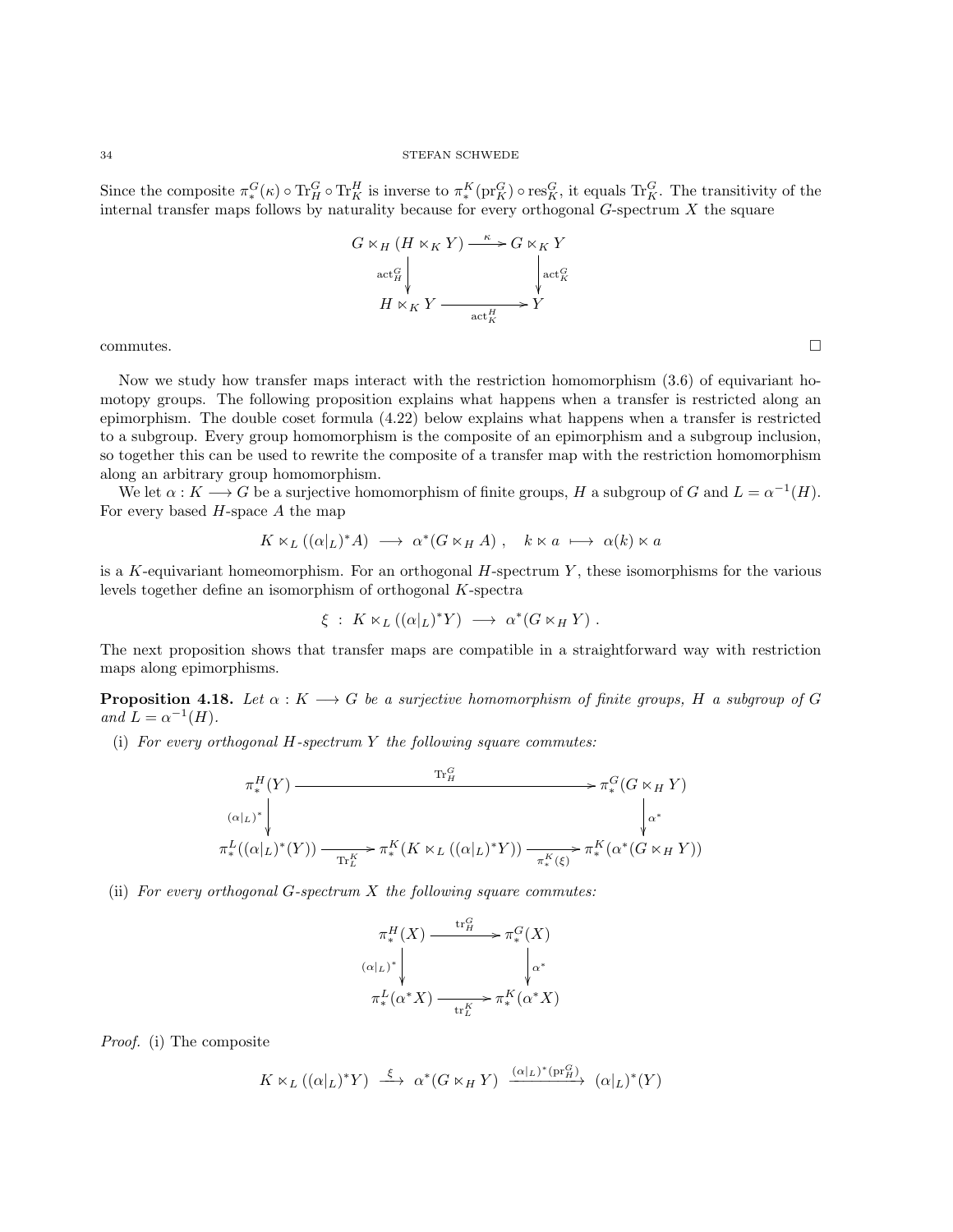Since the composite $\pi_*^G(\kappa) \circ \mathrm{Tr}_H^G \circ \mathrm{Tr}_K^H$ is inverse to $\pi_*^K(\mathrm{pr}_K^G) \circ \mathrm{res}_K^G$, it equals $\mathrm{Tr}_K^G$. The transitivity of the internal transfer maps follows by naturality because for every orthogonal $G$-spectrum $X$ the square

$$\begin{array}{ccc} G \ltimes_H (H \ltimes_K Y) & \xrightarrow{\kappa} & G \ltimes_K Y \\ {\scriptstyle \mathrm{act}_H^G} \downarrow & & \downarrow {\scriptstyle \mathrm{act}_K^G} \\ H \ltimes_K Y & \xrightarrow[\mathrm{act}_K^H]{} & Y \end{array}$$

commutes. $\square$

Now we study how transfer maps interact with the restriction homomorphism (3.6) of equivariant homotopy groups. The following proposition explains what happens when a transfer is restricted along an epimorphism. The double coset formula (4.22) below explains what happens when a transfer is restricted to a subgroup. Every group homomorphism is the composite of an epimorphism and a subgroup inclusion, so together this can be used to rewrite the composite of a transfer map with the restriction homomorphism along an arbitrary group homomorphism.

We let $\alpha : K \longrightarrow G$ be a surjective homomorphism of finite groups, $H$ a subgroup of $G$ and $L = \alpha^{-1}(H)$. For every based $H$-space $A$ the map

$$K \ltimes_L ((\alpha|_L)^* A) \longrightarrow \alpha^*(G \ltimes_H A) , \quad k \ltimes a \longmapsto \alpha(k) \ltimes a$$

is a $K$-equivariant homeomorphism. For an orthogonal $H$-spectrum $Y$, these isomorphisms for the various levels together define an isomorphism of orthogonal $K$-spectra

$$\xi \ : \ K \ltimes_L ((\alpha|_L)^* Y) \longrightarrow \alpha^*(G \ltimes_H Y) .$$

The next proposition shows that transfer maps are compatible in a straightforward way with restriction maps along epimorphisms.

**Proposition 4.18.** *Let $\alpha : K \longrightarrow G$ be a surjective homomorphism of finite groups, $H$ a subgroup of $G$ and $L = \alpha^{-1}(H)$.*

(i) *For every orthogonal $H$-spectrum $Y$ the following square commutes:*

$$\begin{array}{ccccc} \pi_*^H(Y) & & \xrightarrow{\quad\mathrm{Tr}_H^G\quad} & & \pi_*^G(G \ltimes_H Y) \\ {\scriptstyle (\alpha|_L)^*} \downarrow & & & & \downarrow {\scriptstyle \alpha^*} \\ \pi_*^L((\alpha|_L)^*(Y)) & \xrightarrow[\mathrm{Tr}_L^K]{} & \pi_*^K(K \ltimes_L ((\alpha|_L)^*Y)) & \xrightarrow[\pi_*^K(\xi)]{} & \pi_*^K(\alpha^*(G \ltimes_H Y)) \end{array}$$

(ii) *For every orthogonal $G$-spectrum $X$ the following square commutes:*

$$\begin{array}{ccc} \pi_*^H(X) & \xrightarrow{\mathrm{tr}_H^G} & \pi_*^G(X) \\ {\scriptstyle (\alpha|_L)^*} \downarrow & & \downarrow {\scriptstyle \alpha^*} \\ \pi_*^L(\alpha^* X) & \xrightarrow[\mathrm{tr}_L^K]{} & \pi_*^K(\alpha^* X) \end{array}$$

*Proof.* (i) The composite

$$K \ltimes_L ((\alpha|_L)^* Y) \xrightarrow{\ \xi\ } \alpha^*(G \ltimes_H Y) \xrightarrow{(\alpha|_L)^*(\mathrm{pr}_H^G)} (\alpha|_L)^*(Y)$$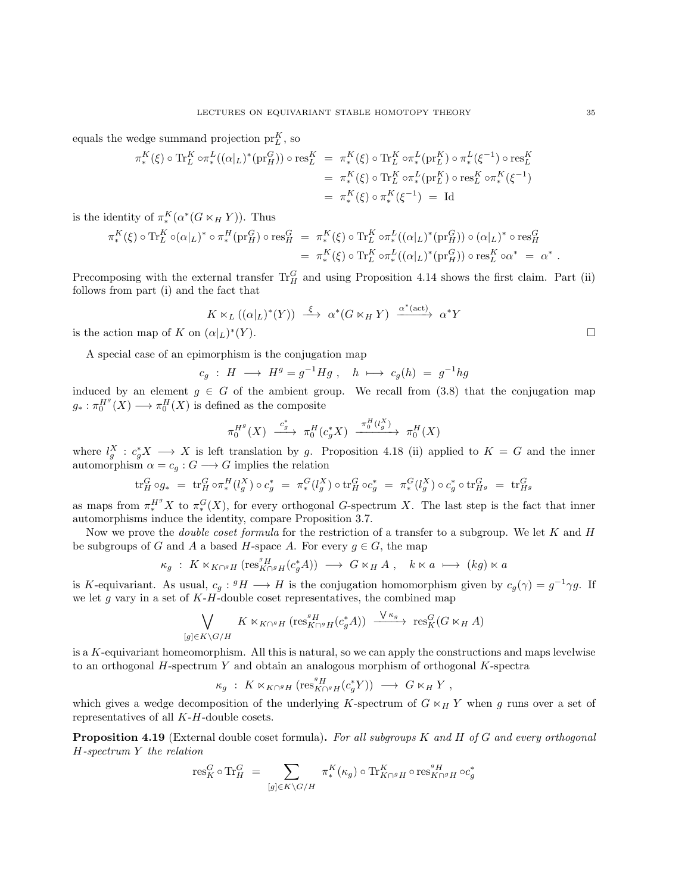equals the wedge summand projection $\mathrm{pr}_L^K$, so

$$\begin{aligned}
\pi_*^K(\xi) \circ \mathrm{Tr}_L^K \circ \pi_*^L((\alpha|_L)^*(\mathrm{pr}_H^G)) \circ \mathrm{res}_L^K &= \pi_*^K(\xi) \circ \mathrm{Tr}_L^K \circ \pi_*^L(\mathrm{pr}_L^K) \circ \pi_*^L(\xi^{-1}) \circ \mathrm{res}_L^K \\
&= \pi_*^K(\xi) \circ \mathrm{Tr}_L^K \circ \pi_*^L(\mathrm{pr}_L^K) \circ \mathrm{res}_L^K \circ \pi_*^K(\xi^{-1}) \\
&= \pi_*^K(\xi) \circ \pi_*^K(\xi^{-1}) \;=\; \mathrm{Id}
\end{aligned}$$

is the identity of $\pi_*^K(\alpha^*(G \ltimes_H Y))$. Thus

$$\begin{aligned}
\pi_*^K(\xi) \circ \mathrm{Tr}_L^K \circ (\alpha|_L)^* \circ \pi_*^H(\mathrm{pr}_H^G) \circ \mathrm{res}_H^G &= \pi_*^K(\xi) \circ \mathrm{Tr}_L^K \circ \pi_*^L((\alpha|_L)^*(\mathrm{pr}_H^G)) \circ (\alpha|_L)^* \circ \mathrm{res}_H^G \\
&= \pi_*^K(\xi) \circ \mathrm{Tr}_L^K \circ \pi_*^L((\alpha|_L)^*(\mathrm{pr}_H^G)) \circ \mathrm{res}_L^K \circ \alpha^* \;=\; \alpha^* \ .
\end{aligned}$$

Precomposing with the external transfer $\mathrm{Tr}_H^G$ and using Proposition 4.14 shows the first claim. Part (ii) follows from part (i) and the fact that

$$K \ltimes_L ((\alpha|_L)^*(Y)) \xrightarrow{\ \xi\ } \alpha^*(G \ltimes_H Y) \xrightarrow{\ \alpha^*(\mathrm{act})\ } \alpha^* Y$$

is the action map of $K$ on $(\alpha|_L)^*(Y)$. □

A special case of an epimorphism is the conjugation map

$$c_g \;:\; H \longrightarrow H^g = g^{-1}Hg \ , \quad h \longmapsto c_g(h) \;=\; g^{-1}hg$$

induced by an element $g \in G$ of the ambient group. We recall from (3.8) that the conjugation map $g_* : \pi_0^{H^g}(X) \longrightarrow \pi_0^H(X)$ is defined as the composite

$$\pi_0^{H^g}(X) \xrightarrow{\ c_g^*\ } \pi_0^H(c_g^* X) \xrightarrow{\ \pi_0^H(l_g^X)\ } \pi_0^H(X)$$

where $l_g^X : c_g^* X \longrightarrow X$ is left translation by $g$. Proposition 4.18 (ii) applied to $K = G$ and the inner automorphism $\alpha = c_g : G \longrightarrow G$ implies the relation

$$\mathrm{tr}_H^G \circ g_* \;=\; \mathrm{tr}_H^G \circ \pi_*^H(l_g^X) \circ c_g^* \;=\; \pi_*^G(l_g^X) \circ \mathrm{tr}_H^G \circ c_g^* \;=\; \pi_*^G(l_g^X) \circ c_g^* \circ \mathrm{tr}_{H^g}^G \;=\; \mathrm{tr}_{H^g}^G$$

as maps from $\pi_*^{H^g} X$ to $\pi_*^G(X)$, for every orthogonal $G$-spectrum $X$. The last step is the fact that inner automorphisms induce the identity, compare Proposition 3.7.

Now we prove the *double coset formula* for the restriction of a transfer to a subgroup. We let $K$ and $H$ be subgroups of $G$ and $A$ a based $H$-space $A$. For every $g \in G$, the map

$$\kappa_g \;:\; K \ltimes_{K \cap {}^g H} (\mathrm{res}^{{}^g H}_{K \cap {}^g H}(c_g^* A)) \longrightarrow G \ltimes_H A \ , \quad k \ltimes a \longmapsto (kg) \ltimes a$$

is $K$-equivariant. As usual, $c_g : {}^g H \longrightarrow H$ is the conjugation homomorphism given by $c_g(\gamma) = g^{-1}\gamma g$. If we let $g$ vary in a set of $K$-$H$-double coset representatives, the combined map

$$\bigvee_{[g] \in K \backslash G / H} K \ltimes_{K \cap {}^g H} (\mathrm{res}^{{}^g H}_{K \cap {}^g H}(c_g^* A)) \xrightarrow{\ \bigvee \kappa_g\ } \mathrm{res}_K^G (G \ltimes_H A)$$

is a $K$-equivariant homeomorphism. All this is natural, so we can apply the constructions and maps levelwise to an orthogonal $H$-spectrum $Y$ and obtain an analogous morphism of orthogonal $K$-spectra

$$\kappa_g \;:\; K \ltimes_{K \cap {}^g H} (\mathrm{res}^{{}^g H}_{K \cap {}^g H}(c_g^* Y)) \longrightarrow G \ltimes_H Y \ ,$$

which gives a wedge decomposition of the underlying $K$-spectrum of $G \ltimes_H Y$ when $g$ runs over a set of representatives of all $K$-$H$-double cosets.

**Proposition 4.19** (External double coset formula)**.** *For all subgroups $K$ and $H$ of $G$ and every orthogonal $H$-spectrum $Y$ the relation*

$$\mathrm{res}_K^G \circ \mathrm{Tr}_H^G \;=\; \sum_{[g] \in K \backslash G / H} \pi_*^K(\kappa_g) \circ \mathrm{Tr}^K_{K \cap {}^g H} \circ \mathrm{res}^{{}^g H}_{K \cap {}^g H} \circ c_g^*$$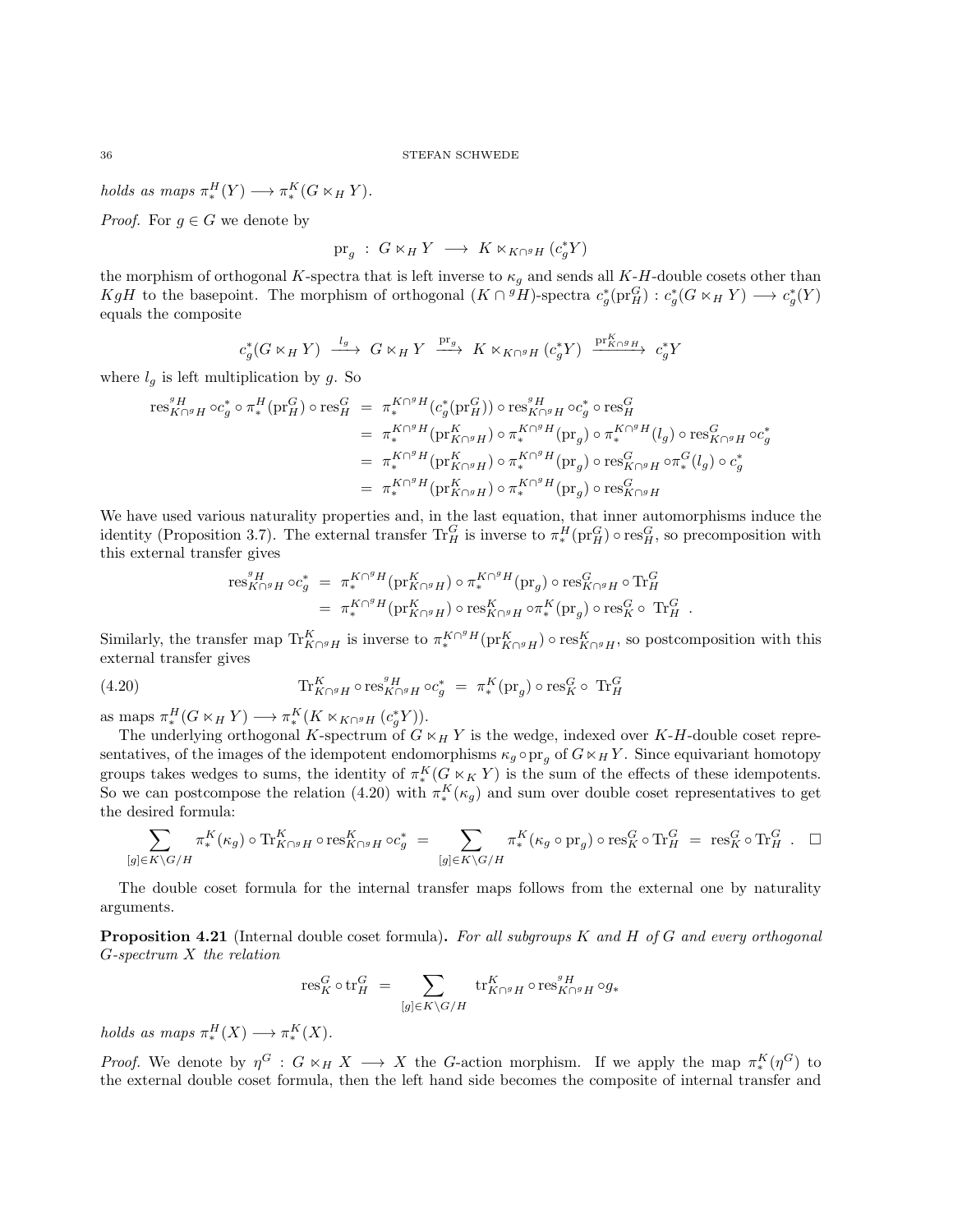*holds as maps* $\pi_*^H(Y) \longrightarrow \pi_*^K(G \ltimes_H Y)$.

*Proof.* For $g \in G$ we denote by

$$\mathrm{pr}_g \ : \ G \ltimes_H Y \ \longrightarrow \ K \ltimes_{K \cap {}^g H} (c_g^* Y)$$

the morphism of orthogonal $K$-spectra that is left inverse to $\kappa_g$ and sends all $K$-$H$-double cosets other than $KgH$ to the basepoint. The morphism of orthogonal $(K \cap {}^g H)$-spectra $c_g^*(\mathrm{pr}_H^G) : c_g^*(G \ltimes_H Y) \longrightarrow c_g^*(Y)$ equals the composite

$$c_g^*(G \ltimes_H Y) \ \xrightarrow{\ l_g\ } \ G \ltimes_H Y \ \xrightarrow{\ \mathrm{pr}_g\ } \ K \ltimes_{K \cap {}^g H} (c_g^* Y) \ \xrightarrow{\ \mathrm{pr}^K_{K \cap {}^g H}\ } \ c_g^* Y$$

where $l_g$ is left multiplication by $g$. So

$$\begin{aligned}
\mathrm{res}^{{}^g H}_{K \cap {}^g H} \circ c_g^* \circ \pi_*^H(\mathrm{pr}_H^G) \circ \mathrm{res}^G_H \ &= \ \pi_*^{K \cap {}^g H}(c_g^*(\mathrm{pr}_H^G)) \circ \mathrm{res}^{{}^g H}_{K \cap {}^g H} \circ c_g^* \circ \mathrm{res}^G_H \\
&= \ \pi_*^{K \cap {}^g H}(\mathrm{pr}^K_{K \cap {}^g H}) \circ \pi_*^{K \cap {}^g H}(\mathrm{pr}_g) \circ \pi_*^{K \cap {}^g H}(l_g) \circ \mathrm{res}^G_{K \cap {}^g H} \circ c_g^* \\
&= \ \pi_*^{K \cap {}^g H}(\mathrm{pr}^K_{K \cap {}^g H}) \circ \pi_*^{K \cap {}^g H}(\mathrm{pr}_g) \circ \mathrm{res}^G_{K \cap {}^g H} \circ \pi_*^G(l_g) \circ c_g^* \\
&= \ \pi_*^{K \cap {}^g H}(\mathrm{pr}^K_{K \cap {}^g H}) \circ \pi_*^{K \cap {}^g H}(\mathrm{pr}_g) \circ \mathrm{res}^G_{K \cap {}^g H}
\end{aligned}$$

We have used various naturality properties and, in the last equation, that inner automorphisms induce the identity (Proposition 3.7). The external transfer $\mathrm{Tr}_H^G$ is inverse to $\pi_*^H(\mathrm{pr}_H^G) \circ \mathrm{res}^G_H$, so precomposition with this external transfer gives

$$\begin{aligned}
\mathrm{res}^{{}^g H}_{K \cap {}^g H} \circ c_g^* \ &= \ \pi_*^{K \cap {}^g H}(\mathrm{pr}^K_{K \cap {}^g H}) \circ \pi_*^{K \cap {}^g H}(\mathrm{pr}_g) \circ \mathrm{res}^G_{K \cap {}^g H} \circ \mathrm{Tr}_H^G \\
&= \ \pi_*^{K \cap {}^g H}(\mathrm{pr}^K_{K \cap {}^g H}) \circ \mathrm{res}^K_{K \cap {}^g H} \circ \pi_*^K(\mathrm{pr}_g) \circ \mathrm{res}^G_K \circ \ \mathrm{Tr}_H^G \ .
\end{aligned}$$

Similarly, the transfer map $\mathrm{Tr}^K_{K \cap {}^g H}$ is inverse to $\pi_*^{K \cap {}^g H}(\mathrm{pr}^K_{K \cap {}^g H}) \circ \mathrm{res}^K_{K \cap {}^g H}$, so postcomposition with this external transfer gives

$$\mathrm{Tr}^K_{K \cap {}^g H} \circ \mathrm{res}^{{}^g H}_{K \cap {}^g H} \circ c_g^* \ = \ \pi_*^K(\mathrm{pr}_g) \circ \mathrm{res}^G_K \circ \ \mathrm{Tr}_H^G \tag{4.20}$$

as maps $\pi_*^H(G \ltimes_H Y) \longrightarrow \pi_*^K(K \ltimes_{K \cap {}^g H} (c_g^* Y))$.

The underlying orthogonal $K$-spectrum of $G \ltimes_H Y$ is the wedge, indexed over $K$-$H$-double coset representatives, of the images of the idempotent endomorphisms $\kappa_g \circ \mathrm{pr}_g$ of $G \ltimes_H Y$. Since equivariant homotopy groups takes wedges to sums, the identity of $\pi_*^K(G \ltimes_K Y)$ is the sum of the effects of these idempotents. So we can postcompose the relation (4.20) with $\pi_*^K(\kappa_g)$ and sum over double coset representatives to get the desired formula:

$$\sum_{[g] \in K \backslash G / H} \pi_*^K(\kappa_g) \circ \mathrm{Tr}^K_{K \cap {}^g H} \circ \mathrm{res}^K_{K \cap {}^g H} \circ c_g^* \ = \ \sum_{[g] \in K \backslash G / H} \pi_*^K(\kappa_g \circ \mathrm{pr}_g) \circ \mathrm{res}^G_K \circ \mathrm{Tr}_H^G \ = \ \mathrm{res}^G_K \circ \mathrm{Tr}_H^G \ . \quad \square$$

The double coset formula for the internal transfer maps follows from the external one by naturality arguments.

**Proposition 4.21** (Internal double coset formula)**.** *For all subgroups $K$ and $H$ of $G$ and every orthogonal $G$-spectrum $X$ the relation*

$$\mathrm{res}^G_K \circ \mathrm{tr}_H^G \ = \ \sum_{[g] \in K \backslash G / H} \mathrm{tr}^K_{K \cap {}^g H} \circ \mathrm{res}^{{}^g H}_{K \cap {}^g H} \circ g_*$$

*holds as maps* $\pi_*^H(X) \longrightarrow \pi_*^K(X)$.

*Proof.* We denote by $\eta^G : G \ltimes_H X \longrightarrow X$ the $G$-action morphism. If we apply the map $\pi_*^K(\eta^G)$ to the external double coset formula, then the left hand side becomes the composite of internal transfer and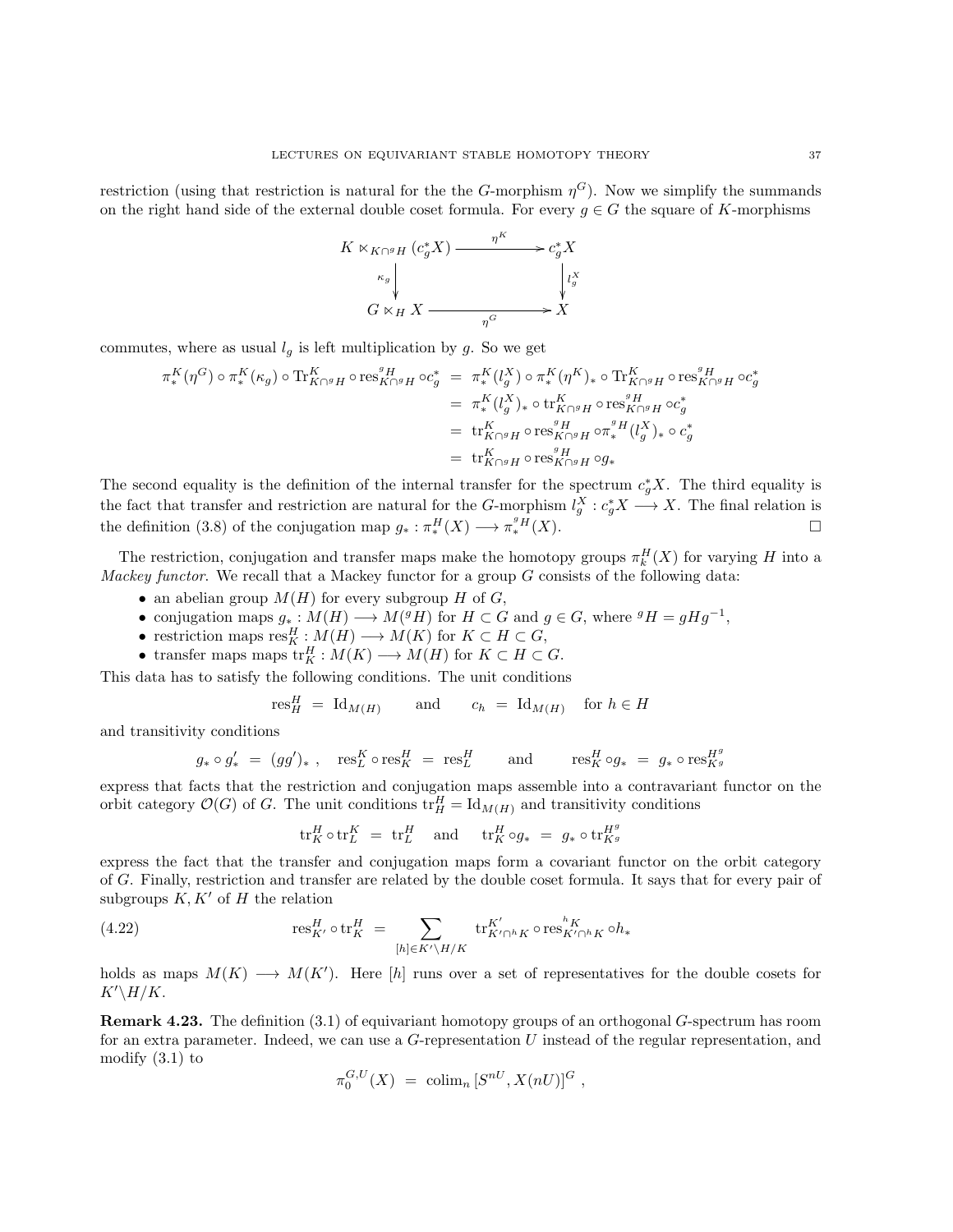restriction (using that restriction is natural for the the $G$-morphism $\eta^G$). Now we simplify the summands on the right hand side of the external double coset formula. For every $g \in G$ the square of $K$-morphisms

$$\begin{array}{ccc} K \ltimes_{K\cap {}^gH} (c_g^* X) & \xrightarrow{\ \eta^K\ } & c_g^* X \\ {\scriptstyle \kappa_g}\downarrow & & \downarrow{\scriptstyle l_g^X} \\ G \ltimes_H X & \xrightarrow[\ \eta^G\ ]{} & X \end{array}$$

commutes, where as usual $l_g$ is left multiplication by $g$. So we get

$$\begin{aligned} \pi_*^K(\eta^G) \circ \pi_*^K(\kappa_g) \circ \mathrm{Tr}_{K\cap {}^gH}^K \circ \mathrm{res}^{{}^gH}_{K\cap {}^gH} \circ c_g^* &= \pi_*^K(l_g^X) \circ \pi_*^K(\eta^K)_* \circ \mathrm{Tr}_{K\cap {}^gH}^K \circ \mathrm{res}^{{}^gH}_{K\cap {}^gH} \circ c_g^* \\ &= \pi_*^K(l_g^X)_* \circ \mathrm{tr}_{K\cap {}^gH}^K \circ \mathrm{res}^{{}^gH}_{K\cap {}^gH} \circ c_g^* \\ &= \mathrm{tr}_{K\cap {}^gH}^K \circ \mathrm{res}^{{}^gH}_{K\cap {}^gH} \circ \pi_*^{{}^gH}(l_g^X)_* \circ c_g^* \\ &= \mathrm{tr}_{K\cap {}^gH}^K \circ \mathrm{res}^{{}^gH}_{K\cap {}^gH} \circ g_* \end{aligned}$$

The second equality is the definition of the internal transfer for the spectrum $c_g^*X$. The third equality is the fact that transfer and restriction are natural for the $G$-morphism $l_g^X : c_g^*X \longrightarrow X$. The final relation is the definition (3.8) of the conjugation map $g_* : \pi_*^H(X) \longrightarrow \pi_*^{{}^gH}(X)$. □

The restriction, conjugation and transfer maps make the homotopy groups $\pi_k^H(X)$ for varying $H$ into a *Mackey functor*. We recall that a Mackey functor for a group $G$ consists of the following data:

- an abelian group $M(H)$ for every subgroup $H$ of $G$,
- conjugation maps $g_* : M(H) \longrightarrow M({}^gH)$ for $H \subset G$ and $g \in G$, where ${}^gH = gHg^{-1}$,
- restriction maps $\mathrm{res}^H_K : M(H) \longrightarrow M(K)$ for $K \subset H \subset G$,
- transfer maps maps $\mathrm{tr}^H_K : M(K) \longrightarrow M(H)$ for $K \subset H \subset G$.

This data has to satisfy the following conditions. The unit conditions

$$\mathrm{res}^H_H \ = \ \mathrm{Id}_{M(H)} \qquad \text{and} \qquad c_h \ = \ \mathrm{Id}_{M(H)} \quad \text{for } h \in H$$

and transitivity conditions

$$g_* \circ g'_* \ = \ (gg')_* \ , \quad \mathrm{res}^K_L \circ \mathrm{res}^H_K \ = \ \mathrm{res}^H_L \qquad \text{and} \qquad \mathrm{res}^H_K \circ g_* \ = \ g_* \circ \mathrm{res}^{H^g}_{K^g}$$

express that facts that the restriction and conjugation maps assemble into a contravariant functor on the orbit category $\mathcal{O}(G)$ of $G$. The unit conditions $\mathrm{tr}^H_H = \mathrm{Id}_{M(H)}$ and transitivity conditions

$$\mathrm{tr}^H_K \circ \mathrm{tr}^K_L \ = \ \mathrm{tr}^H_L \quad \text{and} \quad \mathrm{tr}^H_K \circ g_* \ = \ g_* \circ \mathrm{tr}^{H^g}_{K^g}$$

express the fact that the transfer and conjugation maps form a covariant functor on the orbit category of $G$. Finally, restriction and transfer are related by the double coset formula. It says that for every pair of subgroups $K, K'$ of $H$ the relation

$$\mathrm{res}^H_{K'} \circ \mathrm{tr}^H_K \ = \ \sum_{[h] \in K'\backslash H/K} \mathrm{tr}^{K'}_{K' \cap {}^hK} \circ \mathrm{res}^{{}^hK}_{K'\cap {}^hK} \circ h_* \tag{4.22}$$

holds as maps $M(K) \longrightarrow M(K')$. Here $[h]$ runs over a set of representatives for the double cosets for $K'\backslash H/K$.

**Remark 4.23.** The definition (3.1) of equivariant homotopy groups of an orthogonal $G$-spectrum has room for an extra parameter. Indeed, we can use a $G$-representation $U$ instead of the regular representation, and modify (3.1) to

$$\pi_0^{G,U}(X) \ = \ \mathrm{colim}_n \, [S^{nU}, X(nU)]^G \ ,$$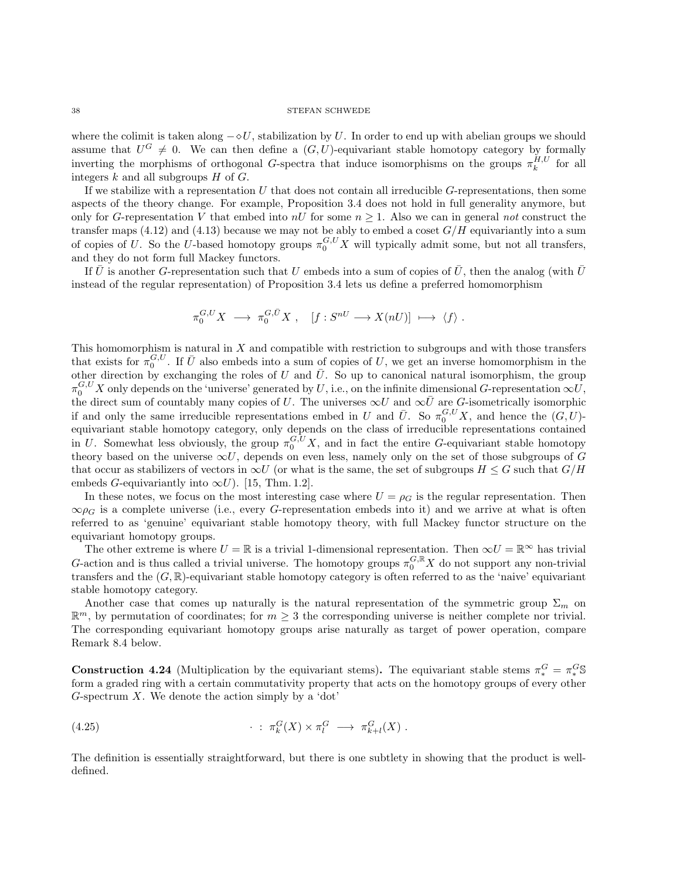where the colimit is taken along $-\diamond U$, stabilization by $U$. In order to end up with abelian groups we should assume that $U^G \neq 0$. We can then define a $(G, U)$-equivariant stable homotopy category by formally inverting the morphisms of orthogonal $G$-spectra that induce isomorphisms on the groups $\pi_k^{H,U}$ for all integers $k$ and all subgroups $H$ of $G$.

If we stabilize with a representation $U$ that does not contain all irreducible $G$-representations, then some aspects of the theory change. For example, Proposition 3.4 does not hold in full generality anymore, but only for $G$-representation $V$ that embed into $nU$ for some $n \geq 1$. Also we can in general *not* construct the transfer maps (4.12) and (4.13) because we may not be ably to embed a coset $G/H$ equivariantly into a sum of copies of $U$. So the $U$-based homotopy groups $\pi_0^{G,U} X$ will typically admit some, but not all transfers, and they do not form full Mackey functors.

If $\bar{U}$ is another $G$-representation such that $U$ embeds into a sum of copies of $\bar{U}$, then the analog (with $\bar{U}$ instead of the regular representation) of Proposition 3.4 lets us define a preferred homomorphism

$$\pi_0^{G,U} X \longrightarrow \pi_0^{G,\bar{U}} X \ , \quad [f : S^{nU} \longrightarrow X(nU)] \longmapsto \langle f \rangle \ .$$

This homomorphism is natural in $X$ and compatible with restriction to subgroups and with those transfers that exists for $\pi_0^{G,U}$. If $\bar{U}$ also embeds into a sum of copies of $U$, we get an inverse homomorphism in the other direction by exchanging the roles of $U$ and $\bar{U}$. So up to canonical natural isomorphism, the group $\pi_0^{G,U} X$ only depends on the 'universe' generated by $U$, i.e., on the infinite dimensional $G$-representation $\infty U$, the direct sum of countably many copies of $U$. The universes $\infty U$ and $\infty \bar{U}$ are $G$-isometrically isomorphic if and only the same irreducible representations embed in $U$ and $\bar{U}$. So $\pi_0^{G,U} X$, and hence the $(G, U)$-equivariant stable homotopy category, only depends on the class of irreducible representations contained in $U$. Somewhat less obviously, the group $\pi_0^{G,U} X$, and in fact the entire $G$-equivariant stable homotopy theory based on the universe $\infty U$, depends on even less, namely only on the set of those subgroups of $G$ that occur as stabilizers of vectors in $\infty U$ (or what is the same, the set of subgroups $H \leq G$ such that $G/H$ embeds $G$-equivariantly into $\infty U$). [15, Thm. 1.2].

In these notes, we focus on the most interesting case where $U = \rho_G$ is the regular representation. Then $\infty \rho_G$ is a complete universe (i.e., every $G$-representation embeds into it) and we arrive at what is often referred to as 'genuine' equivariant stable homotopy theory, with full Mackey functor structure on the equivariant homotopy groups.

The other extreme is where $U = \mathbb{R}$ is a trivial 1-dimensional representation. Then $\infty U = \mathbb{R}^\infty$ has trivial $G$-action and is thus called a trivial universe. The homotopy groups $\pi_0^{G,\mathbb{R}} X$ do not support any non-trivial transfers and the $(G, \mathbb{R})$-equivariant stable homotopy category is often referred to as the 'naive' equivariant stable homotopy category.

Another case that comes up naturally is the natural representation of the symmetric group $\Sigma_m$ on $\mathbb{R}^m$, by permutation of coordinates; for $m \geq 3$ the corresponding universe is neither complete nor trivial. The corresponding equivariant homotopy groups arise naturally as target of power operation, compare Remark 8.4 below.

**Construction 4.24** (Multiplication by the equivariant stems)**.** The equivariant stable stems $\pi_*^G = \pi_*^G \mathbb{S}$ form a graded ring with a certain commutativity property that acts on the homotopy groups of every other $G$-spectrum $X$. We denote the action simply by a 'dot'

$$(4.25) \qquad \cdot \ : \ \pi_k^G(X) \times \pi_l^G \longrightarrow \pi_{k+l}^G(X) \ .$$

The definition is essentially straightforward, but there is one subtlety in showing that the product is well-defined.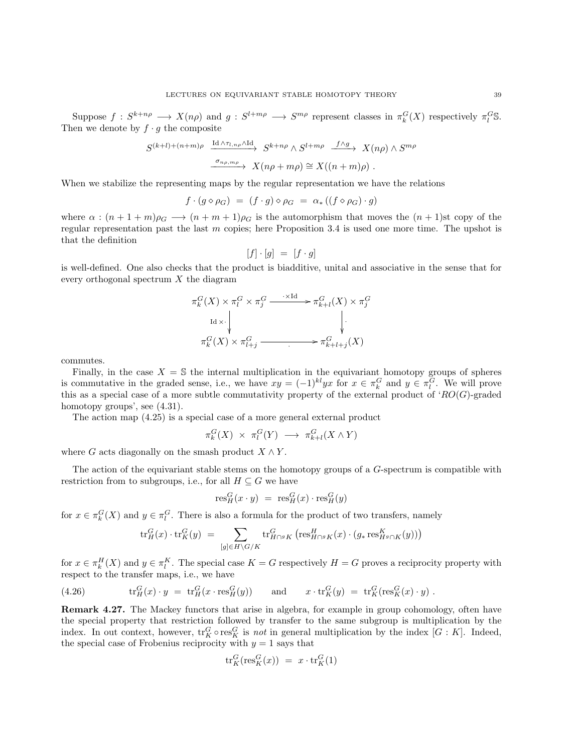Suppose $f : S^{k+n\rho} \longrightarrow X(n\rho)$ and $g : S^{l+m\rho} \longrightarrow S^{m\rho}$ represent classes in $\pi_k^G(X)$ respectively $\pi_l^G\mathbb{S}$. Then we denote by $f \cdot g$ the composite

$$S^{(k+l)+(n+m)\rho} \xrightarrow{\mathrm{Id} \wedge \tau_{l,n\rho} \wedge \mathrm{Id}} S^{k+n\rho} \wedge S^{l+m\rho} \xrightarrow{f \wedge g} X(n\rho) \wedge S^{m\rho}$$

$$\xrightarrow{\sigma_{n\rho,m\rho}} X(n\rho + m\rho) \cong X((n+m)\rho) \ .$$

When we stabilize the representing maps by the regular representation we have the relations

$$f \cdot (g \diamond \rho_G) \ = \ (f \cdot g) \diamond \rho_G \ = \ \alpha_* \left( (f \diamond \rho_G) \cdot g \right)$$

where $\alpha : (n+1+m)\rho_G \longrightarrow (n+m+1)\rho_G$ is the automorphism that moves the $(n+1)$st copy of the regular representation past the last $m$ copies; here Proposition 3.4 is used one more time. The upshot is that the definition

$$[f] \cdot [g] \ = \ [f \cdot g]$$

is well-defined. One also checks that the product is biadditive, unital and associative in the sense that for every orthogonal spectrum $X$ the diagram

$$\begin{array}{ccc} \pi_k^G(X) \times \pi_l^G \times \pi_j^G & \xrightarrow{\cdot \times \mathrm{Id}} & \pi_{k+l}^G(X) \times \pi_j^G \\ {\scriptstyle \mathrm{Id} \times \cdot} \downarrow & & \downarrow {\scriptstyle \cdot} \\ \pi_k^G(X) \times \pi_{l+j}^G & \xrightarrow[\cdot]{} & \pi_{k+l+j}^G(X) \end{array}$$

commutes.

Finally, in the case $X = \mathbb{S}$ the internal multiplication in the equivariant homotopy groups of spheres is commutative in the graded sense, i.e., we have $xy = (-1)^{kl} yx$ for $x \in \pi_k^G$ and $y \in \pi_l^G$. We will prove this as a special case of a more subtle commutativity property of the external product of '$RO(G)$-graded homotopy groups', see (4.31).

The action map (4.25) is a special case of a more general external product

$$\pi_k^G(X) \ \times \ \pi_l^G(Y) \ \longrightarrow \ \pi_{k+l}^G(X \wedge Y)$$

where $G$ acts diagonally on the smash product $X \wedge Y$.

The action of the equivariant stable stems on the homotopy groups of a $G$-spectrum is compatible with restriction from to subgroups, i.e., for all $H \subseteq G$ we have

$$\mathrm{res}_H^G(x \cdot y) \ = \ \mathrm{res}_H^G(x) \cdot \mathrm{res}_H^G(y)$$

for $x \in \pi_k^G(X)$ and $y \in \pi_l^G$. There is also a formula for the product of two transfers, namely

$$\mathrm{tr}_H^G(x) \cdot \mathrm{tr}_K^G(y) \ = \ \sum_{[g] \in H\backslash G/K} \mathrm{tr}_{H \cap {}^gK}^G \left( \mathrm{res}_{H \cap {}^gK}^H(x) \cdot (g_* \, \mathrm{res}_{H^g \cap K}^K(y)) \right)$$

for $x \in \pi_k^H(X)$ and $y \in \pi_l^K$. The special case $K = G$ respectively $H = G$ proves a reciprocity property with respect to the transfer maps, i.e., we have

$$\mathrm{tr}_H^G(x) \cdot y \ = \ \mathrm{tr}_H^G(x \cdot \mathrm{res}_H^G(y)) \qquad \text{and} \qquad x \cdot \mathrm{tr}_K^G(y) \ = \ \mathrm{tr}_K^G(\mathrm{res}_K^G(x) \cdot y) \ . \tag{4.26}$$

**Remark 4.27.** The Mackey functors that arise in algebra, for example in group cohomology, often have the special property that restriction followed by transfer to the same subgroup is multiplication by the index. In out context, however, $\mathrm{tr}_K^G \circ \mathrm{res}_K^G$ is *not* in general multiplication by the index $[G : K]$. Indeed, the special case of Frobenius reciprocity with $y = 1$ says that

$$\mathrm{tr}_K^G(\mathrm{res}_K^G(x)) \ = \ x \cdot \mathrm{tr}_K^G(1)$$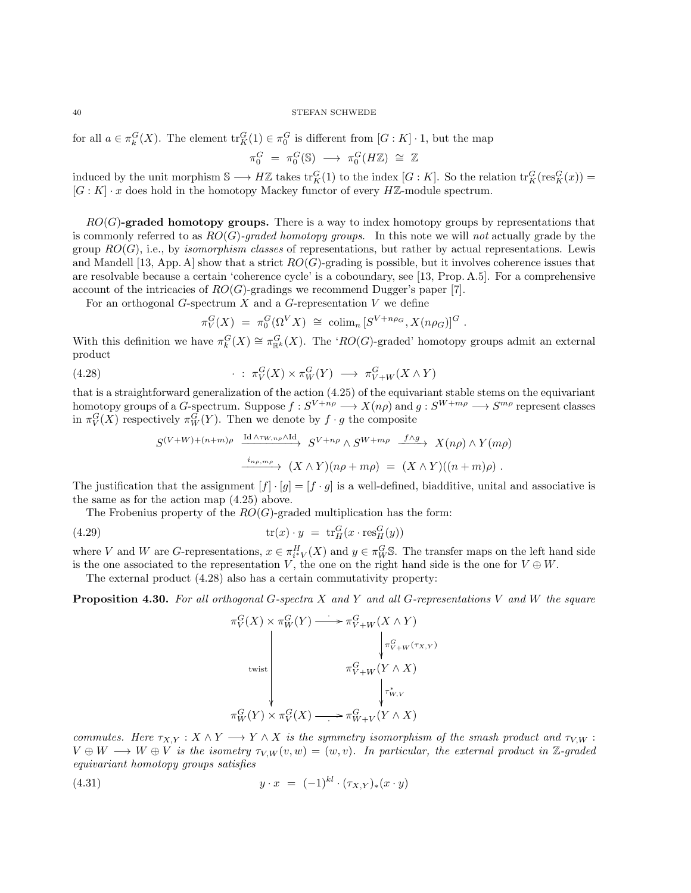for all $a \in \pi_k^G(X)$. The element $\mathrm{tr}_K^G(1) \in \pi_0^G$ is different from $[G:K]\cdot 1$, but the map

$$\pi_0^G \;=\; \pi_0^G(\mathbb{S}) \;\longrightarrow\; \pi_0^G(H\mathbb{Z}) \;\cong\; \mathbb{Z}$$

induced by the unit morphism $\mathbb{S} \longrightarrow H\mathbb{Z}$ takes $\mathrm{tr}_K^G(1)$ to the index $[G:K]$. So the relation $\mathrm{tr}_K^G(\mathrm{res}_K^G(x)) = [G:K]\cdot x$ does hold in the homotopy Mackey functor of every $H\mathbb{Z}$-module spectrum.

**$RO(G)$-graded homotopy groups.** There is a way to index homotopy groups by representations that is commonly referred to as *$RO(G)$-graded homotopy groups*. In this note we will *not* actually grade by the group $RO(G)$, i.e., by *isomorphism classes* of representations, but rather by actual representations. Lewis and Mandell [13, App. A] show that a strict $RO(G)$-grading is possible, but it involves coherence issues that are resolvable because a certain 'coherence cycle' is a coboundary, see [13, Prop. A.5]. For a comprehensive account of the intricacies of $RO(G)$-gradings we recommend Dugger's paper [7].

For an orthogonal $G$-spectrum $X$ and a $G$-representation $V$ we define

$$\pi_V^G(X) \;=\; \pi_0^G(\Omega^V X) \;\cong\; \mathrm{colim}_n\, [S^{V+n\rho_G}, X(n\rho_G)]^G\ .$$

With this definition we have $\pi_k^G(X) \cong \pi_{\mathbb{R}^k}^G(X)$. The '$RO(G)$-graded' homotopy groups admit an external product

$$\cdot\ :\ \pi_V^G(X)\times \pi_W^G(Y) \;\longrightarrow\; \pi_{V+W}^G(X\wedge Y) \tag{4.28}$$

that is a straightforward generalization of the action (4.25) of the equivariant stable stems on the equivariant homotopy groups of a $G$-spectrum. Suppose $f : S^{V+n\rho} \longrightarrow X(n\rho)$ and $g : S^{W+m\rho} \longrightarrow S^{m\rho}$ represent classes in $\pi_V^G(X)$ respectively $\pi_W^G(Y)$. Then we denote by $f\cdot g$ the composite

$$S^{(V+W)+(n+m)\rho} \xrightarrow{\ \mathrm{Id}\wedge\tau_{W,n\rho}\wedge \mathrm{Id}\ } S^{V+n\rho}\wedge S^{W+m\rho} \xrightarrow{\ f\wedge g\ } X(n\rho)\wedge Y(m\rho)$$
$$\xrightarrow{\ i_{n\rho,m\rho}\ } (X\wedge Y)(n\rho+m\rho) \;=\; (X\wedge Y)((n+m)\rho)\ .$$

The justification that the assignment $[f]\cdot[g] = [f\cdot g]$ is a well-defined, biadditive, unital and associative is the same as for the action map (4.25) above.

The Frobenius property of the $RO(G)$-graded multiplication has the form:

$$\mathrm{tr}(x)\cdot y \;=\; \mathrm{tr}_H^G(x\cdot \mathrm{res}_H^G(y)) \tag{4.29}$$

where $V$ and $W$ are $G$-representations, $x\in \pi_{i^*V}^H(X)$ and $y \in \pi_W^G\mathbb{S}$. The transfer maps on the left hand side is the one associated to the representation $V$, the one on the right hand side is the one for $V\oplus W$.

The external product (4.28) also has a certain commutativity property:

**Proposition 4.30.** *For all orthogonal $G$-spectra $X$ and $Y$ and all $G$-representations $V$ and $W$ the square*

$$\begin{array}{ccc}
\pi_V^G(X)\times\pi_W^G(Y) & \xrightarrow{\ \cdot\ } & \pi_{V+W}^G(X\wedge Y) \\
 & & \big\downarrow \pi_{V+W}^G(\tau_{X,Y}) \\
\big\downarrow \text{twist} & & \pi_{V+W}^G(Y\wedge X) \\
 & & \big\downarrow \tau_{W,V}^* \\
\pi_W^G(Y)\times\pi_V^G(X) & \xrightarrow{\ \cdot\ } & \pi_{W+V}^G(Y\wedge X)
\end{array}$$

*commutes. Here $\tau_{X,Y} : X\wedge Y \longrightarrow Y\wedge X$ is the symmetry isomorphism of the smash product and $\tau_{V,W} : V\oplus W \longrightarrow W\oplus V$ is the isometry $\tau_{V,W}(v,w) = (w,v)$. In particular, the external product in $\mathbb{Z}$-graded equivariant homotopy groups satisfies*

$$y\cdot x \;=\; (-1)^{kl}\cdot(\tau_{X,Y})_*(x\cdot y) \tag{4.31}$$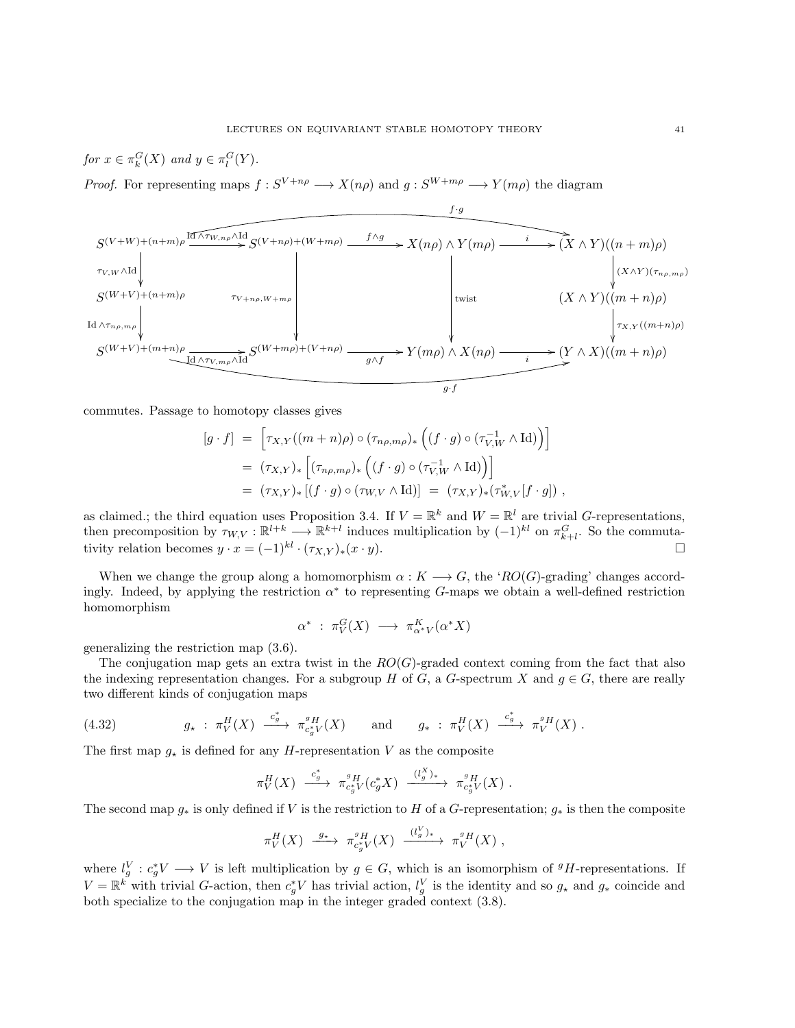*for* $x \in \pi_k^G(X)$ *and* $y \in \pi_l^G(Y)$.

*Proof.* For representing maps $f : S^{V+n\rho} \longrightarrow X(n\rho)$ and $g : S^{W+m\rho} \longrightarrow Y(m\rho)$ the diagram

$$\begin{array}{ccccccc}
S^{(V+W)+(n+m)\rho} & \xrightarrow{\mathrm{Id}\wedge\tau_{W,n\rho}\wedge\mathrm{Id}} & S^{(V+n\rho)+(W+m\rho)} & \xrightarrow{f\wedge g} & X(n\rho)\wedge Y(m\rho) & \xrightarrow{i} & (X\wedge Y)((n+m)\rho) \\
\downarrow{\scriptstyle \tau_{V,W}\wedge\mathrm{Id}} & & & & & & \downarrow{\scriptstyle (X\wedge Y)(\tau_{n\rho,m\rho})} \\
S^{(W+V)+(n+m)\rho} & & \downarrow{\scriptstyle \tau_{V+n\rho,W+m\rho}} & & \downarrow{\scriptstyle \mathrm{twist}} & & (X\wedge Y)((m+n)\rho) \\
\downarrow{\scriptstyle \mathrm{Id}\wedge\tau_{n\rho,m\rho}} & & & & & & \downarrow{\scriptstyle \tau_{X,Y}((m+n)\rho)} \\
S^{(W+V)+(m+n)\rho} & \xrightarrow[\mathrm{Id}\wedge\tau_{V,m\rho}\wedge\mathrm{Id}]{} & S^{(W+m\rho)+(V+n\rho)} & \xrightarrow[g\wedge f]{} & Y(m\rho)\wedge X(n\rho) & \xrightarrow[i]{} & (Y\wedge X)((m+n)\rho)
\end{array}$$

(where the top row composite is $f\cdot g$ and the bottom row composite is $g\cdot f$) commutes. Passage to homotopy classes gives

$$\begin{aligned}
[g\cdot f] &= \left[\tau_{X,Y}((m+n)\rho)\circ(\tau_{n\rho,m\rho})_*\left((f\cdot g)\circ(\tau_{V,W}^{-1}\wedge\mathrm{Id})\right)\right] \\
&= (\tau_{X,Y})_*\left[(\tau_{n\rho,m\rho})_*\left((f\cdot g)\circ(\tau_{V,W}^{-1}\wedge\mathrm{Id})\right)\right] \\
&= (\tau_{X,Y})_*\left[(f\cdot g)\circ(\tau_{W,V}\wedge\mathrm{Id})\right] \;=\; (\tau_{X,Y})_*(\tau_{W,V}^*[f\cdot g])\ ,
\end{aligned}$$

as claimed.; the third equation uses Proposition 3.4. If $V=\mathbb{R}^k$ and $W=\mathbb{R}^l$ are trivial $G$-representations, then precomposition by $\tau_{W,V}:\mathbb{R}^{l+k}\longrightarrow\mathbb{R}^{k+l}$ induces multiplication by $(-1)^{kl}$ on $\pi_{k+l}^G$. So the commutativity relation becomes $y\cdot x=(-1)^{kl}\cdot(\tau_{X,Y})_*(x\cdot y)$. □

When we change the group along a homomorphism $\alpha: K\longrightarrow G$, the '$RO(G)$-grading' changes accordingly. Indeed, by applying the restriction $\alpha^*$ to representing $G$-maps we obtain a well-defined restriction homomorphism

$$\alpha^* \;:\; \pi_V^G(X)\;\longrightarrow\;\pi_{\alpha^*V}^K(\alpha^*X)$$

generalizing the restriction map (3.6).

The conjugation map gets an extra twist in the $RO(G)$-graded context coming from the fact that also the indexing representation changes. For a subgroup $H$ of $G$, a $G$-spectrum $X$ and $g\in G$, there are really two different kinds of conjugation maps

$$g_\star \;:\; \pi_V^H(X)\;\xrightarrow{c_g^*}\;\pi_{c_g^*V}^{{}^gH}(X) \qquad\text{and}\qquad g_* \;:\; \pi_V^H(X)\;\xrightarrow{c_g^*}\;\pi_V^{{}^gH}(X)\ . \tag{4.32}$$

The first map $g_\star$ is defined for any $H$-representation $V$ as the composite

$$\pi_V^H(X)\;\xrightarrow{c_g^*}\;\pi_{c_g^*V}^{{}^gH}(c_g^*X)\;\xrightarrow{(l_g^X)_*}\;\pi_{c_g^*V}^{{}^gH}(X)\ .$$

The second map $g_*$ is only defined if $V$ is the restriction to $H$ of a $G$-representation; $g_*$ is then the composite

$$\pi_V^H(X)\;\xrightarrow{g_\star}\;\pi_{c_g^*V}^{{}^gH}(X)\;\xrightarrow{(l_g^V)_*}\;\pi_V^{{}^gH}(X)\ ,$$

where $l_g^V: c_g^*V\longrightarrow V$ is left multiplication by $g\in G$, which is an isomorphism of ${}^gH$-representations. If $V=\mathbb{R}^k$ with trivial $G$-action, then $c_g^*V$ has trivial action, $l_g^V$ is the identity and so $g_\star$ and $g_*$ coincide and both specialize to the conjugation map in the integer graded context (3.8).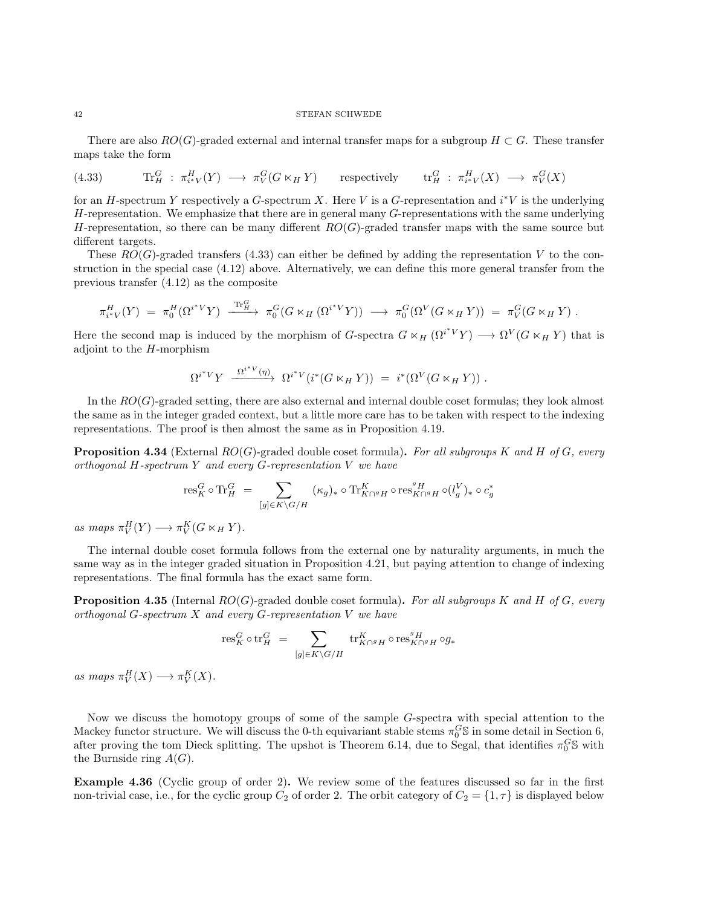There are also $RO(G)$-graded external and internal transfer maps for a subgroup $H \subset G$. These transfer maps take the form

$$\mathrm{Tr}_H^G \;:\; \pi_{i^*V}^H(Y) \longrightarrow \pi_V^G(G \ltimes_H Y) \qquad \text{respectively} \qquad \mathrm{tr}_H^G \;:\; \pi_{i^*V}^H(X) \longrightarrow \pi_V^G(X) \tag{4.33}$$

for an $H$-spectrum $Y$ respectively a $G$-spectrum $X$. Here $V$ is a $G$-representation and $i^*V$ is the underlying $H$-representation. We emphasize that there are in general many $G$-representations with the same underlying $H$-representation, so there can be many different $RO(G)$-graded transfer maps with the same source but different targets.

These $RO(G)$-graded transfers (4.33) can either be defined by adding the representation $V$ to the construction in the special case (4.12) above. Alternatively, we can define this more general transfer from the previous transfer (4.12) as the composite

$$\pi_{i^*V}^H(Y) \;=\; \pi_0^H(\Omega^{i^*V}Y) \xrightarrow{\;\mathrm{Tr}_H^G\;} \pi_0^G(G \ltimes_H (\Omega^{i^*V}Y)) \longrightarrow \pi_0^G(\Omega^V(G \ltimes_H Y)) \;=\; \pi_V^G(G \ltimes_H Y)\ .$$

Here the second map is induced by the morphism of $G$-spectra $G \ltimes_H (\Omega^{i^*V}Y) \longrightarrow \Omega^V(G \ltimes_H Y)$ that is adjoint to the $H$-morphism

$$\Omega^{i^*V}Y \xrightarrow{\;\Omega^{i^*V}(\eta)\;} \Omega^{i^*V}(i^*(G \ltimes_H Y)) \;=\; i^*(\Omega^V(G \ltimes_H Y))\ .$$

In the $RO(G)$-graded setting, there are also external and internal double coset formulas; they look almost the same as in the integer graded context, but a little more care has to be taken with respect to the indexing representations. The proof is then almost the same as in Proposition 4.19.

**Proposition 4.34** (External $RO(G)$-graded double coset formula)**.** *For all subgroups $K$ and $H$ of $G$, every orthogonal $H$-spectrum $Y$ and every $G$-representation $V$ we have*

$$\mathrm{res}_K^G \circ \mathrm{Tr}_H^G \;=\; \sum_{[g]\in K\backslash G/H} (\kappa_g)_* \circ \mathrm{Tr}_{K\cap {}^gH}^K \circ \mathrm{res}_{K\cap {}^gH}^{{}^gH} \circ (l_g^V)_* \circ c_g^*$$

*as maps $\pi_V^H(Y) \longrightarrow \pi_V^K(G \ltimes_H Y)$.*

The internal double coset formula follows from the external one by naturality arguments, in much the same way as in the integer graded situation in Proposition 4.21, but paying attention to change of indexing representations. The final formula has the exact same form.

**Proposition 4.35** (Internal $RO(G)$-graded double coset formula)**.** *For all subgroups $K$ and $H$ of $G$, every orthogonal $G$-spectrum $X$ and every $G$-representation $V$ we have*

$$\mathrm{res}_K^G \circ \mathrm{tr}_H^G \;=\; \sum_{[g]\in K\backslash G/H} \mathrm{tr}_{K\cap {}^gH}^K \circ \mathrm{res}_{K\cap {}^gH}^{{}^gH} \circ g_*$$

*as maps $\pi_V^H(X) \longrightarrow \pi_V^K(X)$.*

Now we discuss the homotopy groups of some of the sample $G$-spectra with special attention to the Mackey functor structure. We will discuss the 0-th equivariant stable stems $\pi_0^G\mathbb{S}$ in some detail in Section 6, after proving the tom Dieck splitting. The upshot is Theorem 6.14, due to Segal, that identifies $\pi_0^G\mathbb{S}$ with the Burnside ring $A(G)$.

**Example 4.36** (Cyclic group of order 2)**.** We review some of the features discussed so far in the first non-trivial case, i.e., for the cyclic group $C_2$ of order 2. The orbit category of $C_2 = \{1, \tau\}$ is displayed below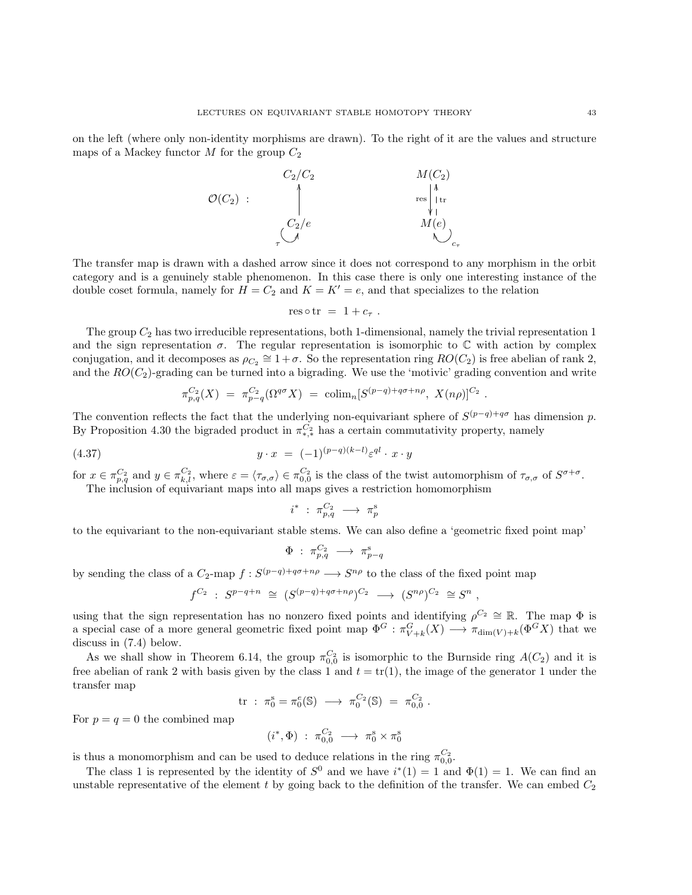on the left (where only non-identity morphisms are drawn). To the right of it are the values and structure maps of a Mackey functor $M$ for the group $C_2$

$$\mathcal{O}(C_2) \ : \qquad \begin{array}{c} C_2/C_2 \\ \uparrow \\ C_2/e \\ \circlearrowleft_{\tau} \end{array} \qquad\qquad \begin{array}{c} M(C_2) \\ {\scriptstyle \mathrm{res}} \downarrow \ \uparrow {\scriptstyle \mathrm{tr}} \\ M(e) \\ \circlearrowright_{c_\tau} \end{array}$$

The transfer map is drawn with a dashed arrow since it does not correspond to any morphism in the orbit category and is a genuinely stable phenomenon. In this case there is only one interesting instance of the double coset formula, namely for $H = C_2$ and $K = K' = e$, and that specializes to the relation

$$\mathrm{res} \circ \mathrm{tr} \ = \ 1 + c_\tau \ .$$

The group $C_2$ has two irreducible representations, both 1-dimensional, namely the trivial representation 1 and the sign representation $\sigma$. The regular representation is isomorphic to $\mathbb{C}$ with action by complex conjugation, and it decomposes as $\rho_{C_2} \cong 1 + \sigma$. So the representation ring $RO(C_2)$ is free abelian of rank 2, and the $RO(C_2)$-grading can be turned into a bigrading. We use the 'motivic' grading convention and write

$$\pi_{p,q}^{C_2}(X) \ = \ \pi_{p-q}^{C_2}(\Omega^{q\sigma} X) \ = \ \mathrm{colim}_n [S^{(p-q)+q\sigma+n\rho}, \ X(n\rho)]^{C_2} \ .$$

The convention reflects the fact that the underlying non-equivariant sphere of $S^{(p-q)+q\sigma}$ has dimension $p$. By Proposition 4.30 the bigraded product in $\pi_{*,*}^{C_2}$ has a certain commutativity property, namely

$$y \cdot x \ = \ (-1)^{(p-q)(k-l)} \varepsilon^{ql} \cdot x \cdot y \tag{4.37}$$

for $x \in \pi_{p,q}^{C_2}$ and $y \in \pi_{k,l}^{C_2}$, where $\varepsilon = \langle \tau_{\sigma,\sigma} \rangle \in \pi_{0,0}^{C_2}$ is the class of the twist automorphism of $\tau_{\sigma,\sigma}$ of $S^{\sigma+\sigma}$.

The inclusion of equivariant maps into all maps gives a restriction homomorphism

$$i^* \ : \ \pi_{p,q}^{C_2} \ \longrightarrow \ \pi_p^{\mathrm{s}}$$

to the equivariant to the non-equivariant stable stems. We can also define a 'geometric fixed point map'

$$\Phi \ : \ \pi_{p,q}^{C_2} \ \longrightarrow \ \pi_{p-q}^{\mathrm{s}}$$

by sending the class of a $C_2$-map $f : S^{(p-q)+q\sigma+n\rho} \longrightarrow S^{n\rho}$ to the class of the fixed point map

$$f^{C_2} \ : \ S^{p-q+n} \ \cong \ (S^{(p-q)+q\sigma+n\rho})^{C_2} \ \longrightarrow \ (S^{n\rho})^{C_2} \ \cong S^n \ ,$$

using that the sign representation has no nonzero fixed points and identifying $\rho^{C_2} \cong \mathbb{R}$. The map $\Phi$ is a special case of a more general geometric fixed point map $\Phi^G : \pi_{V+k}^G(X) \longrightarrow \pi_{\dim(V)+k}(\Phi^G X)$ that we discuss in (7.4) below.

As we shall show in Theorem 6.14, the group $\pi_{0,0}^{C_2}$ is isomorphic to the Burnside ring $A(C_2)$ and it is free abelian of rank 2 with basis given by the class 1 and $t = \mathrm{tr}(1)$, the image of the generator 1 under the transfer map

$$\mathrm{tr} \ : \ \pi_0^{\mathrm{s}} = \pi_0^e(\mathbb{S}) \ \longrightarrow \ \pi_0^{C_2}(\mathbb{S}) \ = \ \pi_{0,0}^{C_2} \ .$$

For $p = q = 0$ the combined map

$$(i^*, \Phi) \ : \ \pi_{0,0}^{C_2} \ \longrightarrow \ \pi_0^{\mathrm{s}} \times \pi_0^{\mathrm{s}}$$

is thus a monomorphism and can be used to deduce relations in the ring $\pi_{0,0}^{C_2}$.

The class 1 is represented by the identity of $S^0$ and we have $i^*(1) = 1$ and $\Phi(1) = 1$. We can find an unstable representative of the element $t$ by going back to the definition of the transfer. We can embed $C_2$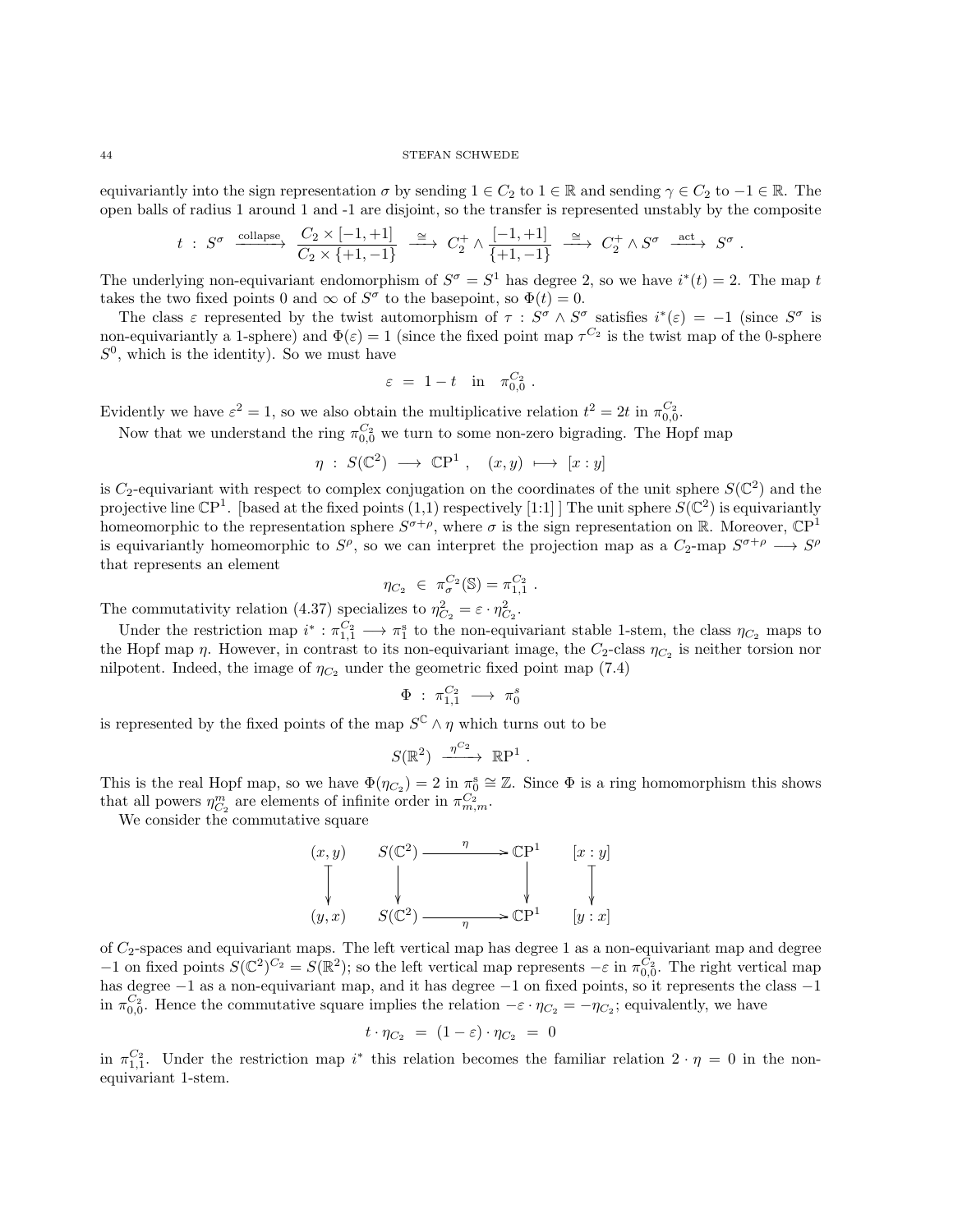equivariantly into the sign representation $\sigma$ by sending $1 \in C_2$ to $1 \in \mathbb{R}$ and sending $\gamma \in C_2$ to $-1 \in \mathbb{R}$. The open balls of radius 1 around 1 and -1 are disjoint, so the transfer is represented unstably by the composite

$$t \ : \ S^\sigma \xrightarrow{\text{collapse}} \frac{C_2 \times [-1,+1]}{C_2 \times \{+1,-1\}} \xrightarrow{\cong} C_2^+ \wedge \frac{[-1,+1]}{\{+1,-1\}} \xrightarrow{\cong} C_2^+ \wedge S^\sigma \xrightarrow{\text{act}} S^\sigma \ .$$

The underlying non-equivariant endomorphism of $S^\sigma = S^1$ has degree 2, so we have $i^*(t) = 2$. The map $t$ takes the two fixed points 0 and $\infty$ of $S^\sigma$ to the basepoint, so $\Phi(t) = 0$.

The class $\varepsilon$ represented by the twist automorphism of $\tau : S^\sigma \wedge S^\sigma$ satisfies $i^*(\varepsilon) = -1$ (since $S^\sigma$ is non-equivariantly a 1-sphere) and $\Phi(\varepsilon) = 1$ (since the fixed point map $\tau^{C_2}$ is the twist map of the 0-sphere $S^0$, which is the identity). So we must have

$$\varepsilon \ = \ 1 - t \quad \text{in} \quad \pi_{0,0}^{C_2} \ .$$

Evidently we have $\varepsilon^2 = 1$, so we also obtain the multiplicative relation $t^2 = 2t$ in $\pi_{0,0}^{C_2}$.

Now that we understand the ring $\pi_{0,0}^{C_2}$ we turn to some non-zero bigrading. The Hopf map

$$\eta \ : \ S(\mathbb{C}^2) \longrightarrow \mathbb{C}\mathrm{P}^1 \ , \quad (x,y) \longmapsto [x:y]$$

is $C_2$-equivariant with respect to complex conjugation on the coordinates of the unit sphere $S(\mathbb{C}^2)$ and the projective line $\mathbb{C}\mathrm{P}^1$. [based at the fixed points (1,1) respectively [1:1] ] The unit sphere $S(\mathbb{C}^2)$ is equivariantly homeomorphic to the representation sphere $S^{\sigma+\rho}$, where $\sigma$ is the sign representation on $\mathbb{R}$. Moreover, $\mathbb{C}\mathrm{P}^1$ is equivariantly homeomorphic to $S^\rho$, so we can interpret the projection map as a $C_2$-map $S^{\sigma+\rho} \longrightarrow S^\rho$ that represents an element

$$\eta_{C_2} \ \in \ \pi_\sigma^{C_2}(\mathbb{S}) = \pi_{1,1}^{C_2} \ .$$

The commutativity relation (4.37) specializes to $\eta_{C_2}^2 = \varepsilon \cdot \eta_{C_2}^2$.

Under the restriction map $i^* : \pi_{1,1}^{C_2} \longrightarrow \pi_1^s$ to the non-equivariant stable 1-stem, the class $\eta_{C_2}$ maps to the Hopf map $\eta$. However, in contrast to its non-equivariant image, the $C_2$-class $\eta_{C_2}$ is neither torsion nor nilpotent. Indeed, the image of $\eta_{C_2}$ under the geometric fixed point map (7.4)

$$\Phi \ : \ \pi_{1,1}^{C_2} \longrightarrow \pi_0^s$$

is represented by the fixed points of the map $S^\mathbb{C} \wedge \eta$ which turns out to be

$$S(\mathbb{R}^2) \xrightarrow{\eta^{C_2}} \mathbb{R}\mathrm{P}^1 \ .$$

This is the real Hopf map, so we have $\Phi(\eta_{C_2}) = 2$ in $\pi_0^s \cong \mathbb{Z}$. Since $\Phi$ is a ring homomorphism this shows that all powers $\eta_{C_2}^m$ are elements of infinite order in $\pi_{m,m}^{C_2}$.

We consider the commutative square

$$\begin{array}{ccccc} (x,y) & S(\mathbb{C}^2) & \xrightarrow{\ \eta\ } & \mathbb{C}\mathrm{P}^1 & [x:y] \\ \big\downarrow & \big\downarrow & & \big\downarrow & \big\downarrow \\ (y,x) & S(\mathbb{C}^2) & \xrightarrow[\ \eta\ ]{} & \mathbb{C}\mathrm{P}^1 & [y:x] \end{array}$$

of $C_2$-spaces and equivariant maps. The left vertical map has degree 1 as a non-equivariant map and degree $-1$ on fixed points $S(\mathbb{C}^2)^{C_2} = S(\mathbb{R}^2)$; so the left vertical map represents $-\varepsilon$ in $\pi_{0,0}^{C_2}$. The right vertical map has degree $-1$ as a non-equivariant map, and it has degree $-1$ on fixed points, so it represents the class $-1$ in $\pi_{0,0}^{C_2}$. Hence the commutative square implies the relation $-\varepsilon \cdot \eta_{C_2} = -\eta_{C_2}$; equivalently, we have

$$t \cdot \eta_{C_2} \ = \ (1 - \varepsilon) \cdot \eta_{C_2} \ = \ 0$$

in $\pi_{1,1}^{C_2}$. Under the restriction map $i^*$ this relation becomes the familiar relation $2 \cdot \eta = 0$ in the non-equivariant 1-stem.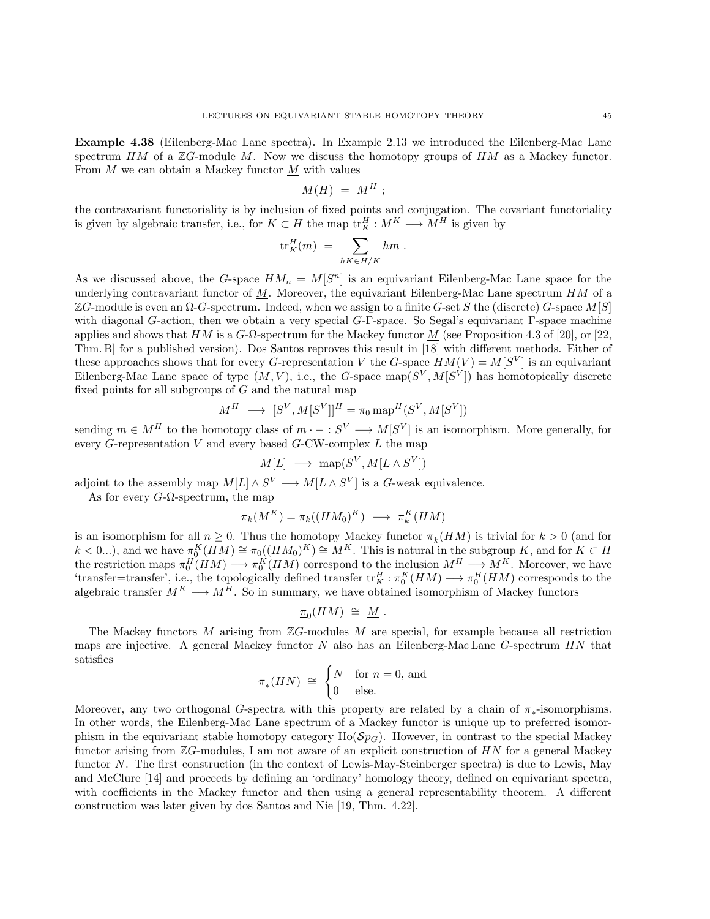**Example 4.38** (Eilenberg-Mac Lane spectra)**.** In Example 2.13 we introduced the Eilenberg-Mac Lane spectrum $HM$ of a $\mathbb{Z}G$-module $M$. Now we discuss the homotopy groups of $HM$ as a Mackey functor. From $M$ we can obtain a Mackey functor $\underline{M}$ with values

$$\underline{M}(H) \ = \ M^H \ ;$$

the contravariant functoriality is by inclusion of fixed points and conjugation. The covariant functoriality is given by algebraic transfer, i.e., for $K \subset H$ the map $\mathrm{tr}_K^H : M^K \longrightarrow M^H$ is given by

$$\mathrm{tr}_K^H(m) \ = \ \sum_{hK \in H/K} hm \ .$$

As we discussed above, the $G$-space $HM_n = M[S^n]$ is an equivariant Eilenberg-Mac Lane space for the underlying contravariant functor of $\underline{M}$. Moreover, the equivariant Eilenberg-Mac Lane spectrum $HM$ of a $\mathbb{Z}G$-module is even an $\Omega$-$G$-spectrum. Indeed, when we assign to a finite $G$-set $S$ the (discrete) $G$-space $M[S]$ with diagonal $G$-action, then we obtain a very special $G$-$\Gamma$-space. So Segal's equivariant $\Gamma$-space machine applies and shows that $HM$ is a $G$-$\Omega$-spectrum for the Mackey functor $\underline{M}$ (see Proposition 4.3 of [20], or [22, Thm. B] for a published version). Dos Santos reproves this result in [18] with different methods. Either of these approaches shows that for every $G$-representation $V$ the $G$-space $HM(V) = M[S^V]$ is an equivariant Eilenberg-Mac Lane space of type $(\underline{M}, V)$, i.e., the $G$-space $\mathrm{map}(S^V, M[S^V])$ has homotopically discrete fixed points for all subgroups of $G$ and the natural map

$$M^H \ \longrightarrow \ [S^V, M[S^V]]^H = \pi_0 \,\mathrm{map}^H(S^V, M[S^V])$$

sending $m \in M^H$ to the homotopy class of $m \cdot - : S^V \longrightarrow M[S^V]$ is an isomorphism. More generally, for every $G$-representation $V$ and every based $G$-CW-complex $L$ the map

$$M[L] \ \longrightarrow \ \mathrm{map}(S^V, M[L \wedge S^V])$$

adjoint to the assembly map $M[L] \wedge S^V \longrightarrow M[L \wedge S^V]$ is a $G$-weak equivalence.

As for every $G$-$\Omega$-spectrum, the map

$$\pi_k(M^K) = \pi_k((HM_0)^K) \ \longrightarrow \ \pi_k^K(HM)$$

is an isomorphism for all $n \geq 0$. Thus the homotopy Mackey functor $\underline{\pi}_k(HM)$ is trivial for $k > 0$ (and for $k < 0$...), and we have $\pi_0^K(HM) \cong \pi_0((HM_0)^K) \cong M^K$. This is natural in the subgroup $K$, and for $K \subset H$ the restriction maps $\pi_0^H(HM) \longrightarrow \pi_0^K(HM)$ correspond to the inclusion $M^H \longrightarrow M^K$. Moreover, we have 'transfer=transfer', i.e., the topologically defined transfer $\mathrm{tr}_K^H : \pi_0^K(HM) \longrightarrow \pi_0^H(HM)$ corresponds to the algebraic transfer $M^K \longrightarrow M^H$. So in summary, we have obtained isomorphism of Mackey functors

$$\underline{\pi}_0(HM) \ \cong \ \underline{M} \ .$$

The Mackey functors $\underline{M}$ arising from $\mathbb{Z}G$-modules $M$ are special, for example because all restriction maps are injective. A general Mackey functor $N$ also has an Eilenberg-Mac Lane $G$-spectrum $HN$ that satisfies

$$\underline{\pi}_*(HN) \ \cong \ \begin{cases} N & \text{for } n = 0, \text{ and} \\ 0 & \text{else.} \end{cases}$$

Moreover, any two orthogonal $G$-spectra with this property are related by a chain of $\underline{\pi}_*$-isomorphisms. In other words, the Eilenberg-Mac Lane spectrum of a Mackey functor is unique up to preferred isomorphism in the equivariant stable homotopy category $\mathrm{Ho}(\mathcal{S}p_G)$. However, in contrast to the special Mackey functor arising from $\mathbb{Z}G$-modules, I am not aware of an explicit construction of $HN$ for a general Mackey functor $N$. The first construction (in the context of Lewis-May-Steinberger spectra) is due to Lewis, May and McClure [14] and proceeds by defining an 'ordinary' homology theory, defined on equivariant spectra, with coefficients in the Mackey functor and then using a general representability theorem. A different construction was later given by dos Santos and Nie [19, Thm. 4.22].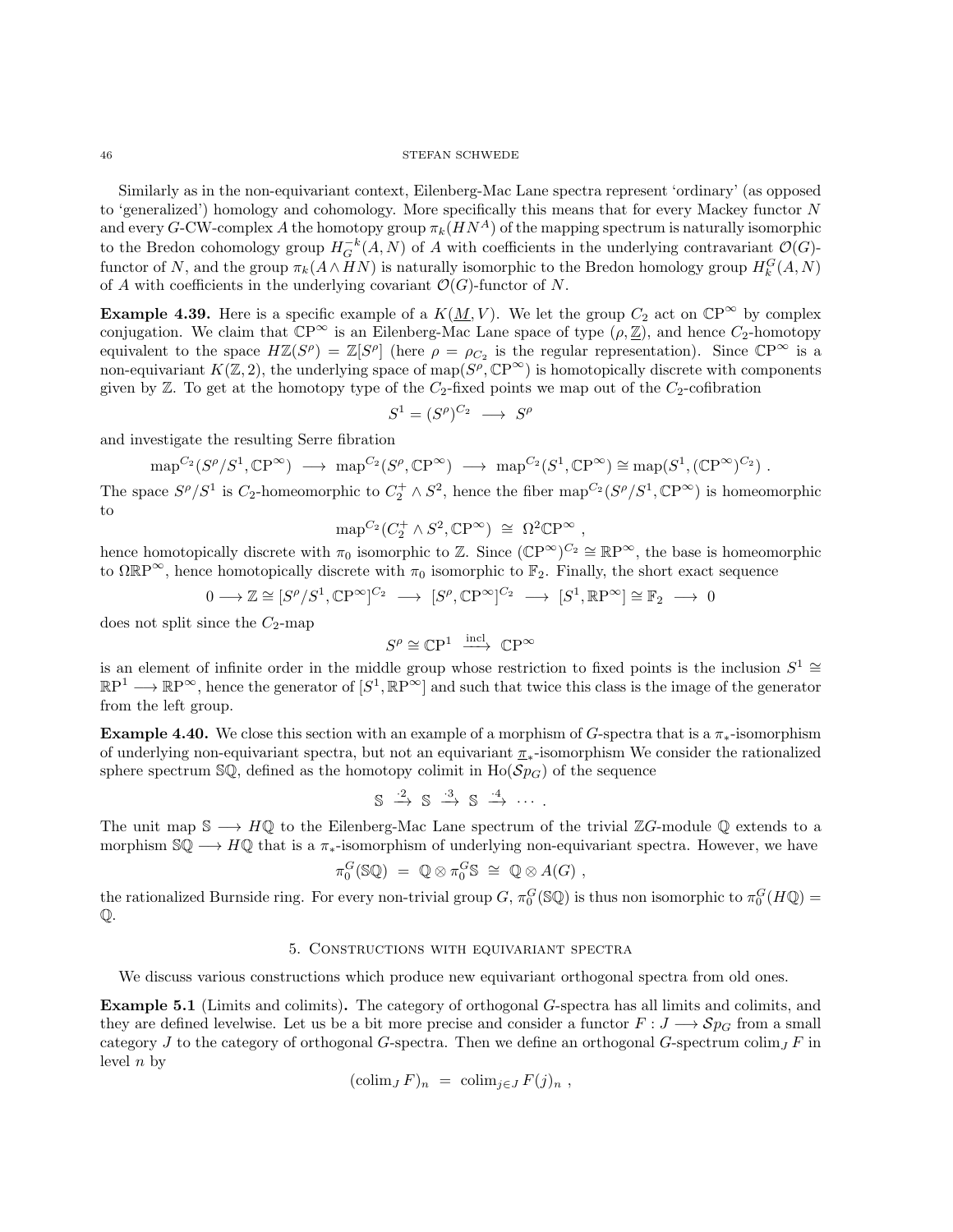Similarly as in the non-equivariant context, Eilenberg-Mac Lane spectra represent 'ordinary' (as opposed to 'generalized') homology and cohomology. More specifically this means that for every Mackey functor $N$ and every $G$-CW-complex $A$ the homotopy group $\pi_k(HN^A)$ of the mapping spectrum is naturally isomorphic to the Bredon cohomology group $H^{-k}_G(A,N)$ of $A$ with coefficients in the underlying contravariant $\mathcal{O}(G)$-functor of $N$, and the group $\pi_k(A\wedge HN)$ is naturally isomorphic to the Bredon homology group $H^G_k(A,N)$ of $A$ with coefficients in the underlying covariant $\mathcal{O}(G)$-functor of $N$.

**Example 4.39.** Here is a specific example of a $K(\underline{M},V)$. We let the group $C_2$ act on $\mathbb{CP}^\infty$ by complex conjugation. We claim that $\mathbb{CP}^\infty$ is an Eilenberg-Mac Lane space of type $(\rho,\underline{\mathbb{Z}})$, and hence $C_2$-homotopy equivalent to the space $H\mathbb{Z}(S^\rho)=\mathbb{Z}[S^\rho]$ (here $\rho=\rho_{C_2}$ is the regular representation). Since $\mathbb{CP}^\infty$ is a non-equivariant $K(\mathbb{Z},2)$, the underlying space of $\mathrm{map}(S^\rho,\mathbb{CP}^\infty)$ is homotopically discrete with components given by $\mathbb{Z}$. To get at the homotopy type of the $C_2$-fixed points we map out of the $C_2$-cofibration

$$S^1=(S^\rho)^{C_2}\ \longrightarrow\ S^\rho$$

and investigate the resulting Serre fibration

$$\mathrm{map}^{C_2}(S^\rho/S^1,\mathbb{CP}^\infty)\ \longrightarrow\ \mathrm{map}^{C_2}(S^\rho,\mathbb{CP}^\infty)\ \longrightarrow\ \mathrm{map}^{C_2}(S^1,\mathbb{CP}^\infty)\cong\mathrm{map}(S^1,(\mathbb{CP}^\infty)^{C_2})\ .$$

The space $S^\rho/S^1$ is $C_2$-homeomorphic to $C_2^+\wedge S^2$, hence the fiber $\mathrm{map}^{C_2}(S^\rho/S^1,\mathbb{CP}^\infty)$ is homeomorphic to

$$\mathrm{map}^{C_2}(C_2^+\wedge S^2,\mathbb{CP}^\infty)\ \cong\ \Omega^2\mathbb{CP}^\infty\ ,$$

hence homotopically discrete with $\pi_0$ isomorphic to $\mathbb{Z}$. Since $(\mathbb{CP}^\infty)^{C_2}\cong\mathbb{RP}^\infty$, the base is homeomorphic to $\Omega\mathbb{RP}^\infty$, hence homotopically discrete with $\pi_0$ isomorphic to $\mathbb{F}_2$. Finally, the short exact sequence

$$0\longrightarrow\mathbb{Z}\cong[S^\rho/S^1,\mathbb{CP}^\infty]^{C_2}\ \longrightarrow\ [S^\rho,\mathbb{CP}^\infty]^{C_2}\ \longrightarrow\ [S^1,\mathbb{RP}^\infty]\cong\mathbb{F}_2\ \longrightarrow\ 0$$

does not split since the $C_2$-map

$$S^\rho\cong\mathbb{CP}^1\ \xrightarrow{\ \mathrm{incl}\ }\ \mathbb{CP}^\infty$$

is an element of infinite order in the middle group whose restriction to fixed points is the inclusion $S^1\cong\mathbb{RP}^1\longrightarrow\mathbb{RP}^\infty$, hence the generator of $[S^1,\mathbb{RP}^\infty]$ and such that twice this class is the image of the generator from the left group.

**Example 4.40.** We close this section with an example of a morphism of $G$-spectra that is a $\pi_*$-isomorphism of underlying non-equivariant spectra, but not an equivariant $\underline{\pi}_*$-isomorphism We consider the rationalized sphere spectrum $\mathbb{S}\mathbb{Q}$, defined as the homotopy colimit in $\mathrm{Ho}(\mathcal{S}p_G)$ of the sequence

$$\mathbb{S}\ \xrightarrow{\cdot 2}\ \mathbb{S}\ \xrightarrow{\cdot 3}\ \mathbb{S}\ \xrightarrow{\cdot 4}\ \cdots\ .$$

The unit map $\mathbb{S}\longrightarrow H\mathbb{Q}$ to the Eilenberg-Mac Lane spectrum of the trivial $\mathbb{Z}G$-module $\mathbb{Q}$ extends to a morphism $\mathbb{S}\mathbb{Q}\longrightarrow H\mathbb{Q}$ that is a $\pi_*$-isomorphism of underlying non-equivariant spectra. However, we have

$$\pi_0^G(\mathbb{S}\mathbb{Q})\ =\ \mathbb{Q}\otimes\pi_0^G\mathbb{S}\ \cong\ \mathbb{Q}\otimes A(G)\ ,$$

the rationalized Burnside ring. For every non-trivial group $G$, $\pi_0^G(\mathbb{S}\mathbb{Q})$ is thus non isomorphic to $\pi_0^G(H\mathbb{Q})=\mathbb{Q}$.

## 5. Constructions with equivariant spectra

We discuss various constructions which produce new equivariant orthogonal spectra from old ones.

**Example 5.1** (Limits and colimits)**.** The category of orthogonal $G$-spectra has all limits and colimits, and they are defined levelwise. Let us be a bit more precise and consider a functor $F:J\longrightarrow\mathcal{S}p_G$ from a small category $J$ to the category of orthogonal $G$-spectra. Then we define an orthogonal $G$-spectrum $\mathrm{colim}_J\,F$ in level $n$ by

$$(\mathrm{colim}_J\,F)_n\ =\ \mathrm{colim}_{j\in J}\,F(j)_n\ ,$$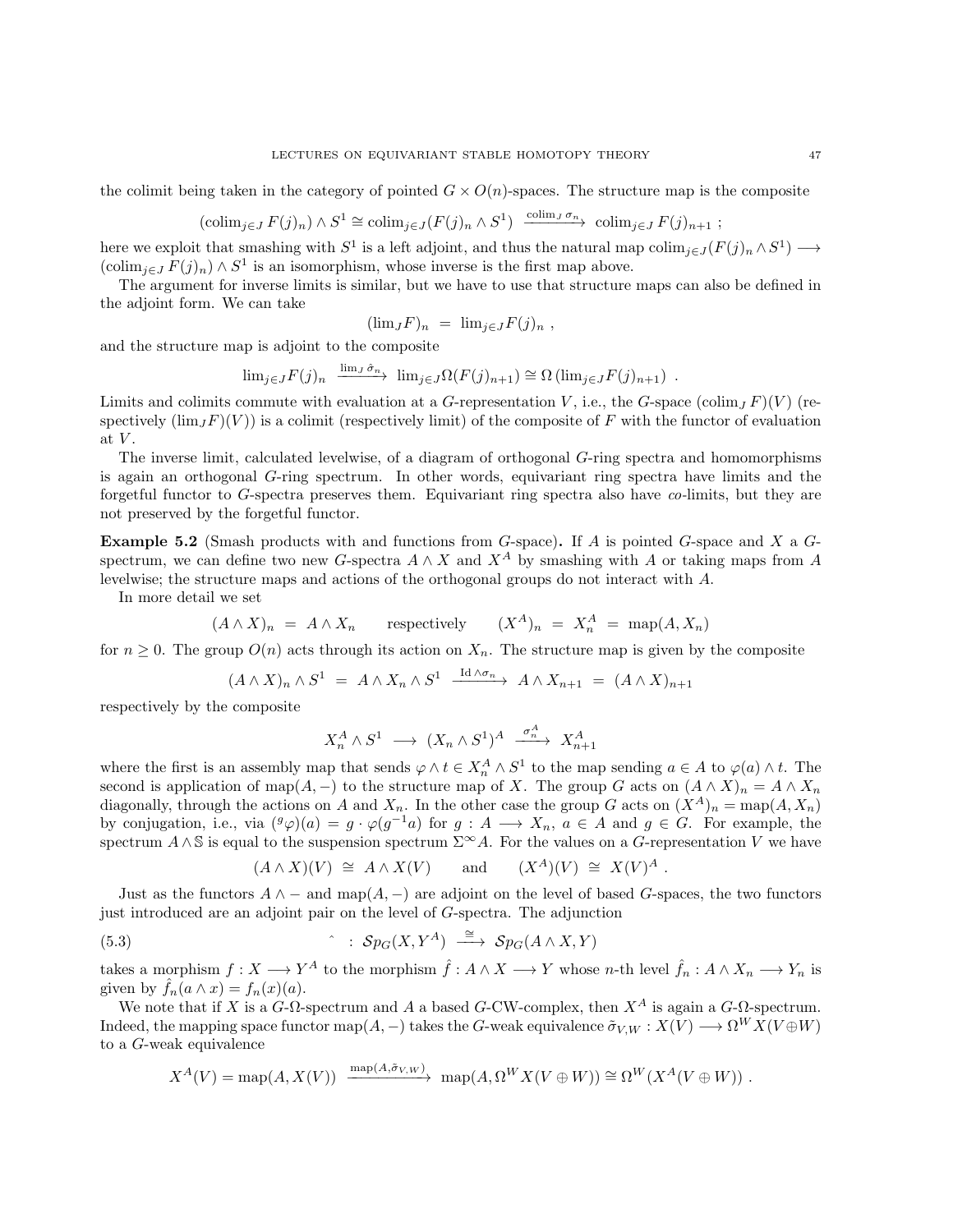the colimit being taken in the category of pointed $G \times O(n)$-spaces. The structure map is the composite

$$(\mathrm{colim}_{j\in J} F(j)_n) \wedge S^1 \cong \mathrm{colim}_{j\in J}(F(j)_n \wedge S^1) \xrightarrow{\mathrm{colim}_J \sigma_n} \mathrm{colim}_{j\in J} F(j)_{n+1} ;$$

here we exploit that smashing with $S^1$ is a left adjoint, and thus the natural map $\mathrm{colim}_{j\in J}(F(j)_n \wedge S^1) \longrightarrow (\mathrm{colim}_{j\in J} F(j)_n) \wedge S^1$ is an isomorphism, whose inverse is the first map above.

The argument for inverse limits is similar, but we have to use that structure maps can also be defined in the adjoint form. We can take

$$(\lim_J F)_n \ = \ \lim_{j\in J} F(j)_n \ ,$$

and the structure map is adjoint to the composite

$$\lim_{j\in J} F(j)_n \xrightarrow{\lim_J \tilde\sigma_n} \lim_{j\in J}\Omega(F(j)_{n+1}) \cong \Omega\left(\lim_{j\in J} F(j)_{n+1}\right) \ .$$

Limits and colimits commute with evaluation at a $G$-representation $V$, i.e., the $G$-space $(\mathrm{colim}_J F)(V)$ (respectively $(\lim_J F)(V)$) is a colimit (respectively limit) of the composite of $F$ with the functor of evaluation at $V$.

The inverse limit, calculated levelwise, of a diagram of orthogonal $G$-ring spectra and homomorphisms is again an orthogonal $G$-ring spectrum. In other words, equivariant ring spectra have limits and the forgetful functor to $G$-spectra preserves them. Equivariant ring spectra also have *co*-limits, but they are not preserved by the forgetful functor.

**Example 5.2** (Smash products with and functions from $G$-space)**.** If $A$ is pointed $G$-space and $X$ a $G$-spectrum, we can define two new $G$-spectra $A \wedge X$ and $X^A$ by smashing with $A$ or taking maps from $A$ levelwise; the structure maps and actions of the orthogonal groups do not interact with $A$.

In more detail we set

$$(A \wedge X)_n \ = \ A \wedge X_n \qquad \text{respectively} \qquad (X^A)_n \ = \ X_n^A \ = \ \mathrm{map}(A, X_n)$$

for $n \geq 0$. The group $O(n)$ acts through its action on $X_n$. The structure map is given by the composite

$$(A \wedge X)_n \wedge S^1 \ = \ A \wedge X_n \wedge S^1 \xrightarrow{\mathrm{Id} \wedge \sigma_n} A \wedge X_{n+1} \ = \ (A \wedge X)_{n+1}$$

respectively by the composite

$$X_n^A \wedge S^1 \longrightarrow (X_n \wedge S^1)^A \xrightarrow{\sigma_n^A} X_{n+1}^A$$

where the first is an assembly map that sends $\varphi \wedge t \in X_n^A \wedge S^1$ to the map sending $a \in A$ to $\varphi(a) \wedge t$. The second is application of $\mathrm{map}(A,-)$ to the structure map of $X$. The group $G$ acts on $(A \wedge X)_n = A \wedge X_n$ diagonally, through the actions on $A$ and $X_n$. In the other case the group $G$ acts on $(X^A)_n = \mathrm{map}(A, X_n)$ by conjugation, i.e., via $({}^g\varphi)(a) = g \cdot \varphi(g^{-1}a)$ for $g : A \longrightarrow X_n$, $a \in A$ and $g \in G$. For example, the spectrum $A \wedge \mathbb{S}$ is equal to the suspension spectrum $\Sigma^\infty A$. For the values on a $G$-representation $V$ we have

$$(A \wedge X)(V) \ \cong \ A \wedge X(V) \qquad \text{and} \qquad (X^A)(V) \ \cong \ X(V)^A \ .$$

Just as the functors $A \wedge -$ and $\mathrm{map}(A,-)$ are adjoint on the level of based $G$-spaces, the two functors just introduced are an adjoint pair on the level of $G$-spectra. The adjunction

$$\hat{}\ : \ \mathcal{S}p_G(X, Y^A) \xrightarrow{\cong} \mathcal{S}p_G(A \wedge X, Y) \tag{5.3}$$

takes a morphism $f : X \longrightarrow Y^A$ to the morphism $\hat f : A \wedge X \longrightarrow Y$ whose $n$-th level $\hat f_n : A \wedge X_n \longrightarrow Y_n$ is given by $\hat f_n(a \wedge x) = f_n(x)(a)$.

We note that if $X$ is a $G$-$\Omega$-spectrum and $A$ a based $G$-CW-complex, then $X^A$ is again a $G$-$\Omega$-spectrum. Indeed, the mapping space functor $\mathrm{map}(A,-)$ takes the $G$-weak equivalence $\tilde\sigma_{V,W} : X(V) \longrightarrow \Omega^W X(V \oplus W)$ to a $G$-weak equivalence

$$X^A(V) = \mathrm{map}(A, X(V)) \xrightarrow{\mathrm{map}(A, \tilde\sigma_{V,W})} \mathrm{map}(A, \Omega^W X(V \oplus W)) \cong \Omega^W (X^A(V \oplus W)) \ .$$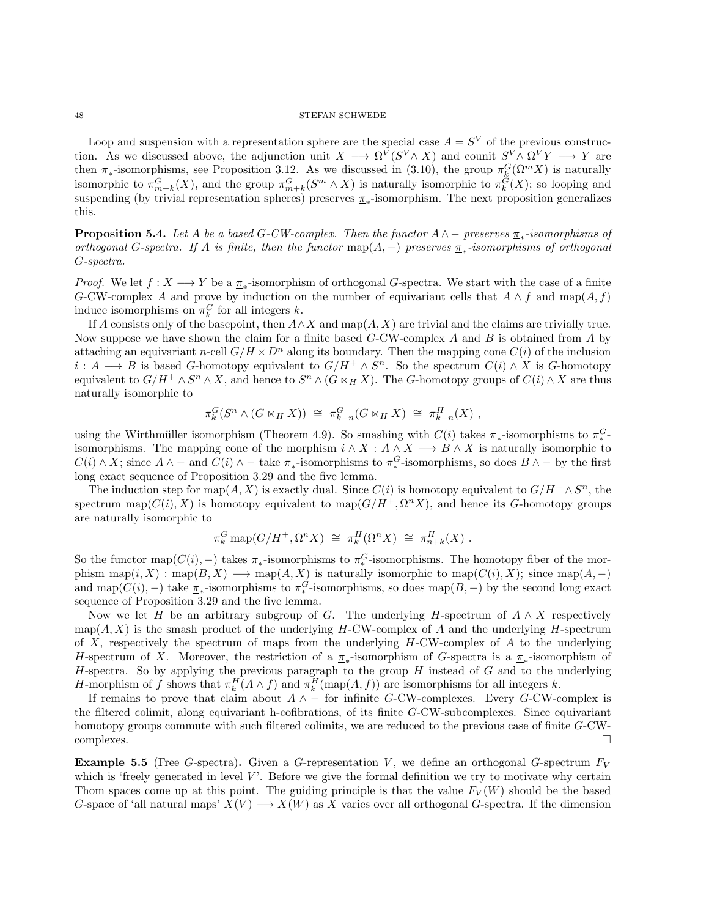Loop and suspension with a representation sphere are the special case $A = S^V$ of the previous construction. As we discussed above, the adjunction unit $X \longrightarrow \Omega^V(S^V \wedge X)$ and counit $S^V \wedge \Omega^V Y \longrightarrow Y$ are then $\underline{\pi}_*$-isomorphisms, see Proposition 3.12. As we discussed in (3.10), the group $\pi_k^G(\Omega^m X)$ is naturally isomorphic to $\pi_{m+k}^G(X)$, and the group $\pi_{m+k}^G(S^m \wedge X)$ is naturally isomorphic to $\pi_k^G(X)$; so looping and suspending (by trivial representation spheres) preserves $\underline{\pi}_*$-isomorphism. The next proposition generalizes this.

**Proposition 5.4.** *Let $A$ be a based $G$-CW-complex. Then the functor $A \wedge -$ preserves $\underline{\pi}_*$-isomorphisms of orthogonal $G$-spectra. If $A$ is finite, then the functor $\mathrm{map}(A, -)$ preserves $\underline{\pi}_*$-isomorphisms of orthogonal $G$-spectra.*

*Proof.* We let $f : X \longrightarrow Y$ be a $\underline{\pi}_*$-isomorphism of orthogonal $G$-spectra. We start with the case of a finite $G$-CW-complex $A$ and prove by induction on the number of equivariant cells that $A \wedge f$ and $\mathrm{map}(A, f)$ induce isomorphisms on $\pi_k^G$ for all integers $k$.

If $A$ consists only of the basepoint, then $A \wedge X$ and $\mathrm{map}(A, X)$ are trivial and the claims are trivially true. Now suppose we have shown the claim for a finite based $G$-CW-complex $A$ and $B$ is obtained from $A$ by attaching an equivariant $n$-cell $G/H \times D^n$ along its boundary. Then the mapping cone $C(i)$ of the inclusion $i : A \longrightarrow B$ is based $G$-homotopy equivalent to $G/H^+ \wedge S^n$. So the spectrum $C(i) \wedge X$ is $G$-homotopy equivalent to $G/H^+ \wedge S^n \wedge X$, and hence to $S^n \wedge (G \ltimes_H X)$. The $G$-homotopy groups of $C(i) \wedge X$ are thus naturally isomorphic to

$$\pi_k^G(S^n \wedge (G \ltimes_H X)) \;\cong\; \pi_{k-n}^G(G \ltimes_H X) \;\cong\; \pi_{k-n}^H(X) \ ,$$

using the Wirthmüller isomorphism (Theorem 4.9). So smashing with $C(i)$ takes $\underline{\pi}_*$-isomorphisms to $\pi_*^G$-isomorphisms. The mapping cone of the morphism $i \wedge X : A \wedge X \longrightarrow B \wedge X$ is naturally isomorphic to $C(i) \wedge X$; since $A \wedge -$ and $C(i) \wedge -$ take $\underline{\pi}_*$-isomorphisms to $\pi_*^G$-isomorphisms, so does $B \wedge -$ by the first long exact sequence of Proposition 3.29 and the five lemma.

The induction step for $\mathrm{map}(A, X)$ is exactly dual. Since $C(i)$ is homotopy equivalent to $G/H^+ \wedge S^n$, the spectrum $\mathrm{map}(C(i), X)$ is homotopy equivalent to $\mathrm{map}(G/H^+, \Omega^n X)$, and hence its $G$-homotopy groups are naturally isomorphic to

$$\pi_k^G \, \mathrm{map}(G/H^+, \Omega^n X) \;\cong\; \pi_k^H(\Omega^n X) \;\cong\; \pi_{n+k}^H(X) \ .$$

So the functor $\mathrm{map}(C(i), -)$ takes $\underline{\pi}_*$-isomorphisms to $\pi_*^G$-isomorphisms. The homotopy fiber of the morphism $\mathrm{map}(i, X) : \mathrm{map}(B, X) \longrightarrow \mathrm{map}(A, X)$ is naturally isomorphic to $\mathrm{map}(C(i), X)$; since $\mathrm{map}(A, -)$ and $\mathrm{map}(C(i), -)$ take $\underline{\pi}_*$-isomorphisms to $\pi_*^G$-isomorphisms, so does $\mathrm{map}(B, -)$ by the second long exact sequence of Proposition 3.29 and the five lemma.

Now we let $H$ be an arbitrary subgroup of $G$. The underlying $H$-spectrum of $A \wedge X$ respectively $\mathrm{map}(A, X)$ is the smash product of the underlying $H$-CW-complex of $A$ and the underlying $H$-spectrum of $X$, respectively the spectrum of maps from the underlying $H$-CW-complex of $A$ to the underlying $H$-spectrum of $X$. Moreover, the restriction of a $\underline{\pi}_*$-isomorphism of $G$-spectra is a $\underline{\pi}_*$-isomorphism of $H$-spectra. So by applying the previous paragraph to the group $H$ instead of $G$ and to the underlying $H$-morphism of $f$ shows that $\pi_k^H(A \wedge f)$ and $\pi_k^H(\mathrm{map}(A, f))$ are isomorphisms for all integers $k$.

If remains to prove that claim about $A \wedge -$ for infinite $G$-CW-complexes. Every $G$-CW-complex is the filtered colimit, along equivariant h-cofibrations, of its finite $G$-CW-subcomplexes. Since equivariant homotopy groups commute with such filtered colimits, we are reduced to the previous case of finite $G$-CW-complexes. $\square$

**Example 5.5** (Free $G$-spectra)**.** Given a $G$-representation $V$, we define an orthogonal $G$-spectrum $F_V$ which is 'freely generated in level $V$'. Before we give the formal definition we try to motivate why certain Thom spaces come up at this point. The guiding principle is that the value $F_V(W)$ should be the based $G$-space of 'all natural maps' $X(V) \longrightarrow X(W)$ as $X$ varies over all orthogonal $G$-spectra. If the dimension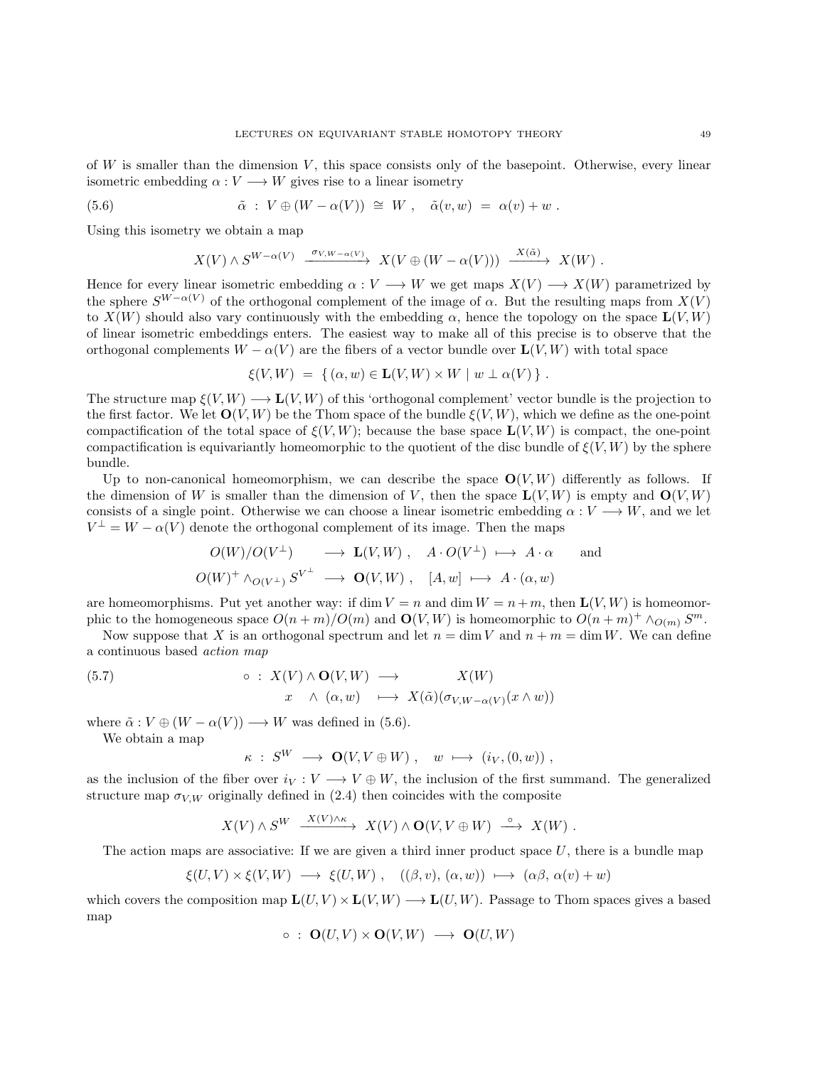of $W$ is smaller than the dimension $V$, this space consists only of the basepoint. Otherwise, every linear isometric embedding $\alpha : V \longrightarrow W$ gives rise to a linear isometry

$$\tilde{\alpha} \ : \ V \oplus (W - \alpha(V)) \ \cong \ W \ , \quad \tilde{\alpha}(v, w) \ = \ \alpha(v) + w \ . \tag{5.6}$$

Using this isometry we obtain a map

$$X(V) \wedge S^{W-\alpha(V)} \ \xrightarrow{\sigma_{V, W-\alpha(V)}} \ X(V \oplus (W - \alpha(V))) \ \xrightarrow{X(\tilde{\alpha})} \ X(W) \ .$$

Hence for every linear isometric embedding $\alpha : V \longrightarrow W$ we get maps $X(V) \longrightarrow X(W)$ parametrized by the sphere $S^{W-\alpha(V)}$ of the orthogonal complement of the image of $\alpha$. But the resulting maps from $X(V)$ to $X(W)$ should also vary continuously with the embedding $\alpha$, hence the topology on the space $\mathbf{L}(V, W)$ of linear isometric embeddings enters. The easiest way to make all of this precise is to observe that the orthogonal complements $W - \alpha(V)$ are the fibers of a vector bundle over $\mathbf{L}(V, W)$ with total space

$$\xi(V, W) \ = \ \{ (\alpha, w) \in \mathbf{L}(V, W) \times W \mid w \perp \alpha(V) \} \ .$$

The structure map $\xi(V, W) \longrightarrow \mathbf{L}(V, W)$ of this 'orthogonal complement' vector bundle is the projection to the first factor. We let $\mathbf{O}(V, W)$ be the Thom space of the bundle $\xi(V, W)$, which we define as the one-point compactification of the total space of $\xi(V, W)$; because the base space $\mathbf{L}(V, W)$ is compact, the one-point compactification is equivariantly homeomorphic to the quotient of the disc bundle of $\xi(V, W)$ by the sphere bundle.

Up to non-canonical homeomorphism, we can describe the space $\mathbf{O}(V, W)$ differently as follows. If the dimension of $W$ is smaller than the dimension of $V$, then the space $\mathbf{L}(V, W)$ is empty and $\mathbf{O}(V, W)$ consists of a single point. Otherwise we can choose a linear isometric embedding $\alpha : V \longrightarrow W$, and we let $V^\perp = W - \alpha(V)$ denote the orthogonal complement of its image. Then the maps

$$O(W)/O(V^\perp) \quad \longrightarrow \ \mathbf{L}(V, W) \ , \quad A \cdot O(V^\perp) \ \longmapsto \ A \cdot \alpha \qquad \text{and}$$

$$O(W)^+ \wedge_{O(V^\perp)} S^{V^\perp} \ \longrightarrow \ \mathbf{O}(V, W) \ , \quad [A, w] \ \longmapsto \ A \cdot (\alpha, w)$$

are homeomorphisms. Put yet another way: if $\dim V = n$ and $\dim W = n + m$, then $\mathbf{L}(V, W)$ is homeomorphic to the homogeneous space $O(n + m)/O(m)$ and $\mathbf{O}(V, W)$ is homeomorphic to $O(n + m)^+ \wedge_{O(m)} S^m$.

Now suppose that $X$ is an orthogonal spectrum and let $n = \dim V$ and $n + m = \dim W$. We can define a continuous based *action map*

$$\begin{aligned} \circ \ : \ X(V) \wedge \mathbf{O}(V, W) \ &\longrightarrow \qquad\qquad X(W) \\ x \quad \wedge \ (\alpha, w) \quad &\longmapsto \ X(\tilde{\alpha})(\sigma_{V, W-\alpha(V)}(x \wedge w)) \end{aligned} \tag{5.7}$$

where $\tilde{\alpha} : V \oplus (W - \alpha(V)) \longrightarrow W$ was defined in (5.6).

We obtain a map

$$\kappa \ : \ S^W \ \longrightarrow \ \mathbf{O}(V, V \oplus W) \ , \quad w \ \longmapsto \ (i_V, (0, w)) \ ,$$

as the inclusion of the fiber over $i_V : V \longrightarrow V \oplus W$, the inclusion of the first summand. The generalized structure map $\sigma_{V,W}$ originally defined in (2.4) then coincides with the composite

$$X(V) \wedge S^W \ \xrightarrow{X(V) \wedge \kappa} \ X(V) \wedge \mathbf{O}(V, V \oplus W) \ \xrightarrow{\circ} \ X(W) \ .$$

The action maps are associative: If we are given a third inner product space $U$, there is a bundle map

$$\xi(U, V) \times \xi(V, W) \ \longrightarrow \ \xi(U, W) \ , \quad ((\beta, v), (\alpha, w)) \ \longmapsto \ (\alpha\beta, \ \alpha(v) + w)$$

which covers the composition map $\mathbf{L}(U, V) \times \mathbf{L}(V, W) \longrightarrow \mathbf{L}(U, W)$. Passage to Thom spaces gives a based map

$$\circ \ : \ \mathbf{O}(U, V) \times \mathbf{O}(V, W) \ \longrightarrow \ \mathbf{O}(U, W)$$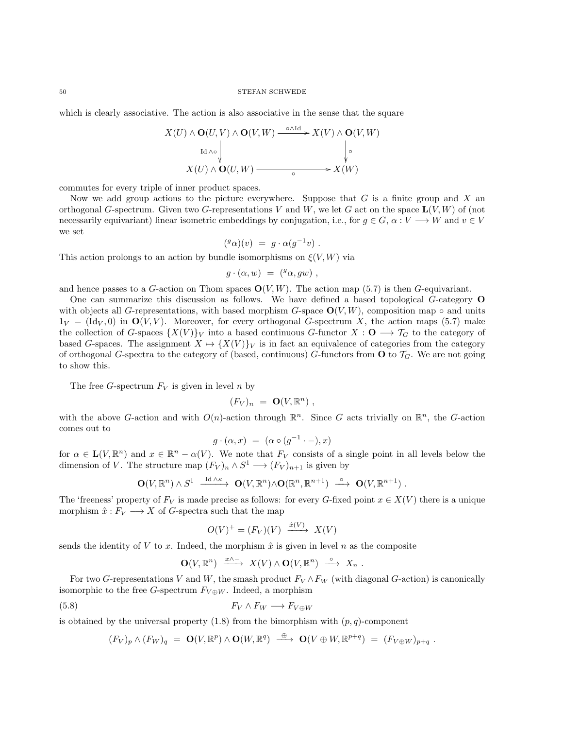which is clearly associative. The action is also associative in the sense that the square

$$\begin{array}{ccc}
X(U) \wedge \mathbf{O}(U,V) \wedge \mathbf{O}(V,W) & \xrightarrow{\circ \wedge \mathrm{Id}} & X(V) \wedge \mathbf{O}(V,W) \\
{\scriptstyle \mathrm{Id} \wedge \circ} \downarrow & & \downarrow {\scriptstyle \circ} \\
X(U) \wedge \mathbf{O}(U,W) & \xrightarrow[\circ]{} & X(W)
\end{array}$$

commutes for every triple of inner product spaces.

Now we add group actions to the picture everywhere. Suppose that $G$ is a finite group and $X$ an orthogonal $G$-spectrum. Given two $G$-representations $V$ and $W$, we let $G$ act on the space $\mathbf{L}(V,W)$ of (not necessarily equivariant) linear isometric embeddings by conjugation, i.e., for $g \in G$, $\alpha : V \longrightarrow W$ and $v \in V$ we set

$$({}^g\alpha)(v) \;=\; g \cdot \alpha(g^{-1}v) \ .$$

This action prolongs to an action by bundle isomorphisms on $\xi(V,W)$ via

$$g \cdot (\alpha, w) \;=\; ({}^g\alpha, gw) \ ,$$

and hence passes to a $G$-action on Thom spaces $\mathbf{O}(V,W)$. The action map (5.7) is then $G$-equivariant.

One can summarize this discussion as follows. We have defined a based topological $G$-category $\mathbf{O}$ with objects all $G$-representations, with based morphism $G$-space $\mathbf{O}(V,W)$, composition map $\circ$ and units $1_V = (\mathrm{Id}_V, 0)$ in $\mathbf{O}(V,V)$. Moreover, for every orthogonal $G$-spectrum $X$, the action maps (5.7) make the collection of $G$-spaces $\{X(V)\}_V$ into a based continuous $G$-functor $X : \mathbf{O} \longrightarrow \mathcal{T}_G$ to the category of based $G$-spaces. The assignment $X \mapsto \{X(V)\}_V$ is in fact an equivalence of categories from the category of orthogonal $G$-spectra to the category of (based, continuous) $G$-functors from $\mathbf{O}$ to $\mathcal{T}_G$. We are not going to show this.

The free $G$-spectrum $F_V$ is given in level $n$ by

$$(F_V)_n \;=\; \mathbf{O}(V, \mathbb{R}^n) \ ,$$

with the above $G$-action and with $O(n)$-action through $\mathbb{R}^n$. Since $G$ acts trivially on $\mathbb{R}^n$, the $G$-action comes out to

$$g \cdot (\alpha, x) \;=\; (\alpha \circ (g^{-1} \cdot -), x)$$

for $\alpha \in \mathbf{L}(V, \mathbb{R}^n)$ and $x \in \mathbb{R}^n - \alpha(V)$. We note that $F_V$ consists of a single point in all levels below the dimension of $V$. The structure map $(F_V)_n \wedge S^1 \longrightarrow (F_V)_{n+1}$ is given by

$$\mathbf{O}(V, \mathbb{R}^n) \wedge S^1 \;\xrightarrow{\mathrm{Id} \wedge \kappa}\; \mathbf{O}(V, \mathbb{R}^n) \wedge \mathbf{O}(\mathbb{R}^n, \mathbb{R}^{n+1}) \;\xrightarrow{\circ}\; \mathbf{O}(V, \mathbb{R}^{n+1}) \ .$$

The 'freeness' property of $F_V$ is made precise as follows: for every $G$-fixed point $x \in X(V)$ there is a unique morphism $\hat{x} : F_V \longrightarrow X$ of $G$-spectra such that the map

$$O(V)^+ = (F_V)(V) \;\xrightarrow{\hat{x}(V)}\; X(V)$$

sends the identity of $V$ to $x$. Indeed, the morphism $\hat{x}$ is given in level $n$ as the composite

$$\mathbf{O}(V, \mathbb{R}^n) \;\xrightarrow{x \wedge -}\; X(V) \wedge \mathbf{O}(V, \mathbb{R}^n) \;\xrightarrow{\circ}\; X_n \ .$$

For two $G$-representations $V$ and $W$, the smash product $F_V \wedge F_W$ (with diagonal $G$-action) is canonically isomorphic to the free $G$-spectrum $F_{V \oplus W}$. Indeed, a morphism

$$F_V \wedge F_W \longrightarrow F_{V \oplus W} \tag{5.8}$$

is obtained by the universal property (1.8) from the bimorphism with $(p,q)$-component

$$(F_V)_p \wedge (F_W)_q \;=\; \mathbf{O}(V, \mathbb{R}^p) \wedge \mathbf{O}(W, \mathbb{R}^q) \;\xrightarrow{\oplus}\; \mathbf{O}(V \oplus W, \mathbb{R}^{p+q}) \;=\; (F_{V \oplus W})_{p+q} \ .$$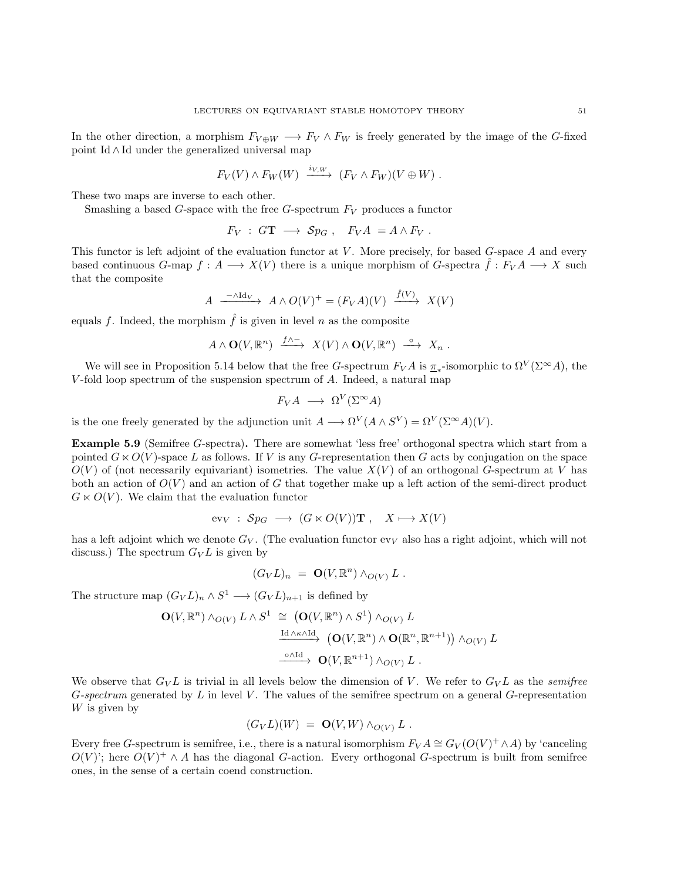In the other direction, a morphism $F_{V \oplus W} \longrightarrow F_V \wedge F_W$ is freely generated by the image of the $G$-fixed point $\mathrm{Id} \wedge \mathrm{Id}$ under the generalized universal map

$$F_V(V) \wedge F_W(W) \xrightarrow{\ i_{V,W}\ } (F_V \wedge F_W)(V \oplus W) \ .$$

These two maps are inverse to each other.

Smashing a based $G$-space with the free $G$-spectrum $F_V$ produces a functor

$$F_V \ : \ G\mathbf{T} \longrightarrow \mathcal{S}p_G \ , \quad F_V A \ = A \wedge F_V \ .$$

This functor is left adjoint of the evaluation functor at $V$. More precisely, for based $G$-space $A$ and every based continuous $G$-map $f : A \longrightarrow X(V)$ there is a unique morphism of $G$-spectra $\hat{f} : F_V A \longrightarrow X$ such that the composite

$$A \xrightarrow{\ -\wedge \mathrm{Id}_V\ } A \wedge O(V)^+ = (F_V A)(V) \xrightarrow{\ \hat{f}(V)\ } X(V)$$

equals $f$. Indeed, the morphism $\hat{f}$ is given in level $n$ as the composite

$$A \wedge \mathbf{O}(V, \mathbb{R}^n) \xrightarrow{\ f\wedge -\ } X(V) \wedge \mathbf{O}(V, \mathbb{R}^n) \xrightarrow{\ \circ\ } X_n \ .$$

We will see in Proposition 5.14 below that the free $G$-spectrum $F_V A$ is $\underline{\pi}_*$-isomorphic to $\Omega^V(\Sigma^\infty A)$, the $V$-fold loop spectrum of the suspension spectrum of $A$. Indeed, a natural map

$$F_V A \longrightarrow \Omega^V(\Sigma^\infty A)$$

is the one freely generated by the adjunction unit $A \longrightarrow \Omega^V(A \wedge S^V) = \Omega^V(\Sigma^\infty A)(V)$.

**Example 5.9** (Semifree $G$-spectra)**.** There are somewhat 'less free' orthogonal spectra which start from a pointed $G \ltimes O(V)$-space $L$ as follows. If $V$ is any $G$-representation then $G$ acts by conjugation on the space $O(V)$ of (not necessarily equivariant) isometries. The value $X(V)$ of an orthogonal $G$-spectrum at $V$ has both an action of $O(V)$ and an action of $G$ that together make up a left action of the semi-direct product $G \ltimes O(V)$. We claim that the evaluation functor

$$\mathrm{ev}_V \ : \ \mathcal{S}p_G \longrightarrow (G \ltimes O(V))\mathbf{T} \ , \quad X \longmapsto X(V)$$

has a left adjoint which we denote $G_V$. (The evaluation functor $\mathrm{ev}_V$ also has a right adjoint, which will not discuss.) The spectrum $G_V L$ is given by

$$(G_V L)_n \ = \ \mathbf{O}(V, \mathbb{R}^n) \wedge_{O(V)} L \ .$$

The structure map $(G_V L)_n \wedge S^1 \longrightarrow (G_V L)_{n+1}$ is defined by

$$\begin{aligned}
\mathbf{O}(V, \mathbb{R}^n) \wedge_{O(V)} L \wedge S^1 \ &\cong \ \big(\mathbf{O}(V, \mathbb{R}^n) \wedge S^1\big) \wedge_{O(V)} L \\
&\xrightarrow{\ \mathrm{Id} \wedge \kappa \wedge \mathrm{Id}\ } \ \big(\mathbf{O}(V, \mathbb{R}^n) \wedge \mathbf{O}(\mathbb{R}^n, \mathbb{R}^{n+1})\big) \wedge_{O(V)} L \\
&\xrightarrow{\ \circ \wedge \mathrm{Id}\ } \ \mathbf{O}(V, \mathbb{R}^{n+1}) \wedge_{O(V)} L \ .
\end{aligned}$$

We observe that $G_V L$ is trivial in all levels below the dimension of $V$. We refer to $G_V L$ as the *semifree $G$-spectrum* generated by $L$ in level $V$. The values of the semifree spectrum on a general $G$-representation $W$ is given by

$$(G_V L)(W) \ = \ \mathbf{O}(V, W) \wedge_{O(V)} L \ .$$

Every free $G$-spectrum is semifree, i.e., there is a natural isomorphism $F_V A \cong G_V(O(V)^+ \wedge A)$ by 'canceling $O(V)$'; here $O(V)^+ \wedge A$ has the diagonal $G$-action. Every orthogonal $G$-spectrum is built from semifree ones, in the sense of a certain coend construction.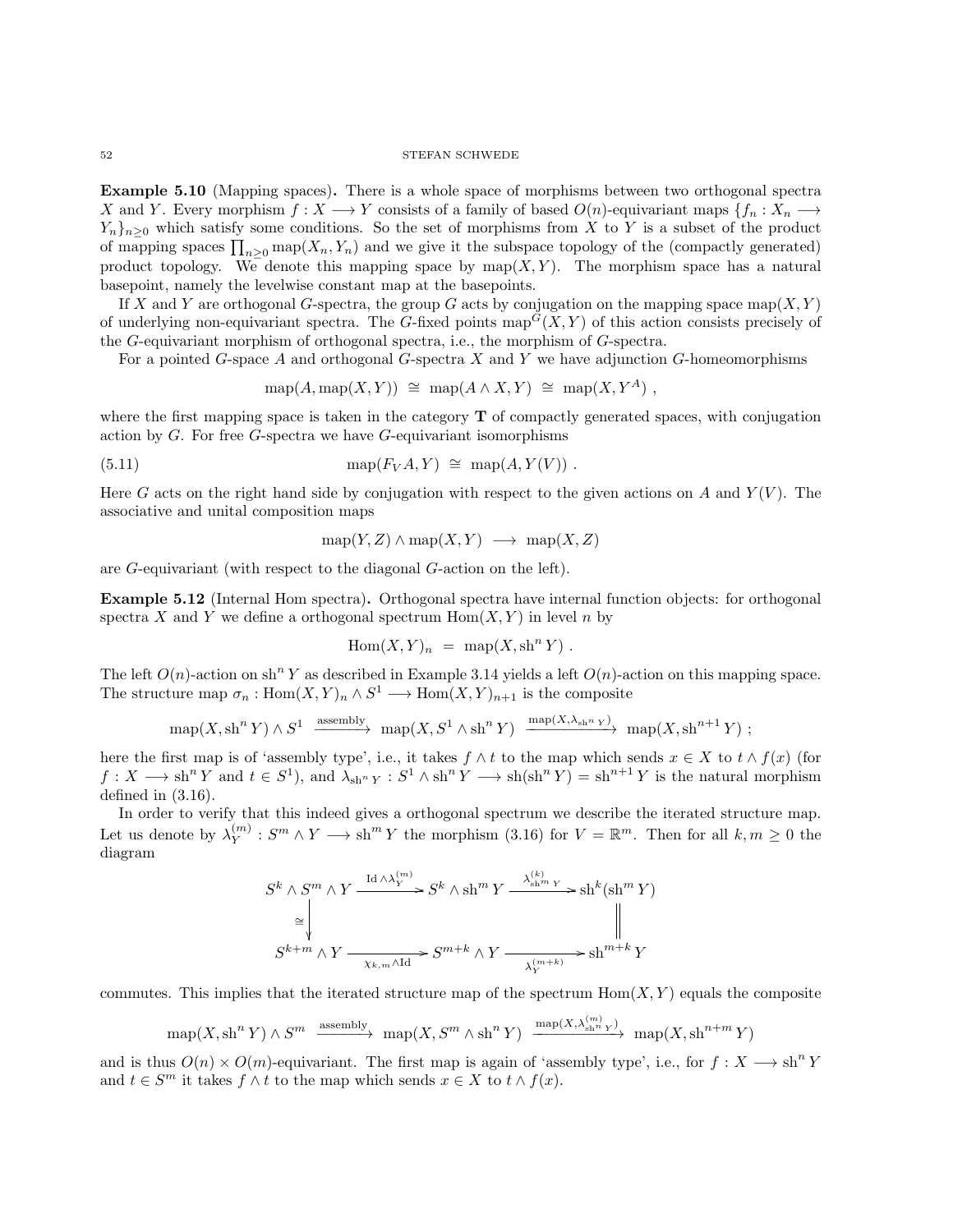**Example 5.10** (Mapping spaces)**.** There is a whole space of morphisms between two orthogonal spectra $X$ and $Y$. Every morphism $f : X \longrightarrow Y$ consists of a family of based $O(n)$-equivariant maps $\{f_n : X_n \longrightarrow Y_n\}_{n\geq 0}$ which satisfy some conditions. So the set of morphisms from $X$ to $Y$ is a subset of the product of mapping spaces $\prod_{n\geq 0} \mathrm{map}(X_n, Y_n)$ and we give it the subspace topology of the (compactly generated) product topology. We denote this mapping space by $\mathrm{map}(X, Y)$. The morphism space has a natural basepoint, namely the levelwise constant map at the basepoints.

If $X$ and $Y$ are orthogonal $G$-spectra, the group $G$ acts by conjugation on the mapping space $\mathrm{map}(X, Y)$ of underlying non-equivariant spectra. The $G$-fixed points $\mathrm{map}^G(X, Y)$ of this action consists precisely of the $G$-equivariant morphism of orthogonal spectra, i.e., the morphism of $G$-spectra.

For a pointed $G$-space $A$ and orthogonal $G$-spectra $X$ and $Y$ we have adjunction $G$-homeomorphisms

$$\mathrm{map}(A, \mathrm{map}(X, Y)) \cong \mathrm{map}(A \wedge X, Y) \cong \mathrm{map}(X, Y^A) ,$$

where the first mapping space is taken in the category $\mathbf{T}$ of compactly generated spaces, with conjugation action by $G$. For free $G$-spectra we have $G$-equivariant isomorphisms

$$\mathrm{map}(F_V A, Y) \cong \mathrm{map}(A, Y(V)) . \tag{5.11}$$

Here $G$ acts on the right hand side by conjugation with respect to the given actions on $A$ and $Y(V)$. The associative and unital composition maps

$$\mathrm{map}(Y, Z) \wedge \mathrm{map}(X, Y) \longrightarrow \mathrm{map}(X, Z)$$

are $G$-equivariant (with respect to the diagonal $G$-action on the left).

**Example 5.12** (Internal Hom spectra)**.** Orthogonal spectra have internal function objects: for orthogonal spectra $X$ and $Y$ we define a orthogonal spectrum $\mathrm{Hom}(X, Y)$ in level $n$ by

$$\mathrm{Hom}(X, Y)_n = \mathrm{map}(X, \mathrm{sh}^n Y) .$$

The left $O(n)$-action on $\mathrm{sh}^n Y$ as described in Example 3.14 yields a left $O(n)$-action on this mapping space. The structure map $\sigma_n : \mathrm{Hom}(X, Y)_n \wedge S^1 \longrightarrow \mathrm{Hom}(X, Y)_{n+1}$ is the composite

$$\mathrm{map}(X, \mathrm{sh}^n Y) \wedge S^1 \xrightarrow{\text{assembly}} \mathrm{map}(X, S^1 \wedge \mathrm{sh}^n Y) \xrightarrow{\mathrm{map}(X, \lambda_{\mathrm{sh}^n Y})} \mathrm{map}(X, \mathrm{sh}^{n+1} Y) ;$$

here the first map is of 'assembly type', i.e., it takes $f \wedge t$ to the map which sends $x \in X$ to $t \wedge f(x)$ (for $f : X \longrightarrow \mathrm{sh}^n Y$ and $t \in S^1$), and $\lambda_{\mathrm{sh}^n Y} : S^1 \wedge \mathrm{sh}^n Y \longrightarrow \mathrm{sh}(\mathrm{sh}^n Y) = \mathrm{sh}^{n+1} Y$ is the natural morphism defined in (3.16).

In order to verify that this indeed gives a orthogonal spectrum we describe the iterated structure map. Let us denote by $\lambda_Y^{(m)} : S^m \wedge Y \longrightarrow \mathrm{sh}^m Y$ the morphism (3.16) for $V = \mathbb{R}^m$. Then for all $k, m \geq 0$ the diagram

$$\begin{array}{ccccc}
S^k \wedge S^m \wedge Y & \xrightarrow{\mathrm{Id} \wedge \lambda_Y^{(m)}} & S^k \wedge \mathrm{sh}^m Y & \xrightarrow{\lambda^{(k)}_{\mathrm{sh}^m Y}} & \mathrm{sh}^k(\mathrm{sh}^m Y) \\
\cong \downarrow & & & & \| \\
S^{k+m} \wedge Y & \xrightarrow[\chi_{k,m} \wedge \mathrm{Id}]{} & S^{m+k} \wedge Y & \xrightarrow[\lambda_Y^{(m+k)}]{} & \mathrm{sh}^{m+k} Y
\end{array}$$

commutes. This implies that the iterated structure map of the spectrum $\mathrm{Hom}(X, Y)$ equals the composite

$$\mathrm{map}(X, \mathrm{sh}^n Y) \wedge S^m \xrightarrow{\text{assembly}} \mathrm{map}(X, S^m \wedge \mathrm{sh}^n Y) \xrightarrow{\mathrm{map}(X, \lambda^{(m)}_{\mathrm{sh}^n Y})} \mathrm{map}(X, \mathrm{sh}^{n+m} Y)$$

and is thus $O(n) \times O(m)$-equivariant. The first map is again of 'assembly type', i.e., for $f : X \longrightarrow \mathrm{sh}^n Y$ and $t \in S^m$ it takes $f \wedge t$ to the map which sends $x \in X$ to $t \wedge f(x)$.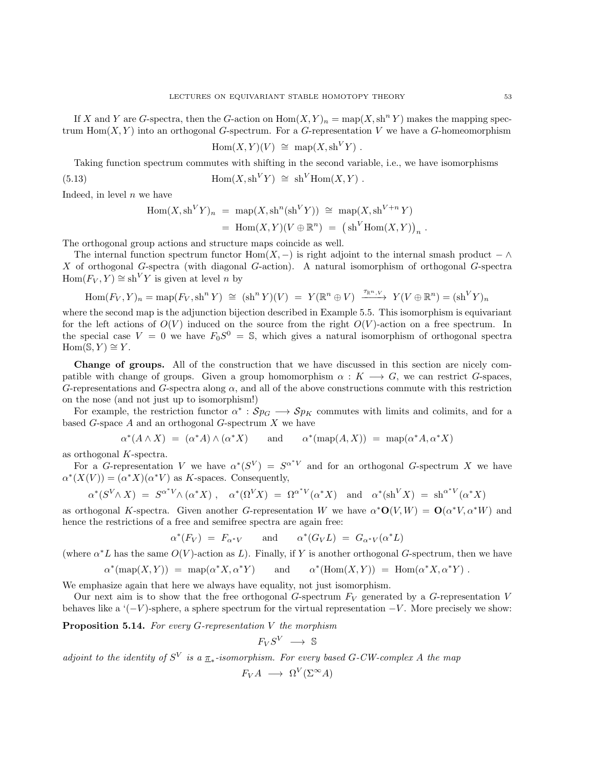If $X$ and $Y$ are $G$-spectra, then the $G$-action on $\mathrm{Hom}(X,Y)_n = \mathrm{map}(X, \mathrm{sh}^n Y)$ makes the mapping spectrum $\mathrm{Hom}(X,Y)$ into an orthogonal $G$-spectrum. For a $G$-representation $V$ we have a $G$-homeomorphism

$$\mathrm{Hom}(X,Y)(V) \;\cong\; \mathrm{map}(X, \mathrm{sh}^V Y) \ .$$

Taking function spectrum commutes with shifting in the second variable, i.e., we have isomorphisms

$$\mathrm{Hom}(X, \mathrm{sh}^V Y) \;\cong\; \mathrm{sh}^V \mathrm{Hom}(X,Y) \ . \tag{5.13}$$

Indeed, in level $n$ we have

$$\begin{aligned}
\mathrm{Hom}(X, \mathrm{sh}^V Y)_n \;&=\; \mathrm{map}(X, \mathrm{sh}^n(\mathrm{sh}^V Y)) \;\cong\; \mathrm{map}(X, \mathrm{sh}^{V+n} Y) \\
&=\; \mathrm{Hom}(X,Y)(V \oplus \mathbb{R}^n) \;=\; \left(\mathrm{sh}^V \mathrm{Hom}(X,Y)\right)_n \ .
\end{aligned}$$

The orthogonal group actions and structure maps coincide as well.

The internal function spectrum functor $\mathrm{Hom}(X,-)$ is right adjoint to the internal smash product $-\wedge X$ of orthogonal $G$-spectra (with diagonal $G$-action). A natural isomorphism of orthogonal $G$-spectra $\mathrm{Hom}(F_V, Y) \cong \mathrm{sh}^V Y$ is given at level $n$ by

$$\mathrm{Hom}(F_V, Y)_n = \mathrm{map}(F_V, \mathrm{sh}^n Y) \;\cong\; (\mathrm{sh}^n Y)(V) \;=\; Y(\mathbb{R}^n \oplus V) \xrightarrow{\ \tau_{\mathbb{R}^n, V}\ } Y(V \oplus \mathbb{R}^n) = (\mathrm{sh}^V Y)_n$$

where the second map is the adjunction bijection described in Example 5.5. This isomorphism is equivariant for the left actions of $O(V)$ induced on the source from the right $O(V)$-action on a free spectrum. In the special case $V = 0$ we have $F_0 S^0 = \mathbb{S}$, which gives a natural isomorphism of orthogonal spectra $\mathrm{Hom}(\mathbb{S}, Y) \cong Y$.

**Change of groups.** All of the construction that we have discussed in this section are nicely compatible with change of groups. Given a group homomorphism $\alpha : K \longrightarrow G$, we can restrict $G$-spaces, $G$-representations and $G$-spectra along $\alpha$, and all of the above constructions commute with this restriction on the nose (and not just up to isomorphism!)

For example, the restriction functor $\alpha^* : \mathcal{S}p_G \longrightarrow \mathcal{S}p_K$ commutes with limits and colimits, and for a based $G$-space $A$ and an orthogonal $G$-spectrum $X$ we have

$$\alpha^*(A \wedge X) \;=\; (\alpha^* A) \wedge (\alpha^* X) \qquad \text{and} \qquad \alpha^*(\mathrm{map}(A, X)) \;=\; \mathrm{map}(\alpha^* A, \alpha^* X)$$

as orthogonal $K$-spectra.

For a $G$-representation $V$ we have $\alpha^*(S^V) = S^{\alpha^* V}$ and for an orthogonal $G$-spectrum $X$ we have $\alpha^*(X(V)) = (\alpha^* X)(\alpha^* V)$ as $K$-spaces. Consequently,

$$\alpha^*(S^V \wedge X) \;=\; S^{\alpha^* V} \wedge (\alpha^* X) \ , \quad \alpha^*(\Omega^V X) \;=\; \Omega^{\alpha^* V}(\alpha^* X) \quad \text{and} \quad \alpha^*(\mathrm{sh}^V X) \;=\; \mathrm{sh}^{\alpha^* V}(\alpha^* X)$$

as orthogonal $K$-spectra. Given another $G$-representation $W$ we have $\alpha^* \mathbf{O}(V,W) = \mathbf{O}(\alpha^* V, \alpha^* W)$ and hence the restrictions of a free and semifree spectra are again free:

$$\alpha^*(F_V) \;=\; F_{\alpha^* V} \qquad \text{and} \qquad \alpha^*(G_V L) \;=\; G_{\alpha^* V}(\alpha^* L)$$

(where $\alpha^* L$ has the same $O(V)$-action as $L$). Finally, if $Y$ is another orthogonal $G$-spectrum, then we have

$$\alpha^*(\mathrm{map}(X,Y)) \;=\; \mathrm{map}(\alpha^* X, \alpha^* Y) \qquad \text{and} \qquad \alpha^*(\mathrm{Hom}(X,Y)) \;=\; \mathrm{Hom}(\alpha^* X, \alpha^* Y) \ .$$

We emphasize again that here we always have equality, not just isomorphism.

Our next aim is to show that the free orthogonal $G$-spectrum $F_V$ generated by a $G$-representation $V$ behaves like a '$(-V)$-sphere, a sphere spectrum for the virtual representation $-V$. More precisely we show:

**Proposition 5.14.** *For every $G$-representation $V$ the morphism*

$$F_V S^V \;\longrightarrow\; \mathbb{S}$$

*adjoint to the identity of $S^V$ is a $\underline{\pi}_*$-isomorphism. For every based $G$-CW-complex $A$ the map*

$$F_V A \;\longrightarrow\; \Omega^V(\Sigma^\infty A)$$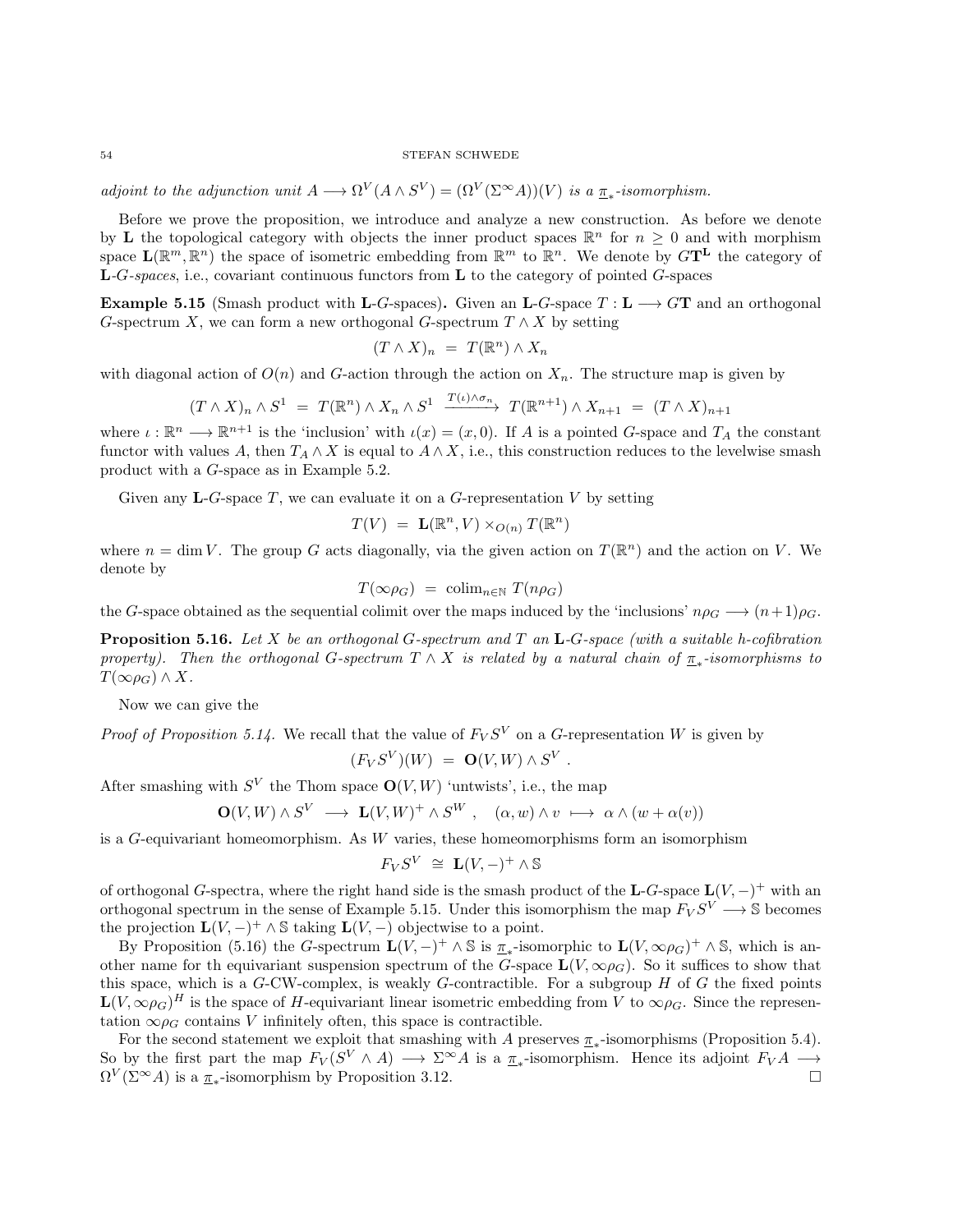*adjoint to the adjunction unit $A \longrightarrow \Omega^V(A \wedge S^V) = (\Omega^V(\Sigma^\infty A))(V)$ is a $\underline{\pi}_*$-isomorphism.*

Before we prove the proposition, we introduce and analyze a new construction. As before we denote by $\mathbf{L}$ the topological category with objects the inner product spaces $\mathbb{R}^n$ for $n \geq 0$ and with morphism space $\mathbf{L}(\mathbb{R}^m, \mathbb{R}^n)$ the space of isometric embedding from $\mathbb{R}^m$ to $\mathbb{R}^n$. We denote by $G\mathbf{T}^{\mathbf{L}}$ the category of $\mathbf{L}$-*$G$-spaces*, i.e., covariant continuous functors from $\mathbf{L}$ to the category of pointed $G$-spaces

**Example 5.15** (Smash product with $\mathbf{L}$-$G$-spaces)**.** Given an $\mathbf{L}$-$G$-space $T : \mathbf{L} \longrightarrow G\mathbf{T}$ and an orthogonal $G$-spectrum $X$, we can form a new orthogonal $G$-spectrum $T \wedge X$ by setting

$$(T \wedge X)_n \ = \ T(\mathbb{R}^n) \wedge X_n$$

with diagonal action of $O(n)$ and $G$-action through the action on $X_n$. The structure map is given by

$$(T \wedge X)_n \wedge S^1 \ = \ T(\mathbb{R}^n) \wedge X_n \wedge S^1 \ \xrightarrow{T(\iota)\wedge \sigma_n} \ T(\mathbb{R}^{n+1}) \wedge X_{n+1} \ = \ (T \wedge X)_{n+1}$$

where $\iota : \mathbb{R}^n \longrightarrow \mathbb{R}^{n+1}$ is the 'inclusion' with $\iota(x) = (x, 0)$. If $A$ is a pointed $G$-space and $T_A$ the constant functor with values $A$, then $T_A \wedge X$ is equal to $A \wedge X$, i.e., this construction reduces to the levelwise smash product with a $G$-space as in Example 5.2.

Given any $\mathbf{L}$-$G$-space $T$, we can evaluate it on a $G$-representation $V$ by setting

$$T(V) \ = \ \mathbf{L}(\mathbb{R}^n, V) \times_{O(n)} T(\mathbb{R}^n)$$

where $n = \dim V$. The group $G$ acts diagonally, via the given action on $T(\mathbb{R}^n)$ and the action on $V$. We denote by

$$T(\infty\rho_G) \ = \ \operatorname{colim}_{n\in\mathbb{N}} T(n\rho_G)$$

the $G$-space obtained as the sequential colimit over the maps induced by the 'inclusions' $n\rho_G \longrightarrow (n+1)\rho_G$.

**Proposition 5.16.** *Let $X$ be an orthogonal $G$-spectrum and $T$ an $\mathbf{L}$-$G$-space (with a suitable h-cofibration property). Then the orthogonal $G$-spectrum $T \wedge X$ is related by a natural chain of $\underline{\pi}_*$-isomorphisms to $T(\infty\rho_G) \wedge X$.*

Now we can give the

*Proof of Proposition 5.14.* We recall that the value of $F_V S^V$ on a $G$-representation $W$ is given by

$$(F_V S^V)(W) \ = \ \mathbf{O}(V, W) \wedge S^V \ .$$

After smashing with $S^V$ the Thom space $\mathbf{O}(V, W)$ 'untwists', i.e., the map

$$\mathbf{O}(V, W) \wedge S^V \ \longrightarrow \ \mathbf{L}(V, W)^+ \wedge S^W \ , \quad (\alpha, w) \wedge v \ \longmapsto \ \alpha \wedge (w + \alpha(v))$$

is a $G$-equivariant homeomorphism. As $W$ varies, these homeomorphisms form an isomorphism

$$F_V S^V \ \cong \ \mathbf{L}(V, -)^+ \wedge \mathbb{S}$$

of orthogonal $G$-spectra, where the right hand side is the smash product of the $\mathbf{L}$-$G$-space $\mathbf{L}(V, -)^+$ with an orthogonal spectrum in the sense of Example 5.15. Under this isomorphism the map $F_V S^V \longrightarrow \mathbb{S}$ becomes the projection $\mathbf{L}(V, -)^+ \wedge \mathbb{S}$ taking $\mathbf{L}(V, -)$ objectwise to a point.

By Proposition (5.16) the $G$-spectrum $\mathbf{L}(V, -)^+ \wedge \mathbb{S}$ is $\underline{\pi}_*$-isomorphic to $\mathbf{L}(V, \infty\rho_G)^+ \wedge \mathbb{S}$, which is another name for th equivariant suspension spectrum of the $G$-space $\mathbf{L}(V, \infty\rho_G)$. So it suffices to show that this space, which is a $G$-CW-complex, is weakly $G$-contractible. For a subgroup $H$ of $G$ the fixed points $\mathbf{L}(V, \infty\rho_G)^H$ is the space of $H$-equivariant linear isometric embedding from $V$ to $\infty\rho_G$. Since the representation $\infty\rho_G$ contains $V$ infinitely often, this space is contractible.

For the second statement we exploit that smashing with $A$ preserves $\underline{\pi}_*$-isomorphisms (Proposition 5.4). So by the first part the map $F_V(S^V \wedge A) \longrightarrow \Sigma^\infty A$ is a $\underline{\pi}_*$-isomorphism. Hence its adjoint $F_V A \longrightarrow \Omega^V(\Sigma^\infty A)$ is a $\underline{\pi}_*$-isomorphism by Proposition 3.12. $\square$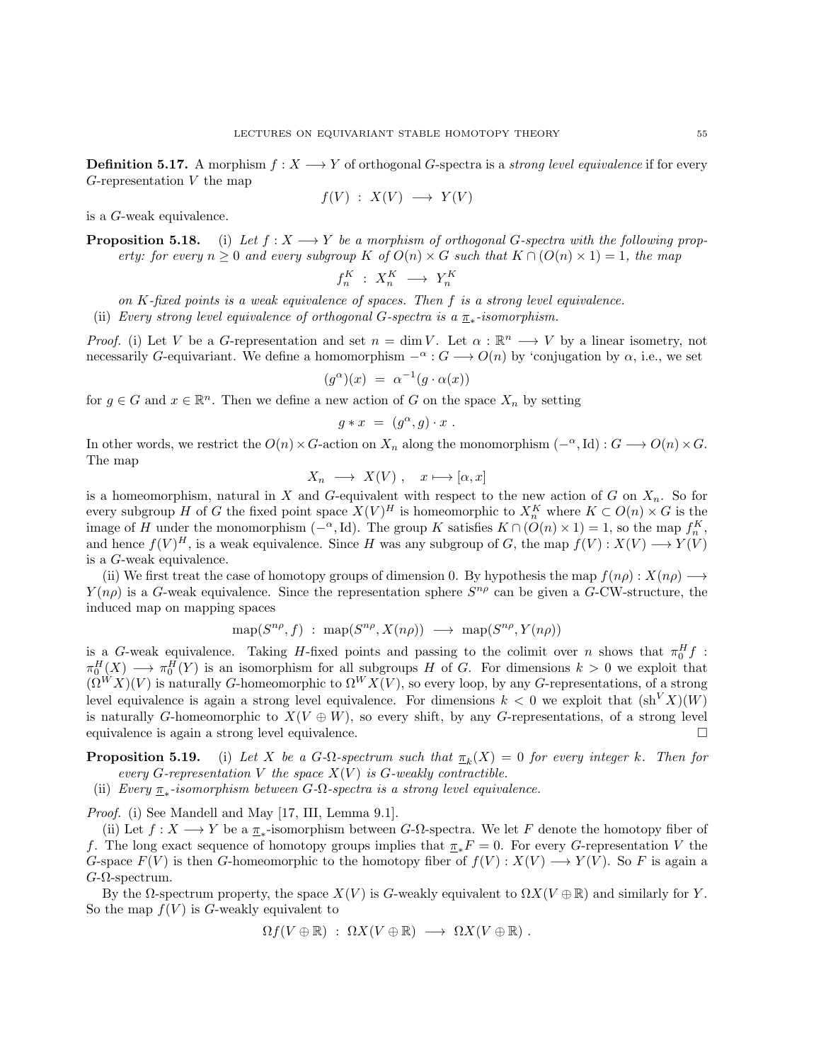**Definition 5.17.** A morphism $f : X \longrightarrow Y$ of orthogonal $G$-spectra is a *strong level equivalence* if for every $G$-representation $V$ the map

$$f(V) \ : \ X(V) \ \longrightarrow \ Y(V)$$

is a $G$-weak equivalence.

**Proposition 5.18.** (i) *Let $f : X \longrightarrow Y$ be a morphism of orthogonal $G$-spectra with the following property: for every $n \geq 0$ and every subgroup $K$ of $O(n) \times G$ such that $K \cap (O(n) \times 1) = 1$, the map*

$$f_n^K \ : \ X_n^K \ \longrightarrow \ Y_n^K$$

*on $K$-fixed points is a weak equivalence of spaces. Then $f$ is a strong level equivalence.*

(ii) *Every strong level equivalence of orthogonal $G$-spectra is a $\underline{\pi}_*$-isomorphism.*

*Proof.* (i) Let $V$ be a $G$-representation and set $n = \dim V$. Let $\alpha : \mathbb{R}^n \longrightarrow V$ by a linear isometry, not necessarily $G$-equivariant. We define a homomorphism $-^\alpha : G \longrightarrow O(n)$ by 'conjugation by $\alpha$, i.e., we set

$$(g^\alpha)(x) \ = \ \alpha^{-1}(g \cdot \alpha(x))$$

for $g \in G$ and $x \in \mathbb{R}^n$. Then we define a new action of $G$ on the space $X_n$ by setting

$$g * x \ = \ (g^\alpha, g) \cdot x \ .$$

In other words, we restrict the $O(n) \times G$-action on $X_n$ along the monomorphism $(-^\alpha, \mathrm{Id}) : G \longrightarrow O(n) \times G$. The map

$$X_n \ \longrightarrow \ X(V) \ , \quad x \longmapsto [\alpha, x]$$

is a homeomorphism, natural in $X$ and $G$-equivalent with respect to the new action of $G$ on $X_n$. So for every subgroup $H$ of $G$ the fixed point space $X(V)^H$ is homeomorphic to $X_n^K$ where $K \subset O(n) \times G$ is the image of $H$ under the monomorphism $(-^\alpha, \mathrm{Id})$. The group $K$ satisfies $K \cap (O(n) \times 1) = 1$, so the map $f_n^K$, and hence $f(V)^H$, is a weak equivalence. Since $H$ was any subgroup of $G$, the map $f(V) : X(V) \longrightarrow Y(V)$ is a $G$-weak equivalence.

(ii) We first treat the case of homotopy groups of dimension 0. By hypothesis the map $f(n\rho) : X(n\rho) \longrightarrow Y(n\rho)$ is a $G$-weak equivalence. Since the representation sphere $S^{n\rho}$ can be given a $G$-CW-structure, the induced map on mapping spaces

$$\mathrm{map}(S^{n\rho}, f) \ : \ \mathrm{map}(S^{n\rho}, X(n\rho)) \ \longrightarrow \ \mathrm{map}(S^{n\rho}, Y(n\rho))$$

is a $G$-weak equivalence. Taking $H$-fixed points and passing to the colimit over $n$ shows that $\pi_0^H f : \pi_0^H(X) \longrightarrow \pi_0^H(Y)$ is an isomorphism for all subgroups $H$ of $G$. For dimensions $k > 0$ we exploit that $(\Omega^W X)(V)$ is naturally $G$-homeomorphic to $\Omega^W X(V)$, so every loop, by any $G$-representations, of a strong level equivalence is again a strong level equivalence. For dimensions $k < 0$ we exploit that $(\mathrm{sh}^V X)(W)$ is naturally $G$-homeomorphic to $X(V \oplus W)$, so every shift, by any $G$-representations, of a strong level equivalence is again a strong level equivalence. □

**Proposition 5.19.** (i) *Let $X$ be a $G$-$\Omega$-spectrum such that $\underline{\pi}_k(X) = 0$ for every integer $k$. Then for every $G$-representation $V$ the space $X(V)$ is $G$-weakly contractible.*

(ii) *Every $\underline{\pi}_*$-isomorphism between $G$-$\Omega$-spectra is a strong level equivalence.*

*Proof.* (i) See Mandell and May [17, III, Lemma 9.1].

(ii) Let $f : X \longrightarrow Y$ be a $\underline{\pi}_*$-isomorphism between $G$-$\Omega$-spectra. We let $F$ denote the homotopy fiber of $f$. The long exact sequence of homotopy groups implies that $\underline{\pi}_* F = 0$. For every $G$-representation $V$ the $G$-space $F(V)$ is then $G$-homeomorphic to the homotopy fiber of $f(V) : X(V) \longrightarrow Y(V)$. So $F$ is again a $G$-$\Omega$-spectrum.

By the $\Omega$-spectrum property, the space $X(V)$ is $G$-weakly equivalent to $\Omega X(V \oplus \mathbb{R})$ and similarly for $Y$. So the map $f(V)$ is $G$-weakly equivalent to

$$\Omega f(V \oplus \mathbb{R}) \ : \ \Omega X(V \oplus \mathbb{R}) \ \longrightarrow \ \Omega X(V \oplus \mathbb{R}) \ .$$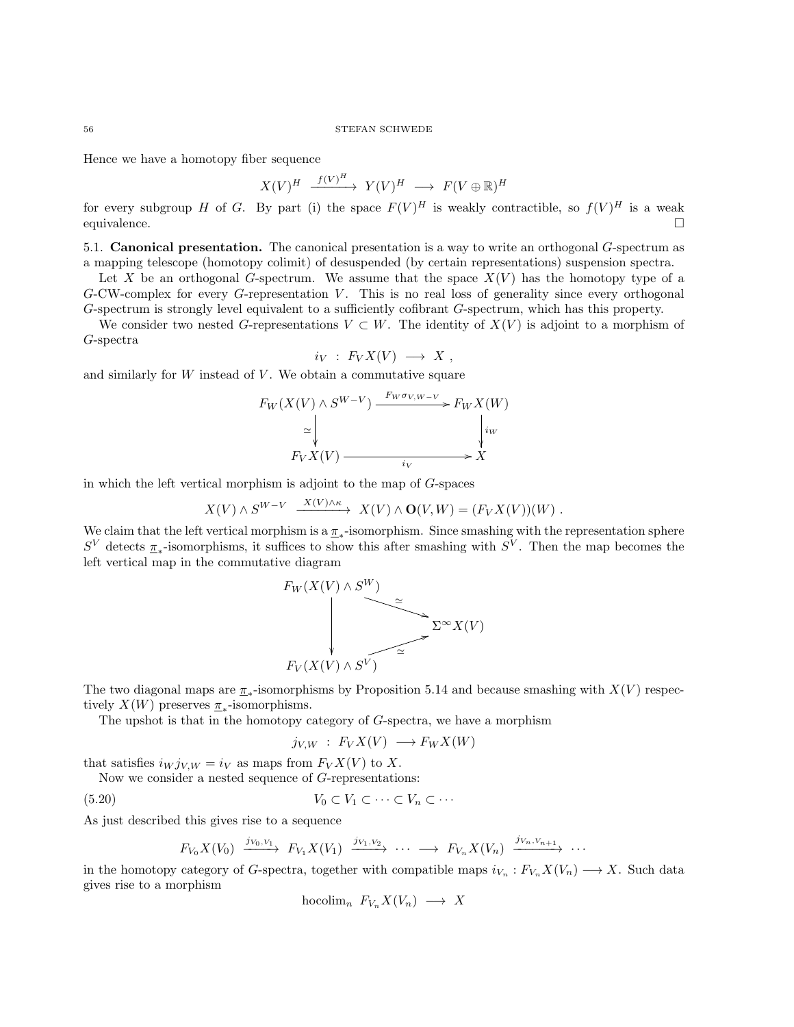Hence we have a homotopy fiber sequence

$$X(V)^H \xrightarrow{f(V)^H} Y(V)^H \longrightarrow F(V \oplus \mathbb{R})^H$$

for every subgroup $H$ of $G$. By part (i) the space $F(V)^H$ is weakly contractible, so $f(V)^H$ is a weak equivalence. $\square$

5.1. **Canonical presentation.** The canonical presentation is a way to write an orthogonal $G$-spectrum as a mapping telescope (homotopy colimit) of desuspended (by certain representations) suspension spectra.

Let $X$ be an orthogonal $G$-spectrum. We assume that the space $X(V)$ has the homotopy type of a $G$-CW-complex for every $G$-representation $V$. This is no real loss of generality since every orthogonal $G$-spectrum is strongly level equivalent to a sufficiently cofibrant $G$-spectrum, which has this property.

We consider two nested $G$-representations $V \subset W$. The identity of $X(V)$ is adjoint to a morphism of $G$-spectra

$$i_V \ : \ F_V X(V) \longrightarrow X \ ,$$

and similarly for $W$ instead of $V$. We obtain a commutative square

$$\begin{array}{ccc} F_W(X(V) \wedge S^{W-V}) & \xrightarrow{F_W \sigma_{V,W-V}} & F_W X(W) \\ \simeq \downarrow & & \downarrow i_W \\ F_V X(V) & \xrightarrow{i_V} & X \end{array}$$

in which the left vertical morphism is adjoint to the map of $G$-spaces

$$X(V) \wedge S^{W-V} \xrightarrow{X(V)\wedge \kappa} X(V) \wedge \mathbf{O}(V,W) = (F_V X(V))(W) \ .$$

We claim that the left vertical morphism is a $\underline{\pi}_*$-isomorphism. Since smashing with the representation sphere $S^V$ detects $\underline{\pi}_*$-isomorphisms, it suffices to show this after smashing with $S^V$. Then the map becomes the left vertical map in the commutative diagram

$$\begin{array}{ccc} F_W(X(V) \wedge S^W) & & \\ \downarrow & \searrow^{\simeq} & \\ & & \Sigma^\infty X(V) \\ & \nearrow_{\simeq} & \\ F_V(X(V) \wedge S^V) & & \end{array}$$

The two diagonal maps are $\underline{\pi}_*$-isomorphisms by Proposition 5.14 and because smashing with $X(V)$ respectively $X(W)$ preserves $\underline{\pi}_*$-isomorphisms.

The upshot is that in the homotopy category of $G$-spectra, we have a morphism

$$j_{V,W} \ : \ F_V X(V) \longrightarrow F_W X(W)$$

that satisfies $i_W j_{V,W} = i_V$ as maps from $F_V X(V)$ to $X$.

Now we consider a nested sequence of $G$-representations:

$$V_0 \subset V_1 \subset \cdots \subset V_n \subset \cdots \tag{5.20}$$

As just described this gives rise to a sequence

$$F_{V_0} X(V_0) \xrightarrow{j_{V_0,V_1}} F_{V_1} X(V_1) \xrightarrow{j_{V_1,V_2}} \cdots \longrightarrow F_{V_n} X(V_n) \xrightarrow{j_{V_n,V_{n+1}}} \cdots$$

in the homotopy category of $G$-spectra, together with compatible maps $i_{V_n} : F_{V_n} X(V_n) \longrightarrow X$. Such data gives rise to a morphism

$$\operatorname{hocolim}_n \ F_{V_n} X(V_n) \longrightarrow X$$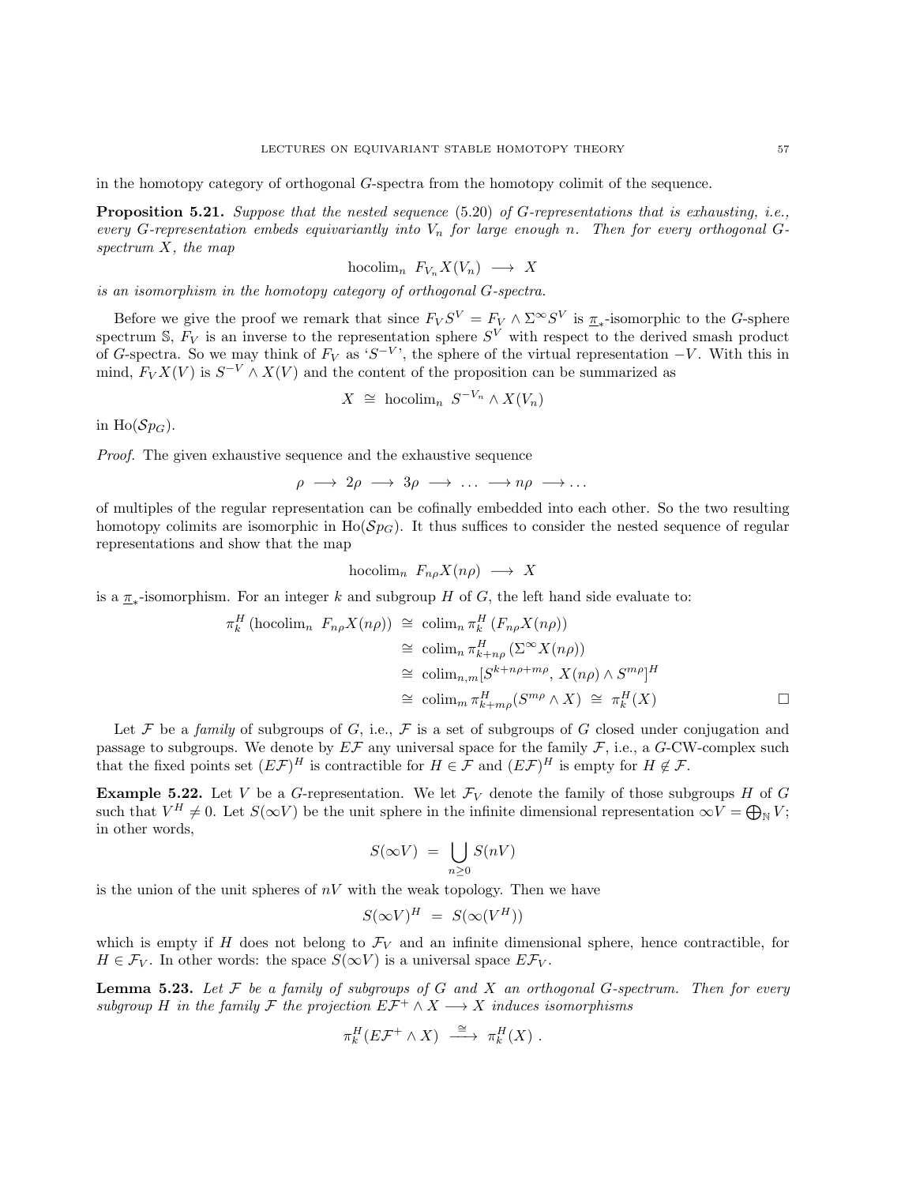in the homotopy category of orthogonal $G$-spectra from the homotopy colimit of the sequence.

**Proposition 5.21.** *Suppose that the nested sequence* (5.20) *of $G$-representations that is exhausting, i.e., every $G$-representation embeds equivariantly into $V_n$ for large enough $n$. Then for every orthogonal $G$-spectrum $X$, the map*

$$\mathrm{hocolim}_n \ F_{V_n}X(V_n) \longrightarrow X$$

*is an isomorphism in the homotopy category of orthogonal $G$-spectra.*

Before we give the proof we remark that since $F_V S^V = F_V \wedge \Sigma^\infty S^V$ is $\underline{\pi}_*$-isomorphic to the $G$-sphere spectrum $\mathbb{S}$, $F_V$ is an inverse to the representation sphere $S^V$ with respect to the derived smash product of $G$-spectra. So we may think of $F_V$ as '$S^{-V}$', the sphere of the virtual representation $-V$. With this in mind, $F_V X(V)$ is $S^{-V} \wedge X(V)$ and the content of the proposition can be summarized as

$$X \ \cong \ \mathrm{hocolim}_n \ S^{-V_n} \wedge X(V_n)$$

in $\mathrm{Ho}(\mathcal{S}p_G)$.

*Proof.* The given exhaustive sequence and the exhaustive sequence

$$\rho \longrightarrow 2\rho \longrightarrow 3\rho \longrightarrow \ldots \longrightarrow n\rho \longrightarrow \ldots$$

of multiples of the regular representation can be cofinally embedded into each other. So the two resulting homotopy colimits are isomorphic in $\mathrm{Ho}(\mathcal{S}p_G)$. It thus suffices to consider the nested sequence of regular representations and show that the map

$$\mathrm{hocolim}_n \ F_{n\rho}X(n\rho) \longrightarrow X$$

is a $\underline{\pi}_*$-isomorphism. For an integer $k$ and subgroup $H$ of $G$, the left hand side evaluate to:

$$\begin{aligned}
\pi_k^H \left(\mathrm{hocolim}_n \ F_{n\rho}X(n\rho)\right) \ &\cong \ \mathrm{colim}_n \, \pi_k^H \left(F_{n\rho}X(n\rho)\right) \\
&\cong \ \mathrm{colim}_n \, \pi_{k+n\rho}^H \left(\Sigma^\infty X(n\rho)\right) \\
&\cong \ \mathrm{colim}_{n,m} [S^{k+n\rho+m\rho}, \, X(n\rho) \wedge S^{m\rho}]^H \\
&\cong \ \mathrm{colim}_m \, \pi_{k+m\rho}^H (S^{m\rho} \wedge X) \ \cong \ \pi_k^H(X)
\end{aligned}$$

$\square$

Let $\mathcal{F}$ be a *family* of subgroups of $G$, i.e., $\mathcal{F}$ is a set of subgroups of $G$ closed under conjugation and passage to subgroups. We denote by $E\mathcal{F}$ any universal space for the family $\mathcal{F}$, i.e., a $G$-CW-complex such that the fixed points set $(E\mathcal{F})^H$ is contractible for $H \in \mathcal{F}$ and $(E\mathcal{F})^H$ is empty for $H \notin \mathcal{F}$.

**Example 5.22.** Let $V$ be a $G$-representation. We let $\mathcal{F}_V$ denote the family of those subgroups $H$ of $G$ such that $V^H \neq 0$. Let $S(\infty V)$ be the unit sphere in the infinite dimensional representation $\infty V = \bigoplus_{\mathbb{N}} V$; in other words,

$$S(\infty V) \ = \ \bigcup_{n \geq 0} S(nV)$$

is the union of the unit spheres of $nV$ with the weak topology. Then we have

$$S(\infty V)^H \ = \ S(\infty(V^H))$$

which is empty if $H$ does not belong to $\mathcal{F}_V$ and an infinite dimensional sphere, hence contractible, for $H \in \mathcal{F}_V$. In other words: the space $S(\infty V)$ is a universal space $E\mathcal{F}_V$.

**Lemma 5.23.** *Let $\mathcal{F}$ be a family of subgroups of $G$ and $X$ an orthogonal $G$-spectrum. Then for every subgroup $H$ in the family $\mathcal{F}$ the projection $E\mathcal{F}^+ \wedge X \longrightarrow X$ induces isomorphisms*

$$\pi_k^H(E\mathcal{F}^+ \wedge X) \ \xrightarrow{\cong} \ \pi_k^H(X) \ .$$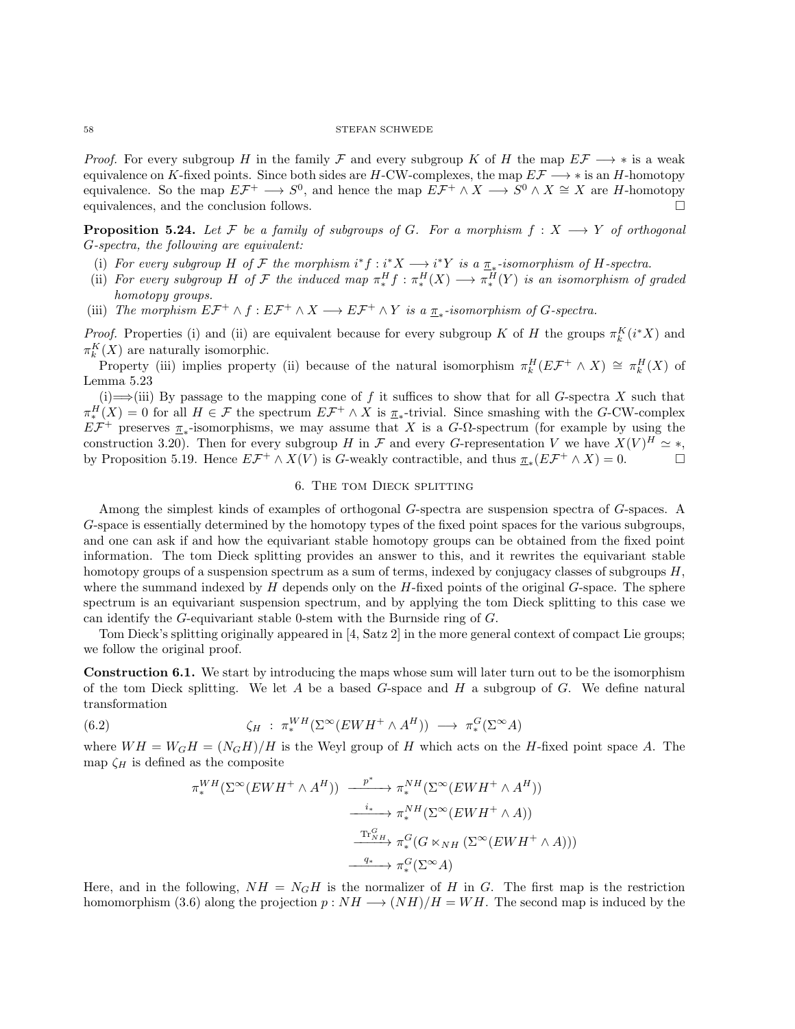*Proof.* For every subgroup $H$ in the family $\mathcal{F}$ and every subgroup $K$ of $H$ the map $E\mathcal{F} \longrightarrow *$ is a weak equivalence on $K$-fixed points. Since both sides are $H$-CW-complexes, the map $E\mathcal{F} \longrightarrow *$ is an $H$-homotopy equivalence. So the map $E\mathcal{F}^+ \longrightarrow S^0$, and hence the map $E\mathcal{F}^+ \wedge X \longrightarrow S^0 \wedge X \cong X$ are $H$-homotopy equivalences, and the conclusion follows. $\square$

**Proposition 5.24.** *Let $\mathcal{F}$ be a family of subgroups of $G$. For a morphism $f : X \longrightarrow Y$ of orthogonal $G$-spectra, the following are equivalent:*

(i) *For every subgroup $H$ of $\mathcal{F}$ the morphism $i^*f : i^*X \longrightarrow i^*Y$ is a $\underline{\pi}_*$-isomorphism of $H$-spectra.*
(ii) *For every subgroup $H$ of $\mathcal{F}$ the induced map $\pi_*^H f : \pi_*^H(X) \longrightarrow \pi_*^H(Y)$ is an isomorphism of graded homotopy groups.*
(iii) *The morphism $E\mathcal{F}^+ \wedge f : E\mathcal{F}^+ \wedge X \longrightarrow E\mathcal{F}^+ \wedge Y$ is a $\underline{\pi}_*$-isomorphism of $G$-spectra.*

*Proof.* Properties (i) and (ii) are equivalent because for every subgroup $K$ of $H$ the groups $\pi_k^K(i^*X)$ and $\pi_k^K(X)$ are naturally isomorphic.

Property (iii) implies property (ii) because of the natural isomorphism $\pi_k^H(E\mathcal{F}^+ \wedge X) \cong \pi_k^H(X)$ of Lemma 5.23

(i)$\Longrightarrow$(iii) By passage to the mapping cone of $f$ it suffices to show that for all $G$-spectra $X$ such that $\pi_*^H(X) = 0$ for all $H \in \mathcal{F}$ the spectrum $E\mathcal{F}^+ \wedge X$ is $\underline{\pi}_*$-trivial. Since smashing with the $G$-CW-complex $E\mathcal{F}^+$ preserves $\underline{\pi}_*$-isomorphisms, we may assume that $X$ is a $G$-$\Omega$-spectrum (for example by using the construction 3.20). Then for every subgroup $H$ in $\mathcal{F}$ and every $G$-representation $V$ we have $X(V)^H \simeq *$, by Proposition 5.19. Hence $E\mathcal{F}^+ \wedge X(V)$ is $G$-weakly contractible, and thus $\underline{\pi}_*(E\mathcal{F}^+ \wedge X) = 0$. $\square$

## 6. The tom Dieck splitting

Among the simplest kinds of examples of orthogonal $G$-spectra are suspension spectra of $G$-spaces. A $G$-space is essentially determined by the homotopy types of the fixed point spaces for the various subgroups, and one can ask if and how the equivariant stable homotopy groups can be obtained from the fixed point information. The tom Dieck splitting provides an answer to this, and it rewrites the equivariant stable homotopy groups of a suspension spectrum as a sum of terms, indexed by conjugacy classes of subgroups $H$, where the summand indexed by $H$ depends only on the $H$-fixed points of the original $G$-space. The sphere spectrum is an equivariant suspension spectrum, and by applying the tom Dieck splitting to this case we can identify the $G$-equivariant stable 0-stem with the Burnside ring of $G$.

Tom Dieck's splitting originally appeared in [4, Satz 2] in the more general context of compact Lie groups; we follow the original proof.

**Construction 6.1.** We start by introducing the maps whose sum will later turn out to be the isomorphism of the tom Dieck splitting. We let $A$ be a based $G$-space and $H$ a subgroup of $G$. We define natural transformation

$$\zeta_H \ : \ \pi_*^{WH}(\Sigma^\infty(EWH^+ \wedge A^H)) \ \longrightarrow \ \pi_*^G(\Sigma^\infty A) \tag{6.2}$$

where $WH = W_G H = (N_G H)/H$ is the Weyl group of $H$ which acts on the $H$-fixed point space $A$. The map $\zeta_H$ is defined as the composite

$$\begin{aligned}
\pi_*^{WH}(\Sigma^\infty(EWH^+ \wedge A^H)) \ &\xrightarrow{\ p^*\ } \pi_*^{NH}(\Sigma^\infty(EWH^+ \wedge A^H)) \\
&\xrightarrow{\ i_*\ } \pi_*^{NH}(\Sigma^\infty(EWH^+ \wedge A)) \\
&\xrightarrow{\ \mathrm{Tr}_{NH}^G\ } \pi_*^G(G \ltimes_{NH} (\Sigma^\infty(EWH^+ \wedge A))) \\
&\xrightarrow{\ q_*\ } \pi_*^G(\Sigma^\infty A)
\end{aligned}$$

Here, and in the following, $NH = N_G H$ is the normalizer of $H$ in $G$. The first map is the restriction homomorphism (3.6) along the projection $p : NH \longrightarrow (NH)/H = WH$. The second map is induced by the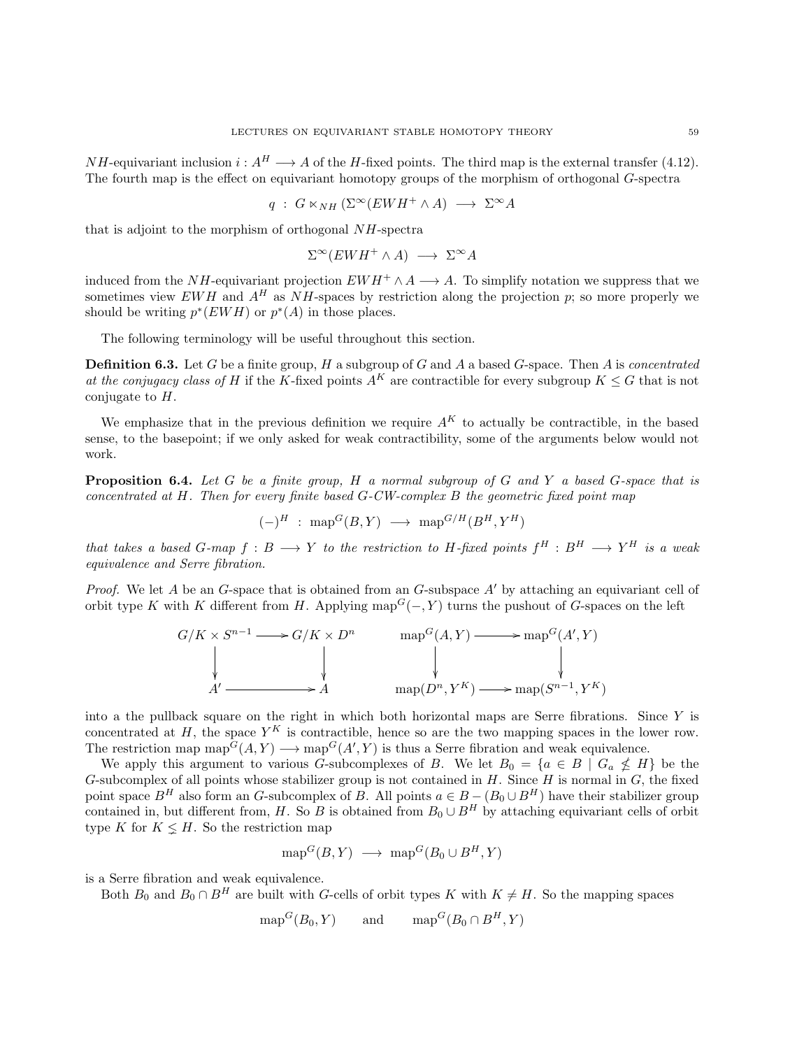$NH$-equivariant inclusion $i : A^H \longrightarrow A$ of the $H$-fixed points. The third map is the external transfer (4.12). The fourth map is the effect on equivariant homotopy groups of the morphism of orthogonal $G$-spectra

$$q \ : \ G \ltimes_{NH} (\Sigma^\infty(EWH^+ \wedge A) \ \longrightarrow \ \Sigma^\infty A$$

that is adjoint to the morphism of orthogonal $NH$-spectra

$$\Sigma^\infty(EWH^+ \wedge A) \ \longrightarrow \ \Sigma^\infty A$$

induced from the $NH$-equivariant projection $EWH^+ \wedge A \longrightarrow A$. To simplify notation we suppress that we sometimes view $EWH$ and $A^H$ as $NH$-spaces by restriction along the projection $p$; so more properly we should be writing $p^*(EWH)$ or $p^*(A)$ in those places.

The following terminology will be useful throughout this section.

**Definition 6.3.** Let $G$ be a finite group, $H$ a subgroup of $G$ and $A$ a based $G$-space. Then $A$ is *concentrated at the conjugacy class of* $H$ if the $K$-fixed points $A^K$ are contractible for every subgroup $K \leq G$ that is not conjugate to $H$.

We emphasize that in the previous definition we require $A^K$ to actually be contractible, in the based sense, to the basepoint; if we only asked for weak contractibility, some of the arguments below would not work.

**Proposition 6.4.** *Let $G$ be a finite group, $H$ a normal subgroup of $G$ and $Y$ a based $G$-space that is concentrated at $H$. Then for every finite based $G$-CW-complex $B$ the geometric fixed point map*

$$(-)^H \ : \ \mathrm{map}^G(B, Y) \ \longrightarrow \ \mathrm{map}^{G/H}(B^H, Y^H)$$

*that takes a based $G$-map $f : B \longrightarrow Y$ to the restriction to $H$-fixed points $f^H : B^H \longrightarrow Y^H$ is a weak equivalence and Serre fibration.*

*Proof.* We let $A$ be an $G$-space that is obtained from an $G$-subspace $A'$ by attaching an equivariant cell of orbit type $K$ with $K$ different from $H$. Applying $\mathrm{map}^G(-, Y)$ turns the pushout of $G$-spaces on the left

$$\begin{array}{ccc} G/K \times S^{n-1} & \longrightarrow & G/K \times D^n \\ \downarrow & & \downarrow \\ A' & \longrightarrow & A \end{array} \qquad\qquad \begin{array}{ccc} \mathrm{map}^G(A, Y) & \longrightarrow & \mathrm{map}^G(A', Y) \\ \downarrow & & \downarrow \\ \mathrm{map}(D^n, Y^K) & \longrightarrow & \mathrm{map}(S^{n-1}, Y^K) \end{array}$$

into a the pullback square on the right in which both horizontal maps are Serre fibrations. Since $Y$ is concentrated at $H$, the space $Y^K$ is contractible, hence so are the two mapping spaces in the lower row. The restriction map $\mathrm{map}^G(A, Y) \longrightarrow \mathrm{map}^G(A', Y)$ is thus a Serre fibration and weak equivalence.

We apply this argument to various $G$-subcomplexes of $B$. We let $B_0 = \{a \in B \mid G_a \nleq H\}$ be the $G$-subcomplex of all points whose stabilizer group is not contained in $H$. Since $H$ is normal in $G$, the fixed point space $B^H$ also form an $G$-subcomplex of $B$. All points $a \in B - (B_0 \cup B^H)$ have their stabilizer group contained in, but different from, $H$. So $B$ is obtained from $B_0 \cup B^H$ by attaching equivariant cells of orbit type $K$ for $K \lneq H$. So the restriction map

$$\mathrm{map}^G(B, Y) \ \longrightarrow \ \mathrm{map}^G(B_0 \cup B^H, Y)$$

is a Serre fibration and weak equivalence.

Both $B_0$ and $B_0 \cap B^H$ are built with $G$-cells of orbit types $K$ with $K \neq H$. So the mapping spaces

$$\mathrm{map}^G(B_0, Y) \qquad \text{and} \qquad \mathrm{map}^G(B_0 \cap B^H, Y)$$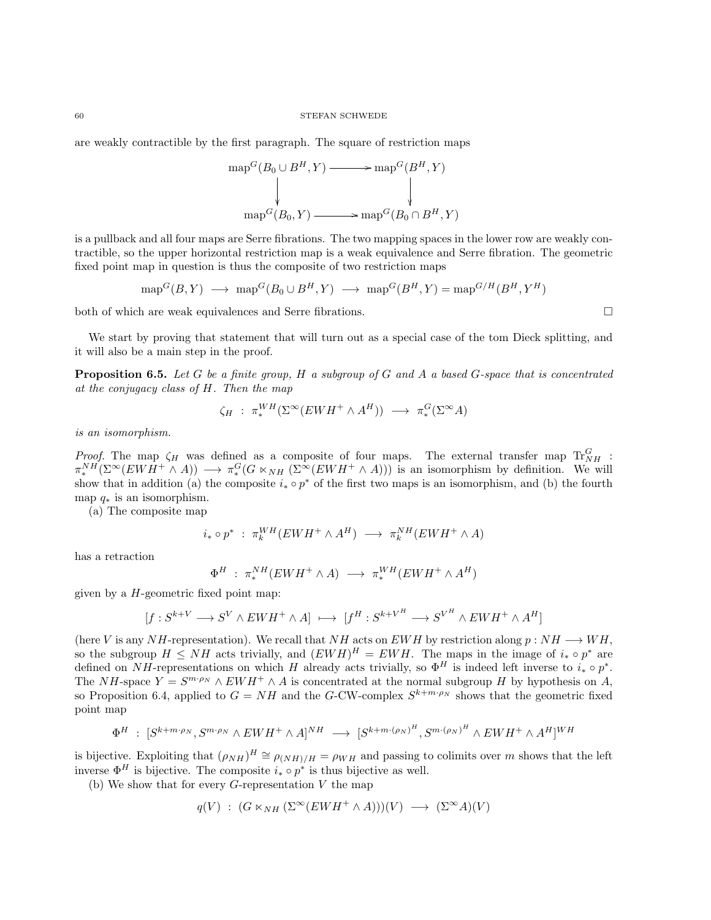are weakly contractible by the first paragraph. The square of restriction maps

$$\begin{array}{ccc} \mathrm{map}^G(B_0 \cup B^H, Y) & \longrightarrow & \mathrm{map}^G(B^H, Y) \\ \downarrow & & \downarrow \\ \mathrm{map}^G(B_0, Y) & \longrightarrow & \mathrm{map}^G(B_0 \cap B^H, Y) \end{array}$$

is a pullback and all four maps are Serre fibrations. The two mapping spaces in the lower row are weakly contractible, so the upper horizontal restriction map is a weak equivalence and Serre fibration. The geometric fixed point map in question is thus the composite of two restriction maps

$$\mathrm{map}^G(B, Y) \longrightarrow \mathrm{map}^G(B_0 \cup B^H, Y) \longrightarrow \mathrm{map}^G(B^H, Y) = \mathrm{map}^{G/H}(B^H, Y^H)$$

both of which are weak equivalences and Serre fibrations. □

We start by proving that statement that will turn out as a special case of the tom Dieck splitting, and it will also be a main step in the proof.

**Proposition 6.5.** *Let $G$ be a finite group, $H$ a subgroup of $G$ and $A$ a based $G$-space that is concentrated at the conjugacy class of $H$. Then the map*

$$\zeta_H \ : \ \pi_*^{WH}(\Sigma^\infty(EWH^+ \wedge A^H)) \longrightarrow \pi_*^G(\Sigma^\infty A)$$

*is an isomorphism.*

*Proof.* The map $\zeta_H$ was defined as a composite of four maps. The external transfer map $\mathrm{Tr}_{NH}^G$ : $\pi_*^{NH}(\Sigma^\infty(EWH^+ \wedge A)) \longrightarrow \pi_*^G(G \ltimes_{NH} (\Sigma^\infty(EWH^+ \wedge A)))$ is an isomorphism by definition. We will show that in addition (a) the composite $i_* \circ p^*$ of the first two maps is an isomorphism, and (b) the fourth map $q_*$ is an isomorphism.

(a) The composite map

$$i_* \circ p^* \ : \ \pi_k^{WH}(EWH^+ \wedge A^H) \longrightarrow \pi_k^{NH}(EWH^+ \wedge A)$$

has a retraction

$$\Phi^H \ : \ \pi_*^{NH}(EWH^+ \wedge A) \longrightarrow \pi_*^{WH}(EWH^+ \wedge A^H)$$

given by a $H$-geometric fixed point map:

$$[f : S^{k+V} \longrightarrow S^V \wedge EWH^+ \wedge A] \longmapsto [f^H : S^{k+V^H} \longrightarrow S^{V^H} \wedge EWH^+ \wedge A^H]$$

(here $V$ is any $NH$-representation). We recall that $NH$ acts on $EWH$ by restriction along $p : NH \longrightarrow WH$, so the subgroup $H \leq NH$ acts trivially, and $(EWH)^H = EWH$. The maps in the image of $i_* \circ p^*$ are defined on $NH$-representations on which $H$ already acts trivially, so $\Phi^H$ is indeed left inverse to $i_* \circ p^*$. The $NH$-space $Y = S^{m\cdot\rho_N} \wedge EWH^+ \wedge A$ is concentrated at the normal subgroup $H$ by hypothesis on $A$, so Proposition 6.4, applied to $G = NH$ and the $G$-CW-complex $S^{k+m\cdot\rho_N}$ shows that the geometric fixed point map

$$\Phi^H \ : \ [S^{k+m\cdot\rho_N}, S^{m\cdot\rho_N} \wedge EWH^+ \wedge A]^{NH} \longrightarrow [S^{k+m\cdot(\rho_N)^H}, S^{m\cdot(\rho_N)^H} \wedge EWH^+ \wedge A^H]^{WH}$$

is bijective. Exploiting that $(\rho_{NH})^H \cong \rho_{(NH)/H} = \rho_{WH}$ and passing to colimits over $m$ shows that the left inverse $\Phi^H$ is bijective. The composite $i_* \circ p^*$ is thus bijective as well.

(b) We show that for every $G$-representation $V$ the map

$$q(V) \ : \ (G \ltimes_{NH} (\Sigma^\infty(EWH^+ \wedge A)))(V) \longrightarrow (\Sigma^\infty A)(V)$$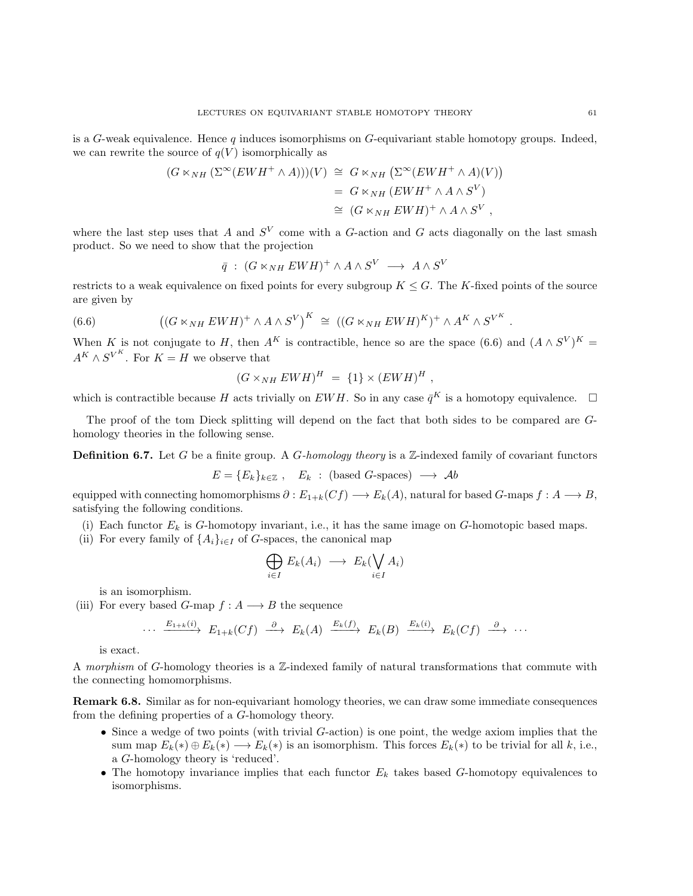is a $G$-weak equivalence. Hence $q$ induces isomorphisms on $G$-equivariant stable homotopy groups. Indeed, we can rewrite the source of $q(V)$ isomorphically as

$$\begin{aligned}(G \ltimes_{NH} (\Sigma^\infty(EWH^+ \wedge A)))(V) \;&\cong\; G \ltimes_{NH} \left(\Sigma^\infty(EWH^+ \wedge A)(V)\right) \\ &=\; G \ltimes_{NH} (EWH^+ \wedge A \wedge S^V) \\ &\cong\; (G \ltimes_{NH} EWH)^+ \wedge A \wedge S^V \ ,\end{aligned}$$

where the last step uses that $A$ and $S^V$ come with a $G$-action and $G$ acts diagonally on the last smash product. So we need to show that the projection

$$\bar{q} \ : \ (G \ltimes_{NH} EWH)^+ \wedge A \wedge S^V \ \longrightarrow \ A \wedge S^V$$

restricts to a weak equivalence on fixed points for every subgroup $K \leq G$. The $K$-fixed points of the source are given by

$$\left((G \ltimes_{NH} EWH)^+ \wedge A \wedge S^V\right)^K \ \cong \ ((G \ltimes_{NH} EWH)^K)^+ \wedge A^K \wedge S^{V^K} \ . \tag{6.6}$$

When $K$ is not conjugate to $H$, then $A^K$ is contractible, hence so are the space (6.6) and $(A \wedge S^V)^K = A^K \wedge S^{V^K}$. For $K = H$ we observe that

$$(G \times_{NH} EWH)^H \ = \ \{1\} \times (EWH)^H \ ,$$

which is contractible because $H$ acts trivially on $EWH$. So in any case $\bar{q}^K$ is a homotopy equivalence. □

The proof of the tom Dieck splitting will depend on the fact that both sides to be compared are $G$-homology theories in the following sense.

**Definition 6.7.** Let $G$ be a finite group. A *$G$-homology theory* is a $\mathbb{Z}$-indexed family of covariant functors

$$E = \{E_k\}_{k\in\mathbb{Z}} \ , \quad E_k \ : \ (\text{based } G\text{-spaces}) \ \longrightarrow \ \mathcal{A}b$$

equipped with connecting homomorphisms $\partial : E_{1+k}(Cf) \longrightarrow E_k(A)$, natural for based $G$-maps $f : A \longrightarrow B$, satisfying the following conditions.

(i) Each functor $E_k$ is $G$-homotopy invariant, i.e., it has the same image on $G$-homotopic based maps.

(ii) For every family of $\{A_i\}_{i\in I}$ of $G$-spaces, the canonical map

$$\bigoplus_{i\in I} E_k(A_i) \ \longrightarrow \ E_k(\bigvee_{i\in I} A_i)$$

is an isomorphism.

(iii) For every based $G$-map $f : A \longrightarrow B$ the sequence

$$\cdots \ \xrightarrow{E_{1+k}(i)} \ E_{1+k}(Cf) \ \xrightarrow{\partial} \ E_k(A) \ \xrightarrow{E_k(f)} \ E_k(B) \ \xrightarrow{E_k(i)} \ E_k(Cf) \ \xrightarrow{\partial} \ \cdots$$

is exact.

A *morphism* of $G$-homology theories is a $\mathbb{Z}$-indexed family of natural transformations that commute with the connecting homomorphisms.

**Remark 6.8.** Similar as for non-equivariant homology theories, we can draw some immediate consequences from the defining properties of a $G$-homology theory.

- Since a wedge of two points (with trivial $G$-action) is one point, the wedge axiom implies that the sum map $E_k(*) \oplus E_k(*) \longrightarrow E_k(*)$ is an isomorphism. This forces $E_k(*)$ to be trivial for all $k$, i.e., a $G$-homology theory is 'reduced'.
- The homotopy invariance implies that each functor $E_k$ takes based $G$-homotopy equivalences to isomorphisms.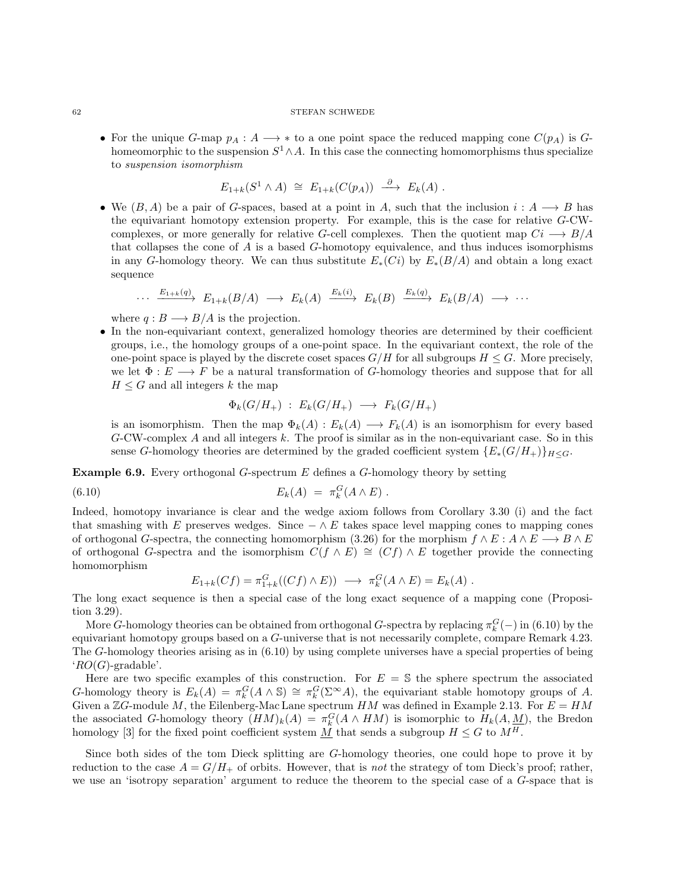- For the unique $G$-map $p_A : A \longrightarrow *$ to a one point space the reduced mapping cone $C(p_A)$ is $G$-homeomorphic to the suspension $S^1 \wedge A$. In this case the connecting homomorphisms thus specialize to *suspension isomorphism*

$$E_{1+k}(S^1 \wedge A) \ \cong \ E_{1+k}(C(p_A)) \ \xrightarrow{\ \partial\ } \ E_k(A) \ .$$

- We $(B, A)$ be a pair of $G$-spaces, based at a point in $A$, such that the inclusion $i : A \longrightarrow B$ has the equivariant homotopy extension property. For example, this is the case for relative $G$-CW-complexes, or more generally for relative $G$-cell complexes. Then the quotient map $Ci \longrightarrow B/A$ that collapses the cone of $A$ is a based $G$-homotopy equivalence, and thus induces isomorphisms in any $G$-homology theory. We can thus substitute $E_*(Ci)$ by $E_*(B/A)$ and obtain a long exact sequence

$$\cdots \ \xrightarrow{E_{1+k}(q)} \ E_{1+k}(B/A) \ \longrightarrow \ E_k(A) \ \xrightarrow{E_k(i)} \ E_k(B) \ \xrightarrow{E_k(q)} \ E_k(B/A) \ \longrightarrow \ \cdots$$

  where $q : B \longrightarrow B/A$ is the projection.
- In the non-equivariant context, generalized homology theories are determined by their coefficient groups, i.e., the homology groups of a one-point space. In the equivariant context, the role of the one-point space is played by the discrete coset spaces $G/H$ for all subgroups $H \leq G$. More precisely, we let $\Phi : E \longrightarrow F$ be a natural transformation of $G$-homology theories and suppose that for all $H \leq G$ and all integers $k$ the map

$$\Phi_k(G/H_+) \ : \ E_k(G/H_+) \ \longrightarrow \ F_k(G/H_+)$$

  is an isomorphism. Then the map $\Phi_k(A) : E_k(A) \longrightarrow F_k(A)$ is an isomorphism for every based $G$-CW-complex $A$ and all integers $k$. The proof is similar as in the non-equivariant case. So in this sense $G$-homology theories are determined by the graded coefficient system $\{E_*(G/H_+)\}_{H \leq G}$.

**Example 6.9.** Every orthogonal $G$-spectrum $E$ defines a $G$-homology theory by setting

$$E_k(A) \ = \ \pi_k^G(A \wedge E) \ . \tag{6.10}$$

Indeed, homotopy invariance is clear and the wedge axiom follows from Corollary 3.30 (i) and the fact that smashing with $E$ preserves wedges. Since $- \wedge E$ takes space level mapping cones to mapping cones of orthogonal $G$-spectra, the connecting homomorphism (3.26) for the morphism $f \wedge E : A \wedge E \longrightarrow B \wedge E$ of orthogonal $G$-spectra and the isomorphism $C(f \wedge E) \cong (Cf) \wedge E$ together provide the connecting homomorphism

$$E_{1+k}(Cf) = \pi_{1+k}^G((Cf) \wedge E)) \ \longrightarrow \ \pi_k^G(A \wedge E) = E_k(A) \ .$$

The long exact sequence is then a special case of the long exact sequence of a mapping cone (Proposition 3.29).

More $G$-homology theories can be obtained from orthogonal $G$-spectra by replacing $\pi_k^G(-)$ in (6.10) by the equivariant homotopy groups based on a $G$-universe that is not necessarily complete, compare Remark 4.23. The $G$-homology theories arising as in (6.10) by using complete universes have a special properties of being '$RO(G)$-gradable'.

Here are two specific examples of this construction. For $E = \mathbb{S}$ the sphere spectrum the associated $G$-homology theory is $E_k(A) = \pi_k^G(A \wedge \mathbb{S}) \cong \pi_k^G(\Sigma^\infty A)$, the equivariant stable homotopy groups of $A$. Given a $\mathbb{Z}G$-module $M$, the Eilenberg-Mac Lane spectrum $HM$ was defined in Example 2.13. For $E = HM$ the associated $G$-homology theory $(HM)_k(A) = \pi_k^G(A \wedge HM)$ is isomorphic to $H_k(A, \underline{M})$, the Bredon homology [3] for the fixed point coefficient system $\underline{M}$ that sends a subgroup $H \leq G$ to $M^H$.

Since both sides of the tom Dieck splitting are $G$-homology theories, one could hope to prove it by reduction to the case $A = G/H_+$ of orbits. However, that is *not* the strategy of tom Dieck's proof; rather, we use an 'isotropy separation' argument to reduce the theorem to the special case of a $G$-space that is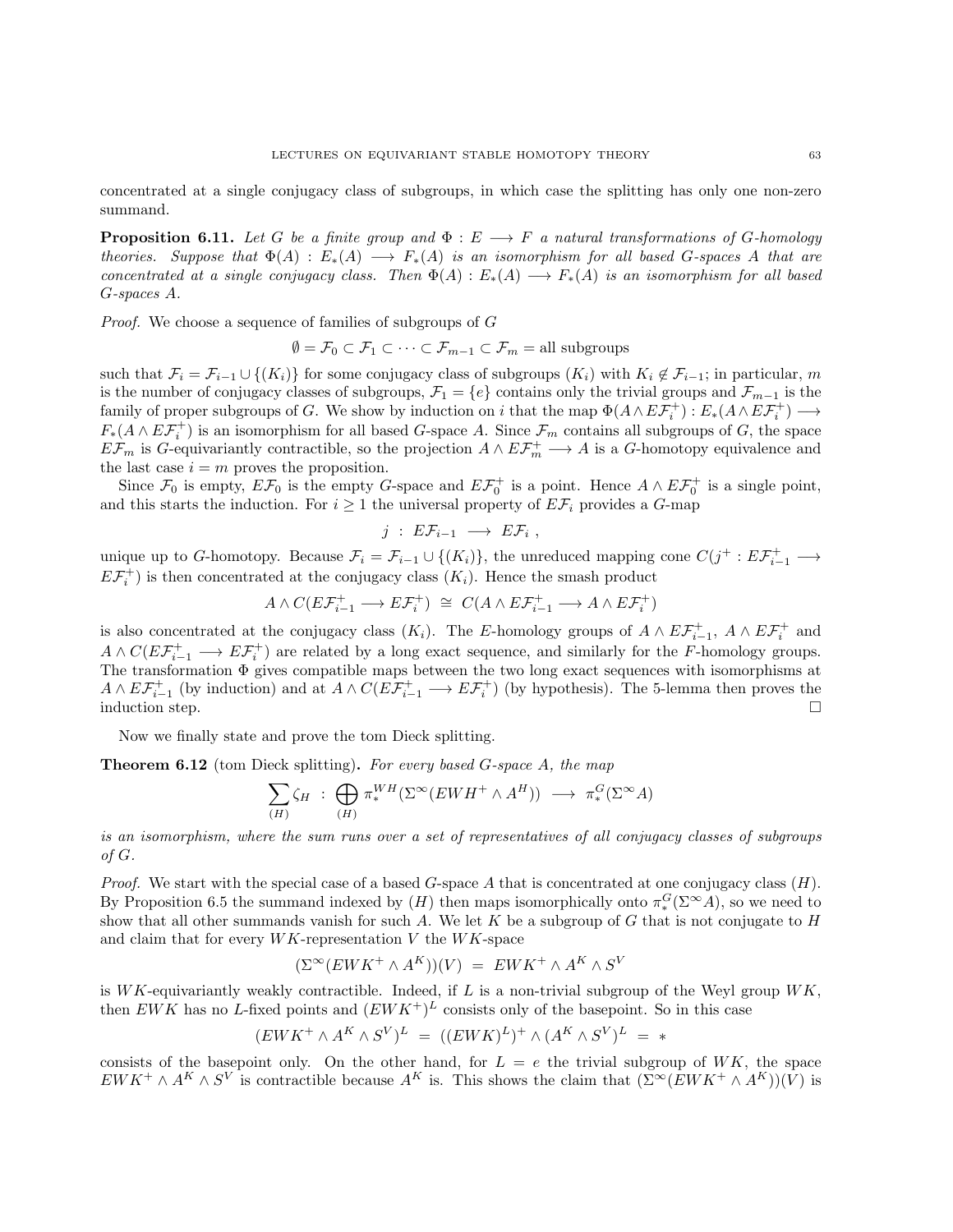concentrated at a single conjugacy class of subgroups, in which case the splitting has only one non-zero summand.

**Proposition 6.11.** *Let $G$ be a finite group and $\Phi : E \longrightarrow F$ a natural transformations of $G$-homology theories. Suppose that $\Phi(A) : E_*(A) \longrightarrow F_*(A)$ is an isomorphism for all based $G$-spaces $A$ that are concentrated at a single conjugacy class. Then $\Phi(A) : E_*(A) \longrightarrow F_*(A)$ is an isomorphism for all based $G$-spaces $A$.*

*Proof.* We choose a sequence of families of subgroups of $G$

$$\emptyset = \mathcal{F}_0 \subset \mathcal{F}_1 \subset \cdots \subset \mathcal{F}_{m-1} \subset \mathcal{F}_m = \text{all subgroups}$$

such that $\mathcal{F}_i = \mathcal{F}_{i-1} \cup \{(K_i)\}$ for some conjugacy class of subgroups $(K_i)$ with $K_i \notin \mathcal{F}_{i-1}$; in particular, $m$ is the number of conjugacy classes of subgroups, $\mathcal{F}_1 = \{e\}$ contains only the trivial groups and $\mathcal{F}_{m-1}$ is the family of proper subgroups of $G$. We show by induction on $i$ that the map $\Phi(A \wedge E\mathcal{F}_i^+) : E_*(A \wedge E\mathcal{F}_i^+) \longrightarrow F_*(A \wedge E\mathcal{F}_i^+)$ is an isomorphism for all based $G$-space $A$. Since $\mathcal{F}_m$ contains all subgroups of $G$, the space $E\mathcal{F}_m$ is $G$-equivariantly contractible, so the projection $A \wedge E\mathcal{F}_m^+ \longrightarrow A$ is a $G$-homotopy equivalence and the last case $i = m$ proves the proposition.

Since $\mathcal{F}_0$ is empty, $E\mathcal{F}_0$ is the empty $G$-space and $E\mathcal{F}_0^+$ is a point. Hence $A \wedge E\mathcal{F}_0^+$ is a single point, and this starts the induction. For $i \geq 1$ the universal property of $E\mathcal{F}_i$ provides a $G$-map

$$j \ : \ E\mathcal{F}_{i-1} \ \longrightarrow \ E\mathcal{F}_i \ ,$$

unique up to $G$-homotopy. Because $\mathcal{F}_i = \mathcal{F}_{i-1} \cup \{(K_i)\}$, the unreduced mapping cone $C(j^+ : E\mathcal{F}_{i-1}^+ \longrightarrow E\mathcal{F}_i^+)$ is then concentrated at the conjugacy class $(K_i)$. Hence the smash product

$$A \wedge C(E\mathcal{F}_{i-1}^+ \longrightarrow E\mathcal{F}_i^+) \ \cong \ C(A \wedge E\mathcal{F}_{i-1}^+ \longrightarrow A \wedge E\mathcal{F}_i^+)$$

is also concentrated at the conjugacy class $(K_i)$. The $E$-homology groups of $A \wedge E\mathcal{F}_{i-1}^+$, $A \wedge E\mathcal{F}_i^+$ and $A \wedge C(E\mathcal{F}_{i-1}^+ \longrightarrow E\mathcal{F}_i^+)$ are related by a long exact sequence, and similarly for the $F$-homology groups. The transformation $\Phi$ gives compatible maps between the two long exact sequences with isomorphisms at $A \wedge E\mathcal{F}_{i-1}^+$ (by induction) and at $A \wedge C(E\mathcal{F}_{i-1}^+ \longrightarrow E\mathcal{F}_i^+)$ (by hypothesis). The 5-lemma then proves the induction step. □

Now we finally state and prove the tom Dieck splitting.

**Theorem 6.12** (tom Dieck splitting)**.** *For every based $G$-space $A$, the map*

$$\sum_{(H)} \zeta_H \ : \ \bigoplus_{(H)} \pi_*^{WH}(\Sigma^\infty(EWH^+ \wedge A^H)) \ \longrightarrow \ \pi_*^G(\Sigma^\infty A)$$

*is an isomorphism, where the sum runs over a set of representatives of all conjugacy classes of subgroups of $G$.*

*Proof.* We start with the special case of a based $G$-space $A$ that is concentrated at one conjugacy class $(H)$. By Proposition 6.5 the summand indexed by $(H)$ then maps isomorphically onto $\pi_*^G(\Sigma^\infty A)$, so we need to show that all other summands vanish for such $A$. We let $K$ be a subgroup of $G$ that is not conjugate to $H$ and claim that for every $WK$-representation $V$ the $WK$-space

$$(\Sigma^\infty(EWK^+ \wedge A^K))(V) \ = \ EWK^+ \wedge A^K \wedge S^V$$

is $WK$-equivariantly weakly contractible. Indeed, if $L$ is a non-trivial subgroup of the Weyl group $WK$, then $EWK$ has no $L$-fixed points and $(EWK^+)^L$ consists only of the basepoint. So in this case

$$(EWK^+ \wedge A^K \wedge S^V)^L \ = \ ((EWK)^L)^+ \wedge (A^K \wedge S^V)^L \ = \ *$$

consists of the basepoint only. On the other hand, for $L = e$ the trivial subgroup of $WK$, the space $EWK^+ \wedge A^K \wedge S^V$ is contractible because $A^K$ is. This shows the claim that $(\Sigma^\infty(EWK^+ \wedge A^K))(V)$ is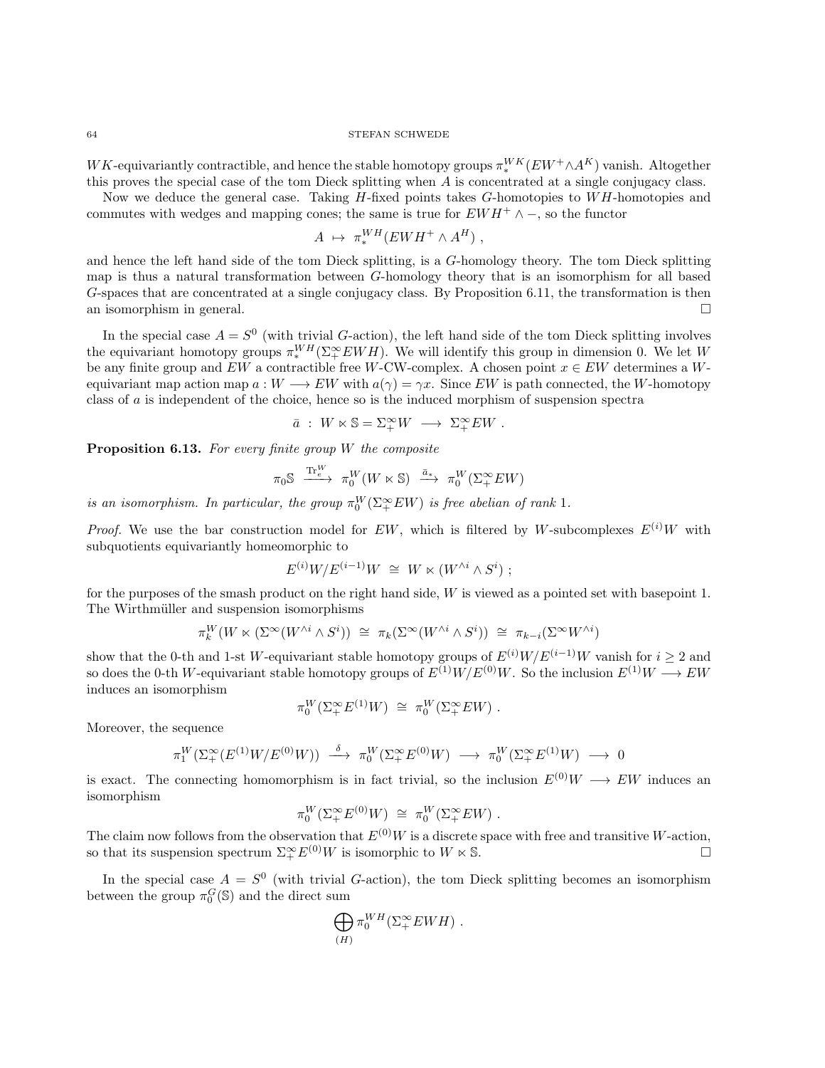$WK$-equivariantly contractible, and hence the stable homotopy groups $\pi_*^{WK}(EW^+ \wedge A^K)$ vanish. Altogether this proves the special case of the tom Dieck splitting when $A$ is concentrated at a single conjugacy class.

Now we deduce the general case. Taking $H$-fixed points takes $G$-homotopies to $WH$-homotopies and commutes with wedges and mapping cones; the same is true for $EWH^+ \wedge -$, so the functor

$$A \mapsto \pi_*^{WH}(EWH^+ \wedge A^H) ,$$

and hence the left hand side of the tom Dieck splitting, is a $G$-homology theory. The tom Dieck splitting map is thus a natural transformation between $G$-homology theory that is an isomorphism for all based $G$-spaces that are concentrated at a single conjugacy class. By Proposition 6.11, the transformation is then an isomorphism in general. □

In the special case $A = S^0$ (with trivial $G$-action), the left hand side of the tom Dieck splitting involves the equivariant homotopy groups $\pi_*^{WH}(\Sigma_+^\infty EWH)$. We will identify this group in dimension 0. We let $W$ be any finite group and $EW$ a contractible free $W$-CW-complex. A chosen point $x \in EW$ determines a $W$-equivariant map action map $a : W \longrightarrow EW$ with $a(\gamma) = \gamma x$. Since $EW$ is path connected, the $W$-homotopy class of $a$ is independent of the choice, hence so is the induced morphism of suspension spectra

$$\bar{a} \ : \ W \ltimes \mathbb{S} = \Sigma_+^\infty W \ \longrightarrow \ \Sigma_+^\infty EW .$$

**Proposition 6.13.** *For every finite group $W$ the composite*

$$\pi_0 \mathbb{S} \ \xrightarrow{\mathrm{Tr}_e^W} \ \pi_0^W(W \ltimes \mathbb{S}) \ \xrightarrow{\bar{a}_*} \ \pi_0^W(\Sigma_+^\infty EW)$$

*is an isomorphism. In particular, the group $\pi_0^W(\Sigma_+^\infty EW)$ is free abelian of rank 1.*

*Proof.* We use the bar construction model for $EW$, which is filtered by $W$-subcomplexes $E^{(i)}W$ with subquotients equivariantly homeomorphic to

$$E^{(i)}W/E^{(i-1)}W \ \cong \ W \ltimes (W^{\wedge i} \wedge S^i) ;$$

for the purposes of the smash product on the right hand side, $W$ is viewed as a pointed set with basepoint 1. The Wirthmüller and suspension isomorphisms

$$\pi_k^W(W \ltimes (\Sigma^\infty (W^{\wedge i} \wedge S^i)) \ \cong \ \pi_k(\Sigma^\infty (W^{\wedge i} \wedge S^i)) \ \cong \ \pi_{k-i}(\Sigma^\infty W^{\wedge i})$$

show that the 0-th and 1-st $W$-equivariant stable homotopy groups of $E^{(i)}W/E^{(i-1)}W$ vanish for $i \geq 2$ and so does the 0-th $W$-equivariant stable homotopy groups of $E^{(1)}W/E^{(0)}W$. So the inclusion $E^{(1)}W \longrightarrow EW$ induces an isomorphism

$$\pi_0^W(\Sigma_+^\infty E^{(1)}W) \ \cong \ \pi_0^W(\Sigma_+^\infty EW) .$$

Moreover, the sequence

$$\pi_1^W(\Sigma_+^\infty(E^{(1)}W/E^{(0)}W)) \ \xrightarrow{\delta} \ \pi_0^W(\Sigma_+^\infty E^{(0)}W) \ \longrightarrow \ \pi_0^W(\Sigma_+^\infty E^{(1)}W) \ \longrightarrow \ 0$$

is exact. The connecting homomorphism is in fact trivial, so the inclusion $E^{(0)}W \longrightarrow EW$ induces an isomorphism

$$\pi_0^W(\Sigma_+^\infty E^{(0)}W) \ \cong \ \pi_0^W(\Sigma_+^\infty EW) .$$

The claim now follows from the observation that $E^{(0)}W$ is a discrete space with free and transitive $W$-action, so that its suspension spectrum $\Sigma_+^\infty E^{(0)}W$ is isomorphic to $W \ltimes \mathbb{S}$. □

In the special case $A = S^0$ (with trivial $G$-action), the tom Dieck splitting becomes an isomorphism between the group $\pi_0^G(\mathbb{S})$ and the direct sum

$$\bigoplus_{(H)} \pi_0^{WH}(\Sigma_+^\infty EWH) .$$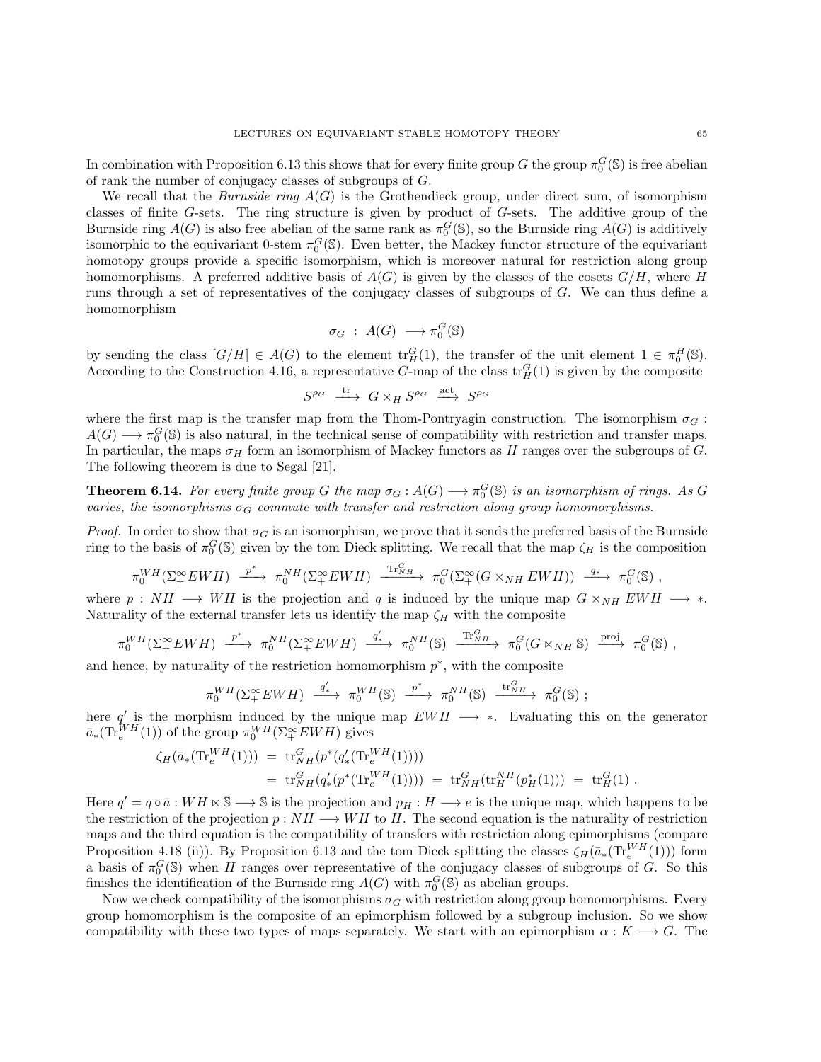In combination with Proposition 6.13 this shows that for every finite group $G$ the group $\pi_0^G(\mathbb{S})$ is free abelian of rank the number of conjugacy classes of subgroups of $G$.

We recall that the *Burnside ring* $A(G)$ is the Grothendieck group, under direct sum, of isomorphism classes of finite $G$-sets. The ring structure is given by product of $G$-sets. The additive group of the Burnside ring $A(G)$ is also free abelian of the same rank as $\pi_0^G(\mathbb{S})$, so the Burnside ring $A(G)$ is additively isomorphic to the equivariant 0-stem $\pi_0^G(\mathbb{S})$. Even better, the Mackey functor structure of the equivariant homotopy groups provide a specific isomorphism, which is moreover natural for restriction along group homomorphisms. A preferred additive basis of $A(G)$ is given by the classes of the cosets $G/H$, where $H$ runs through a set of representatives of the conjugacy classes of subgroups of $G$. We can thus define a homomorphism

$$\sigma_G \;:\; A(G) \;\longrightarrow \pi_0^G(\mathbb{S})$$

by sending the class $[G/H] \in A(G)$ to the element $\mathrm{tr}_H^G(1)$, the transfer of the unit element $1 \in \pi_0^H(\mathbb{S})$. According to the Construction 4.16, a representative $G$-map of the class $\mathrm{tr}_H^G(1)$ is given by the composite

$$S^{\rho_G} \xrightarrow{\ \mathrm{tr}\ } G \ltimes_H S^{\rho_G} \xrightarrow{\ \mathrm{act}\ } S^{\rho_G}$$

where the first map is the transfer map from the Thom-Pontryagin construction. The isomorphism $\sigma_G : A(G) \longrightarrow \pi_0^G(\mathbb{S})$ is also natural, in the technical sense of compatibility with restriction and transfer maps. In particular, the maps $\sigma_H$ form an isomorphism of Mackey functors as $H$ ranges over the subgroups of $G$. The following theorem is due to Segal [21].

**Theorem 6.14.** *For every finite group $G$ the map $\sigma_G : A(G) \longrightarrow \pi_0^G(\mathbb{S})$ is an isomorphism of rings. As $G$ varies, the isomorphisms $\sigma_G$ commute with transfer and restriction along group homomorphisms.*

*Proof.* In order to show that $\sigma_G$ is an isomorphism, we prove that it sends the preferred basis of the Burnside ring to the basis of $\pi_0^G(\mathbb{S})$ given by the tom Dieck splitting. We recall that the map $\zeta_H$ is the composition

$$\pi_0^{WH}(\Sigma_+^\infty EWH) \xrightarrow{\ p^*\ } \pi_0^{NH}(\Sigma_+^\infty EWH) \xrightarrow{\ \mathrm{Tr}_{NH}^G\ } \pi_0^G(\Sigma_+^\infty (G \times_{NH} EWH)) \xrightarrow{\ q_*\ } \pi_0^G(\mathbb{S}) \ ,$$

where $p : NH \longrightarrow WH$ is the projection and $q$ is induced by the unique map $G \times_{NH} EWH \longrightarrow *$. Naturality of the external transfer lets us identify the map $\zeta_H$ with the composite

$$\pi_0^{WH}(\Sigma_+^\infty EWH) \xrightarrow{\ p^*\ } \pi_0^{NH}(\Sigma_+^\infty EWH) \xrightarrow{\ q'_*\ } \pi_0^{NH}(\mathbb{S}) \xrightarrow{\ \mathrm{Tr}_{NH}^G\ } \pi_0^G(G \ltimes_{NH} \mathbb{S}) \xrightarrow{\ \mathrm{proj}\ } \pi_0^G(\mathbb{S}) \ ,$$

and hence, by naturality of the restriction homomorphism $p^*$, with the composite

$$\pi_0^{WH}(\Sigma_+^\infty EWH) \xrightarrow{\ q'_*\ } \pi_0^{WH}(\mathbb{S}) \xrightarrow{\ p^*\ } \pi_0^{NH}(\mathbb{S}) \xrightarrow{\ \mathrm{tr}_{NH}^G\ } \pi_0^G(\mathbb{S}) \ ;$$

here $q'$ is the morphism induced by the unique map $EWH \longrightarrow *$. Evaluating this on the generator $\bar{a}_*(\mathrm{Tr}_e^{WH}(1))$ of the group $\pi_0^{WH}(\Sigma_+^\infty EWH)$ gives

$$\begin{aligned}
\zeta_H(\bar{a}_*(\mathrm{Tr}_e^{WH}(1))) \;&=\; \mathrm{tr}_{NH}^G(p^*(q'_*(\mathrm{Tr}_e^{WH}(1)))) \\
&=\; \mathrm{tr}_{NH}^G(q'_*(p^*(\mathrm{Tr}_e^{WH}(1)))) \;=\; \mathrm{tr}_{NH}^G(\mathrm{tr}_H^{NH}(p_H^*(1))) \;=\; \mathrm{tr}_H^G(1) \ .
\end{aligned}$$

Here $q' = q \circ \bar{a} : WH \ltimes \mathbb{S} \longrightarrow \mathbb{S}$ is the projection and $p_H : H \longrightarrow e$ is the unique map, which happens to be the restriction of the projection $p : NH \longrightarrow WH$ to $H$. The second equation is the naturality of restriction maps and the third equation is the compatibility of transfers with restriction along epimorphisms (compare Proposition 4.18 (ii)). By Proposition 6.13 and the tom Dieck splitting the classes $\zeta_H(\bar{a}_*(\mathrm{Tr}_e^{WH}(1)))$ form a basis of $\pi_0^G(\mathbb{S})$ when $H$ ranges over representative of the conjugacy classes of subgroups of $G$. So this finishes the identification of the Burnside ring $A(G)$ with $\pi_0^G(\mathbb{S})$ as abelian groups.

Now we check compatibility of the isomorphisms $\sigma_G$ with restriction along group homomorphisms. Every group homomorphism is the composite of an epimorphism followed by a subgroup inclusion. So we show compatibility with these two types of maps separately. We start with an epimorphism $\alpha : K \longrightarrow G$. The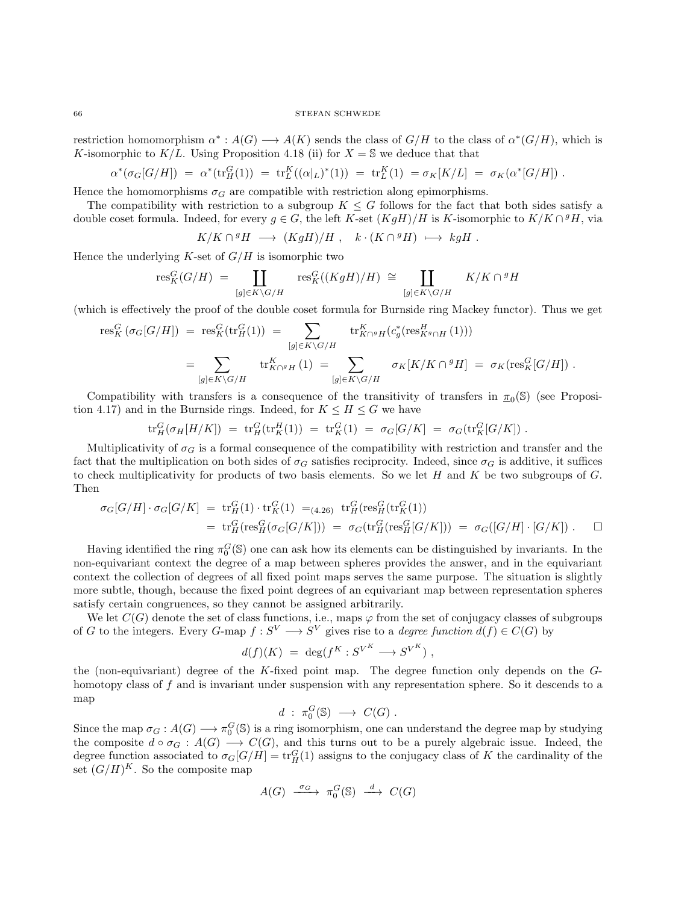restriction homomorphism $\alpha^* : A(G) \longrightarrow A(K)$ sends the class of $G/H$ to the class of $\alpha^*(G/H)$, which is $K$-isomorphic to $K/L$. Using Proposition 4.18 (ii) for $X = \mathbb{S}$ we deduce that that

$$\alpha^*(\sigma_G[G/H]) \;=\; \alpha^*(\mathrm{tr}_H^G(1)) \;=\; \mathrm{tr}_L^K((\alpha|_L)^*(1)) \;=\; \mathrm{tr}_L^K(1) \;=\sigma_K[K/L] \;=\; \sigma_K(\alpha^*[G/H]) \;.$$

Hence the homomorphisms $\sigma_G$ are compatible with restriction along epimorphisms.

The compatibility with restriction to a subgroup $K \leq G$ follows for the fact that both sides satisfy a double coset formula. Indeed, for every $g \in G$, the left $K$-set $(KgH)/H$ is $K$-isomorphic to $K/K \cap {}^gH$, via

$$K/K \cap {}^gH \;\longrightarrow\; (KgH)/H \;, \quad k \cdot (K \cap {}^gH) \;\longmapsto\; kgH \;.$$

Hence the underlying $K$-set of $G/H$ is isomorphic two

$$\mathrm{res}_K^G(G/H) \;=\; \coprod_{[g]\in K\backslash G/H} \mathrm{res}_K^G((KgH)/H) \;\cong\; \coprod_{[g]\in K\backslash G/H} K/K \cap {}^gH$$

(which is effectively the proof of the double coset formula for Burnside ring Mackey functor). Thus we get

$$\begin{aligned}
\mathrm{res}_K^G\left(\sigma_G[G/H]\right) \;&=\; \mathrm{res}_K^G(\mathrm{tr}_H^G(1)) \;=\; \sum_{[g]\in K\backslash G/H} \mathrm{tr}_{K\cap {}^gH}^K(c_g^*(\mathrm{res}_{K^g\cap H}^H(1))) \\
&=\; \sum_{[g]\in K\backslash G/H} \mathrm{tr}_{K\cap {}^gH}^K(1) \;=\; \sum_{[g]\in K\backslash G/H} \sigma_K[K/K\cap {}^gH] \;=\; \sigma_K(\mathrm{res}_K^G[G/H]) \;.
\end{aligned}$$

Compatibility with transfers is a consequence of the transitivity of transfers in $\underline{\pi}_0(\mathbb{S})$ (see Proposition 4.17) and in the Burnside rings. Indeed, for $K \leq H \leq G$ we have

$$\mathrm{tr}_H^G(\sigma_H[H/K]) \;=\; \mathrm{tr}_H^G(\mathrm{tr}_K^H(1)) \;=\; \mathrm{tr}_K^G(1) \;=\; \sigma_G[G/K] \;=\; \sigma_G(\mathrm{tr}_K^G[G/K]) \;.$$

Multiplicativity of $\sigma_G$ is a formal consequence of the compatibility with restriction and transfer and the fact that the multiplication on both sides of $\sigma_G$ satisfies reciprocity. Indeed, since $\sigma_G$ is additive, it suffices to check multiplicativity for products of two basis elements. So we let $H$ and $K$ be two subgroups of $G$. Then

$$\begin{aligned}
\sigma_G[G/H]\cdot\sigma_G[G/K] \;&=\; \mathrm{tr}_H^G(1)\cdot\mathrm{tr}_K^G(1) \;=_{(4.26)}\; \mathrm{tr}_H^G(\mathrm{res}_H^G(\mathrm{tr}_K^G(1))) \\
&=\; \mathrm{tr}_H^G(\mathrm{res}_H^G(\sigma_G[G/K])) \;=\; \sigma_G(\mathrm{tr}_H^G(\mathrm{res}_H^G[G/K])) \;=\; \sigma_G([G/H]\cdot[G/K]) \;. \qquad \square
\end{aligned}$$

Having identified the ring $\pi_0^G(\mathbb{S})$ one can ask how its elements can be distinguished by invariants. In the non-equivariant context the degree of a map between spheres provides the answer, and in the equivariant context the collection of degrees of all fixed point maps serves the same purpose. The situation is slightly more subtle, though, because the fixed point degrees of an equivariant map between representation spheres satisfy certain congruences, so they cannot be assigned arbitrarily.

We let $C(G)$ denote the set of class functions, i.e., maps $\varphi$ from the set of conjugacy classes of subgroups of $G$ to the integers. Every $G$-map $f : S^V \longrightarrow S^V$ gives rise to a *degree function* $d(f) \in C(G)$ by

$$d(f)(K) \;=\; \deg(f^K : S^{V^K} \longrightarrow S^{V^K}) \;,$$

the (non-equivariant) degree of the $K$-fixed point map. The degree function only depends on the $G$-homotopy class of $f$ and is invariant under suspension with any representation sphere. So it descends to a map

$$d \;:\; \pi_0^G(\mathbb{S}) \;\longrightarrow\; C(G) \;.$$

Since the map $\sigma_G : A(G) \longrightarrow \pi_0^G(\mathbb{S})$ is a ring isomorphism, one can understand the degree map by studying the composite $d \circ \sigma_G : A(G) \longrightarrow C(G)$, and this turns out to be a purely algebraic issue. Indeed, the degree function associated to $\sigma_G[G/H] = \mathrm{tr}_H^G(1)$ assigns to the conjugacy class of $K$ the cardinality of the set $(G/H)^K$. So the composite map

$$A(G) \;\xrightarrow{\;\sigma_G\;}\; \pi_0^G(\mathbb{S}) \;\xrightarrow{\;d\;}\; C(G)$$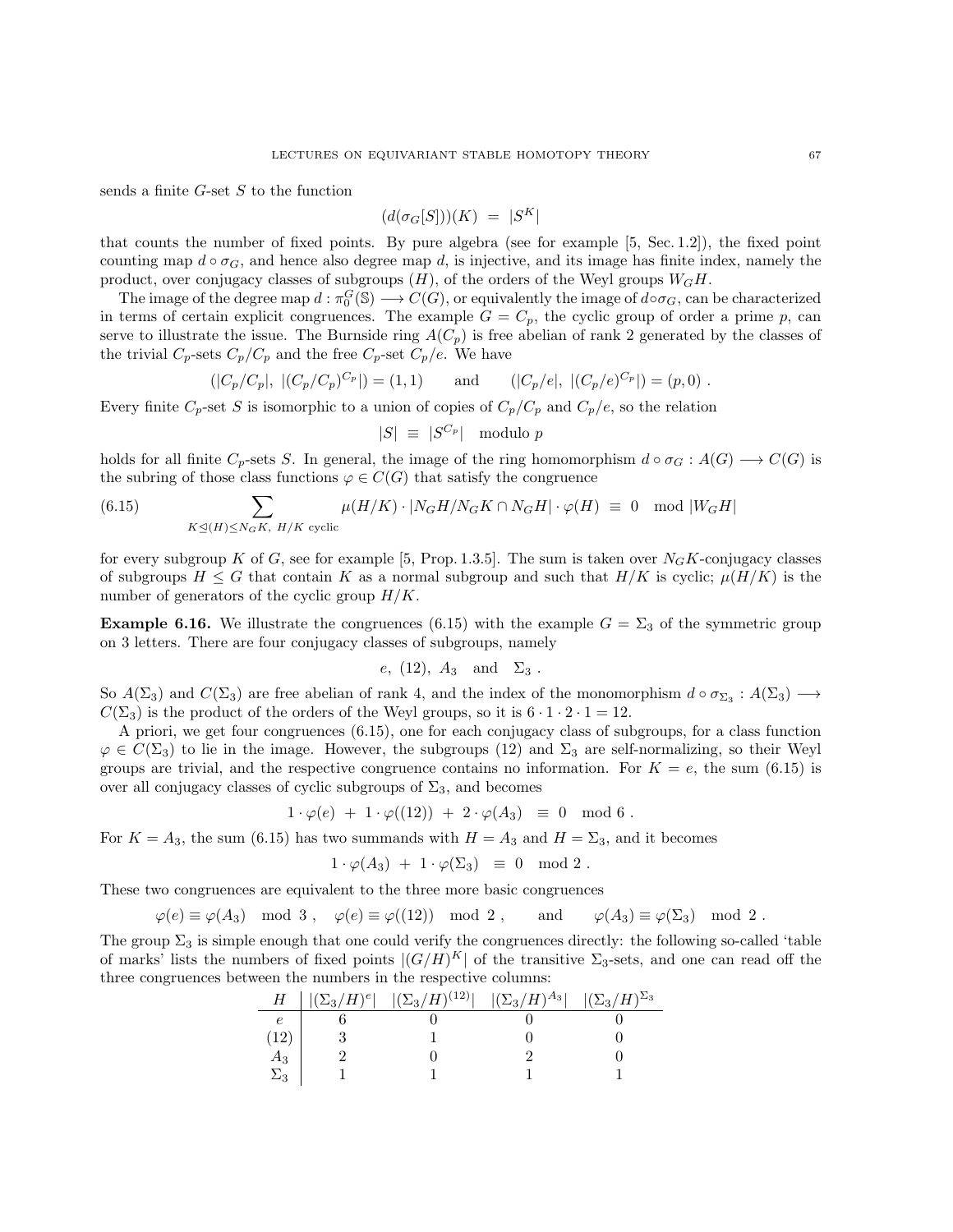sends a finite $G$-set $S$ to the function

$$(d(\sigma_G[S]))(K) \ = \ |S^K|$$

that counts the number of fixed points. By pure algebra (see for example [5, Sec. 1.2]), the fixed point counting map $d \circ \sigma_G$, and hence also degree map $d$, is injective, and its image has finite index, namely the product, over conjugacy classes of subgroups $(H)$, of the orders of the Weyl groups $W_G H$.

The image of the degree map $d : \pi_0^G(\mathbb{S}) \longrightarrow C(G)$, or equivalently the image of $d \circ \sigma_G$, can be characterized in terms of certain explicit congruences. The example $G = C_p$, the cyclic group of order a prime $p$, can serve to illustrate the issue. The Burnside ring $A(C_p)$ is free abelian of rank 2 generated by the classes of the trivial $C_p$-sets $C_p/C_p$ and the free $C_p$-set $C_p/e$. We have

$$(|C_p/C_p|,\ |(C_p/C_p)^{C_p}|) = (1, 1) \qquad \text{and} \qquad (|C_p/e|,\ |(C_p/e)^{C_p}|) = (p, 0) \ .$$

Every finite $C_p$-set $S$ is isomorphic to a union of copies of $C_p/C_p$ and $C_p/e$, so the relation

$$|S| \ \equiv \ |S^{C_p}| \quad \text{modulo } p$$

holds for all finite $C_p$-sets $S$. In general, the image of the ring homomorphism $d \circ \sigma_G : A(G) \longrightarrow C(G)$ is the subring of those class functions $\varphi \in C(G)$ that satisfy the congruence

$$\sum_{K \trianglelefteq (H) \leq N_G K,\ H/K \text{ cyclic}} \mu(H/K) \cdot |N_G H / N_G K \cap N_G H| \cdot \varphi(H) \ \equiv \ 0 \mod |W_G H| \tag{6.15}$$

for every subgroup $K$ of $G$, see for example [5, Prop. 1.3.5]. The sum is taken over $N_G K$-conjugacy classes of subgroups $H \leq G$ that contain $K$ as a normal subgroup and such that $H/K$ is cyclic; $\mu(H/K)$ is the number of generators of the cyclic group $H/K$.

**Example 6.16.** We illustrate the congruences (6.15) with the example $G = \Sigma_3$ of the symmetric group on 3 letters. There are four conjugacy classes of subgroups, namely

$$e,\ (12),\ A_3 \quad \text{and} \quad \Sigma_3 \ .$$

So $A(\Sigma_3)$ and $C(\Sigma_3)$ are free abelian of rank 4, and the index of the monomorphism $d \circ \sigma_{\Sigma_3} : A(\Sigma_3) \longrightarrow C(\Sigma_3)$ is the product of the orders of the Weyl groups, so it is $6 \cdot 1 \cdot 2 \cdot 1 = 12$.

A priori, we get four congruences (6.15), one for each conjugacy class of subgroups, for a class function $\varphi \in C(\Sigma_3)$ to lie in the image. However, the subgroups (12) and $\Sigma_3$ are self-normalizing, so their Weyl groups are trivial, and the respective congruence contains no information. For $K = e$, the sum (6.15) is over all conjugacy classes of cyclic subgroups of $\Sigma_3$, and becomes

$$1 \cdot \varphi(e) \ + \ 1 \cdot \varphi((12)) \ + \ 2 \cdot \varphi(A_3) \ \equiv \ 0 \mod 6 \ .$$

For $K = A_3$, the sum (6.15) has two summands with $H = A_3$ and $H = \Sigma_3$, and it becomes

$$1 \cdot \varphi(A_3) \ + \ 1 \cdot \varphi(\Sigma_3) \ \equiv \ 0 \mod 2 \ .$$

These two congruences are equivalent to the three more basic congruences

$$\varphi(e) \equiv \varphi(A_3) \mod 3 \ , \quad \varphi(e) \equiv \varphi((12)) \mod 2 \ , \qquad \text{and} \qquad \varphi(A_3) \equiv \varphi(\Sigma_3) \mod 2 \ .$$

The group $\Sigma_3$ is simple enough that one could verify the congruences directly: the following so-called 'table of marks' lists the numbers of fixed points $|(G/H)^K|$ of the transitive $\Sigma_3$-sets, and one can read off the three congruences between the numbers in the respective columns:

| $H$ | $\lvert(\Sigma_3/H)^e\rvert$ | $\lvert(\Sigma_3/H)^{(12)}\rvert$ | $\lvert(\Sigma_3/H)^{A_3}\rvert$ | $\lvert(\Sigma_3/H)^{\Sigma_3}\rvert$ |
|---|---|---|---|---|
| $e$ | 6 | 0 | 0 | 0 |
| $(12)$ | 3 | 1 | 0 | 0 |
| $A_3$ | 2 | 0 | 2 | 0 |
| $\Sigma_3$ | 1 | 1 | 1 | 1 |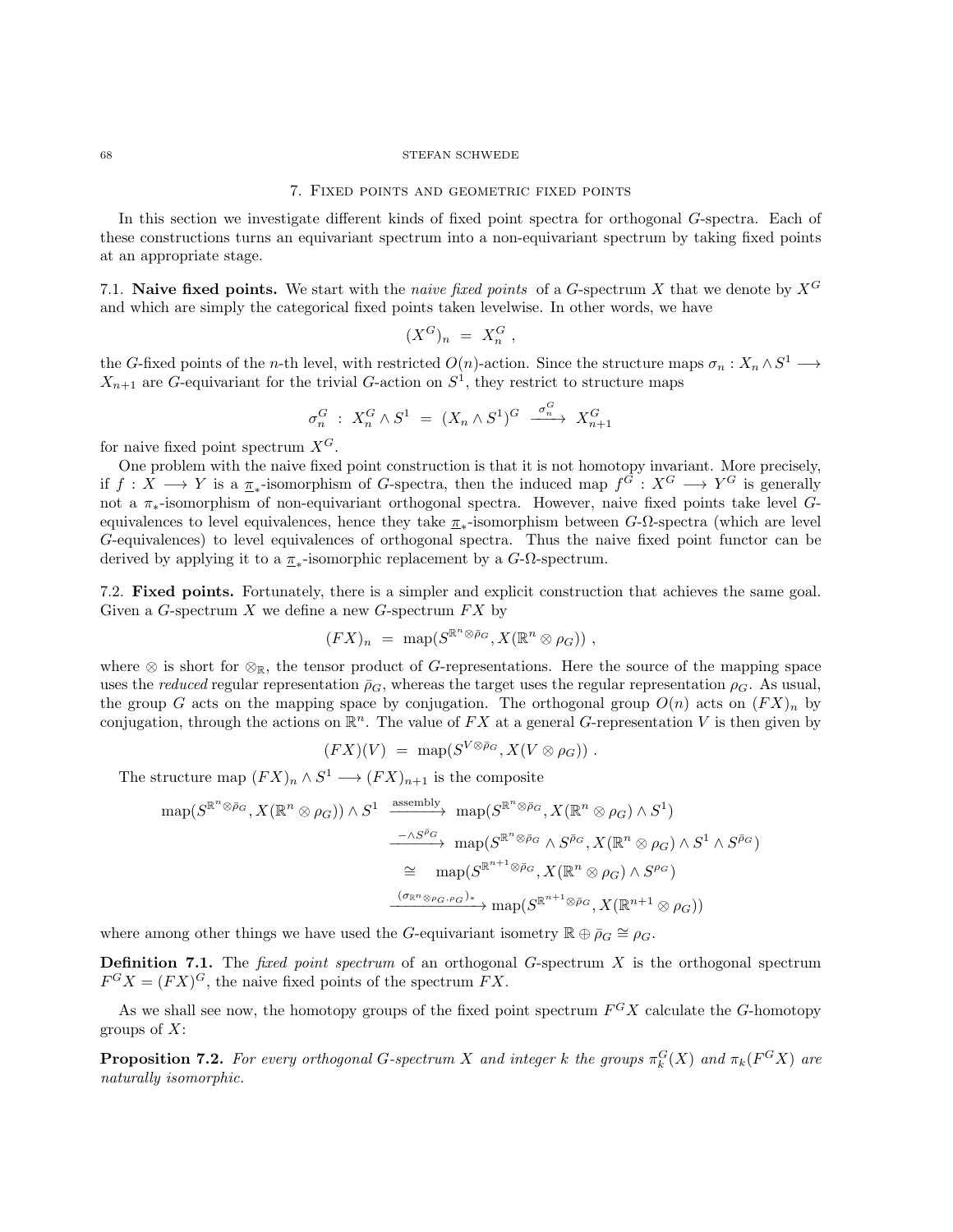## 7. Fixed points and geometric fixed points

In this section we investigate different kinds of fixed point spectra for orthogonal $G$-spectra. Each of these constructions turns an equivariant spectrum into a non-equivariant spectrum by taking fixed points at an appropriate stage.

**7.1. Naive fixed points.** We start with the *naive fixed points* of a $G$-spectrum $X$ that we denote by $X^G$ and which are simply the categorical fixed points taken levelwise. In other words, we have

$$(X^G)_n \;=\; X_n^G \;,$$

the $G$-fixed points of the $n$-th level, with restricted $O(n)$-action. Since the structure maps $\sigma_n : X_n \wedge S^1 \longrightarrow X_{n+1}$ are $G$-equivariant for the trivial $G$-action on $S^1$, they restrict to structure maps

$$\sigma_n^G \;:\; X_n^G \wedge S^1 \;=\; (X_n \wedge S^1)^G \xrightarrow{\;\sigma_n^G\;} X_{n+1}^G$$

for naive fixed point spectrum $X^G$.

One problem with the naive fixed point construction is that it is not homotopy invariant. More precisely, if $f : X \longrightarrow Y$ is a $\underline{\pi}_*$-isomorphism of $G$-spectra, then the induced map $f^G : X^G \longrightarrow Y^G$ is generally not a $\pi_*$-isomorphism of non-equivariant orthogonal spectra. However, naive fixed points take level $G$-equivalences to level equivalences, hence they take $\underline{\pi}_*$-isomorphism between $G$-$\Omega$-spectra (which are level $G$-equivalences) to level equivalences of orthogonal spectra. Thus the naive fixed point functor can be derived by applying it to a $\underline{\pi}_*$-isomorphic replacement by a $G$-$\Omega$-spectrum.

**7.2. Fixed points.** Fortunately, there is a simpler and explicit construction that achieves the same goal. Given a $G$-spectrum $X$ we define a new $G$-spectrum $FX$ by

$$(FX)_n \;=\; \operatorname{map}(S^{\mathbb{R}^n \otimes \bar{\rho}_G}, X(\mathbb{R}^n \otimes \rho_G)) \;,$$

where $\otimes$ is short for $\otimes_{\mathbb{R}}$, the tensor product of $G$-representations. Here the source of the mapping space uses the *reduced* regular representation $\bar{\rho}_G$, whereas the target uses the regular representation $\rho_G$. As usual, the group $G$ acts on the mapping space by conjugation. The orthogonal group $O(n)$ acts on $(FX)_n$ by conjugation, through the actions on $\mathbb{R}^n$. The value of $FX$ at a general $G$-representation $V$ is then given by

$$(FX)(V) \;=\; \operatorname{map}(S^{V \otimes \bar{\rho}_G}, X(V \otimes \rho_G)) \;.$$

The structure map $(FX)_n \wedge S^1 \longrightarrow (FX)_{n+1}$ is the composite

$$\begin{aligned}
\operatorname{map}(S^{\mathbb{R}^n \otimes \bar{\rho}_G}, X(\mathbb{R}^n \otimes \rho_G)) \wedge S^1 &\xrightarrow{\text{assembly}} \operatorname{map}(S^{\mathbb{R}^n \otimes \bar{\rho}_G}, X(\mathbb{R}^n \otimes \rho_G) \wedge S^1) \\
&\xrightarrow{-\wedge S^{\bar{\rho}_G}} \operatorname{map}(S^{\mathbb{R}^n \otimes \bar{\rho}_G} \wedge S^{\bar{\rho}_G}, X(\mathbb{R}^n \otimes \rho_G) \wedge S^1 \wedge S^{\bar{\rho}_G}) \\
&\;\cong\; \operatorname{map}(S^{\mathbb{R}^{n+1} \otimes \bar{\rho}_G}, X(\mathbb{R}^n \otimes \rho_G) \wedge S^{\rho_G}) \\
&\xrightarrow{(\sigma_{\mathbb{R}^n \otimes \rho_G, \rho_G})_*} \operatorname{map}(S^{\mathbb{R}^{n+1} \otimes \bar{\rho}_G}, X(\mathbb{R}^{n+1} \otimes \rho_G))
\end{aligned}$$

where among other things we have used the $G$-equivariant isometry $\mathbb{R} \oplus \bar{\rho}_G \cong \rho_G$.

**Definition 7.1.** The *fixed point spectrum* of an orthogonal $G$-spectrum $X$ is the orthogonal spectrum $F^G X = (FX)^G$, the naive fixed points of the spectrum $FX$.

As we shall see now, the homotopy groups of the fixed point spectrum $F^G X$ calculate the $G$-homotopy groups of $X$:

**Proposition 7.2.** *For every orthogonal $G$-spectrum $X$ and integer $k$ the groups $\pi_k^G(X)$ and $\pi_k(F^G X)$ are naturally isomorphic.*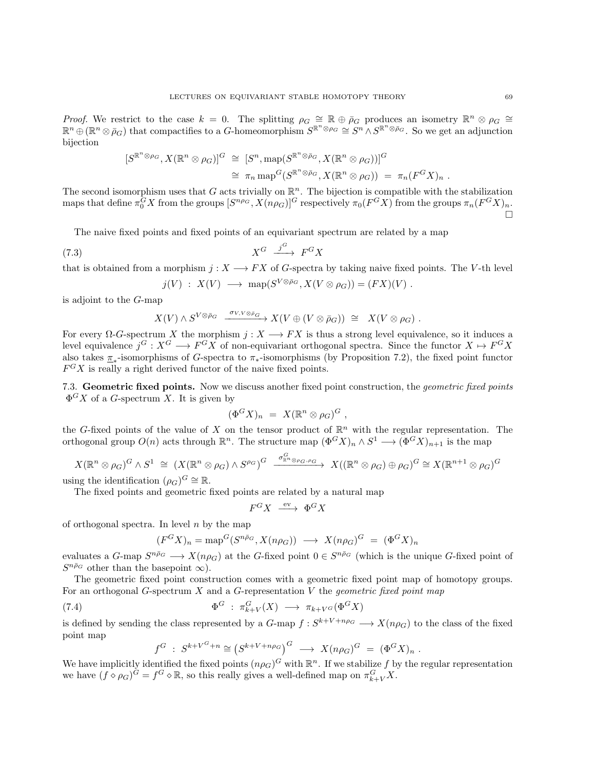*Proof.* We restrict to the case $k = 0$. The splitting $\rho_G \cong \mathbb{R} \oplus \bar{\rho}_G$ produces an isometry $\mathbb{R}^n \otimes \rho_G \cong \mathbb{R}^n \oplus (\mathbb{R}^n \otimes \bar{\rho}_G)$ that compactifies to a $G$-homeomorphism $S^{\mathbb{R}^n \otimes \rho_G} \cong S^n \wedge S^{\mathbb{R}^n \otimes \bar{\rho}_G}$. So we get an adjunction bijection

$$\begin{aligned}
[S^{\mathbb{R}^n \otimes \rho_G}, X(\mathbb{R}^n \otimes \rho_G)]^G \;&\cong\; [S^n, \mathrm{map}(S^{\mathbb{R}^n \otimes \bar{\rho}_G}, X(\mathbb{R}^n \otimes \rho_G))]^G \\
&\cong\; \pi_n \, \mathrm{map}^G(S^{\mathbb{R}^n \otimes \bar{\rho}_G}, X(\mathbb{R}^n \otimes \rho_G)) \;=\; \pi_n(F^G X)_n \;.
\end{aligned}$$

The second isomorphism uses that $G$ acts trivially on $\mathbb{R}^n$. The bijection is compatible with the stabilization maps that define $\pi_0^G X$ from the groups $[S^{n\rho_G}, X(n\rho_G)]^G$ respectively $\pi_0(F^G X)$ from the groups $\pi_n(F^G X)_n$. $\square$

The naive fixed points and fixed points of an equivariant spectrum are related by a map

$$X^G \xrightarrow{\;j^G\;} F^G X \tag{7.3}$$

that is obtained from a morphism $j : X \longrightarrow FX$ of $G$-spectra by taking naive fixed points. The $V$-th level

$$j(V) \;:\; X(V) \;\longrightarrow\; \mathrm{map}(S^{V \otimes \bar{\rho}_G}, X(V \otimes \rho_G)) = (FX)(V) \;.$$

is adjoint to the $G$-map

$$X(V) \wedge S^{V \otimes \bar{\rho}_G} \;\xrightarrow{\sigma_{V, V \otimes \bar{\rho}_G}}\; X(V \oplus (V \otimes \bar{\rho}_G)) \;\cong\; X(V \otimes \rho_G) \;.$$

For every $\Omega$-$G$-spectrum $X$ the morphism $j : X \longrightarrow FX$ is thus a strong level equivalence, so it induces a level equivalence $j^G : X^G \longrightarrow F^G X$ of non-equivariant orthogonal spectra. Since the functor $X \mapsto F^G X$ also takes $\underline{\pi}_*$-isomorphisms of $G$-spectra to $\pi_*$-isomorphisms (by Proposition 7.2), the fixed point functor $F^G X$ is really a right derived functor of the naive fixed points.

### 7.3. Geometric fixed points.

Now we discuss another fixed point construction, the *geometric fixed points* $\Phi^G X$ of a $G$-spectrum $X$. It is given by

$$(\Phi^G X)_n \;=\; X(\mathbb{R}^n \otimes \rho_G)^G \;,$$

the $G$-fixed points of the value of $X$ on the tensor product of $\mathbb{R}^n$ with the regular representation. The orthogonal group $O(n)$ acts through $\mathbb{R}^n$. The structure map $(\Phi^G X)_n \wedge S^1 \longrightarrow (\Phi^G X)_{n+1}$ is the map

$$X(\mathbb{R}^n \otimes \rho_G)^G \wedge S^1 \;\cong\; (X(\mathbb{R}^n \otimes \rho_G) \wedge S^{\rho_G})^G \;\xrightarrow{\sigma^G_{\mathbb{R}^n \otimes \rho_G, \rho_G}}\; X((\mathbb{R}^n \otimes \rho_G) \oplus \rho_G)^G \cong X(\mathbb{R}^{n+1} \otimes \rho_G)^G$$

using the identification $(\rho_G)^G \cong \mathbb{R}$.

The fixed points and geometric fixed points are related by a natural map

$$F^G X \;\xrightarrow{\;\mathrm{ev}\;}\; \Phi^G X$$

of orthogonal spectra. In level $n$ by the map

$$(F^G X)_n = \mathrm{map}^G(S^{n\bar{\rho}_G}, X(n\rho_G)) \;\longrightarrow\; X(n\rho_G)^G \;=\; (\Phi^G X)_n$$

evaluates a $G$-map $S^{n\bar{\rho}_G} \longrightarrow X(n\rho_G)$ at the $G$-fixed point $0 \in S^{n\bar{\rho}_G}$ (which is the unique $G$-fixed point of $S^{n\bar{\rho}_G}$ other than the basepoint $\infty$).

The geometric fixed point construction comes with a geometric fixed point map of homotopy groups. For an orthogonal $G$-spectrum $X$ and a $G$-representation $V$ the *geometric fixed point map*

$$\Phi^G \;:\; \pi^G_{k+V}(X) \;\longrightarrow\; \pi_{k+V^G}(\Phi^G X) \tag{7.4}$$

is defined by sending the class represented by a $G$-map $f : S^{k+V+n\rho_G} \longrightarrow X(n\rho_G)$ to the class of the fixed point map

$$f^G \;:\; S^{k+V^G+n} \cong \left(S^{k+V+n\rho_G}\right)^G \;\longrightarrow\; X(n\rho_G)^G \;=\; (\Phi^G X)_n \;.$$

We have implicitly identified the fixed points $(n\rho_G)^G$ with $\mathbb{R}^n$. If we stabilize $f$ by the regular representation we have $(f \diamond \rho_G)^G = f^G \diamond \mathbb{R}$, so this really gives a well-defined map on $\pi^G_{k+V} X$.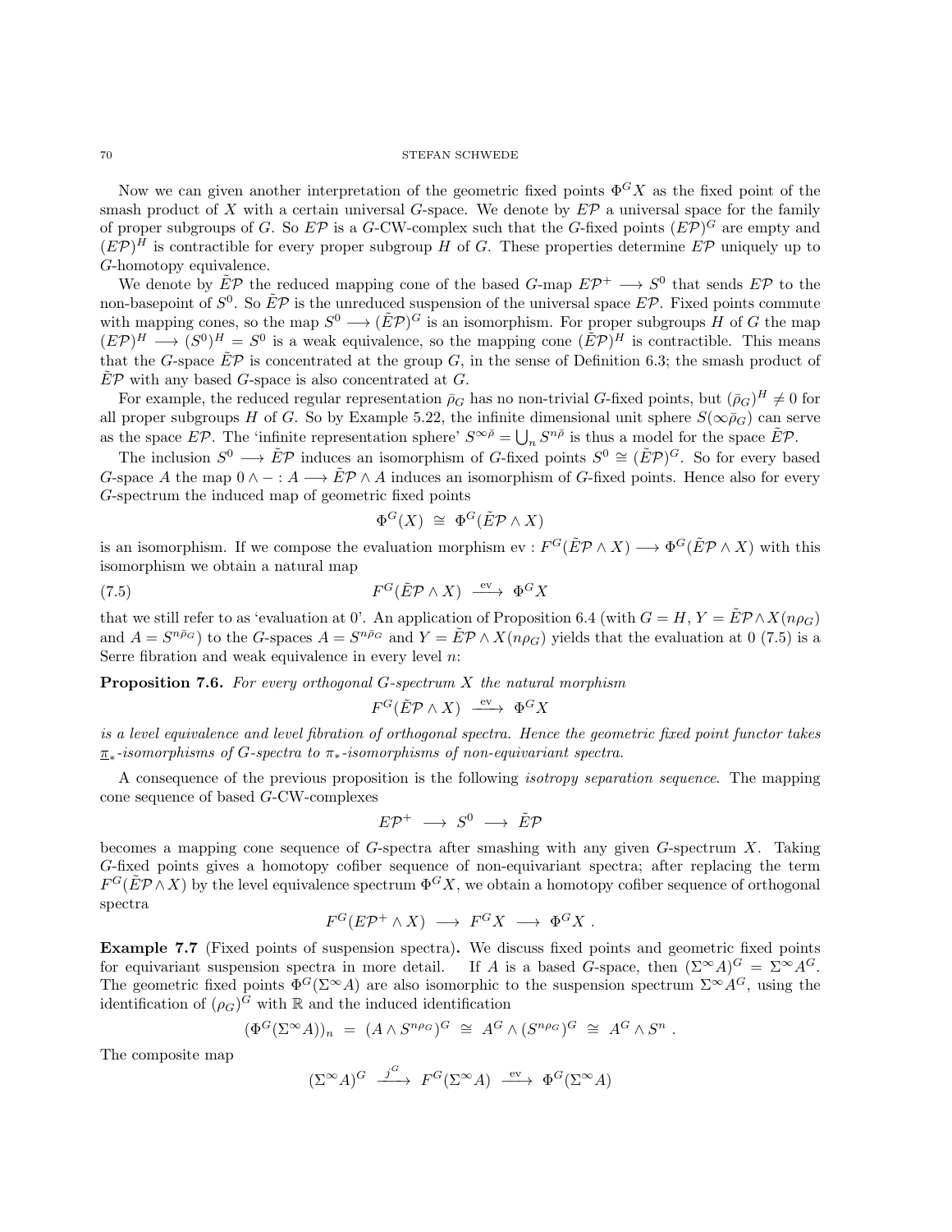Now we can given another interpretation of the geometric fixed points $\Phi^G X$ as the fixed point of the smash product of $X$ with a certain universal $G$-space. We denote by $E\mathcal{P}$ a universal space for the family of proper subgroups of $G$. So $E\mathcal{P}$ is a $G$-CW-complex such that the $G$-fixed points $(E\mathcal{P})^G$ are empty and $(E\mathcal{P})^H$ is contractible for every proper subgroup $H$ of $G$. These properties determine $E\mathcal{P}$ uniquely up to $G$-homotopy equivalence.

We denote by $\tilde{E}\mathcal{P}$ the reduced mapping cone of the based $G$-map $E\mathcal{P}^+ \longrightarrow S^0$ that sends $E\mathcal{P}$ to the non-basepoint of $S^0$. So $\tilde{E}\mathcal{P}$ is the unreduced suspension of the universal space $E\mathcal{P}$. Fixed points commute with mapping cones, so the map $S^0 \longrightarrow (\tilde{E}\mathcal{P})^G$ is an isomorphism. For proper subgroups $H$ of $G$ the map $(E\mathcal{P})^H \longrightarrow (S^0)^H = S^0$ is a weak equivalence, so the mapping cone $(\tilde{E}\mathcal{P})^H$ is contractible. This means that the $G$-space $\tilde{E}\mathcal{P}$ is concentrated at the group $G$, in the sense of Definition 6.3; the smash product of $\tilde{E}\mathcal{P}$ with any based $G$-space is also concentrated at $G$.

For example, the reduced regular representation $\bar{\rho}_G$ has no non-trivial $G$-fixed points, but $(\bar{\rho}_G)^H \neq 0$ for all proper subgroups $H$ of $G$. So by Example 5.22, the infinite dimensional unit sphere $S(\infty\bar{\rho}_G)$ can serve as the space $E\mathcal{P}$. The 'infinite representation sphere' $S^{\infty\bar{\rho}} = \bigcup_n S^{n\bar{\rho}}$ is thus a model for the space $\tilde{E}\mathcal{P}$.

The inclusion $S^0 \longrightarrow \tilde{E}\mathcal{P}$ induces an isomorphism of $G$-fixed points $S^0 \cong (\tilde{E}\mathcal{P})^G$. So for every based $G$-space $A$ the map $0 \wedge - : A \longrightarrow \tilde{E}\mathcal{P} \wedge A$ induces an isomorphism of $G$-fixed points. Hence also for every $G$-spectrum the induced map of geometric fixed points

$$\Phi^G(X) \;\cong\; \Phi^G(\tilde{E}\mathcal{P} \wedge X)$$

is an isomorphism. If we compose the evaluation morphism $\mathrm{ev} : F^G(\tilde{E}\mathcal{P} \wedge X) \longrightarrow \Phi^G(\tilde{E}\mathcal{P} \wedge X)$ with this isomorphism we obtain a natural map

$$F^G(\tilde{E}\mathcal{P} \wedge X) \;\xrightarrow{\;\mathrm{ev}\;}\; \Phi^G X \tag{7.5}$$

that we still refer to as 'evaluation at 0'. An application of Proposition 6.4 (with $G = H$, $Y = \tilde{E}\mathcal{P} \wedge X(n\rho_G)$ and $A = S^{n\bar{\rho}_G}$) to the $G$-spaces $A = S^{n\bar{\rho}_G}$ and $Y = \tilde{E}\mathcal{P} \wedge X(n\rho_G)$ yields that the evaluation at 0 (7.5) is a Serre fibration and weak equivalence in every level $n$:

**Proposition 7.6.** *For every orthogonal $G$-spectrum $X$ the natural morphism*

$$F^G(\tilde{E}\mathcal{P} \wedge X) \;\xrightarrow{\;\mathrm{ev}\;}\; \Phi^G X$$

*is a level equivalence and level fibration of orthogonal spectra. Hence the geometric fixed point functor takes $\underline{\pi}_*$-isomorphisms of $G$-spectra to $\pi_*$-isomorphisms of non-equivariant spectra.*

A consequence of the previous proposition is the following *isotropy separation sequence*. The mapping cone sequence of based $G$-CW-complexes

$$E\mathcal{P}^+ \;\longrightarrow\; S^0 \;\longrightarrow\; \tilde{E}\mathcal{P}$$

becomes a mapping cone sequence of $G$-spectra after smashing with any given $G$-spectrum $X$. Taking $G$-fixed points gives a homotopy cofiber sequence of non-equivariant spectra; after replacing the term $F^G(\tilde{E}\mathcal{P} \wedge X)$ by the level equivalence spectrum $\Phi^G X$, we obtain a homotopy cofiber sequence of orthogonal spectra

$$F^G(E\mathcal{P}^+ \wedge X) \;\longrightarrow\; F^G X \;\longrightarrow\; \Phi^G X\ .$$

**Example 7.7** (Fixed points of suspension spectra)**.** We discuss fixed points and geometric fixed points for equivariant suspension spectra in more detail. If $A$ is a based $G$-space, then $(\Sigma^\infty A)^G = \Sigma^\infty A^G$. The geometric fixed points $\Phi^G(\Sigma^\infty A)$ are also isomorphic to the suspension spectrum $\Sigma^\infty A^G$, using the identification of $(\rho_G)^G$ with $\mathbb{R}$ and the induced identification

$$(\Phi^G(\Sigma^\infty A))_n \;=\; (A \wedge S^{n\rho_G})^G \;\cong\; A^G \wedge (S^{n\rho_G})^G \;\cong\; A^G \wedge S^n\ .$$

The composite map

$$(\Sigma^\infty A)^G \;\xrightarrow{\;j^G\;}\; F^G(\Sigma^\infty A) \;\xrightarrow{\;\mathrm{ev}\;}\; \Phi^G(\Sigma^\infty A)$$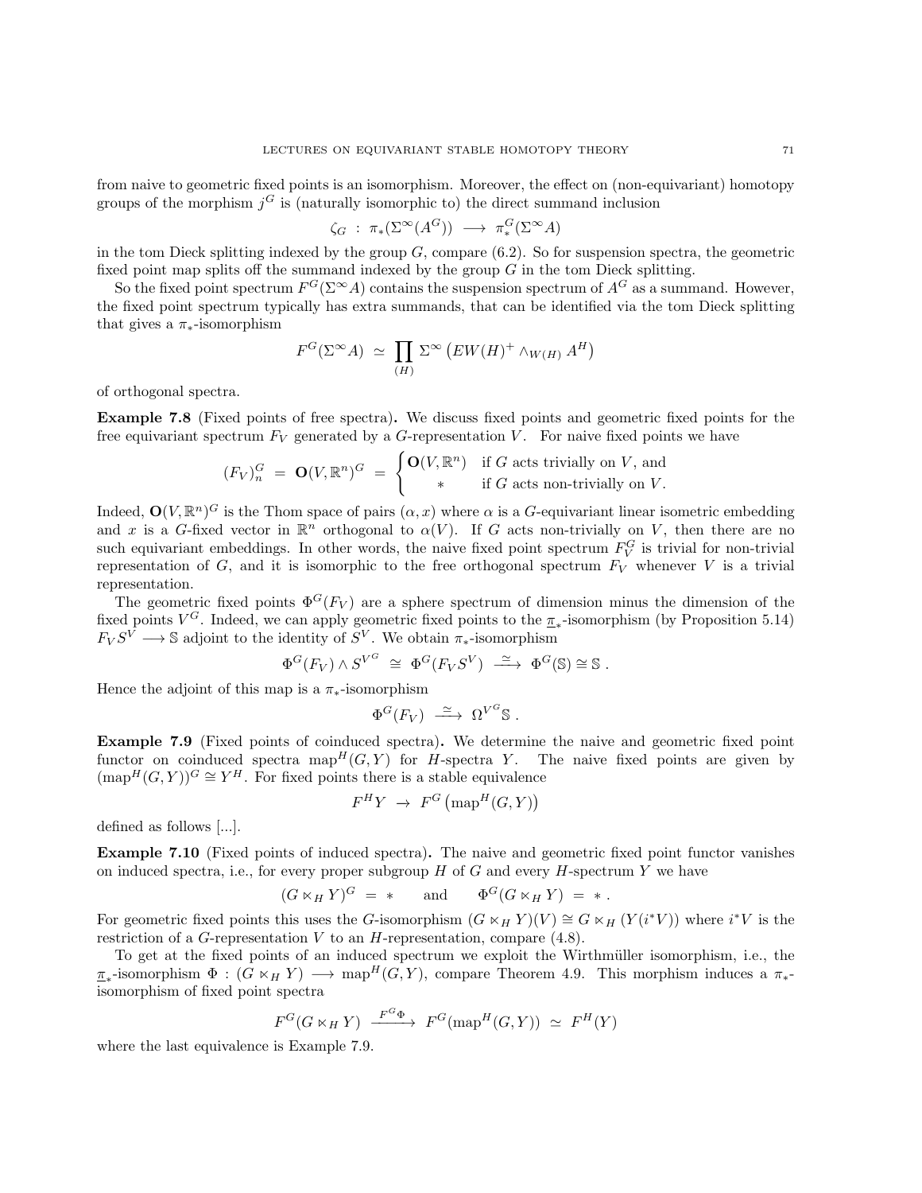from naive to geometric fixed points is an isomorphism. Moreover, the effect on (non-equivariant) homotopy groups of the morphism $j^G$ is (naturally isomorphic to) the direct summand inclusion

$$\zeta_G \ : \ \pi_*(\Sigma^\infty(A^G)) \ \longrightarrow \ \pi_*^G(\Sigma^\infty A)$$

in the tom Dieck splitting indexed by the group $G$, compare (6.2). So for suspension spectra, the geometric fixed point map splits off the summand indexed by the group $G$ in the tom Dieck splitting.

So the fixed point spectrum $F^G(\Sigma^\infty A)$ contains the suspension spectrum of $A^G$ as a summand. However, the fixed point spectrum typically has extra summands, that can be identified via the tom Dieck splitting that gives a $\pi_*$-isomorphism

$$F^G(\Sigma^\infty A) \ \simeq \ \prod_{(H)} \Sigma^\infty \left( EW(H)^+ \wedge_{W(H)} A^H \right)$$

of orthogonal spectra.

**Example 7.8** (Fixed points of free spectra)**.** We discuss fixed points and geometric fixed points for the free equivariant spectrum $F_V$ generated by a $G$-representation $V$. For naive fixed points we have

$$(F_V)^G_n \ = \ \mathbf{O}(V,\mathbb{R}^n)^G \ = \ \begin{cases} \mathbf{O}(V,\mathbb{R}^n) & \text{if } G \text{ acts trivially on } V, \text{ and} \\ \quad * & \text{if } G \text{ acts non-trivially on } V. \end{cases}$$

Indeed, $\mathbf{O}(V,\mathbb{R}^n)^G$ is the Thom space of pairs $(\alpha, x)$ where $\alpha$ is a $G$-equivariant linear isometric embedding and $x$ is a $G$-fixed vector in $\mathbb{R}^n$ orthogonal to $\alpha(V)$. If $G$ acts non-trivially on $V$, then there are no such equivariant embeddings. In other words, the naive fixed point spectrum $F_V^G$ is trivial for non-trivial representation of $G$, and it is isomorphic to the free orthogonal spectrum $F_V$ whenever $V$ is a trivial representation.

The geometric fixed points $\Phi^G(F_V)$ are a sphere spectrum of dimension minus the dimension of the fixed points $V^G$. Indeed, we can apply geometric fixed points to the $\underline{\pi}_*$-isomorphism (by Proposition 5.14) $F_V S^V \longrightarrow \mathbb{S}$ adjoint to the identity of $S^V$. We obtain $\pi_*$-isomorphism

$$\Phi^G(F_V) \wedge S^{V^G} \ \cong \ \Phi^G(F_V S^V) \ \xrightarrow{\ \simeq\ } \ \Phi^G(\mathbb{S}) \cong \mathbb{S} \ .$$

Hence the adjoint of this map is a $\pi_*$-isomorphism

$$\Phi^G(F_V) \ \xrightarrow{\ \simeq\ } \ \Omega^{V^G}\mathbb{S} \ .$$

**Example 7.9** (Fixed points of coinduced spectra)**.** We determine the naive and geometric fixed point functor on coinduced spectra $\mathrm{map}^H(G,Y)$ for $H$-spectra $Y$. The naive fixed points are given by $(\mathrm{map}^H(G,Y))^G \cong Y^H$. For fixed points there is a stable equivalence

$$F^H Y \ \to \ F^G\left(\mathrm{map}^H(G,Y)\right)$$

defined as follows [...].

**Example 7.10** (Fixed points of induced spectra)**.** The naive and geometric fixed point functor vanishes on induced spectra, i.e., for every proper subgroup $H$ of $G$ and every $H$-spectrum $Y$ we have

$$(G \ltimes_H Y)^G \ = \ * \qquad \text{and} \qquad \Phi^G(G \ltimes_H Y) \ = \ * \ .$$

For geometric fixed points this uses the $G$-isomorphism $(G \ltimes_H Y)(V) \cong G \ltimes_H (Y(i^*V))$ where $i^*V$ is the restriction of a $G$-representation $V$ to an $H$-representation, compare (4.8).

To get at the fixed points of an induced spectrum we exploit the Wirthmüller isomorphism, i.e., the $\underline{\pi}_*$-isomorphism $\Phi : (G \ltimes_H Y) \longrightarrow \mathrm{map}^H(G,Y)$, compare Theorem 4.9. This morphism induces a $\pi_*$-isomorphism of fixed point spectra

$$F^G(G \ltimes_H Y) \ \xrightarrow{\ F^G\Phi\ } \ F^G(\mathrm{map}^H(G,Y)) \ \simeq \ F^H(Y)$$

where the last equivalence is Example 7.9.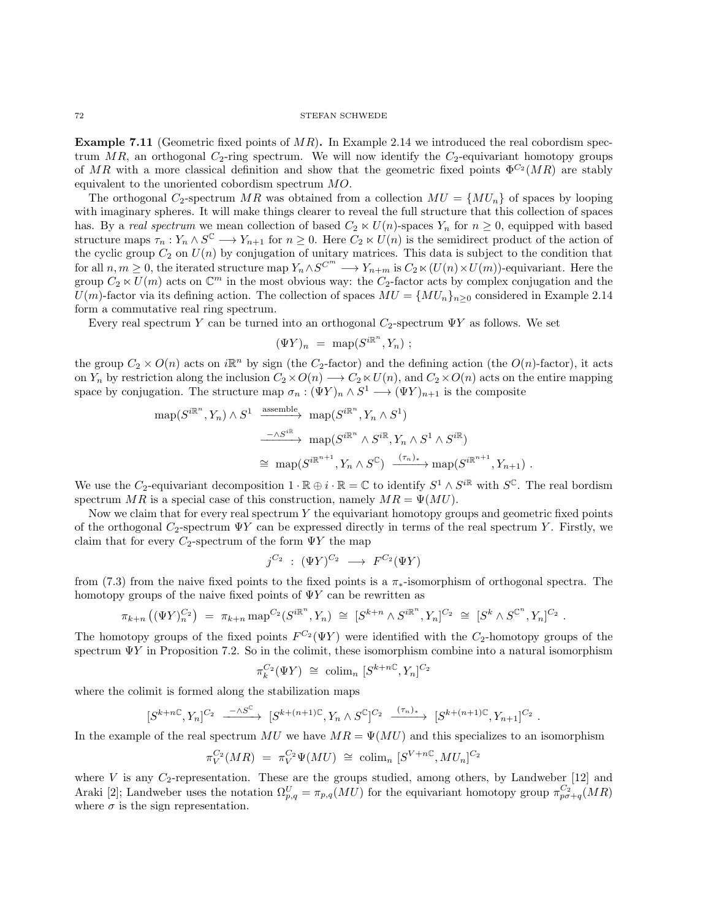**Example 7.11** (Geometric fixed points of $MR$)**.** In Example 2.14 we introduced the real cobordism spectrum $MR$, an orthogonal $C_2$-ring spectrum. We will now identify the $C_2$-equivariant homotopy groups of $MR$ with a more classical definition and show that the geometric fixed points $\Phi^{C_2}(MR)$ are stably equivalent to the unoriented cobordism spectrum $MO$.

The orthogonal $C_2$-spectrum $MR$ was obtained from a collection $MU = \{MU_n\}$ of spaces by looping with imaginary spheres. It will make things clearer to reveal the full structure that this collection of spaces has. By a *real spectrum* we mean collection of based $C_2 \ltimes U(n)$-spaces $Y_n$ for $n \geq 0$, equipped with based structure maps $\tau_n : Y_n \wedge S^{\mathbb{C}} \longrightarrow Y_{n+1}$ for $n \geq 0$. Here $C_2 \ltimes U(n)$ is the semidirect product of the action of the cyclic group $C_2$ on $U(n)$ by conjugation of unitary matrices. This data is subject to the condition that for all $n, m \geq 0$, the iterated structure map $Y_n \wedge S^{\mathbb{C}^m} \longrightarrow Y_{n+m}$ is $C_2 \ltimes (U(n) \times U(m))$-equivariant. Here the group $C_2 \ltimes U(m)$ acts on $\mathbb{C}^m$ in the most obvious way: the $C_2$-factor acts by complex conjugation and the $U(m)$-factor via its defining action. The collection of spaces $MU = \{MU_n\}_{n\geq 0}$ considered in Example 2.14 form a commutative real ring spectrum.

Every real spectrum $Y$ can be turned into an orthogonal $C_2$-spectrum $\Psi Y$ as follows. We set

$$(\Psi Y)_n \;=\; \mathrm{map}(S^{i\mathbb{R}^n}, Y_n) \;;$$

the group $C_2 \times O(n)$ acts on $i\mathbb{R}^n$ by sign (the $C_2$-factor) and the defining action (the $O(n)$-factor), it acts on $Y_n$ by restriction along the inclusion $C_2 \times O(n) \longrightarrow C_2 \ltimes U(n)$, and $C_2 \times O(n)$ acts on the entire mapping space by conjugation. The structure map $\sigma_n : (\Psi Y)_n \wedge S^1 \longrightarrow (\Psi Y)_{n+1}$ is the composite

$$\begin{aligned}
\mathrm{map}(S^{i\mathbb{R}^n}, Y_n) \wedge S^1 \;&\xrightarrow{\text{assemble}}\; \mathrm{map}(S^{i\mathbb{R}^n}, Y_n \wedge S^1) \\
&\xrightarrow{-\wedge S^{i\mathbb{R}}}\; \mathrm{map}(S^{i\mathbb{R}^n} \wedge S^{i\mathbb{R}}, Y_n \wedge S^1 \wedge S^{i\mathbb{R}}) \\
&\cong\; \mathrm{map}(S^{i\mathbb{R}^{n+1}}, Y_n \wedge S^{\mathbb{C}}) \;\xrightarrow{(\tau_n)_*} \mathrm{map}(S^{i\mathbb{R}^{n+1}}, Y_{n+1}) \;.
\end{aligned}$$

We use the $C_2$-equivariant decomposition $1 \cdot \mathbb{R} \oplus i \cdot \mathbb{R} = \mathbb{C}$ to identify $S^1 \wedge S^{i\mathbb{R}}$ with $S^{\mathbb{C}}$. The real bordism spectrum $MR$ is a special case of this construction, namely $MR = \Psi(MU)$.

Now we claim that for every real spectrum $Y$ the equivariant homotopy groups and geometric fixed points of the orthogonal $C_2$-spectrum $\Psi Y$ can be expressed directly in terms of the real spectrum $Y$. Firstly, we claim that for every $C_2$-spectrum of the form $\Psi Y$ the map

$$j^{C_2} \;:\; (\Psi Y)^{C_2} \;\longrightarrow\; F^{C_2}(\Psi Y)$$

from (7.3) from the naive fixed points to the fixed points is a $\pi_*$-isomorphism of orthogonal spectra. The homotopy groups of the naive fixed points of $\Psi Y$ can be rewritten as

$$\pi_{k+n}\left((\Psi Y)_n^{C_2}\right) \;=\; \pi_{k+n}\, \mathrm{map}^{C_2}(S^{i\mathbb{R}^n}, Y_n) \;\cong\; [S^{k+n} \wedge S^{i\mathbb{R}^n}, Y_n]^{C_2} \;\cong\; [S^k \wedge S^{\mathbb{C}^n}, Y_n]^{C_2} \;.$$

The homotopy groups of the fixed points $F^{C_2}(\Psi Y)$ were identified with the $C_2$-homotopy groups of the spectrum $\Psi Y$ in Proposition 7.2. So in the colimit, these isomorphism combine into a natural isomorphism

$$\pi_k^{C_2}(\Psi Y) \;\cong\; \mathrm{colim}_n\; [S^{k+n\mathbb{C}}, Y_n]^{C_2}$$

where the colimit is formed along the stabilization maps

$$[S^{k+n\mathbb{C}}, Y_n]^{C_2} \;\xrightarrow{-\wedge S^{\mathbb{C}}}\; [S^{k+(n+1)\mathbb{C}}, Y_n \wedge S^{\mathbb{C}}]^{C_2} \;\xrightarrow{(\tau_n)_*}\; [S^{k+(n+1)\mathbb{C}}, Y_{n+1}]^{C_2} \;.$$

In the example of the real spectrum $MU$ we have $MR = \Psi(MU)$ and this specializes to an isomorphism

$$\pi_V^{C_2}(MR) \;=\; \pi_V^{C_2}\Psi(MU) \;\cong\; \mathrm{colim}_n\; [S^{V+n\mathbb{C}}, MU_n]^{C_2}$$

where $V$ is any $C_2$-representation. These are the groups studied, among others, by Landweber [12] and Araki [2]; Landweber uses the notation $\Omega^U_{p,q} = \pi_{p,q}(MU)$ for the equivariant homotopy group $\pi^{C_2}_{p\sigma+q}(MR)$ where $\sigma$ is the sign representation.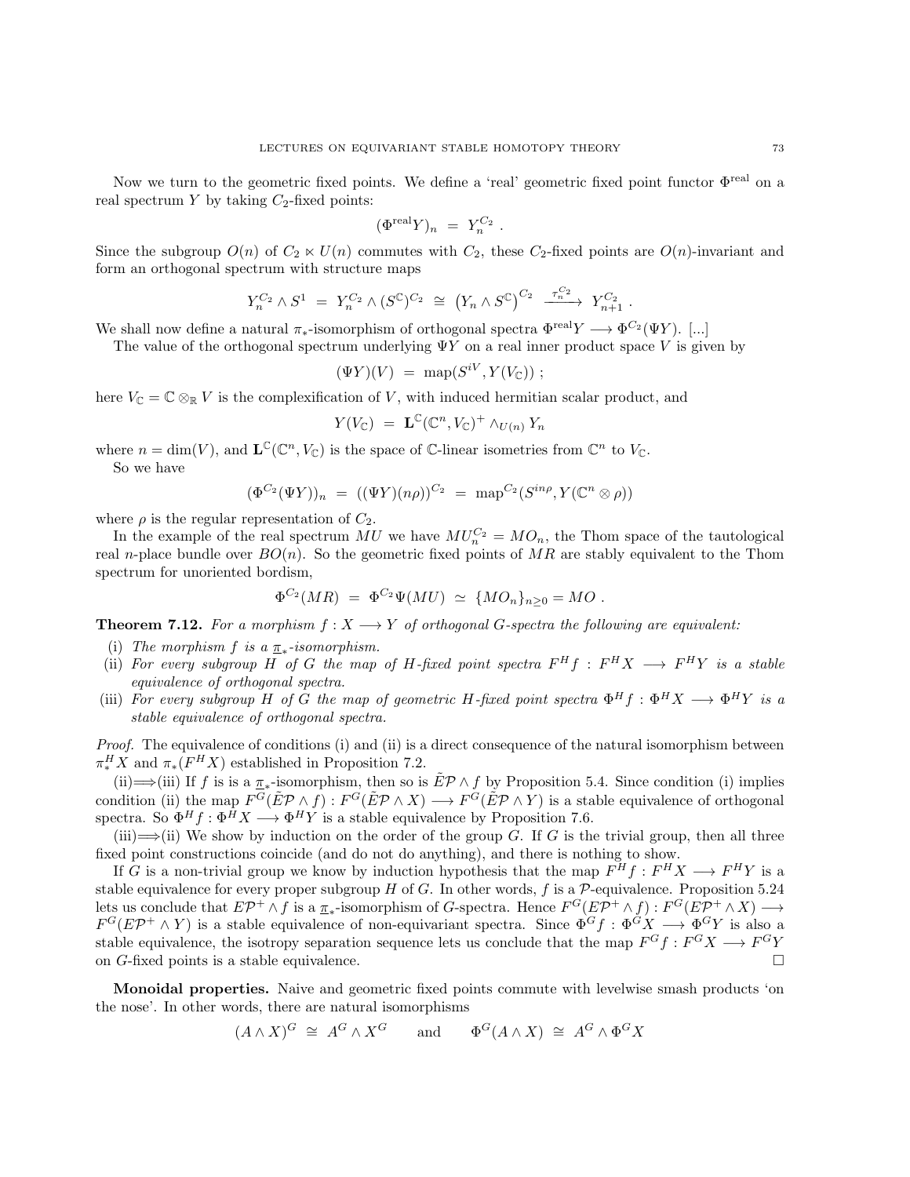Now we turn to the geometric fixed points. We define a 'real' geometric fixed point functor $\Phi^{\text{real}}$ on a real spectrum $Y$ by taking $C_2$-fixed points:

$$(\Phi^{\text{real}}Y)_n \;=\; Y_n^{C_2} \;.$$

Since the subgroup $O(n)$ of $C_2 \ltimes U(n)$ commutes with $C_2$, these $C_2$-fixed points are $O(n)$-invariant and form an orthogonal spectrum with structure maps

$$Y_n^{C_2} \wedge S^1 \;=\; Y_n^{C_2} \wedge (S^{\mathbb{C}})^{C_2} \;\cong\; \left(Y_n \wedge S^{\mathbb{C}}\right)^{C_2} \xrightarrow{\;\tau_n^{C_2}\;} Y_{n+1}^{C_2} \;.$$

We shall now define a natural $\pi_*$-isomorphism of orthogonal spectra $\Phi^{\text{real}}Y \longrightarrow \Phi^{C_2}(\Psi Y)$. [...]

The value of the orthogonal spectrum underlying $\Psi Y$ on a real inner product space $V$ is given by

$$(\Psi Y)(V) \;=\; \text{map}(S^{iV}, Y(V_{\mathbb{C}})) \;;$$

here $V_{\mathbb{C}} = \mathbb{C} \otimes_{\mathbb{R}} V$ is the complexification of $V$, with induced hermitian scalar product, and

$$Y(V_{\mathbb{C}}) \;=\; \mathbf{L}^{\mathbb{C}}(\mathbb{C}^n, V_{\mathbb{C}})^+ \wedge_{U(n)} Y_n$$

where $n = \dim(V)$, and $\mathbf{L}^{\mathbb{C}}(\mathbb{C}^n, V_{\mathbb{C}})$ is the space of $\mathbb{C}$-linear isometries from $\mathbb{C}^n$ to $V_{\mathbb{C}}$.

So we have

$$(\Phi^{C_2}(\Psi Y))_n \;=\; ((\Psi Y)(n\rho))^{C_2} \;=\; \text{map}^{C_2}(S^{in\rho}, Y(\mathbb{C}^n \otimes \rho))$$

where $\rho$ is the regular representation of $C_2$.

In the example of the real spectrum $MU$ we have $MU_n^{C_2} = MO_n$, the Thom space of the tautological real $n$-place bundle over $BO(n)$. So the geometric fixed points of $MR$ are stably equivalent to the Thom spectrum for unoriented bordism,

$$\Phi^{C_2}(MR) \;=\; \Phi^{C_2}\Psi(MU) \;\simeq\; \{MO_n\}_{n\geq 0} = MO \;.$$

**Theorem 7.12.** *For a morphism $f : X \longrightarrow Y$ of orthogonal $G$-spectra the following are equivalent:*

- (i) *The morphism $f$ is a $\underline{\pi}_*$-isomorphism.*
- (ii) *For every subgroup $H$ of $G$ the map of $H$-fixed point spectra $F^H f : F^H X \longrightarrow F^H Y$ is a stable equivalence of orthogonal spectra.*
- (iii) *For every subgroup $H$ of $G$ the map of geometric $H$-fixed point spectra $\Phi^H f : \Phi^H X \longrightarrow \Phi^H Y$ is a stable equivalence of orthogonal spectra.*

*Proof.* The equivalence of conditions (i) and (ii) is a direct consequence of the natural isomorphism between $\pi_*^H X$ and $\pi_*(F^H X)$ established in Proposition 7.2.

(ii)$\Longrightarrow$(iii) If $f$ is is a $\underline{\pi}_*$-isomorphism, then so is $\tilde{E}\mathcal{P} \wedge f$ by Proposition 5.4. Since condition (i) implies condition (ii) the map $F^G(\tilde{E}\mathcal{P} \wedge f) : F^G(\tilde{E}\mathcal{P} \wedge X) \longrightarrow F^G(\tilde{E}\mathcal{P} \wedge Y)$ is a stable equivalence of orthogonal spectra. So $\Phi^H f : \Phi^H X \longrightarrow \Phi^H Y$ is a stable equivalence by Proposition 7.6.

(iii)$\Longrightarrow$(ii) We show by induction on the order of the group $G$. If $G$ is the trivial group, then all three fixed point constructions coincide (and do not do anything), and there is nothing to show.

If $G$ is a non-trivial group we know by induction hypothesis that the map $F^H f : F^H X \longrightarrow F^H Y$ is a stable equivalence for every proper subgroup $H$ of $G$. In other words, $f$ is a $\mathcal{P}$-equivalence. Proposition 5.24 lets us conclude that $E\mathcal{P}^+ \wedge f$ is a $\underline{\pi}_*$-isomorphism of $G$-spectra. Hence $F^G(E\mathcal{P}^+ \wedge f) : F^G(E\mathcal{P}^+ \wedge X) \longrightarrow F^G(E\mathcal{P}^+ \wedge Y)$ is a stable equivalence of non-equivariant spectra. Since $\Phi^G f : \Phi^G X \longrightarrow \Phi^G Y$ is also a stable equivalence, the isotropy separation sequence lets us conclude that the map $F^G f : F^G X \longrightarrow F^G Y$ on $G$-fixed points is a stable equivalence. $\square$

**Monoidal properties.** Naive and geometric fixed points commute with levelwise smash products 'on the nose'. In other words, there are natural isomorphisms

$$(A \wedge X)^G \;\cong\; A^G \wedge X^G \qquad \text{and} \qquad \Phi^G(A \wedge X) \;\cong\; A^G \wedge \Phi^G X$$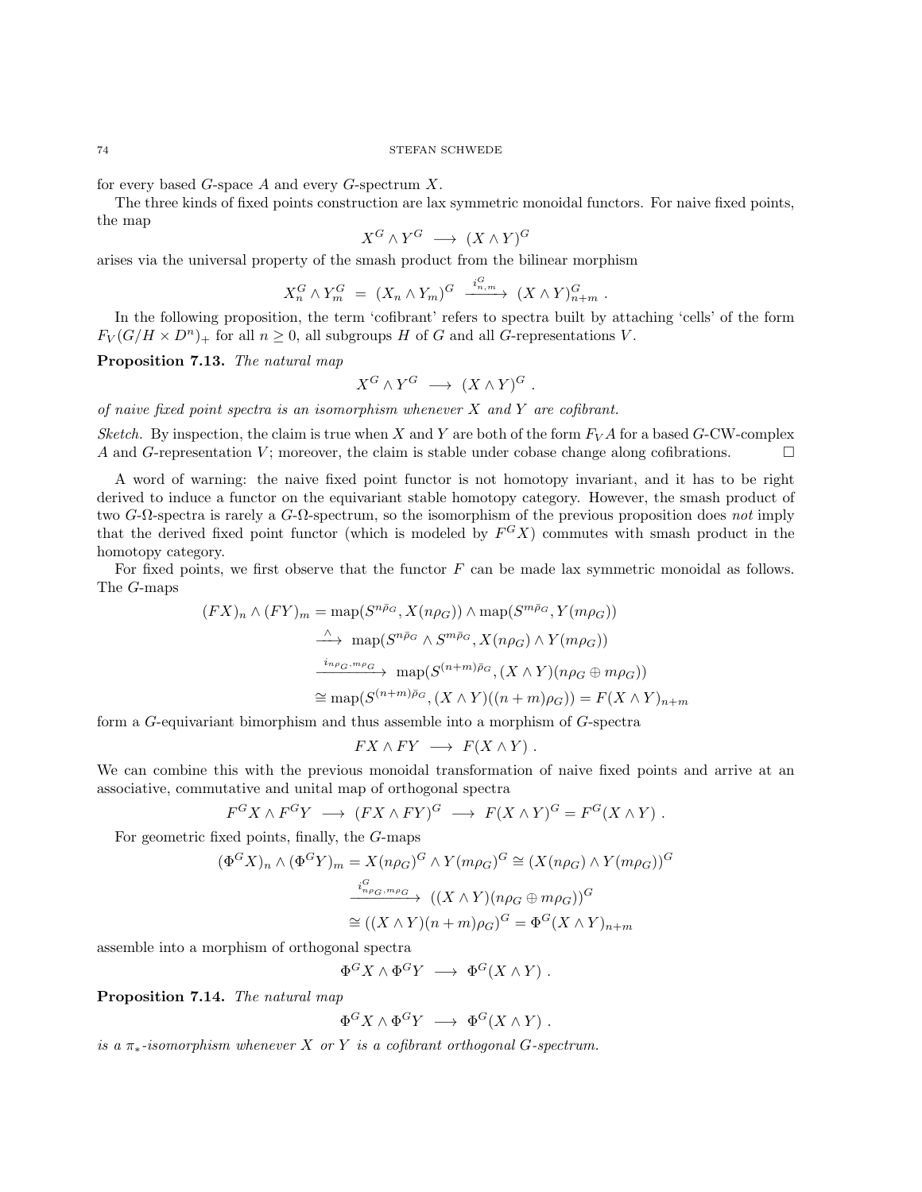for every based $G$-space $A$ and every $G$-spectrum $X$.

The three kinds of fixed points construction are lax symmetric monoidal functors. For naive fixed points, the map

$$X^G \wedge Y^G \longrightarrow (X \wedge Y)^G$$

arises via the universal property of the smash product from the bilinear morphism

$$X_n^G \wedge Y_m^G = (X_n \wedge Y_m)^G \xrightarrow{i_{n,m}^G} (X \wedge Y)_{n+m}^G .$$

In the following proposition, the term 'cofibrant' refers to spectra built by attaching 'cells' of the form $F_V(G/H \times D^n)_+$ for all $n \geq 0$, all subgroups $H$ of $G$ and all $G$-representations $V$.

**Proposition 7.13.** *The natural map*

$$X^G \wedge Y^G \longrightarrow (X \wedge Y)^G .$$

*of naive fixed point spectra is an isomorphism whenever $X$ and $Y$ are cofibrant.*

*Sketch.* By inspection, the claim is true when $X$ and $Y$ are both of the form $F_V A$ for a based $G$-CW-complex $A$ and $G$-representation $V$; moreover, the claim is stable under cobase change along cofibrations. □

A word of warning: the naive fixed point functor is not homotopy invariant, and it has to be right derived to induce a functor on the equivariant stable homotopy category. However, the smash product of two $G$-$\Omega$-spectra is rarely a $G$-$\Omega$-spectrum, so the isomorphism of the previous proposition does *not* imply that the derived fixed point functor (which is modeled by $F^G X$) commutes with smash product in the homotopy category.

For fixed points, we first observe that the functor $F$ can be made lax symmetric monoidal as follows. The $G$-maps

$$\begin{aligned}
(FX)_n \wedge (FY)_m &= \mathrm{map}(S^{n\bar{\rho}_G}, X(n\rho_G)) \wedge \mathrm{map}(S^{m\bar{\rho}_G}, Y(m\rho_G)) \\
&\xrightarrow{\ \wedge\ } \mathrm{map}(S^{n\bar{\rho}_G} \wedge S^{m\bar{\rho}_G}, X(n\rho_G) \wedge Y(m\rho_G)) \\
&\xrightarrow{i_{n\rho_G, m\rho_G}} \mathrm{map}(S^{(n+m)\bar{\rho}_G}, (X \wedge Y)(n\rho_G \oplus m\rho_G)) \\
&\cong \mathrm{map}(S^{(n+m)\bar{\rho}_G}, (X \wedge Y)((n+m)\rho_G)) = F(X \wedge Y)_{n+m}
\end{aligned}$$

form a $G$-equivariant bimorphism and thus assemble into a morphism of $G$-spectra

$$FX \wedge FY \longrightarrow F(X \wedge Y) .$$

We can combine this with the previous monoidal transformation of naive fixed points and arrive at an associative, commutative and unital map of orthogonal spectra

$$F^G X \wedge F^G Y \longrightarrow (FX \wedge FY)^G \longrightarrow F(X \wedge Y)^G = F^G(X \wedge Y) .$$

For geometric fixed points, finally, the $G$-maps

$$\begin{aligned}
(\Phi^G X)_n \wedge (\Phi^G Y)_m &= X(n\rho_G)^G \wedge Y(m\rho_G)^G \cong (X(n\rho_G) \wedge Y(m\rho_G))^G \\
&\xrightarrow{i^G_{n\rho_G, m\rho_G}} ((X \wedge Y)(n\rho_G \oplus m\rho_G))^G \\
&\cong ((X \wedge Y)(n+m)\rho_G)^G = \Phi^G(X \wedge Y)_{n+m}
\end{aligned}$$

assemble into a morphism of orthogonal spectra

$$\Phi^G X \wedge \Phi^G Y \longrightarrow \Phi^G(X \wedge Y) .$$

**Proposition 7.14.** *The natural map*

$$\Phi^G X \wedge \Phi^G Y \longrightarrow \Phi^G(X \wedge Y) .$$

*is a $\pi_*$-isomorphism whenever $X$ or $Y$ is a cofibrant orthogonal $G$-spectrum.*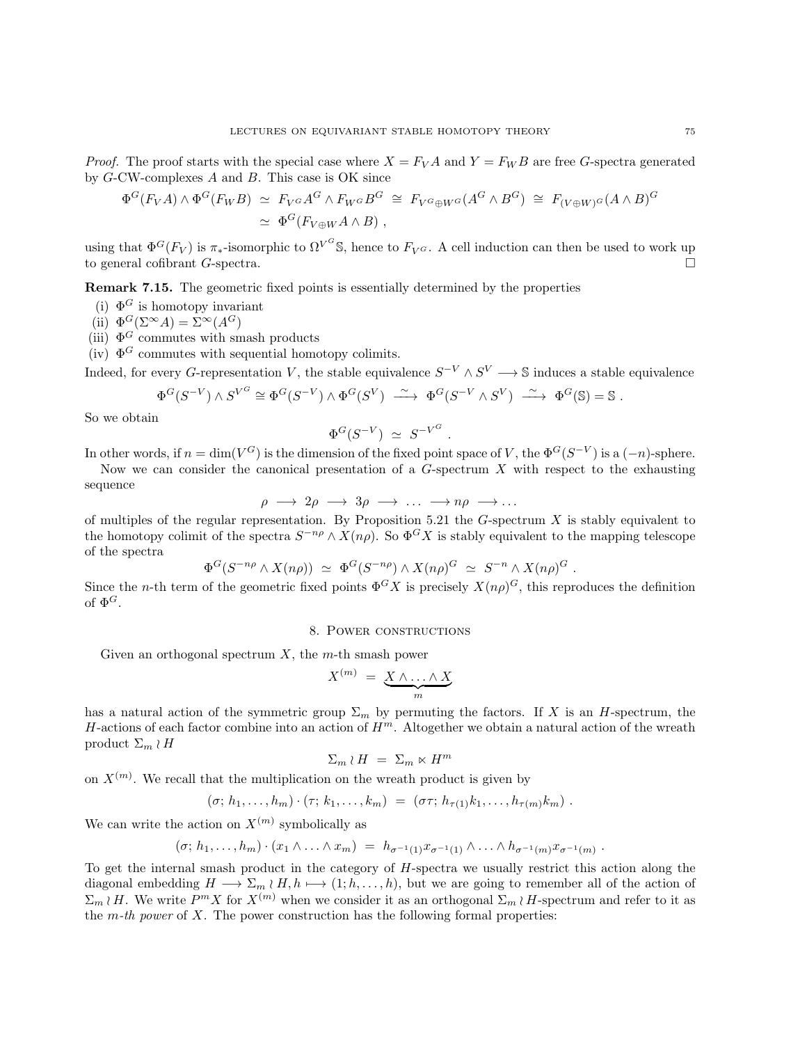*Proof.* The proof starts with the special case where $X = F_V A$ and $Y = F_W B$ are free $G$-spectra generated by $G$-CW-complexes $A$ and $B$. This case is OK since

$$\begin{aligned}
\Phi^G(F_V A) \wedge \Phi^G(F_W B) \;&\simeq\; F_{V^G} A^G \wedge F_{W^G} B^G \;\cong\; F_{V^G \oplus W^G}(A^G \wedge B^G) \;\cong\; F_{(V \oplus W)^G}(A \wedge B)^G \\
&\simeq\; \Phi^G(F_{V \oplus W} A \wedge B)\ ,
\end{aligned}$$

using that $\Phi^G(F_V)$ is $\pi_*$-isomorphic to $\Omega^{V^G}\mathbb{S}$, hence to $F_{V^G}$. A cell induction can then be used to work up to general cofibrant $G$-spectra. $\square$

**Remark 7.15.** The geometric fixed points is essentially determined by the properties

(i) $\Phi^G$ is homotopy invariant
(ii) $\Phi^G(\Sigma^\infty A) = \Sigma^\infty(A^G)$
(iii) $\Phi^G$ commutes with smash products
(iv) $\Phi^G$ commutes with sequential homotopy colimits.

Indeed, for every $G$-representation $V$, the stable equivalence $S^{-V} \wedge S^V \longrightarrow \mathbb{S}$ induces a stable equivalence

$$\Phi^G(S^{-V}) \wedge S^{V^G} \cong \Phi^G(S^{-V}) \wedge \Phi^G(S^V) \;\xrightarrow{\;\sim\;}\; \Phi^G(S^{-V} \wedge S^V) \;\xrightarrow{\;\sim\;}\; \Phi^G(\mathbb{S}) = \mathbb{S}\ .$$

So we obtain

$$\Phi^G(S^{-V}) \;\simeq\; S^{-V^G}\ .$$

In other words, if $n = \dim(V^G)$ is the dimension of the fixed point space of $V$, the $\Phi^G(S^{-V})$ is a $(-n)$-sphere.

Now we can consider the canonical presentation of a $G$-spectrum $X$ with respect to the exhausting sequence

$$\rho \;\longrightarrow\; 2\rho \;\longrightarrow\; 3\rho \;\longrightarrow\; \ldots \;\longrightarrow n\rho \;\longrightarrow \ldots$$

of multiples of the regular representation. By Proposition 5.21 the $G$-spectrum $X$ is stably equivalent to the homotopy colimit of the spectra $S^{-n\rho} \wedge X(n\rho)$. So $\Phi^G X$ is stably equivalent to the mapping telescope of the spectra

$$\Phi^G(S^{-n\rho} \wedge X(n\rho)) \;\simeq\; \Phi^G(S^{-n\rho}) \wedge X(n\rho)^G \;\simeq\; S^{-n} \wedge X(n\rho)^G\ .$$

Since the $n$-th term of the geometric fixed points $\Phi^G X$ is precisely $X(n\rho)^G$, this reproduces the definition of $\Phi^G$.

## 8. Power constructions

Given an orthogonal spectrum $X$, the $m$-th smash power

$$X^{(m)} \;=\; \underbrace{X \wedge \ldots \wedge X}_{m}$$

has a natural action of the symmetric group $\Sigma_m$ by permuting the factors. If $X$ is an $H$-spectrum, the $H$-actions of each factor combine into an action of $H^m$. Altogether we obtain a natural action of the wreath product $\Sigma_m \wr H$

$$\Sigma_m \wr H \;=\; \Sigma_m \ltimes H^m$$

on $X^{(m)}$. We recall that the multiplication on the wreath product is given by

$$(\sigma;\, h_1, \ldots, h_m) \cdot (\tau;\, k_1, \ldots, k_m) \;=\; (\sigma\tau;\, h_{\tau(1)}k_1, \ldots, h_{\tau(m)}k_m)\ .$$

We can write the action on $X^{(m)}$ symbolically as

$$(\sigma;\, h_1, \ldots, h_m) \cdot (x_1 \wedge \ldots \wedge x_m) \;=\; h_{\sigma^{-1}(1)} x_{\sigma^{-1}(1)} \wedge \ldots \wedge h_{\sigma^{-1}(m)} x_{\sigma^{-1}(m)}\ .$$

To get the internal smash product in the category of $H$-spectra we usually restrict this action along the diagonal embedding $H \longrightarrow \Sigma_m \wr H, h \longmapsto (1; h, \ldots, h)$, but we are going to remember all of the action of $\Sigma_m \wr H$. We write $P^m X$ for $X^{(m)}$ when we consider it as an orthogonal $\Sigma_m \wr H$-spectrum and refer to it as the *m-th power* of $X$. The power construction has the following formal properties: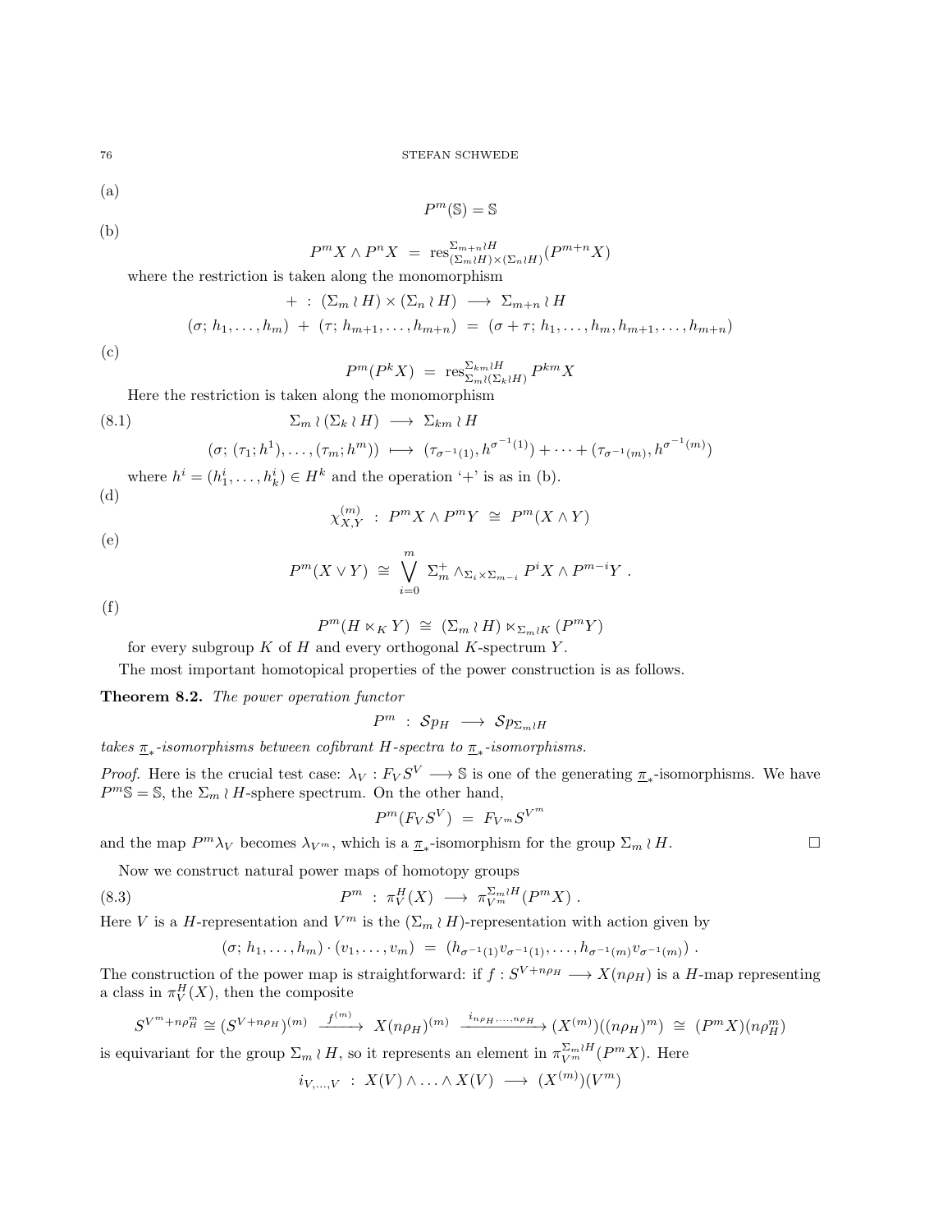(a)

$$P^m(\mathbb{S}) = \mathbb{S}$$

(b)

$$P^m X \wedge P^n X \ = \ \mathrm{res}^{\Sigma_{m+n}\wr H}_{(\Sigma_m \wr H)\times(\Sigma_n \wr H)}(P^{m+n}X)$$

where the restriction is taken along the monomorphism

$$+ \ : \ (\Sigma_m \wr H) \times (\Sigma_n \wr H) \longrightarrow \Sigma_{m+n} \wr H$$

$$(\sigma; h_1, \dots, h_m) \ + \ (\tau; h_{m+1}, \dots, h_{m+n}) \ = \ (\sigma + \tau; h_1, \dots, h_m, h_{m+1}, \dots, h_{m+n})$$

(c)

$$P^m(P^k X) \ = \ \mathrm{res}^{\Sigma_{km}\wr H}_{\Sigma_m \wr (\Sigma_k \wr H)} P^{km} X$$

Here the restriction is taken along the monomorphism

$$\Sigma_m \wr (\Sigma_k \wr H) \longrightarrow \Sigma_{km} \wr H \tag{8.1}$$

$$(\sigma; (\tau_1; h^1), \dots, (\tau_m; h^m)) \longmapsto (\tau_{\sigma^{-1}(1)}, h^{\sigma^{-1}(1)}) + \dots + (\tau_{\sigma^{-1}(m)}, h^{\sigma^{-1}(m)})$$

where $h^i = (h^i_1, \dots, h^i_k) \in H^k$ and the operation '+' is as in (b).

(d)

$$\chi^{(m)}_{X,Y} \ : \ P^m X \wedge P^m Y \ \cong \ P^m(X \wedge Y)$$

(e)

$$P^m(X \vee Y) \ \cong \ \bigvee_{i=0}^{m} \Sigma^+_m \wedge_{\Sigma_i \times \Sigma_{m-i}} P^i X \wedge P^{m-i} Y \ .$$

(f)

$$P^m(H \ltimes_K Y) \ \cong \ (\Sigma_m \wr H) \ltimes_{\Sigma_m \wr K} (P^m Y)$$

for every subgroup $K$ of $H$ and every orthogonal $K$-spectrum $Y$.

The most important homotopical properties of the power construction is as follows.

**Theorem 8.2.** *The power operation functor*

$$P^m \ : \ \mathcal{S}p_H \longrightarrow \mathcal{S}p_{\Sigma_m \wr H}$$

*takes $\underline{\pi}_*$-isomorphisms between cofibrant $H$-spectra to $\underline{\pi}_*$-isomorphisms.*

*Proof.* Here is the crucial test case: $\lambda_V : F_V S^V \longrightarrow \mathbb{S}$ is one of the generating $\underline{\pi}_*$-isomorphisms. We have $P^m \mathbb{S} = \mathbb{S}$, the $\Sigma_m \wr H$-sphere spectrum. On the other hand,

$$P^m(F_V S^V) \ = \ F_{V^m} S^{V^m}$$

and the map $P^m \lambda_V$ becomes $\lambda_{V^m}$, which is a $\underline{\pi}_*$-isomorphism for the group $\Sigma_m \wr H$. □

Now we construct natural power maps of homotopy groups

$$P^m \ : \ \pi^H_V(X) \longrightarrow \pi^{\Sigma_m \wr H}_{V^m}(P^m X) \ . \tag{8.3}$$

Here $V$ is a $H$-representation and $V^m$ is the $(\Sigma_m \wr H)$-representation with action given by

$$(\sigma; h_1, \dots, h_m) \cdot (v_1, \dots, v_m) \ = \ (h_{\sigma^{-1}(1)} v_{\sigma^{-1}(1)}, \dots, h_{\sigma^{-1}(m)} v_{\sigma^{-1}(m)}) \ .$$

The construction of the power map is straightforward: if $f : S^{V + n\rho_H} \longrightarrow X(n\rho_H)$ is a $H$-map representing a class in $\pi^H_V(X)$, then the composite

$$S^{V^m + n\rho^m_H} \cong (S^{V+n\rho_H})^{(m)} \xrightarrow{\ f^{(m)}\ } X(n\rho_H)^{(m)} \xrightarrow{\ i_{n\rho_H, \dots, n\rho_H}\ } (X^{(m)})((n\rho_H)^m) \ \cong \ (P^m X)(n\rho^m_H)$$

is equivariant for the group $\Sigma_m \wr H$, so it represents an element in $\pi^{\Sigma_m \wr H}_{V^m}(P^m X)$. Here

$$i_{V,\dots,V} \ : \ X(V) \wedge \ldots \wedge X(V) \longrightarrow (X^{(m)})(V^m)$$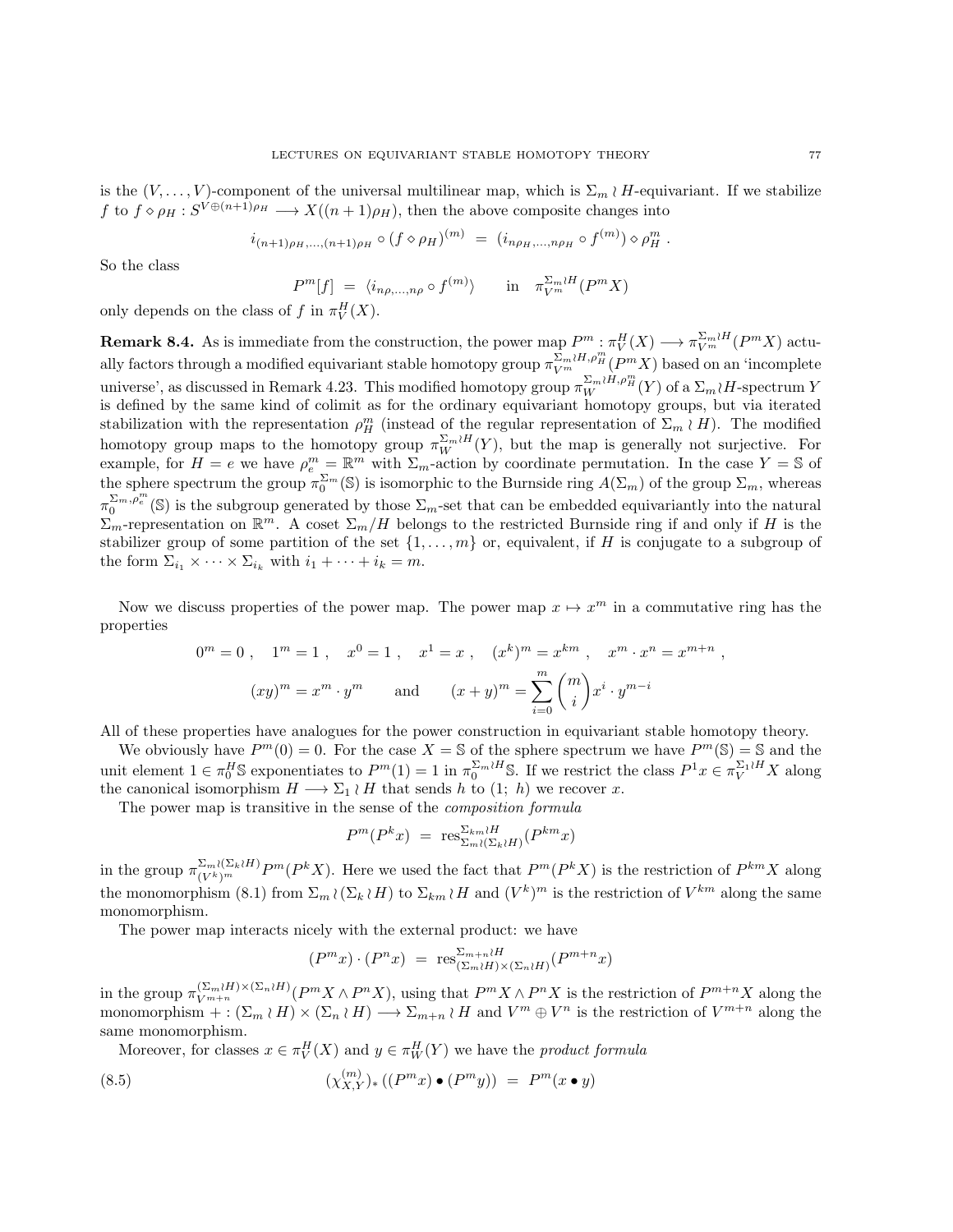is the $(V,\dots,V)$-component of the universal multilinear map, which is $\Sigma_m \wr H$-equivariant. If we stabilize $f$ to $f \diamond \rho_H : S^{V\oplus(n+1)\rho_H} \longrightarrow X((n+1)\rho_H)$, then the above composite changes into

$$i_{(n+1)\rho_H,\dots,(n+1)\rho_H} \circ (f \diamond \rho_H)^{(m)} \ = \ (i_{n\rho_H,\dots,n\rho_H} \circ f^{(m)}) \diamond \rho_H^m \ .$$

So the class

$$P^m[f] \ = \ \langle i_{n\rho,\dots,n\rho} \circ f^{(m)} \rangle \qquad \text{in} \quad \pi_{V^m}^{\Sigma_m \wr H}(P^m X)$$

only depends on the class of $f$ in $\pi_V^H(X)$.

**Remark 8.4.** As is immediate from the construction, the power map $P^m : \pi_V^H(X) \longrightarrow \pi_{V^m}^{\Sigma_m\wr H}(P^m X)$ actually factors through a modified equivariant stable homotopy group $\pi_{V^m}^{\Sigma_m\wr H,\rho_H^m}(P^m X)$ based on an 'incomplete universe', as discussed in Remark 4.23. This modified homotopy group $\pi_W^{\Sigma_m\wr H,\rho_H^m}(Y)$ of a $\Sigma_m \wr H$-spectrum $Y$ is defined by the same kind of colimit as for the ordinary equivariant homotopy groups, but via iterated stabilization with the representation $\rho_H^m$ (instead of the regular representation of $\Sigma_m \wr H$). The modified homotopy group maps to the homotopy group $\pi_W^{\Sigma_m\wr H}(Y)$, but the map is generally not surjective. For example, for $H = e$ we have $\rho_e^m = \mathbb{R}^m$ with $\Sigma_m$-action by coordinate permutation. In the case $Y = \mathbb{S}$ of the sphere spectrum the group $\pi_0^{\Sigma_m}(\mathbb{S})$ is isomorphic to the Burnside ring $A(\Sigma_m)$ of the group $\Sigma_m$, whereas $\pi_0^{\Sigma_m,\rho_e^m}(\mathbb{S})$ is the subgroup generated by those $\Sigma_m$-set that can be embedded equivariantly into the natural $\Sigma_m$-representation on $\mathbb{R}^m$. A coset $\Sigma_m/H$ belongs to the restricted Burnside ring if and only if $H$ is the stabilizer group of some partition of the set $\{1,\dots,m\}$ or, equivalent, if $H$ is conjugate to a subgroup of the form $\Sigma_{i_1} \times \dots \times \Sigma_{i_k}$ with $i_1 + \dots + i_k = m$.

Now we discuss properties of the power map. The power map $x \mapsto x^m$ in a commutative ring has the properties

$$0^m = 0\ , \quad 1^m = 1\ , \quad x^0 = 1\ , \quad x^1 = x\ , \quad (x^k)^m = x^{km}\ , \quad x^m \cdot x^n = x^{m+n}\ ,$$

$$(xy)^m = x^m \cdot y^m \qquad \text{and} \qquad (x+y)^m = \sum_{i=0}^m \binom{m}{i} x^i \cdot y^{m-i}$$

All of these properties have analogues for the power construction in equivariant stable homotopy theory.

We obviously have $P^m(0) = 0$. For the case $X = \mathbb{S}$ of the sphere spectrum we have $P^m(\mathbb{S}) = \mathbb{S}$ and the unit element $1 \in \pi_0^H \mathbb{S}$ exponentiates to $P^m(1) = 1$ in $\pi_0^{\Sigma_m\wr H}\mathbb{S}$. If we restrict the class $P^1 x \in \pi_V^{\Sigma_1\wr H} X$ along the canonical isomorphism $H \longrightarrow \Sigma_1 \wr H$ that sends $h$ to $(1;\ h)$ we recover $x$.

The power map is transitive in the sense of the *composition formula*

$$P^m(P^k x) \ = \ \operatorname{res}^{\Sigma_{km}\wr H}_{\Sigma_m\wr(\Sigma_k\wr H)}(P^{km} x)$$

in the group $\pi_{(V^k)^m}^{\Sigma_m\wr(\Sigma_k\wr H)} P^m(P^k X)$. Here we used the fact that $P^m(P^k X)$ is the restriction of $P^{km}X$ along the monomorphism (8.1) from $\Sigma_m \wr (\Sigma_k \wr H)$ to $\Sigma_{km} \wr H$ and $(V^k)^m$ is the restriction of $V^{km}$ along the same monomorphism.

The power map interacts nicely with the external product: we have

$$(P^m x)\cdot(P^n x) \ = \ \operatorname{res}^{\Sigma_{m+n}\wr H}_{(\Sigma_m\wr H)\times(\Sigma_n\wr H)}(P^{m+n}x)$$

in the group $\pi_{V^{m+n}}^{(\Sigma_m\wr H)\times(\Sigma_n\wr H)}(P^m X \wedge P^n X)$, using that $P^m X \wedge P^n X$ is the restriction of $P^{m+n}X$ along the monomorphism $+ : (\Sigma_m \wr H) \times (\Sigma_n \wr H) \longrightarrow \Sigma_{m+n} \wr H$ and $V^m \oplus V^n$ is the restriction of $V^{m+n}$ along the same monomorphism.

Moreover, for classes $x \in \pi_V^H(X)$ and $y \in \pi_W^H(Y)$ we have the *product formula*

$$(\chi_{X,Y}^{(m)})_*\left((P^m x)\bullet(P^m y)\right) \ = \ P^m(x \bullet y) \tag{8.5}$$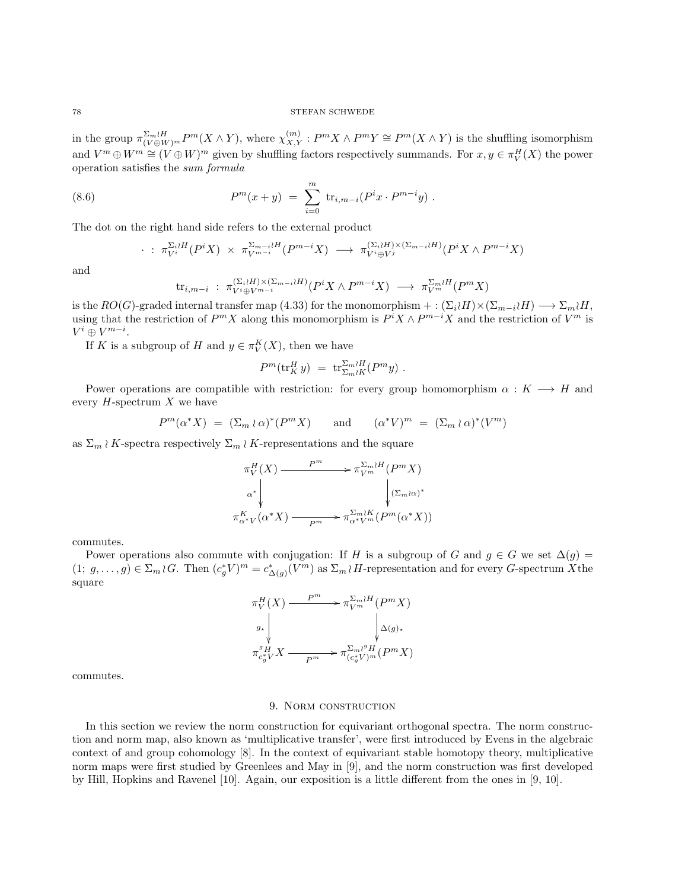in the group $\pi^{\Sigma_m \wr H}_{(V\oplus W)^m} P^m(X \wedge Y)$, where $\chi^{(m)}_{X,Y} : P^m X \wedge P^m Y \cong P^m(X \wedge Y)$ is the shuffling isomorphism and $V^m \oplus W^m \cong (V \oplus W)^m$ given by shuffling factors respectively summands. For $x, y \in \pi^H_V(X)$ the power operation satisfies the *sum formula*

$$P^m(x+y) \;=\; \sum_{i=0}^{m} \operatorname{tr}_{i,m-i}(P^i x \cdot P^{m-i} y)\ . \tag{8.6}$$

The dot on the right hand side refers to the external product

$$\cdot \;:\; \pi^{\Sigma_i \wr H}_{V^i}(P^i X) \;\times\; \pi^{\Sigma_{m-i}\wr H}_{V^{m-i}}(P^{m-i}X) \;\longrightarrow\; \pi^{(\Sigma_i\wr H)\times(\Sigma_{m-i}\wr H)}_{V^i\oplus V^j}(P^i X \wedge P^{m-i}X)$$

and

$$\operatorname{tr}_{i,m-i} \;:\; \pi^{(\Sigma_i\wr H)\times(\Sigma_{m-i}\wr H)}_{V^i\oplus V^{m-i}}(P^i X \wedge P^{m-i}X) \;\longrightarrow\; \pi^{\Sigma_m \wr H}_{V^m}(P^m X)$$

is the $RO(G)$-graded internal transfer map (4.33) for the monomorphism $+ : (\Sigma_i \wr H)\times(\Sigma_{m-i}\wr H) \longrightarrow \Sigma_m \wr H$, using that the restriction of $P^m X$ along this monomorphism is $P^i X \wedge P^{m-i} X$ and the restriction of $V^m$ is $V^i \oplus V^{m-i}$.

If $K$ is a subgroup of $H$ and $y \in \pi^K_V(X)$, then we have

$$P^m(\operatorname{tr}^H_K y) \;=\; \operatorname{tr}^{\Sigma_m \wr H}_{\Sigma_m \wr K}(P^m y)\ .$$

Power operations are compatible with restriction: for every group homomorphism $\alpha : K \longrightarrow H$ and every $H$-spectrum $X$ we have

$$P^m(\alpha^* X) \;=\; (\Sigma_m \wr \alpha)^*(P^m X) \qquad \text{and} \qquad (\alpha^* V)^m \;=\; (\Sigma_m \wr \alpha)^*(V^m)$$

as $\Sigma_m \wr K$-spectra respectively $\Sigma_m \wr K$-representations and the square

$$\begin{array}{ccc}
\pi^H_V(X) & \xrightarrow{\;P^m\;} & \pi^{\Sigma_m \wr H}_{V^m}(P^m X) \\
{\scriptstyle \alpha^*}\downarrow & & \downarrow{\scriptstyle (\Sigma_m\wr\alpha)^*} \\
\pi^K_{\alpha^* V}(\alpha^* X) & \xrightarrow[\;P^m\;]{} & \pi^{\Sigma_m \wr K}_{\alpha^* V^m}(P^m(\alpha^* X))
\end{array}$$

commutes.

Power operations also commute with conjugation: If $H$ is a subgroup of $G$ and $g \in G$ we set $\Delta(g) = (1;\; g, \dots, g) \in \Sigma_m \wr G$. Then $(c_g^* V)^m = c^*_{\Delta(g)}(V^m)$ as $\Sigma_m \wr H$-representation and for every $G$-spectrum $X$the square

$$\begin{array}{ccc}
\pi^H_V(X) & \xrightarrow{\;P^m\;} & \pi^{\Sigma_m \wr H}_{V^m}(P^m X) \\
{\scriptstyle g_\star}\downarrow & & \downarrow{\scriptstyle \Delta(g)_\star} \\
\pi^{{}^g H}_{c_g^* V} X & \xrightarrow[\;P^m\;]{} & \pi^{\Sigma_m \wr {}^g H}_{(c_g^* V)^m}(P^m X)
\end{array}$$

commutes.

## 9. Norm construction

In this section we review the norm construction for equivariant orthogonal spectra. The norm construction and norm map, also known as 'multiplicative transfer', were first introduced by Evens in the algebraic context of and group cohomology [8]. In the context of equivariant stable homotopy theory, multiplicative norm maps were first studied by Greenlees and May in [9], and the norm construction was first developed by Hill, Hopkins and Ravenel [10]. Again, our exposition is a little different from the ones in [9, 10].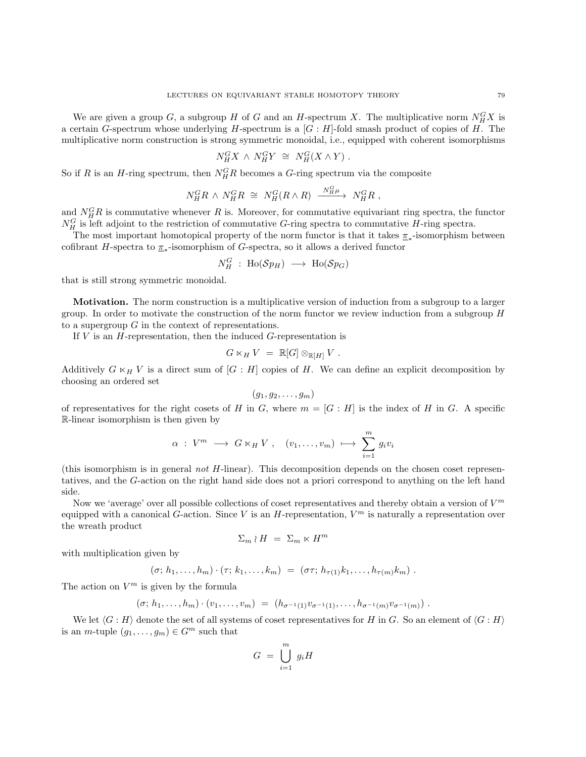We are given a group $G$, a subgroup $H$ of $G$ and an $H$-spectrum $X$. The multiplicative norm $N_H^G X$ is a certain $G$-spectrum whose underlying $H$-spectrum is a $[G:H]$-fold smash product of copies of $H$. The multiplicative norm construction is strong symmetric monoidal, i.e., equipped with coherent isomorphisms

$$N_H^G X \wedge N_H^G Y \;\cong\; N_H^G(X \wedge Y) \ .$$

So if $R$ is an $H$-ring spectrum, then $N_H^G R$ becomes a $G$-ring spectrum via the composite

$$N_H^G R \wedge N_H^G R \;\cong\; N_H^G(R \wedge R) \xrightarrow{\;N_H^G \mu\;} N_H^G R \ ,$$

and $N_H^G R$ is commutative whenever $R$ is. Moreover, for commutative equivariant ring spectra, the functor $N_H^G$ is left adjoint to the restriction of commutative $G$-ring spectra to commutative $H$-ring spectra.

The most important homotopical property of the norm functor is that it takes $\underline{\pi}_*$-isomorphism between cofibrant $H$-spectra to $\underline{\pi}_*$-isomorphism of $G$-spectra, so it allows a derived functor

$$N_H^G \;:\; \mathrm{Ho}(\mathcal{S}p_H) \;\longrightarrow\; \mathrm{Ho}(\mathcal{S}p_G)$$

that is still strong symmetric monoidal.

**Motivation.** The norm construction is a multiplicative version of induction from a subgroup to a larger group. In order to motivate the construction of the norm functor we review induction from a subgroup $H$ to a supergroup $G$ in the context of representations.

If $V$ is an $H$-representation, then the induced $G$-representation is

$$G \ltimes_H V \;=\; \mathbb{R}[G] \otimes_{\mathbb{R}[H]} V \ .$$

Additively $G \ltimes_H V$ is a direct sum of $[G:H]$ copies of $H$. We can define an explicit decomposition by choosing an ordered set

$$(g_1, g_2, \ldots, g_m)$$

of representatives for the right cosets of $H$ in $G$, where $m = [G:H]$ is the index of $H$ in $G$. A specific $\mathbb{R}$-linear isomorphism is then given by

$$\alpha \;:\; V^m \;\longrightarrow\; G \ltimes_H V \ , \quad (v_1, \ldots, v_m) \;\longmapsto\; \sum_{i=1}^m g_i v_i$$

(this isomorphism is in general *not* $H$-linear). This decomposition depends on the chosen coset representatives, and the $G$-action on the right hand side does not a priori correspond to anything on the left hand side.

Now we 'average' over all possible collections of coset representatives and thereby obtain a version of $V^m$ equipped with a canonical $G$-action. Since $V$ is an $H$-representation, $V^m$ is naturally a representation over the wreath product

$$\Sigma_m \wr H \;=\; \Sigma_m \ltimes H^m$$

with multiplication given by

$$(\sigma;\, h_1, \ldots, h_m) \cdot (\tau;\, k_1, \ldots, k_m) \;=\; (\sigma\tau;\, h_{\tau(1)}k_1, \ldots, h_{\tau(m)}k_m) \ .$$

The action on $V^m$ is given by the formula

$$(\sigma;\, h_1, \ldots, h_m) \cdot (v_1, \ldots, v_m) \;=\; (h_{\sigma^{-1}(1)} v_{\sigma^{-1}(1)}, \ldots, h_{\sigma^{-1}(m)} v_{\sigma^{-1}(m)}) \ .$$

We let $\langle G:H \rangle$ denote the set of all systems of coset representatives for $H$ in $G$. So an element of $\langle G:H \rangle$ is an $m$-tuple $(g_1, \ldots, g_m) \in G^m$ such that

$$G \;=\; \bigcup_{i=1}^m g_i H$$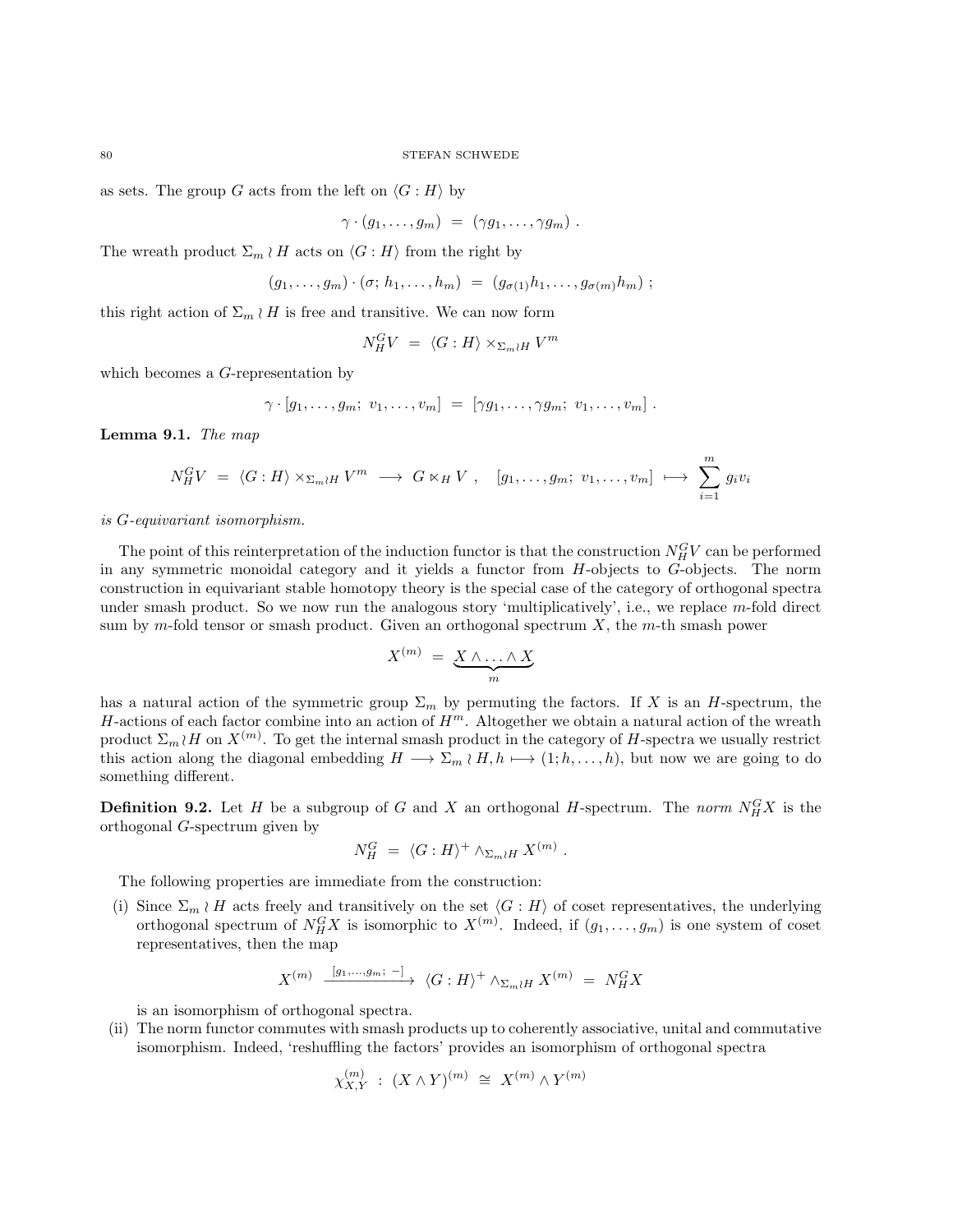as sets. The group $G$ acts from the left on $\langle G : H \rangle$ by

$$\gamma \cdot (g_1, \dots, g_m) \ = \ (\gamma g_1, \dots, \gamma g_m) \ .$$

The wreath product $\Sigma_m \wr H$ acts on $\langle G : H \rangle$ from the right by

$$(g_1, \dots, g_m) \cdot (\sigma;\, h_1, \dots, h_m) \ = \ (g_{\sigma(1)} h_1, \dots, g_{\sigma(m)} h_m) \ ;$$

this right action of $\Sigma_m \wr H$ is free and transitive. We can now form

$$N_H^G V \ = \ \langle G : H \rangle \times_{\Sigma_m \wr H} V^m$$

which becomes a $G$-representation by

$$\gamma \cdot [g_1, \dots, g_m;\ v_1, \dots, v_m] \ = \ [\gamma g_1, \dots, \gamma g_m;\ v_1, \dots, v_m] \ .$$

**Lemma 9.1.** *The map*

$$N_H^G V \ = \ \langle G : H \rangle \times_{\Sigma_m \wr H} V^m \ \longrightarrow \ G \ltimes_H V \ , \quad [g_1, \dots, g_m;\ v_1, \dots, v_m] \ \longmapsto \ \sum_{i=1}^m g_i v_i$$

*is G-equivariant isomorphism.*

The point of this reinterpretation of the induction functor is that the construction $N_H^G V$ can be performed in any symmetric monoidal category and it yields a functor from $H$-objects to $G$-objects. The norm construction in equivariant stable homotopy theory is the special case of the category of orthogonal spectra under smash product. So we now run the analogous story 'multiplicatively', i.e., we replace $m$-fold direct sum by $m$-fold tensor or smash product. Given an orthogonal spectrum $X$, the $m$-th smash power

$$X^{(m)} \ = \ \underbrace{X \wedge \ldots \wedge X}_{m}$$

has a natural action of the symmetric group $\Sigma_m$ by permuting the factors. If $X$ is an $H$-spectrum, the $H$-actions of each factor combine into an action of $H^m$. Altogether we obtain a natural action of the wreath product $\Sigma_m \wr H$ on $X^{(m)}$. To get the internal smash product in the category of $H$-spectra we usually restrict this action along the diagonal embedding $H \longrightarrow \Sigma_m \wr H, h \longmapsto (1; h, \dots, h)$, but now we are going to do something different.

**Definition 9.2.** Let $H$ be a subgroup of $G$ and $X$ an orthogonal $H$-spectrum. The *norm* $N_H^G X$ is the orthogonal $G$-spectrum given by

$$N_H^G \ = \ \langle G : H \rangle^+ \wedge_{\Sigma_m \wr H} X^{(m)} \ .$$

The following properties are immediate from the construction:

(i) Since $\Sigma_m \wr H$ acts freely and transitively on the set $\langle G : H \rangle$ of coset representatives, the underlying orthogonal spectrum of $N_H^G X$ is isomorphic to $X^{(m)}$. Indeed, if $(g_1, \dots, g_m)$ is one system of coset representatives, then the map

$$X^{(m)} \ \xrightarrow{[g_1, \dots, g_m;\ -]} \ \langle G : H \rangle^+ \wedge_{\Sigma_m \wr H} X^{(m)} \ = \ N_H^G X$$

is an isomorphism of orthogonal spectra.

(ii) The norm functor commutes with smash products up to coherently associative, unital and commutative isomorphism. Indeed, 'reshuffling the factors' provides an isomorphism of orthogonal spectra

$$\chi_{X,Y}^{(m)} \ : \ (X \wedge Y)^{(m)} \ \cong \ X^{(m)} \wedge Y^{(m)}$$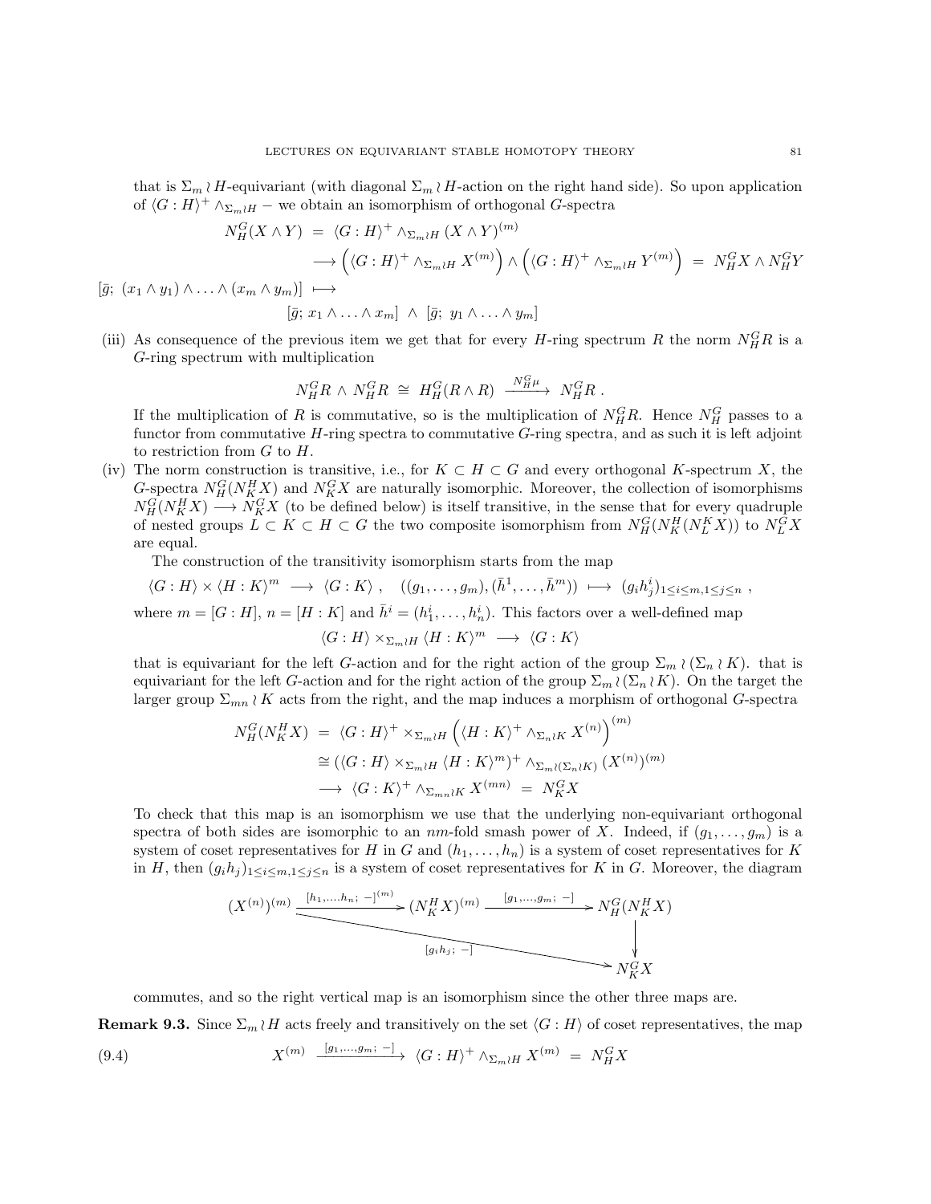that is $\Sigma_m \wr H$-equivariant (with diagonal $\Sigma_m \wr H$-action on the right hand side). So upon application of $\langle G : H\rangle^+ \wedge_{\Sigma_m \wr H} -$ we obtain an isomorphism of orthogonal $G$-spectra

$$N_H^G(X \wedge Y) \;=\; \langle G : H\rangle^+ \wedge_{\Sigma_m \wr H} (X \wedge Y)^{(m)}$$
$$\longrightarrow \left(\langle G : H\rangle^+ \wedge_{\Sigma_m \wr H} X^{(m)}\right) \wedge \left(\langle G : H\rangle^+ \wedge_{\Sigma_m \wr H} Y^{(m)}\right) \;=\; N_H^G X \wedge N_H^G Y$$
$$[\bar{g};\ (x_1 \wedge y_1) \wedge \ldots \wedge (x_m \wedge y_m)] \;\longmapsto$$
$$[\bar{g};\ x_1 \wedge \ldots \wedge x_m] \;\wedge\; [\bar{g};\ y_1 \wedge \ldots \wedge y_m]$$

(iii) As consequence of the previous item we get that for every $H$-ring spectrum $R$ the norm $N_H^G R$ is a $G$-ring spectrum with multiplication

$$N_H^G R \wedge N_H^G R \;\cong\; H_H^G(R \wedge R) \xrightarrow{\;N_H^G \mu\;} N_H^G R\ .$$

If the multiplication of $R$ is commutative, so is the multiplication of $N_H^G R$. Hence $N_H^G$ passes to a functor from commutative $H$-ring spectra to commutative $G$-ring spectra, and as such it is left adjoint to restriction from $G$ to $H$.

(iv) The norm construction is transitive, i.e., for $K \subset H \subset G$ and every orthogonal $K$-spectrum $X$, the $G$-spectra $N_H^G(N_K^H X)$ and $N_K^G X$ are naturally isomorphic. Moreover, the collection of isomorphisms $N_H^G(N_K^H X) \longrightarrow N_K^G X$ (to be defined below) is itself transitive, in the sense that for every quadruple of nested groups $L \subset K \subset H \subset G$ the two composite isomorphism from $N_H^G(N_K^H(N_L^K X))$ to $N_L^G X$ are equal.

The construction of the transitivity isomorphism starts from the map

$$\langle G : H\rangle \times \langle H : K\rangle^m \;\longrightarrow\; \langle G : K\rangle\ , \quad ((g_1,\ldots,g_m),(\bar{h}^1,\ldots,\bar{h}^m)) \;\longmapsto\; (g_i h_j^i)_{1\leq i\leq m, 1\leq j\leq n}\ ,$$

where $m = [G : H]$, $n = [H : K]$ and $\bar{h}^i = (h_1^i, \ldots, h_n^i)$. This factors over a well-defined map

$$\langle G : H\rangle \times_{\Sigma_m \wr H} \langle H : K\rangle^m \;\longrightarrow\; \langle G : K\rangle$$

that is equivariant for the left $G$-action and for the right action of the group $\Sigma_m \wr (\Sigma_n \wr K)$. that is equivariant for the left $G$-action and for the right action of the group $\Sigma_m \wr (\Sigma_n \wr K)$. On the target the larger group $\Sigma_{mn} \wr K$ acts from the right, and the map induces a morphism of orthogonal $G$-spectra

$$N_H^G(N_K^H X) \;=\; \langle G : H\rangle^+ \times_{\Sigma_m \wr H} \left(\langle H : K\rangle^+ \wedge_{\Sigma_n \wr K} X^{(n)}\right)^{(m)}$$
$$\cong (\langle G : H\rangle \times_{\Sigma_m \wr H} \langle H : K\rangle^m)^+ \wedge_{\Sigma_m \wr (\Sigma_n \wr K)} (X^{(n)})^{(m)}$$
$$\longrightarrow\; \langle G : K\rangle^+ \wedge_{\Sigma_{mn} \wr K} X^{(mn)} \;=\; N_K^G X$$

To check that this map is an isomorphism we use that the underlying non-equivariant orthogonal spectra of both sides are isomorphic to an $nm$-fold smash power of $X$. Indeed, if $(g_1, \ldots, g_m)$ is a system of coset representatives for $H$ in $G$ and $(h_1, \ldots, h_n)$ is a system of coset representatives for $K$ in $H$, then $(g_i h_j)_{1\leq i\leq m, 1\leq j\leq n}$ is a system of coset representatives for $K$ in $G$. Moreover, the diagram

$$\begin{array}{ccccc}
(X^{(n)})^{(m)} & \xrightarrow{[h_1,\ldots,h_n;\ -]^{(m)}} & (N_K^H X)^{(m)} & \xrightarrow{[g_1,\ldots,g_m;\ -]} & N_H^G(N_K^H X) \\
 & \searrow^{[g_i h_j;\ -]} & & & \downarrow \\
 & & & & N_K^G X
\end{array}$$

commutes, and so the right vertical map is an isomorphism since the other three maps are.

**Remark 9.3.** Since $\Sigma_m \wr H$ acts freely and transitively on the set $\langle G : H\rangle$ of coset representatives, the map

$$X^{(m)} \xrightarrow{\;[g_1,\ldots,g_m;\ -]\;} \langle G : H\rangle^+ \wedge_{\Sigma_m \wr H} X^{(m)} \;=\; N_H^G X \tag{9.4}$$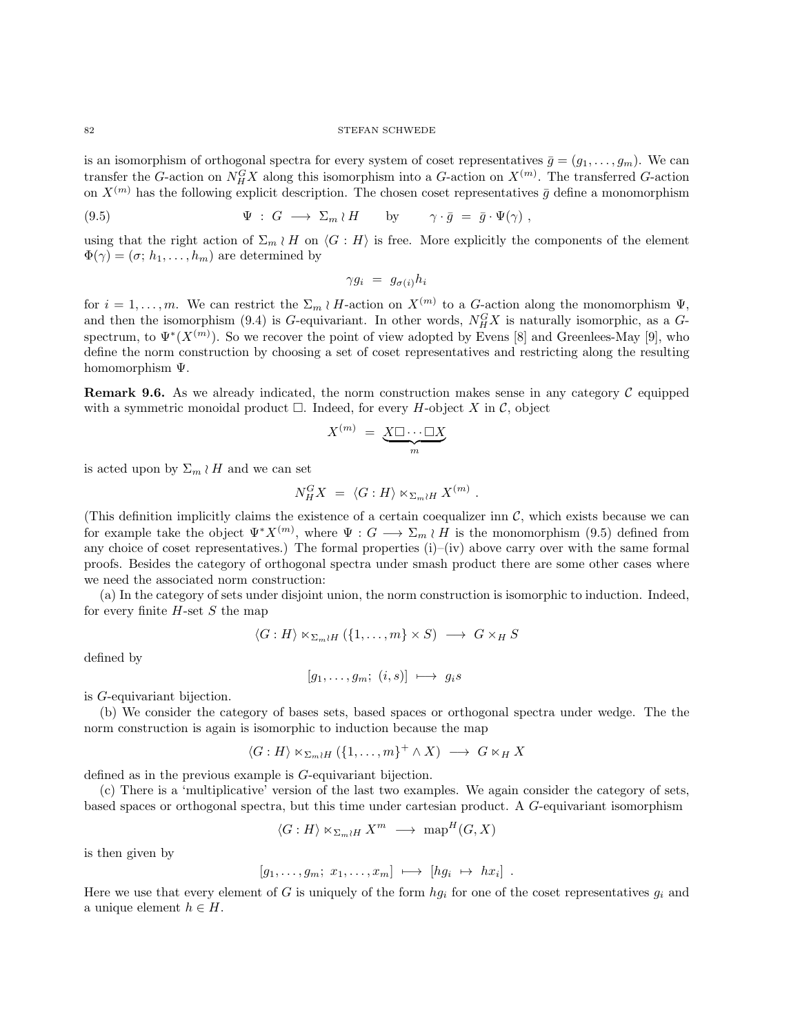is an isomorphism of orthogonal spectra for every system of coset representatives $\bar{g} = (g_1, \dots, g_m)$. We can transfer the $G$-action on $N_H^G X$ along this isomorphism into a $G$-action on $X^{(m)}$. The transferred $G$-action on $X^{(m)}$ has the following explicit description. The chosen coset representatives $\bar{g}$ define a monomorphism

$$\Psi \; : \; G \longrightarrow \Sigma_m \wr H \qquad \text{by} \qquad \gamma \cdot \bar{g} \;=\; \bar{g} \cdot \Psi(\gamma) \; , \tag{9.5}$$

using that the right action of $\Sigma_m \wr H$ on $\langle G : H \rangle$ is free. More explicitly the components of the element $\Phi(\gamma) = (\sigma; \, h_1, \dots, h_m)$ are determined by

$$\gamma g_i \;=\; g_{\sigma(i)} h_i$$

for $i = 1, \dots, m$. We can restrict the $\Sigma_m \wr H$-action on $X^{(m)}$ to a $G$-action along the monomorphism $\Psi$, and then the isomorphism (9.4) is $G$-equivariant. In other words, $N_H^G X$ is naturally isomorphic, as a $G$-spectrum, to $\Psi^*(X^{(m)})$. So we recover the point of view adopted by Evens [8] and Greenlees-May [9], who define the norm construction by choosing a set of coset representatives and restricting along the resulting homomorphism $\Psi$.

**Remark 9.6.** As we already indicated, the norm construction makes sense in any category $\mathcal{C}$ equipped with a symmetric monoidal product $\Box$. Indeed, for every $H$-object $X$ in $\mathcal{C}$, object

$$X^{(m)} \;=\; \underbrace{X \Box \cdots \Box X}_{m}$$

is acted upon by $\Sigma_m \wr H$ and we can set

$$N_H^G X \;=\; \langle G : H \rangle \ltimes_{\Sigma_m \wr H} X^{(m)} \; .$$

(This definition implicitly claims the existence of a certain coequalizer inn $\mathcal{C}$, which exists because we can for example take the object $\Psi^* X^{(m)}$, where $\Psi : G \longrightarrow \Sigma_m \wr H$ is the monomorphism (9.5) defined from any choice of coset representatives.) The formal properties (i)–(iv) above carry over with the same formal proofs. Besides the category of orthogonal spectra under smash product there are some other cases where we need the associated norm construction:

(a) In the category of sets under disjoint union, the norm construction is isomorphic to induction. Indeed, for every finite $H$-set $S$ the map

$$\langle G : H \rangle \ltimes_{\Sigma_m \wr H} (\{1, \dots, m\} \times S) \;\longrightarrow\; G \times_H S$$

defined by

$$[g_1, \dots, g_m; \; (i, s)] \;\longmapsto\; g_i s$$

is $G$-equivariant bijection.

(b) We consider the category of bases sets, based spaces or orthogonal spectra under wedge. The the norm construction is again is isomorphic to induction because the map

$$\langle G : H \rangle \ltimes_{\Sigma_m \wr H} (\{1, \dots, m\}^+ \wedge X) \;\longrightarrow\; G \ltimes_H X$$

defined as in the previous example is $G$-equivariant bijection.

(c) There is a 'multiplicative' version of the last two examples. We again consider the category of sets, based spaces or orthogonal spectra, but this time under cartesian product. A $G$-equivariant isomorphism

$$\langle G : H \rangle \ltimes_{\Sigma_m \wr H} X^m \;\longrightarrow\; \operatorname{map}^H(G, X)$$

is then given by

$$[g_1, \dots, g_m; \; x_1, \dots, x_m] \;\longmapsto\; [h g_i \;\mapsto\; h x_i] \; .$$

Here we use that every element of $G$ is uniquely of the form $h g_i$ for one of the coset representatives $g_i$ and a unique element $h \in H$.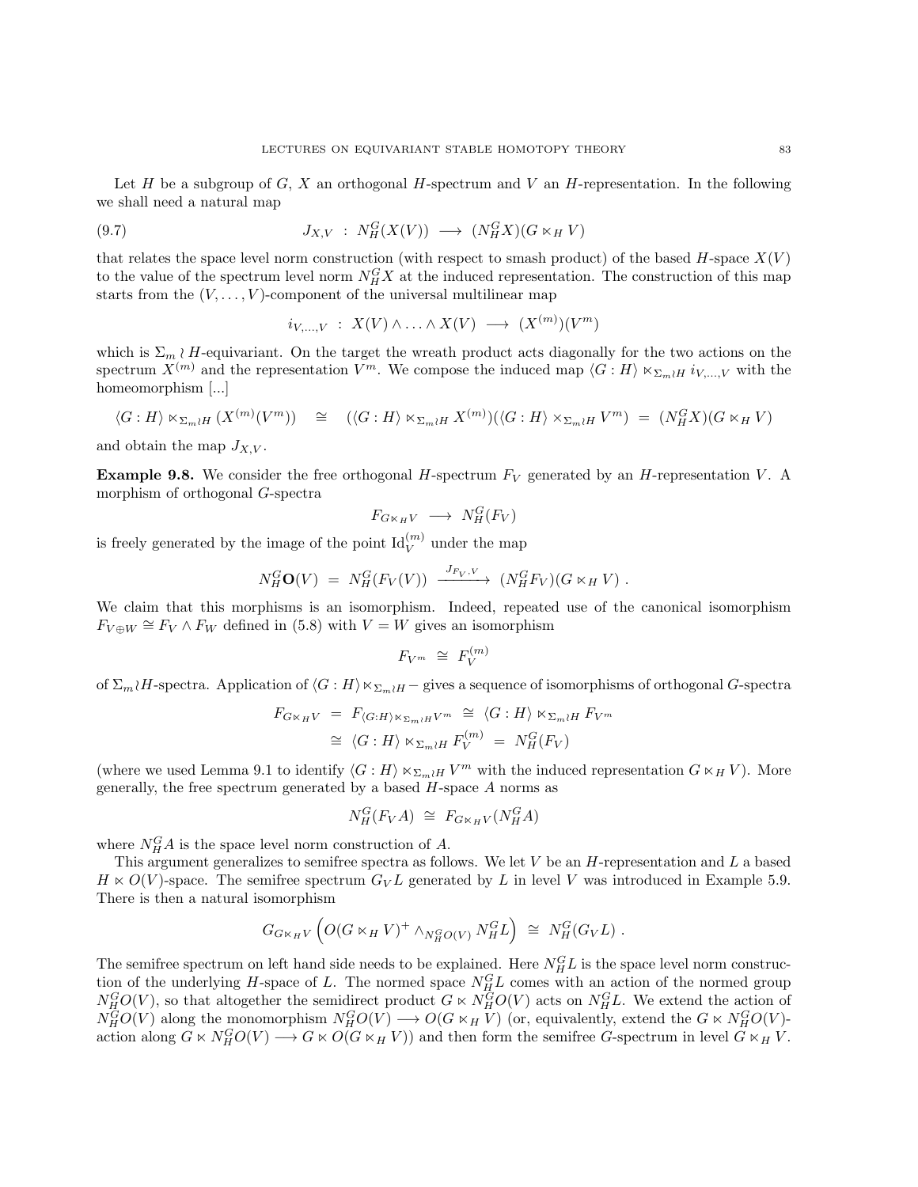Let $H$ be a subgroup of $G$, $X$ an orthogonal $H$-spectrum and $V$ an $H$-representation. In the following we shall need a natural map

$$J_{X,V} \ : \ N_H^G(X(V)) \ \longrightarrow \ (N_H^G X)(G \ltimes_H V) \tag{9.7}$$

that relates the space level norm construction (with respect to smash product) of the based $H$-space $X(V)$ to the value of the spectrum level norm $N_H^G X$ at the induced representation. The construction of this map starts from the $(V, \dots, V)$-component of the universal multilinear map

$$i_{V,\dots,V} \ : \ X(V) \wedge \ldots \wedge X(V) \ \longrightarrow \ (X^{(m)})(V^m)$$

which is $\Sigma_m \wr H$-equivariant. On the target the wreath product acts diagonally for the two actions on the spectrum $X^{(m)}$ and the representation $V^m$. We compose the induced map $\langle G:H \rangle \ltimes_{\Sigma_m \wr H} i_{V,\dots,V}$ with the homeomorphism [...]

$$\langle G:H \rangle \ltimes_{\Sigma_m \wr H} (X^{(m)}(V^m)) \quad \cong \quad (\langle G:H \rangle \ltimes_{\Sigma_m \wr H} X^{(m)})(\langle G:H \rangle \times_{\Sigma_m \wr H} V^m) \ = \ (N_H^G X)(G \ltimes_H V)$$

and obtain the map $J_{X,V}$.

**Example 9.8.** We consider the free orthogonal $H$-spectrum $F_V$ generated by an $H$-representation $V$. A morphism of orthogonal $G$-spectra

$$F_{G \ltimes_H V} \ \longrightarrow \ N_H^G(F_V)$$

is freely generated by the image of the point $\mathrm{Id}_V^{(m)}$ under the map

$$N_H^G \mathbf{O}(V) \ = \ N_H^G(F_V(V)) \ \xrightarrow{J_{F_V,V}} \ (N_H^G F_V)(G \ltimes_H V) \ .$$

We claim that this morphisms is an isomorphism. Indeed, repeated use of the canonical isomorphism $F_{V \oplus W} \cong F_V \wedge F_W$ defined in (5.8) with $V = W$ gives an isomorphism

$$F_{V^m} \ \cong \ F_V^{(m)}$$

of $\Sigma_m \wr H$-spectra. Application of $\langle G:H \rangle \ltimes_{\Sigma_m \wr H} -$ gives a sequence of isomorphisms of orthogonal $G$-spectra

$$\begin{aligned} F_{G \ltimes_H V} \ &= \ F_{\langle G:H \rangle \ltimes_{\Sigma_m \wr H} V^m} \ \cong \ \langle G:H \rangle \ltimes_{\Sigma_m \wr H} F_{V^m} \\ &\cong \ \langle G:H \rangle \ltimes_{\Sigma_m \wr H} F_V^{(m)} \ = \ N_H^G(F_V) \end{aligned}$$

(where we used Lemma 9.1 to identify $\langle G:H \rangle \ltimes_{\Sigma_m \wr H} V^m$ with the induced representation $G \ltimes_H V$). More generally, the free spectrum generated by a based $H$-space $A$ norms as

$$N_H^G(F_V A) \ \cong \ F_{G \ltimes_H V}(N_H^G A)$$

where $N_H^G A$ is the space level norm construction of $A$.

This argument generalizes to semifree spectra as follows. We let $V$ be an $H$-representation and $L$ a based $H \ltimes O(V)$-space. The semifree spectrum $G_V L$ generated by $L$ in level $V$ was introduced in Example 5.9. There is then a natural isomorphism

$$G_{G \ltimes_H V} \left( O(G \ltimes_H V)^+ \wedge_{N_H^G O(V)} N_H^G L \right) \ \cong \ N_H^G(G_V L) \ .$$

The semifree spectrum on left hand side needs to be explained. Here $N_H^G L$ is the space level norm construction of the underlying $H$-space of $L$. The normed space $N_H^G L$ comes with an action of the normed group $N_H^G O(V)$, so that altogether the semidirect product $G \ltimes N_H^G O(V)$ acts on $N_H^G L$. We extend the action of $N_H^G O(V)$ along the monomorphism $N_H^G O(V) \longrightarrow O(G \ltimes_H V)$ (or, equivalently, extend the $G \ltimes N_H^G O(V)$-action along $G \ltimes N_H^G O(V) \longrightarrow G \ltimes O(G \ltimes_H V)$) and then form the semifree $G$-spectrum in level $G \ltimes_H V$.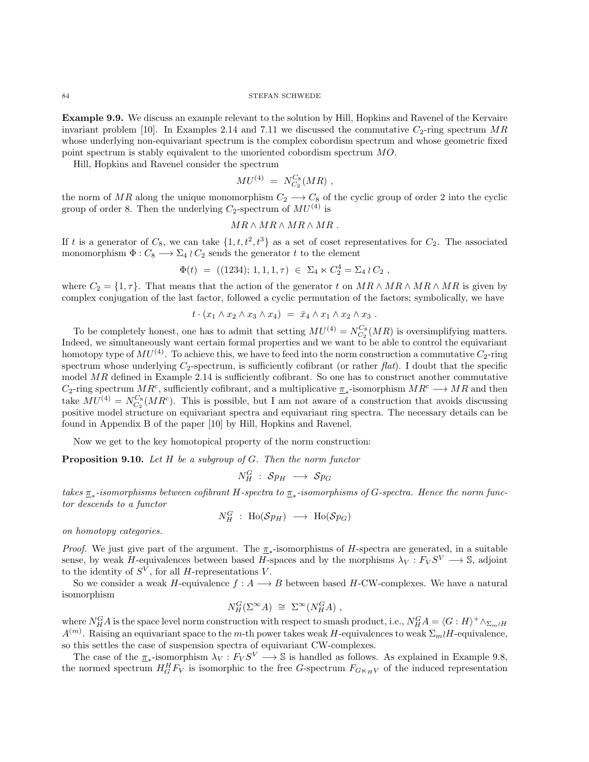**Example 9.9.** We discuss an example relevant to the solution by Hill, Hopkins and Ravenel of the Kervaire invariant problem [10]. In Examples 2.14 and 7.11 we discussed the commutative $C_2$-ring spectrum $MR$ whose underlying non-equivariant spectrum is the complex cobordism spectrum and whose geometric fixed point spectrum is stably equivalent to the unoriented cobordism spectrum $MO$.

Hill, Hopkins and Ravenel consider the spectrum

$$MU^{(4)} \;=\; N_{C_2}^{C_8}(MR)\;,$$

the norm of $MR$ along the unique monomorphism $C_2 \longrightarrow C_8$ of the cyclic group of order 2 into the cyclic group of order 8. Then the underlying $C_2$-spectrum of $MU^{(4)}$ is

$$MR \wedge MR \wedge MR \wedge MR\;.$$

If $t$ is a generator of $C_8$, we can take $\{1, t, t^2, t^3\}$ as a set of coset representatives for $C_2$. The associated monomorphism $\Phi : C_8 \longrightarrow \Sigma_4 \wr C_2$ sends the generator $t$ to the element

$$\Phi(t) \;=\; ((1234);\, 1,1,1,\tau) \;\in\; \Sigma_4 \ltimes C_2^4 = \Sigma_4 \wr C_2\;,$$

where $C_2 = \{1, \tau\}$. That means that the action of the generator $t$ on $MR \wedge MR \wedge MR \wedge MR$ is given by complex conjugation of the last factor, followed a cyclic permutation of the factors; symbolically, we have

$$t \cdot (x_1 \wedge x_2 \wedge x_3 \wedge x_4) \;=\; \bar{x}_4 \wedge x_1 \wedge x_2 \wedge x_3\;.$$

To be completely honest, one has to admit that setting $MU^{(4)} = N_{C_2}^{C_8}(MR)$ is oversimplifying matters. Indeed, we simultaneously want certain formal properties and we want to be able to control the equivariant homotopy type of $MU^{(4)}$. To achieve this, we have to feed into the norm construction a commutative $C_2$-ring spectrum whose underlying $C_2$-spectrum, is sufficiently cofibrant (or rather *flat*). I doubt that the specific model $MR$ defined in Example 2.14 is sufficiently cofibrant. So one has to construct another commutative $C_2$-ring spectrum $MR^{\mathrm{c}}$, sufficiently cofibrant, and a multiplicative $\underline{\pi}_*$-isomorphism $MR^{\mathrm{c}} \longrightarrow MR$ and then take $MU^{(4)} = N_{C_2}^{C_8}(MR^{\mathrm{c}})$. This is possible, but I am not aware of a construction that avoids discussing positive model structure on equivariant spectra and equivariant ring spectra. The necessary details can be found in Appendix B of the paper [10] by Hill, Hopkins and Ravenel.

Now we get to the key homotopical property of the norm construction:

**Proposition 9.10.** *Let $H$ be a subgroup of $G$. Then the norm functor*

$$N_H^G \;:\; \mathcal{S}p_H \;\longrightarrow\; \mathcal{S}p_G$$

*takes $\underline{\pi}_*$-isomorphisms between cofibrant $H$-spectra to $\underline{\pi}_*$-isomorphisms of $G$-spectra. Hence the norm functor descends to a functor*

$$N_H^G \;:\; \mathrm{Ho}(\mathcal{S}p_H) \;\longrightarrow\; \mathrm{Ho}(\mathcal{S}p_G)$$

*on homotopy categories.*

*Proof.* We just give part of the argument. The $\underline{\pi}_*$-isomorphisms of $H$-spectra are generated, in a suitable sense, by weak $H$-equivalences between based $H$-spaces and by the morphisms $\lambda_V : F_V S^V \longrightarrow \mathbb{S}$, adjoint to the identity of $S^V$, for all $H$-representations $V$.

So we consider a weak $H$-equivalence $f : A \longrightarrow B$ between based $H$-CW-complexes. We have a natural isomorphism

$$N_H^G(\Sigma^\infty A) \;\cong\; \Sigma^\infty(N_H^G A)\;,$$

where $N_H^G A$ is the space level norm construction with respect to smash product, i.e., $N_H^G A = \langle G : H\rangle^+ \wedge_{\Sigma_m \wr H} A^{(m)}$. Raising an equivariant space to the $m$-th power takes weak $H$-equivalences to weak $\Sigma_m \wr H$-equivalence, so this settles the case of suspension spectra of equivariant CW-complexes.

The case of the $\underline{\pi}_*$-isomorphism $\lambda_V : F_V S^V \longrightarrow \mathbb{S}$ is handled as follows. As explained in Example 9.8, the normed spectrum $H_G^H F_V$ is isomorphic to the free $G$-spectrum $F_{G \ltimes_H V}$ of the induced representation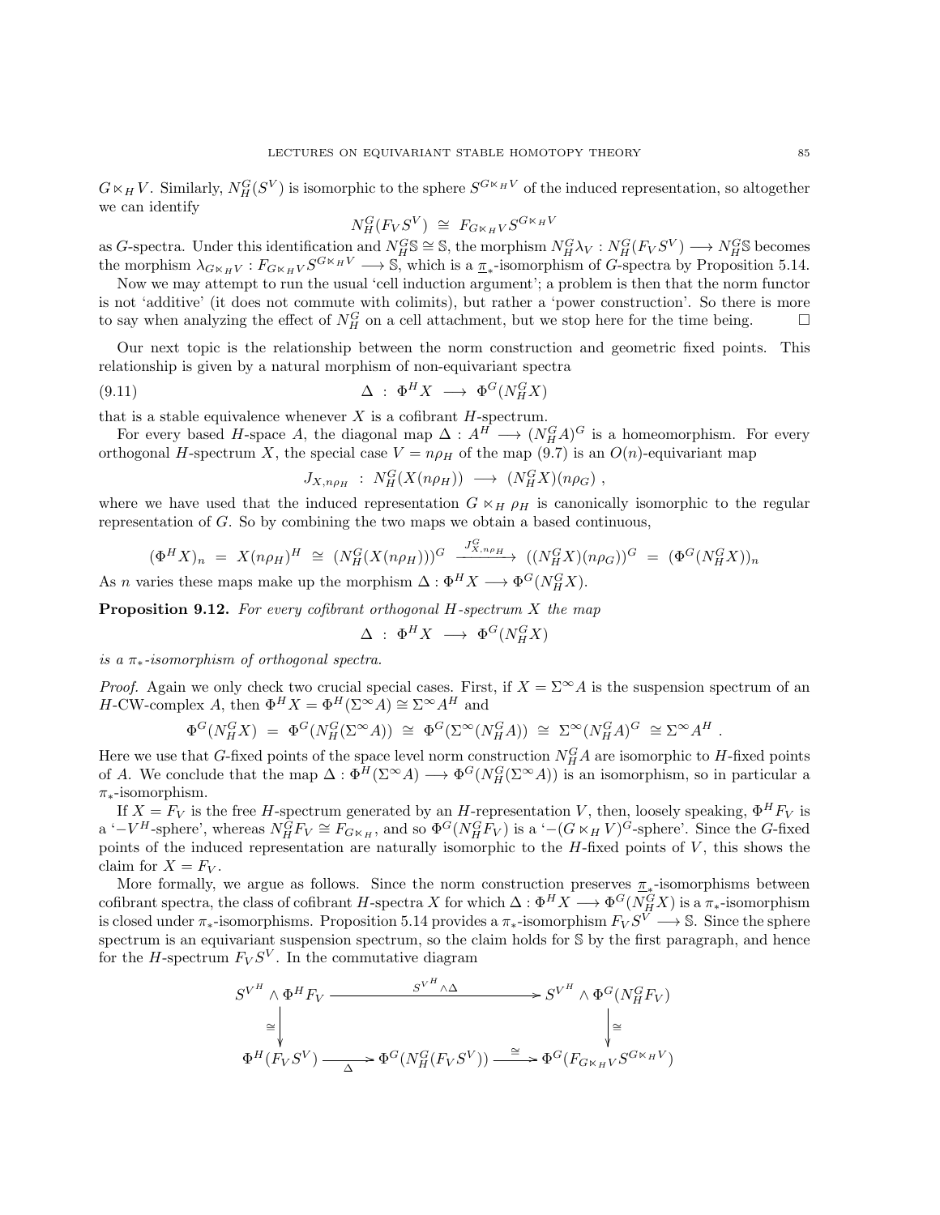$G \ltimes_H V$. Similarly, $N_H^G(S^V)$ is isomorphic to the sphere $S^{G \ltimes_H V}$ of the induced representation, so altogether we can identify

$$N_H^G(F_V S^V) \;\cong\; F_{G \ltimes_H V} S^{G \ltimes_H V}$$

as $G$-spectra. Under this identification and $N_H^G \mathbb{S} \cong \mathbb{S}$, the morphism $N_H^G \lambda_V : N_H^G(F_V S^V) \longrightarrow N_H^G \mathbb{S}$ becomes the morphism $\lambda_{G \ltimes_H V} : F_{G \ltimes_H V} S^{G \ltimes_H V} \longrightarrow \mathbb{S}$, which is a $\underline{\pi}_*$-isomorphism of $G$-spectra by Proposition 5.14.

Now we may attempt to run the usual 'cell induction argument'; a problem is then that the norm functor is not 'additive' (it does not commute with colimits), but rather a 'power construction'. So there is more to say when analyzing the effect of $N_H^G$ on a cell attachment, but we stop here for the time being. $\square$

Our next topic is the relationship between the norm construction and geometric fixed points. This relationship is given by a natural morphism of non-equivariant spectra

$$\Delta \;:\; \Phi^H X \;\longrightarrow\; \Phi^G(N_H^G X) \tag{9.11}$$

that is a stable equivalence whenever $X$ is a cofibrant $H$-spectrum.

For every based $H$-space $A$, the diagonal map $\Delta : A^H \longrightarrow (N_H^G A)^G$ is a homeomorphism. For every orthogonal $H$-spectrum $X$, the special case $V = n\rho_H$ of the map (9.7) is an $O(n)$-equivariant map

$$J_{X, n\rho_H} \;:\; N_H^G(X(n\rho_H)) \;\longrightarrow\; (N_H^G X)(n\rho_G) \;,$$

where we have used that the induced representation $G \ltimes_H \rho_H$ is canonically isomorphic to the regular representation of $G$. So by combining the two maps we obtain a based continuous,

$$(\Phi^H X)_n \;=\; X(n\rho_H)^H \;\cong\; (N_H^G(X(n\rho_H)))^G \xrightarrow{\;J^G_{X,n\rho_H}\;} ((N_H^G X)(n\rho_G))^G \;=\; (\Phi^G(N_H^G X))_n$$

As $n$ varies these maps make up the morphism $\Delta : \Phi^H X \longrightarrow \Phi^G(N_H^G X)$.

**Proposition 9.12.** *For every cofibrant orthogonal $H$-spectrum $X$ the map*

$$\Delta \;:\; \Phi^H X \;\longrightarrow\; \Phi^G(N_H^G X)$$

*is a $\pi_*$-isomorphism of orthogonal spectra.*

*Proof.* Again we only check two crucial special cases. First, if $X = \Sigma^\infty A$ is the suspension spectrum of an $H$-CW-complex $A$, then $\Phi^H X = \Phi^H(\Sigma^\infty A) \cong \Sigma^\infty A^H$ and

$$\Phi^G(N_H^G X) \;=\; \Phi^G(N_H^G(\Sigma^\infty A)) \;\cong\; \Phi^G(\Sigma^\infty(N_H^G A)) \;\cong\; \Sigma^\infty(N_H^G A)^G \;\cong \Sigma^\infty A^H \;.$$

Here we use that $G$-fixed points of the space level norm construction $N_H^G A$ are isomorphic to $H$-fixed points of $A$. We conclude that the map $\Delta : \Phi^H(\Sigma^\infty A) \longrightarrow \Phi^G(N_H^G(\Sigma^\infty A))$ is an isomorphism, so in particular a $\pi_*$-isomorphism.

If $X = F_V$ is the free $H$-spectrum generated by an $H$-representation $V$, then, loosely speaking, $\Phi^H F_V$ is a '$-V^H$-sphere', whereas $N_H^G F_V \cong F_{G \ltimes_H}$, and so $\Phi^G(N_H^G F_V)$ is a '$-(G \ltimes_H V)^G$-sphere'. Since the $G$-fixed points of the induced representation are naturally isomorphic to the $H$-fixed points of $V$, this shows the claim for $X = F_V$.

More formally, we argue as follows. Since the norm construction preserves $\underline{\pi}_*$-isomorphisms between cofibrant spectra, the class of cofibrant $H$-spectra $X$ for which $\Delta : \Phi^H X \longrightarrow \Phi^G(N_H^G X)$ is a $\pi_*$-isomorphism is closed under $\pi_*$-isomorphisms. Proposition 5.14 provides a $\pi_*$-isomorphism $F_V S^V \longrightarrow \mathbb{S}$. Since the sphere spectrum is an equivariant suspension spectrum, so the claim holds for $\mathbb{S}$ by the first paragraph, and hence for the $H$-spectrum $F_V S^V$. In the commutative diagram

$$\begin{array}{ccccc}
S^{V^H} \wedge \Phi^H F_V & & \xrightarrow{\quad S^{V^H} \wedge \Delta \quad} & & S^{V^H} \wedge \Phi^G(N_H^G F_V) \\
\cong \big\downarrow & & & & \big\downarrow \cong \\
\Phi^H(F_V S^V) & \xrightarrow[\Delta]{} & \Phi^G(N_H^G(F_V S^V)) & \xrightarrow{\cong} & \Phi^G(F_{G \ltimes_H V} S^{G \ltimes_H V})
\end{array}$$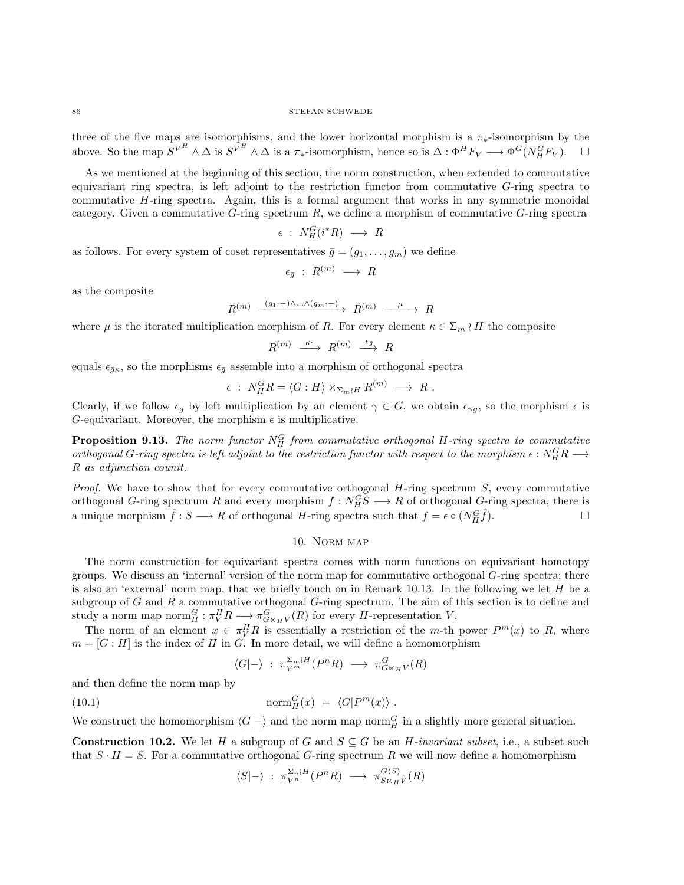three of the five maps are isomorphisms, and the lower horizontal morphism is a $\pi_*$-isomorphism by the above. So the map $S^{V^H} \wedge \Delta$ is $S^{V^H} \wedge \Delta$ is a $\pi_*$-isomorphism, hence so is $\Delta : \Phi^H F_V \longrightarrow \Phi^G(N_H^G F_V)$. $\square$

As we mentioned at the beginning of this section, the norm construction, when extended to commutative equivariant ring spectra, is left adjoint to the restriction functor from commutative $G$-ring spectra to commutative $H$-ring spectra. Again, this is a formal argument that works in any symmetric monoidal category. Given a commutative $G$-ring spectrum $R$, we define a morphism of commutative $G$-ring spectra

$$\epsilon \ : \ N_H^G(i^* R) \ \longrightarrow \ R$$

as follows. For every system of coset representatives $\bar{g} = (g_1, \dots, g_m)$ we define

$$\epsilon_{\bar{g}} \ : \ R^{(m)} \ \longrightarrow \ R$$

as the composite

$$R^{(m)} \xrightarrow{(g_1 \cdot -) \wedge \dots \wedge (g_m \cdot -)} R^{(m)} \xrightarrow{\ \mu\ } R$$

where $\mu$ is the iterated multiplication morphism of $R$. For every element $\kappa \in \Sigma_m \wr H$ the composite

$$R^{(m)} \xrightarrow{\ \kappa\cdot\ } R^{(m)} \xrightarrow{\ \epsilon_{\bar{g}}\ } R$$

equals $\epsilon_{\bar{g}\kappa}$, so the morphisms $\epsilon_{\bar{g}}$ assemble into a morphism of orthogonal spectra

$$\epsilon \ : \ N_H^G R = \langle G : H \rangle \ltimes_{\Sigma_m \wr H} R^{(m)} \ \longrightarrow \ R \ .$$

Clearly, if we follow $\epsilon_{\bar{g}}$ by left multiplication by an element $\gamma \in G$, we obtain $\epsilon_{\gamma\bar{g}}$, so the morphism $\epsilon$ is $G$-equivariant. Moreover, the morphism $\epsilon$ is multiplicative.

**Proposition 9.13.** *The norm functor $N_H^G$ from commutative orthogonal $H$-ring spectra to commutative orthogonal $G$-ring spectra is left adjoint to the restriction functor with respect to the morphism $\epsilon : N_H^G R \longrightarrow R$ as adjunction counit.*

*Proof.* We have to show that for every commutative orthogonal $H$-ring spectrum $S$, every commutative orthogonal $G$-ring spectrum $R$ and every morphism $f : N_H^G S \longrightarrow R$ of orthogonal $G$-ring spectra, there is a unique morphism $\hat{f} : S \longrightarrow R$ of orthogonal $H$-ring spectra such that $f = \epsilon \circ (N_H^G \hat{f})$. $\square$

## 10. Norm map

The norm construction for equivariant spectra comes with norm functions on equivariant homotopy groups. We discuss an 'internal' version of the norm map for commutative orthogonal $G$-ring spectra; there is also an 'external' norm map, that we briefly touch on in Remark 10.13. In the following we let $H$ be a subgroup of $G$ and $R$ a commutative orthogonal $G$-ring spectrum. The aim of this section is to define and study a norm map $\mathrm{norm}_H^G : \pi_V^H R \longrightarrow \pi_{G \ltimes_H V}^G(R)$ for every $H$-representation $V$.

The norm of an element $x \in \pi_V^H R$ is essentially a restriction of the $m$-th power $P^m(x)$ to $R$, where $m = [G : H]$ is the index of $H$ in $G$. In more detail, we will define a homomorphism

$$\langle G|-\rangle \ : \ \pi_{V^m}^{\Sigma_m \wr H}(P^n R) \ \longrightarrow \ \pi_{G \ltimes_H V}^G(R)$$

and then define the norm map by

$$\mathrm{norm}_H^G(x) \ = \ \langle G|P^m(x)\rangle \ . \tag{10.1}$$

We construct the homomorphism $\langle G|-\rangle$ and the norm map $\mathrm{norm}_H^G$ in a slightly more general situation.

**Construction 10.2.** We let $H$ a subgroup of $G$ and $S \subseteq G$ be an *$H$-invariant subset*, i.e., a subset such that $S \cdot H = S$. For a commutative orthogonal $G$-ring spectrum $R$ we will now define a homomorphism

$$\langle S|-\rangle \ : \ \pi_{V^n}^{\Sigma_n \wr H}(P^n R) \ \longrightarrow \ \pi_{S \ltimes_H V}^{G\langle S\rangle}(R)$$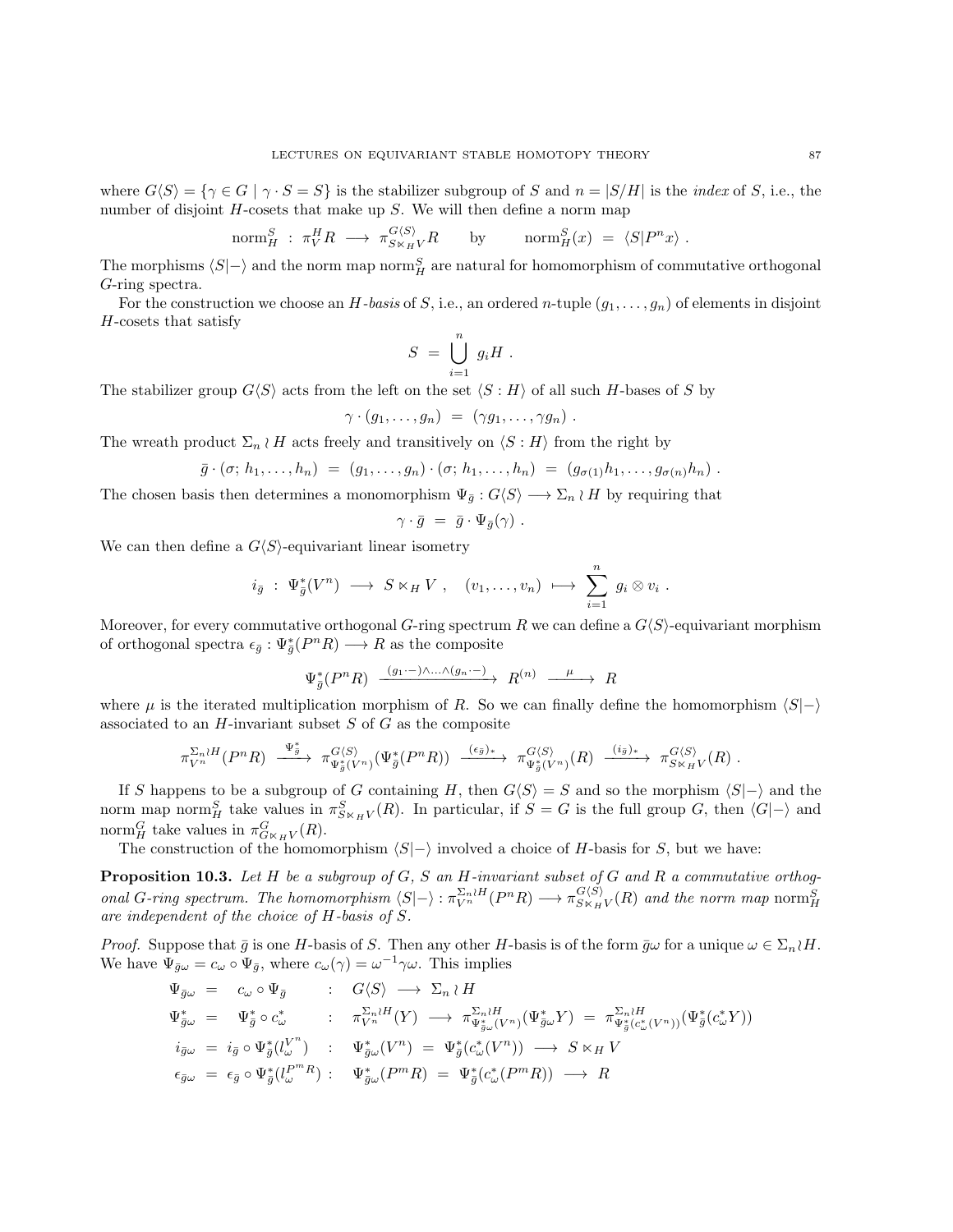where $G\langle S\rangle = \{\gamma \in G \mid \gamma \cdot S = S\}$ is the stabilizer subgroup of $S$ and $n = |S/H|$ is the *index* of $S$, i.e., the number of disjoint $H$-cosets that make up $S$. We will then define a norm map

$$\text{norm}_H^S \;:\; \pi_V^H R \;\longrightarrow\; \pi^{G\langle S\rangle}_{S\ltimes_H V} R \qquad \text{by} \qquad \text{norm}_H^S(x) \;=\; \langle S | P^n x\rangle \;.$$

The morphisms $\langle S|-\rangle$ and the norm map $\text{norm}_H^S$ are natural for homomorphism of commutative orthogonal $G$-ring spectra.

For the construction we choose an *H-basis* of $S$, i.e., an ordered $n$-tuple $(g_1,\ldots,g_n)$ of elements in disjoint $H$-cosets that satisfy

$$S \;=\; \bigcup_{i=1}^n \, g_i H \;.$$

The stabilizer group $G\langle S\rangle$ acts from the left on the set $\langle S : H\rangle$ of all such $H$-bases of $S$ by

$$\gamma \cdot (g_1,\ldots,g_n) \;=\; (\gamma g_1,\ldots,\gamma g_n) \;.$$

The wreath product $\Sigma_n \wr H$ acts freely and transitively on $\langle S : H\rangle$ from the right by

$$\bar g \cdot (\sigma; h_1,\ldots,h_n) \;=\; (g_1,\ldots,g_n)\cdot(\sigma; h_1,\ldots,h_n) \;=\; (g_{\sigma(1)}h_1,\ldots,g_{\sigma(n)}h_n) \;.$$

The chosen basis then determines a monomorphism $\Psi_{\bar g} : G\langle S\rangle \longrightarrow \Sigma_n \wr H$ by requiring that

$$\gamma \cdot \bar g \;=\; \bar g \cdot \Psi_{\bar g}(\gamma) \;.$$

We can then define a $G\langle S\rangle$-equivariant linear isometry

$$i_{\bar g} \;:\; \Psi_{\bar g}^*(V^n) \;\longrightarrow\; S\ltimes_H V \;, \quad (v_1,\ldots,v_n) \;\longmapsto\; \sum_{i=1}^n \, g_i\otimes v_i \;.$$

Moreover, for every commutative orthogonal $G$-ring spectrum $R$ we can define a $G\langle S\rangle$-equivariant morphism of orthogonal spectra $\epsilon_{\bar g} : \Psi_{\bar g}^*(P^nR) \longrightarrow R$ as the composite

$$\Psi_{\bar g}^*(P^nR) \xrightarrow{(g_1\cdot -)\wedge\ldots\wedge(g_n\cdot -)} R^{(n)} \xrightarrow{\;\;\mu\;\;} R$$

where $\mu$ is the iterated multiplication morphism of $R$. So we can finally define the homomorphism $\langle S|-\rangle$ associated to an $H$-invariant subset $S$ of $G$ as the composite

$$\pi^{\Sigma_n\wr H}_{V^n}(P^nR) \xrightarrow{\;\Psi^*_{\bar g}\;} \pi^{G\langle S\rangle}_{\Psi^*_{\bar g}(V^n)}(\Psi^*_{\bar g}(P^nR)) \xrightarrow{\;(\epsilon_{\bar g})_*\;} \pi^{G\langle S\rangle}_{\Psi^*_{\bar g}(V^n)}(R) \xrightarrow{\;(i_{\bar g})_*\;} \pi^{G\langle S\rangle}_{S\ltimes_H V}(R) \;.$$

If $S$ happens to be a subgroup of $G$ containing $H$, then $G\langle S\rangle = S$ and so the morphism $\langle S|-\rangle$ and the norm map $\text{norm}_H^S$ take values in $\pi^S_{S\ltimes_H V}(R)$. In particular, if $S = G$ is the full group $G$, then $\langle G|-\rangle$ and $\text{norm}_H^G$ take values in $\pi^G_{G\ltimes_H V}(R)$.

The construction of the homomorphism $\langle S|-\rangle$ involved a choice of $H$-basis for $S$, but we have:

**Proposition 10.3.** *Let $H$ be a subgroup of $G$, $S$ an $H$-invariant subset of $G$ and $R$ a commutative orthogonal $G$-ring spectrum. The homomorphism $\langle S|-\rangle : \pi^{\Sigma_n\wr H}_{V^n}(P^nR) \longrightarrow \pi^{G\langle S\rangle}_{S\ltimes_H V}(R)$ and the norm map $\text{norm}_H^S$ are independent of the choice of $H$-basis of $S$.*

*Proof.* Suppose that $\bar g$ is one $H$-basis of $S$. Then any other $H$-basis is of the form $\bar g\omega$ for a unique $\omega\in\Sigma_n\wr H$. We have $\Psi_{\bar g\omega} = c_\omega\circ\Psi_{\bar g}$, where $c_\omega(\gamma) = \omega^{-1}\gamma\omega$. This implies

$$\begin{aligned}
\Psi_{\bar g\omega} &= c_\omega\circ\Psi_{\bar g} &&: \;G\langle S\rangle \longrightarrow \Sigma_n\wr H\\
\Psi^*_{\bar g\omega} &= \Psi^*_{\bar g}\circ c^*_\omega &&: \;\pi^{\Sigma_n\wr H}_{V^n}(Y) \longrightarrow \pi^{\Sigma_n\wr H}_{\Psi^*_{\bar g\omega}(V^n)}(\Psi^*_{\bar g\omega}Y) \;=\; \pi^{\Sigma_n\wr H}_{\Psi^*_{\bar g}(c^*_\omega(V^n))}(\Psi^*_{\bar g}(c^*_\omega Y))\\
i_{\bar g\omega} &= i_{\bar g}\circ\Psi^*_{\bar g}(l^{V^n}_\omega) &&: \;\Psi^*_{\bar g\omega}(V^n) \;=\; \Psi^*_{\bar g}(c^*_\omega(V^n)) \longrightarrow S\ltimes_H V\\
\epsilon_{\bar g\omega} &= \epsilon_{\bar g}\circ\Psi^*_{\bar g}(l^{P^mR}_\omega) &&: \;\Psi^*_{\bar g\omega}(P^mR) \;=\; \Psi^*_{\bar g}(c^*_\omega(P^mR)) \longrightarrow R
\end{aligned}$$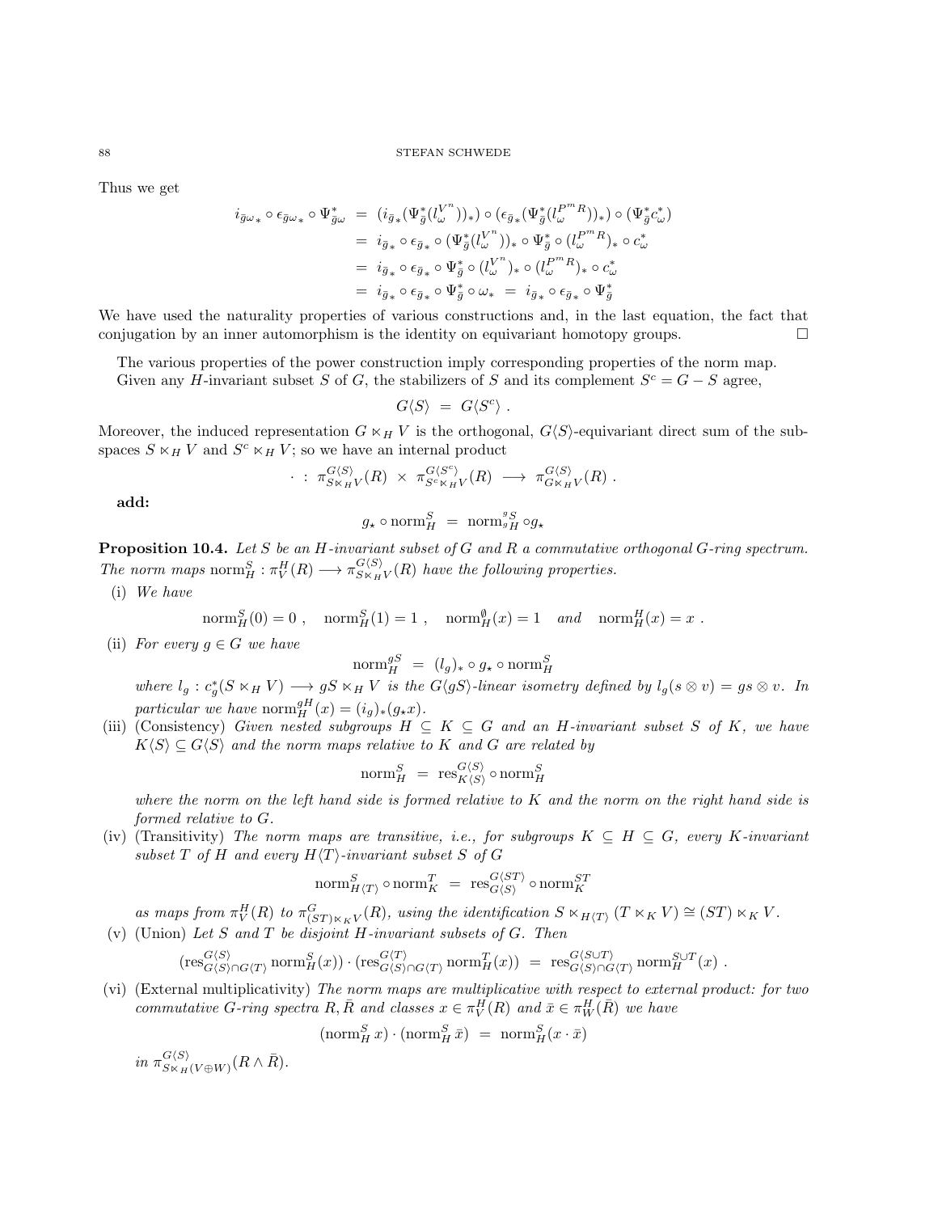Thus we get

$$\begin{aligned}
i_{\bar{g}\omega_*} \circ \epsilon_{\bar{g}\omega_*} \circ \Psi^*_{\bar{g}\omega} &= (i_{\bar{g}_*}(\Psi^*_{\bar{g}}(l^{V^n}_\omega))_*) \circ (\epsilon_{\bar{g}_*}(\Psi^*_{\bar{g}}(l^{P^m R}_\omega))_*) \circ (\Psi^*_{\bar{g}} c^*_\omega) \\
&= i_{\bar{g}_*} \circ \epsilon_{\bar{g}_*} \circ (\Psi^*_{\bar{g}}(l^{V^n}_\omega))_* \circ \Psi^*_{\bar{g}} \circ (l^{P^m R}_\omega)_* \circ c^*_\omega \\
&= i_{\bar{g}_*} \circ \epsilon_{\bar{g}_*} \circ \Psi^*_{\bar{g}} \circ (l^{V^n}_\omega)_* \circ (l^{P^m R}_\omega)_* \circ c^*_\omega \\
&= i_{\bar{g}_*} \circ \epsilon_{\bar{g}_*} \circ \Psi^*_{\bar{g}} \circ \omega_* \ = \ i_{\bar{g}_*} \circ \epsilon_{\bar{g}_*} \circ \Psi^*_{\bar{g}}
\end{aligned}$$

We have used the naturality properties of various constructions and, in the last equation, the fact that conjugation by an inner automorphism is the identity on equivariant homotopy groups. □

The various properties of the power construction imply corresponding properties of the norm map. Given any $H$-invariant subset $S$ of $G$, the stabilizers of $S$ and its complement $S^c = G - S$ agree,

$$G\langle S\rangle \ = \ G\langle S^c\rangle \ .$$

Moreover, the induced representation $G \ltimes_H V$ is the orthogonal, $G\langle S\rangle$-equivariant direct sum of the subspaces $S \ltimes_H V$ and $S^c \ltimes_H V$; so we have an internal product

$$\cdot \ : \ \pi^{G\langle S\rangle}_{S\ltimes_H V}(R) \ \times \ \pi^{G\langle S^c\rangle}_{S^c\ltimes_H V}(R) \ \longrightarrow \ \pi^{G\langle S\rangle}_{G\ltimes_H V}(R) \ .$$

**add:**

$$g_\star \circ \mathrm{norm}^S_H \ = \ \mathrm{norm}^{gS}_{{}^gH} \circ g_\star$$

**Proposition 10.4.** *Let $S$ be an $H$-invariant subset of $G$ and $R$ a commutative orthogonal $G$-ring spectrum. The norm maps $\mathrm{norm}^S_H : \pi^H_V(R) \longrightarrow \pi^{G\langle S\rangle}_{S\ltimes_H V}(R)$ have the following properties.*

(i) *We have*

$$\mathrm{norm}^S_H(0) = 0 \ , \quad \mathrm{norm}^S_H(1) = 1 \ , \quad \mathrm{norm}^\emptyset_H(x) = 1 \quad \text{and} \quad \mathrm{norm}^H_H(x) = x \ .$$

(ii) *For every $g \in G$ we have*

$$\mathrm{norm}^{gS}_H \ = \ (l_g)_* \circ g_\star \circ \mathrm{norm}^S_H$$

*where $l_g : c^*_g(S \ltimes_H V) \longrightarrow gS \ltimes_H V$ is the $G\langle gS\rangle$-linear isometry defined by $l_g(s \otimes v) = gs \otimes v$. In particular we have $\mathrm{norm}^{gH}_H(x) = (i_g)_*(g_\star x)$.*

(iii) (Consistency) *Given nested subgroups $H \subseteq K \subseteq G$ and an $H$-invariant subset $S$ of $K$, we have $K\langle S\rangle \subseteq G\langle S\rangle$ and the norm maps relative to $K$ and $G$ are related by*

$$\mathrm{norm}^S_H \ = \ \mathrm{res}^{G\langle S\rangle}_{K\langle S\rangle} \circ \mathrm{norm}^S_H$$

*where the norm on the left hand side is formed relative to $K$ and the norm on the right hand side is formed relative to $G$.*

(iv) (Transitivity) *The norm maps are transitive, i.e., for subgroups $K \subseteq H \subseteq G$, every $K$-invariant subset $T$ of $H$ and every $H\langle T\rangle$-invariant subset $S$ of $G$*

$$\mathrm{norm}^S_{H\langle T\rangle} \circ \mathrm{norm}^T_K \ = \ \mathrm{res}^{G\langle ST\rangle}_{G\langle S\rangle} \circ \mathrm{norm}^{ST}_K$$

*as maps from $\pi^H_V(R)$ to $\pi^G_{(ST)\ltimes_K V}(R)$, using the identification $S \ltimes_{H\langle T\rangle} (T \ltimes_K V) \cong (ST) \ltimes_K V$.*

(v) (Union) *Let $S$ and $T$ be disjoint $H$-invariant subsets of $G$. Then*

$$(\mathrm{res}^{G\langle S\rangle}_{G\langle S\rangle\cap G\langle T\rangle} \mathrm{norm}^S_H(x)) \cdot (\mathrm{res}^{G\langle T\rangle}_{G\langle S\rangle\cap G\langle T\rangle} \mathrm{norm}^T_H(x)) \ = \ \mathrm{res}^{G\langle S\cup T\rangle}_{G\langle S\rangle\cap G\langle T\rangle} \mathrm{norm}^{S\cup T}_H(x) \ .$$

(vi) (External multiplicativity) *The norm maps are multiplicative with respect to external product: for two commutative $G$-ring spectra $R, \bar{R}$ and classes $x \in \pi^H_V(R)$ and $\bar{x} \in \pi^H_W(\bar{R})$ we have*

$$(\mathrm{norm}^S_H \, x) \cdot (\mathrm{norm}^S_H \, \bar{x}) \ = \ \mathrm{norm}^S_H(x \cdot \bar{x})$$

*in $\pi^{G\langle S\rangle}_{S\ltimes_H(V\oplus W)}(R \wedge \bar{R})$.*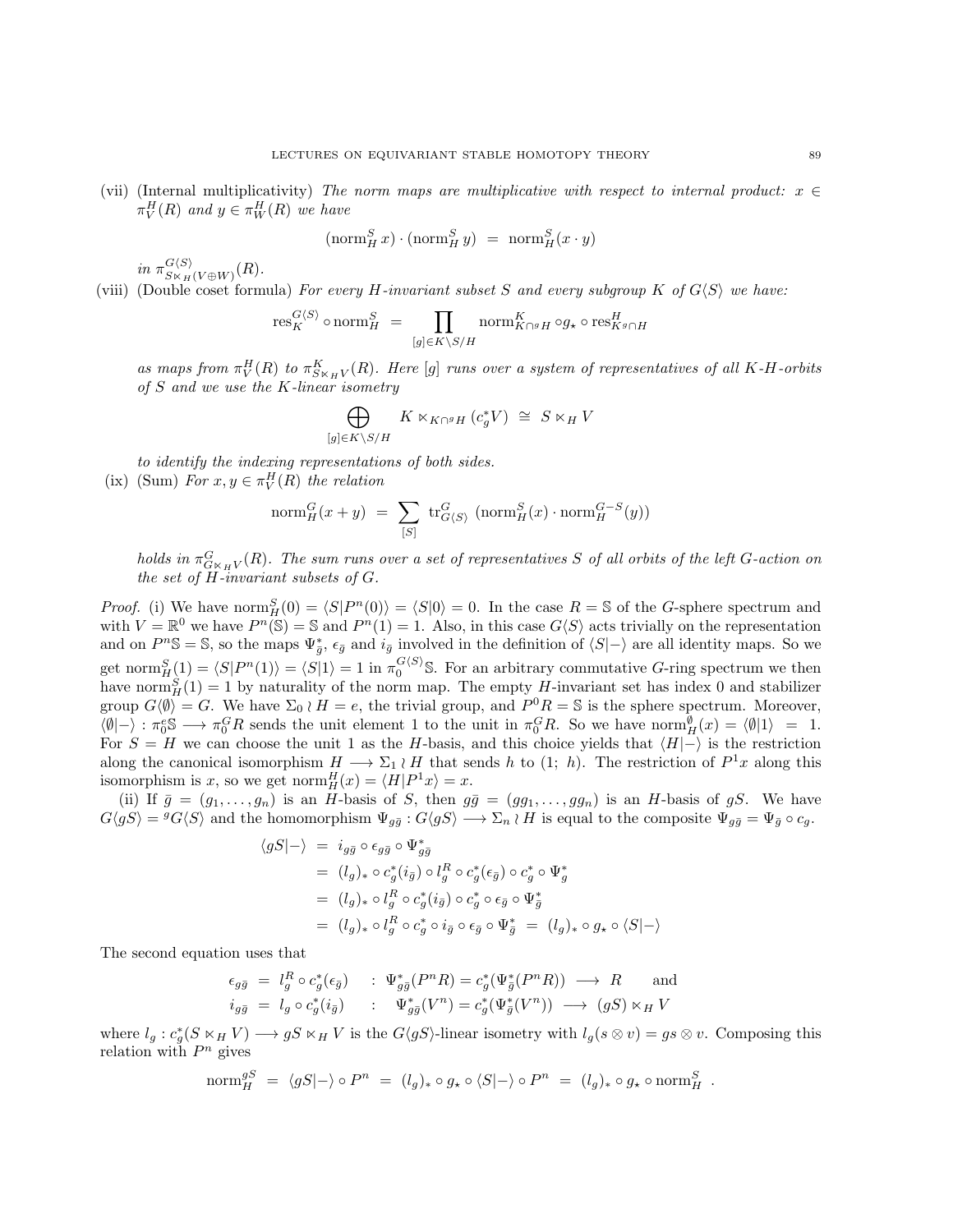(vii) (Internal multiplicativity) *The norm maps are multiplicative with respect to internal product: $x \in \pi_V^H(R)$ and $y \in \pi_W^H(R)$ we have*

$$(\mathrm{norm}_H^S\, x) \cdot (\mathrm{norm}_H^S\, y) \;=\; \mathrm{norm}_H^S(x \cdot y)$$

*in $\pi^{G\langle S\rangle}_{S\ltimes_H (V\oplus W)}(R)$.*

(viii) (Double coset formula) *For every $H$-invariant subset $S$ and every subgroup $K$ of $G\langle S\rangle$ we have:*

$$\mathrm{res}^{G\langle S\rangle}_K \circ \mathrm{norm}_H^S \;=\; \prod_{[g]\in K\backslash S/H} \mathrm{norm}^K_{K\cap {}^gH} \circ g_\star \circ \mathrm{res}^H_{K^g\cap H}$$

*as maps from $\pi_V^H(R)$ to $\pi^K_{S\ltimes_H V}(R)$. Here $[g]$ runs over a system of representatives of all $K$-$H$-orbits of $S$ and we use the $K$-linear isometry*

$$\bigoplus_{[g]\in K\backslash S/H} K \ltimes_{K\cap {}^gH} (c_g^* V) \;\cong\; S \ltimes_H V$$

*to identify the indexing representations of both sides.*

(ix) (Sum) *For $x, y \in \pi_V^H(R)$ the relation*

$$\mathrm{norm}_H^G(x+y) \;=\; \sum_{[S]} \mathrm{tr}^G_{G\langle S\rangle}\,\left(\mathrm{norm}_H^S(x)\cdot \mathrm{norm}_H^{G-S}(y)\right)$$

*holds in $\pi^G_{G\ltimes_H V}(R)$. The sum runs over a set of representatives $S$ of all orbits of the left $G$-action on the set of $H$-invariant subsets of $G$.*

*Proof.* (i) We have $\mathrm{norm}_H^S(0) = \langle S|P^n(0)\rangle = \langle S|0\rangle = 0$. In the case $R = \mathbb{S}$ of the $G$-sphere spectrum and with $V = \mathbb{R}^0$ we have $P^n(\mathbb{S}) = \mathbb{S}$ and $P^n(1) = 1$. Also, in this case $G\langle S\rangle$ acts trivially on the representation and on $P^n\mathbb{S} = \mathbb{S}$, so the maps $\Psi^*_{\bar g}$, $\epsilon_{\bar g}$ and $i_{\bar g}$ involved in the definition of $\langle S|-\rangle$ are all identity maps. So we get $\mathrm{norm}_H^S(1) = \langle S|P^n(1)\rangle = \langle S|1\rangle = 1$ in $\pi_0^{G\langle S\rangle}\mathbb{S}$. For an arbitrary commutative $G$-ring spectrum we then have $\mathrm{norm}_H^S(1) = 1$ by naturality of the norm map. The empty $H$-invariant set has index 0 and stabilizer group $G\langle\emptyset\rangle = G$. We have $\Sigma_0 \wr H = e$, the trivial group, and $P^0R = \mathbb{S}$ is the sphere spectrum. Moreover, $\langle\emptyset|-\rangle : \pi_0^e\mathbb{S} \longrightarrow \pi_0^G R$ sends the unit element 1 to the unit in $\pi_0^G R$. So we have $\mathrm{norm}_H^\emptyset(x) = \langle\emptyset|1\rangle \;=\; 1$. For $S = H$ we can choose the unit 1 as the $H$-basis, and this choice yields that $\langle H|-\rangle$ is the restriction along the canonical isomorphism $H \longrightarrow \Sigma_1 \wr H$ that sends $h$ to $(1;\ h)$. The restriction of $P^1x$ along this isomorphism is $x$, so we get $\mathrm{norm}_H^H(x) = \langle H|P^1x\rangle = x$.

(ii) If $\bar g = (g_1, \dots, g_n)$ is an $H$-basis of $S$, then $g\bar g = (gg_1, \dots, gg_n)$ is an $H$-basis of $gS$. We have $G\langle gS\rangle = {}^gG\langle S\rangle$ and the homomorphism $\Psi_{g\bar g} : G\langle gS\rangle \longrightarrow \Sigma_n \wr H$ is equal to the composite $\Psi_{g\bar g} = \Psi_{\bar g} \circ c_g$.

$$\begin{aligned}
\langle gS|-\rangle \;&=\; i_{g\bar g} \circ \epsilon_{g\bar g} \circ \Psi^*_{g\bar g}\\
&=\; (l_g)_* \circ c_g^*(i_{\bar g}) \circ l_g^R \circ c_g^*(\epsilon_{\bar g}) \circ c_g^* \circ \Psi^*_g\\
&=\; (l_g)_* \circ l_g^R \circ c_g^*(i_{\bar g}) \circ c_g^* \circ \epsilon_{\bar g} \circ \Psi^*_{\bar g}\\
&=\; (l_g)_* \circ l_g^R \circ c_g^* \circ i_{\bar g} \circ \epsilon_{\bar g} \circ \Psi^*_{\bar g} \;=\; (l_g)_* \circ g_\star \circ \langle S|-\rangle
\end{aligned}$$

The second equation uses that

$$\begin{aligned}
\epsilon_{g\bar g} \;&=\; l_g^R \circ c_g^*(\epsilon_{\bar g}) \quad &&: \ \Psi^*_{g\bar g}(P^nR) = c_g^*(\Psi^*_{\bar g}(P^nR)) \longrightarrow R \qquad \text{and}\\
i_{g\bar g} \;&=\; l_g \circ c_g^*(i_{\bar g}) \quad &&: \ \Psi^*_{g\bar g}(V^n) = c_g^*(\Psi^*_{\bar g}(V^n)) \longrightarrow (gS)\ltimes_H V
\end{aligned}$$

where $l_g : c_g^*(S \ltimes_H V) \longrightarrow gS \ltimes_H V$ is the $G\langle gS\rangle$-linear isometry with $l_g(s\otimes v) = gs\otimes v$. Composing this relation with $P^n$ gives

$$\mathrm{norm}_H^{gS} \;=\; \langle gS|-\rangle \circ P^n \;=\; (l_g)_* \circ g_\star \circ \langle S|-\rangle \circ P^n \;=\; (l_g)_* \circ g_\star \circ \mathrm{norm}_H^S\ .$$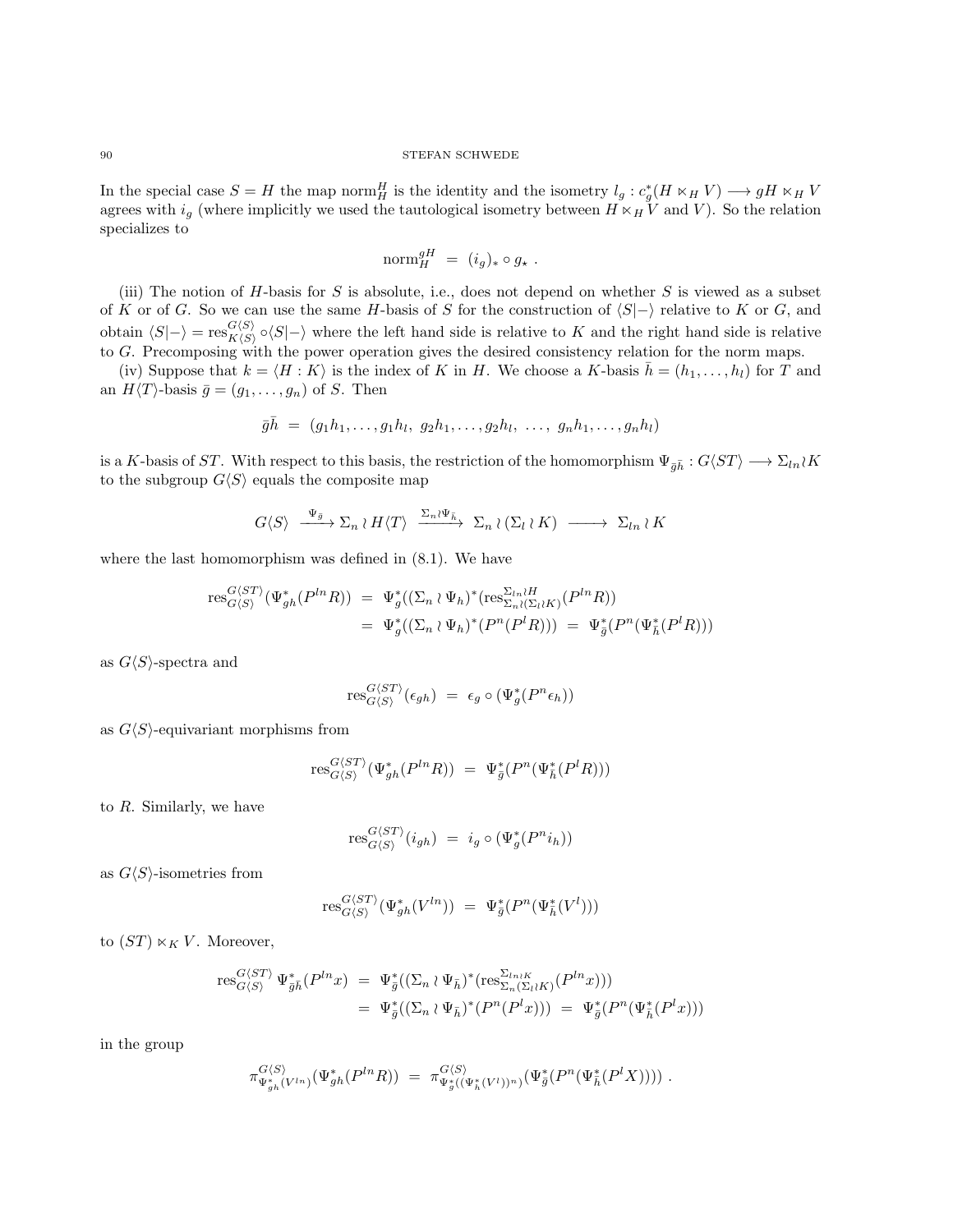In the special case $S = H$ the map $\mathrm{norm}_H^H$ is the identity and the isometry $l_g : c_g^*(H \ltimes_H V) \longrightarrow gH \ltimes_H V$ agrees with $i_g$ (where implicitly we used the tautological isometry between $H \ltimes_H V$ and $V$). So the relation specializes to

$$\mathrm{norm}_H^{gH} \;=\; (i_g)_* \circ g_\star \; .$$

(iii) The notion of $H$-basis for $S$ is absolute, i.e., does not depend on whether $S$ is viewed as a subset of $K$ or of $G$. So we can use the same $H$-basis of $S$ for the construction of $\langle S|-\rangle$ relative to $K$ or $G$, and obtain $\langle S|-\rangle = \mathrm{res}^{G\langle S\rangle}_{K\langle S\rangle} \circ \langle S|-\rangle$ where the left hand side is relative to $K$ and the right hand side is relative to $G$. Precomposing with the power operation gives the desired consistency relation for the norm maps.

(iv) Suppose that $k = \langle H : K\rangle$ is the index of $K$ in $H$. We choose a $K$-basis $\bar{h} = (h_1, \dots, h_l)$ for $T$ and an $H\langle T\rangle$-basis $\bar{g} = (g_1, \dots, g_n)$ of $S$. Then

$$\bar{g}\bar{h} \;=\; (g_1h_1, \dots, g_1h_l,\; g_2h_1, \dots, g_2h_l,\; \dots,\; g_nh_1, \dots, g_nh_l)$$

is a $K$-basis of $ST$. With respect to this basis, the restriction of the homomorphism $\Psi_{\bar{g}\bar{h}} : G\langle ST\rangle \longrightarrow \Sigma_{ln}\wr K$ to the subgroup $G\langle S\rangle$ equals the composite map

$$G\langle S\rangle \xrightarrow{\;\Psi_{\bar{g}}\;} \Sigma_n \wr H\langle T\rangle \xrightarrow{\;\Sigma_n\wr\Psi_{\bar{h}}\;} \Sigma_n \wr (\Sigma_l \wr K) \longrightarrow \Sigma_{ln} \wr K$$

where the last homomorphism was defined in (8.1). We have

$$\begin{aligned}
\mathrm{res}^{G\langle ST\rangle}_{G\langle S\rangle}(\Psi_{gh}^*(P^{ln}R)) \;&=\; \Psi_g^*((\Sigma_n \wr \Psi_h)^*(\mathrm{res}^{\Sigma_{ln}\wr H}_{\Sigma_n\wr(\Sigma_l\wr K)}(P^{ln}R)) \\
&=\; \Psi_g^*((\Sigma_n \wr \Psi_h)^*(P^n(P^lR))) \;=\; \Psi_{\bar{g}}^*(P^n(\Psi_{\bar{h}}^*(P^lR)))
\end{aligned}$$

as $G\langle S\rangle$-spectra and

$$\mathrm{res}^{G\langle ST\rangle}_{G\langle S\rangle}(\epsilon_{gh}) \;=\; \epsilon_g \circ (\Psi_g^*(P^n\epsilon_h))$$

as $G\langle S\rangle$-equivariant morphisms from

$$\mathrm{res}^{G\langle ST\rangle}_{G\langle S\rangle}(\Psi_{gh}^*(P^{ln}R)) \;=\; \Psi_{\bar{g}}^*(P^n(\Psi_{\bar{h}}^*(P^lR)))$$

to $R$. Similarly, we have

$$\mathrm{res}^{G\langle ST\rangle}_{G\langle S\rangle}(i_{gh}) \;=\; i_g \circ (\Psi_g^*(P^n i_h))$$

as $G\langle S\rangle$-isometries from

$$\mathrm{res}^{G\langle ST\rangle}_{G\langle S\rangle}(\Psi_{gh}^*(V^{ln})) \;=\; \Psi_{\bar{g}}^*(P^n(\Psi_{\bar{h}}^*(V^l)))$$

to $(ST) \ltimes_K V$. Moreover,

$$\begin{aligned}
\mathrm{res}^{G\langle ST\rangle}_{G\langle S\rangle}\, \Psi_{\bar{g}\bar{h}}^*(P^{ln}x) \;&=\; \Psi_{\bar{g}}^*((\Sigma_n \wr \Psi_{\bar{h}})^*(\mathrm{res}^{\Sigma_{ln}\wr K}_{\Sigma_n(\Sigma_l\wr K)}(P^{ln}x))) \\
&=\; \Psi_{\bar{g}}^*((\Sigma_n \wr \Psi_{\bar{h}})^*(P^n(P^lx))) \;=\; \Psi_{\bar{g}}^*(P^n(\Psi_{\bar{h}}^*(P^lx)))
\end{aligned}$$

in the group

$$\pi^{G\langle S\rangle}_{\Psi_{gh}^*(V^{ln})}(\Psi_{gh}^*(P^{ln}R)) \;=\; \pi^{G\langle S\rangle}_{\Psi_g^*((\Psi_h^*(V^l))^n)}(\Psi_{\bar{g}}^*(P^n(\Psi_{\bar{h}}^*(P^lX)))) \; .$$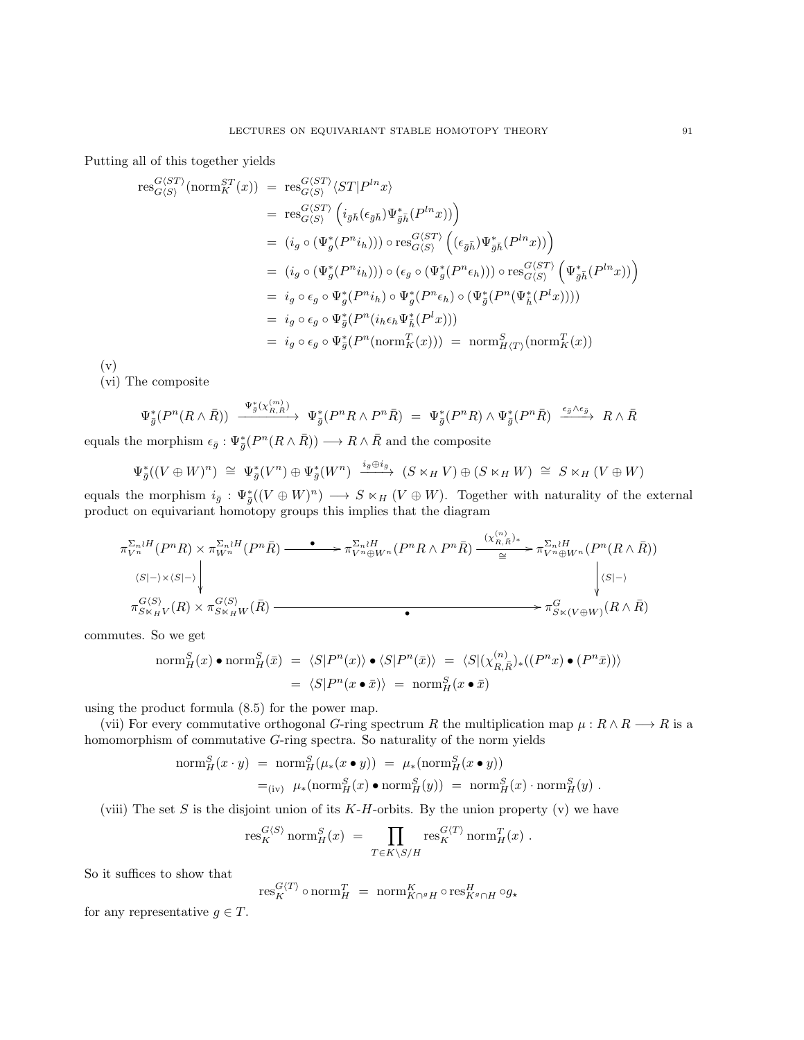Putting all of this together yields

$$
\begin{aligned}
\operatorname{res}^{G\langle ST\rangle}_{G\langle S\rangle}(\operatorname{norm}^{ST}_K(x)) &= \operatorname{res}^{G\langle ST\rangle}_{G\langle S\rangle}\langle ST|P^{ln}x\rangle \\
&= \operatorname{res}^{G\langle ST\rangle}_{G\langle S\rangle}\left(i_{\bar g\bar h}(\epsilon_{\bar g\bar h})\Psi^*_{\bar g\bar h}(P^{ln}x))\right) \\
&= (i_g\circ(\Psi^*_g(P^n i_h)))\circ\operatorname{res}^{G\langle ST\rangle}_{G\langle S\rangle}\left((\epsilon_{\bar g\bar h})\Psi^*_{\bar g\bar h}(P^{ln}x))\right) \\
&= (i_g\circ(\Psi^*_g(P^n i_h)))\circ(\epsilon_g\circ(\Psi^*_g(P^n\epsilon_h)))\circ\operatorname{res}^{G\langle ST\rangle}_{G\langle S\rangle}\left(\Psi^*_{\bar g\bar h}(P^{ln}x))\right) \\
&= i_g\circ\epsilon_g\circ\Psi^*_g(P^n i_h)\circ\Psi^*_g(P^n\epsilon_h)\circ(\Psi^*_{\bar g}(P^n(\Psi^*_{\bar h}(P^l x)))) \\
&= i_g\circ\epsilon_g\circ\Psi^*_{\bar g}(P^n(i_h\epsilon_h\Psi^*_{\bar h}(P^l x))) \\
&= i_g\circ\epsilon_g\circ\Psi^*_{\bar g}(P^n(\operatorname{norm}^T_K(x))) \;=\; \operatorname{norm}^S_{H\langle T\rangle}(\operatorname{norm}^T_K(x))
\end{aligned}
$$

(v)

(vi) The composite

$$
\Psi^*_{\bar g}(P^n(R\wedge\bar R)) \xrightarrow{\;\Psi^*_{\bar g}(\chi^{(m)}_{R,\bar R})\;} \Psi^*_{\bar g}(P^nR\wedge P^n\bar R) \;=\; \Psi^*_{\bar g}(P^nR)\wedge\Psi^*_{\bar g}(P^n\bar R) \xrightarrow{\;\epsilon_{\bar g}\wedge\epsilon_{\bar g}\;} R\wedge\bar R
$$

equals the morphism $\epsilon_{\bar g}:\Psi^*_{\bar g}(P^n(R\wedge\bar R))\longrightarrow R\wedge\bar R$ and the composite

$$
\Psi^*_{\bar g}((V\oplus W)^n) \;\cong\; \Psi^*_{\bar g}(V^n)\oplus\Psi^*_{\bar g}(W^n) \xrightarrow{\;i_{\bar g}\oplus i_{\bar g}\;} (S\ltimes_H V)\oplus(S\ltimes_H W) \;\cong\; S\ltimes_H(V\oplus W)
$$

equals the morphism $i_{\bar g}:\Psi^*_{\bar g}((V\oplus W)^n)\longrightarrow S\ltimes_H(V\oplus W)$. Together with naturality of the external product on equivariant homotopy groups this implies that the diagram

$$
\begin{array}{ccccc}
\pi^{\Sigma_n\wr H}_{V^n}(P^nR)\times\pi^{\Sigma_n\wr H}_{W^n}(P^n\bar R) & \xrightarrow{\;\bullet\;} & \pi^{\Sigma_n\wr H}_{V^n\oplus W^n}(P^nR\wedge P^n\bar R) & \xrightarrow[\cong]{(\chi^{(n)}_{R,\bar R})_*} & \pi^{\Sigma_n\wr H}_{V^n\oplus W^n}(P^n(R\wedge\bar R)) \\
\Big\downarrow{\scriptstyle\langle S|-\rangle\times\langle S|-\rangle} & & & & \Big\downarrow{\scriptstyle\langle S|-\rangle} \\
\pi^{G\langle S\rangle}_{S\ltimes_H V}(R)\times\pi^{G\langle S\rangle}_{S\ltimes_H W}(\bar R) & & \xrightarrow{\quad\quad\bullet\quad\quad} & & \pi^G_{S\ltimes(V\oplus W)}(R\wedge\bar R)
\end{array}
$$

commutes. So we get

$$
\begin{aligned}
\operatorname{norm}^S_H(x)\bullet\operatorname{norm}^S_H(\bar x) &= \langle S|P^n(x)\rangle\bullet\langle S|P^n(\bar x)\rangle \;=\; \langle S|(\chi^{(n)}_{R,\bar R})_*((P^nx)\bullet(P^n\bar x))\rangle \\
&= \langle S|P^n(x\bullet\bar x)\rangle \;=\; \operatorname{norm}^S_H(x\bullet\bar x)
\end{aligned}
$$

using the product formula (8.5) for the power map.

(vii) For every commutative orthogonal $G$-ring spectrum $R$ the multiplication map $\mu:R\wedge R\longrightarrow R$ is a homomorphism of commutative $G$-ring spectra. So naturality of the norm yields

$$
\begin{aligned}
\operatorname{norm}^S_H(x\cdot y) &= \operatorname{norm}^S_H(\mu_*(x\bullet y)) \;=\; \mu_*(\operatorname{norm}^S_H(x\bullet y)) \\
&=_{\text{(iv)}} \mu_*(\operatorname{norm}^S_H(x)\bullet\operatorname{norm}^S_H(y)) \;=\; \operatorname{norm}^S_H(x)\cdot\operatorname{norm}^S_H(y)\;.
\end{aligned}
$$

(viii) The set $S$ is the disjoint union of its $K$-$H$-orbits. By the union property (v) we have

$$
\operatorname{res}^{G\langle S\rangle}_K\operatorname{norm}^S_H(x) \;=\; \prod_{T\in K\backslash S/H}\operatorname{res}^{G\langle T\rangle}_K\operatorname{norm}^T_H(x)\;.
$$

So it suffices to show that

$$
\operatorname{res}^{G\langle T\rangle}_K\circ\operatorname{norm}^T_H \;=\; \operatorname{norm}^K_{K\cap{}^gH}\circ\operatorname{res}^H_{K^g\cap H}\circ g_\star
$$

for any representative $g\in T$.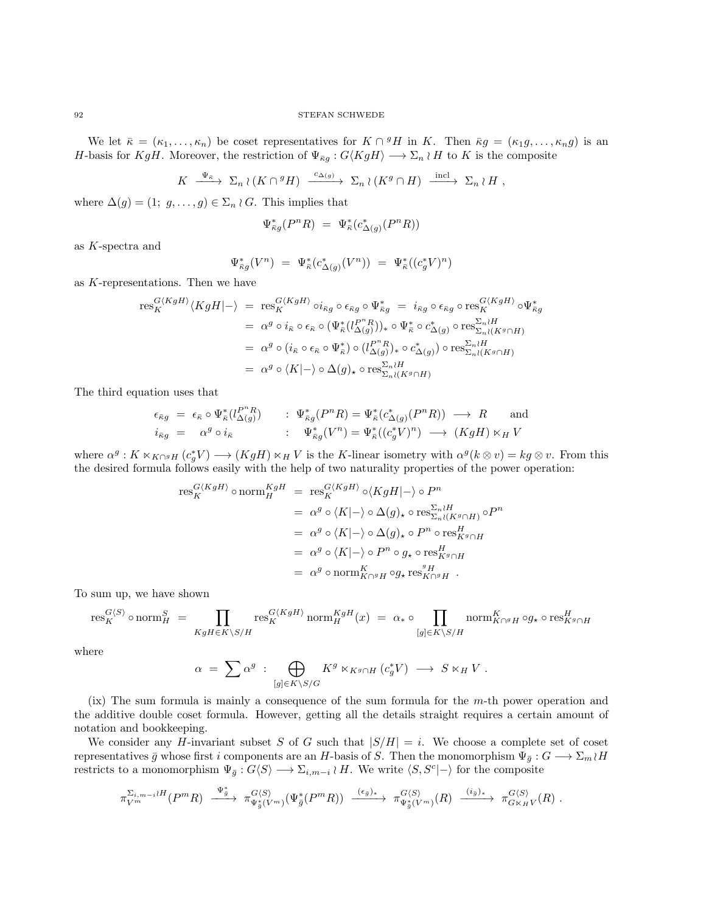We let $\bar{\kappa} = (\kappa_1, \dots, \kappa_n)$ be coset representatives for $K \cap {}^g H$ in $K$. Then $\bar{\kappa} g = (\kappa_1 g, \dots, \kappa_n g)$ is an $H$-basis for $KgH$. Moreover, the restriction of $\Psi_{\bar{\kappa}g} : G\langle KgH\rangle \longrightarrow \Sigma_n \wr H$ to $K$ is the composite

$$K \xrightarrow{\ \Psi_{\bar{\kappa}}\ } \Sigma_n \wr (K \cap {}^g H) \xrightarrow{\ c_{\Delta(g)}\ } \Sigma_n \wr (K^g \cap H) \xrightarrow{\ \text{incl}\ } \Sigma_n \wr H \ ,$$

where $\Delta(g) = (1;\ g, \dots, g) \in \Sigma_n \wr G$. This implies that

$$\Psi^*_{\bar{\kappa}g}(P^n R) \ = \ \Psi^*_{\bar{\kappa}}(c^*_{\Delta(g)}(P^n R))$$

as $K$-spectra and

$$\Psi^*_{\bar{\kappa}g}(V^n) \ = \ \Psi^*_{\bar{\kappa}}(c^*_{\Delta(g)}(V^n)) \ = \ \Psi^*_{\bar{\kappa}}((c^*_g V)^n)$$

as $K$-representations. Then we have

$$\begin{aligned}
\operatorname{res}^{G\langle KgH\rangle}_K \langle KgH|-\rangle \ &= \ \operatorname{res}^{G\langle KgH\rangle}_K \circ i_{\bar{\kappa}g} \circ \epsilon_{\bar{\kappa}g} \circ \Psi^*_{\bar{\kappa}g} \ = \ i_{\bar{\kappa}g} \circ \epsilon_{\bar{\kappa}g} \circ \operatorname{res}^{G\langle KgH\rangle}_K \circ \Psi^*_{\bar{\kappa}g} \\
&= \ \alpha^g \circ i_{\bar{\kappa}} \circ \epsilon_{\bar{\kappa}} \circ (\Psi^*_{\bar{\kappa}}(l^{P^n R}_{\Delta(g)}))_* \circ \Psi^*_{\bar{\kappa}} \circ c^*_{\Delta(g)} \circ \operatorname{res}^{\Sigma_n \wr H}_{\Sigma_n \wr (K^g \cap H)} \\
&= \ \alpha^g \circ (i_{\bar{\kappa}} \circ \epsilon_{\bar{\kappa}} \circ \Psi^*_{\bar{\kappa}}) \circ (l^{P^n R}_{\Delta(g)})_* \circ c^*_{\Delta(g)}) \circ \operatorname{res}^{\Sigma_n \wr H}_{\Sigma_n \wr (K^g \cap H)} \\
&= \ \alpha^g \circ \langle K|-\rangle \circ \Delta(g)_\star \circ \operatorname{res}^{\Sigma_n \wr H}_{\Sigma_n \wr (K^g \cap H)}
\end{aligned}$$

The third equation uses that

$$\begin{aligned}
\epsilon_{\bar{\kappa}g} \ &= \ \epsilon_{\bar{\kappa}} \circ \Psi^*_{\bar{\kappa}}(l^{P^n R}_{\Delta(g)}) \qquad &&: \ \Psi^*_{\bar{\kappa}g}(P^n R) = \Psi^*_{\bar{\kappa}}(c^*_{\Delta(g)}(P^n R)) \ \longrightarrow \ R \qquad \text{and} \\
i_{\bar{\kappa}g} \ &= \quad \alpha^g \circ i_{\bar{\kappa}} &&: \quad \Psi^*_{\bar{\kappa}g}(V^n) = \Psi^*_{\bar{\kappa}}((c^*_g V)^n) \ \longrightarrow \ (KgH) \ltimes_H V
\end{aligned}$$

where $\alpha^g : K \ltimes_{K \cap {}^g H} (c^*_g V) \longrightarrow (KgH) \ltimes_H V$ is the $K$-linear isometry with $\alpha^g(k \otimes v) = kg \otimes v$. From this the desired formula follows easily with the help of two naturality properties of the power operation:

$$\begin{aligned}
\operatorname{res}^{G\langle KgH\rangle}_K \circ \operatorname{norm}^{KgH}_H \ &= \ \operatorname{res}^{G\langle KgH\rangle}_K \circ \langle KgH|-\rangle \circ P^n \\
&= \ \alpha^g \circ \langle K|-\rangle \circ \Delta(g)_\star \circ \operatorname{res}^{\Sigma_n \wr H}_{\Sigma_n \wr (K^g \cap H)} \circ P^n \\
&= \ \alpha^g \circ \langle K|-\rangle \circ \Delta(g)_\star \circ P^n \circ \operatorname{res}^H_{K^g \cap H} \\
&= \ \alpha^g \circ \langle K|-\rangle \circ P^n \circ g_\star \circ \operatorname{res}^H_{K^g \cap H} \\
&= \ \alpha^g \circ \operatorname{norm}^K_{K \cap {}^g H} \circ g_\star \operatorname{res}^{{}^g H}_{K \cap {}^g H} \ .
\end{aligned}$$

To sum up, we have shown

$$\operatorname{res}^{G\langle S\rangle}_K \circ \operatorname{norm}^S_H \ = \ \prod_{KgH \in K\backslash S/H} \operatorname{res}^{G\langle KgH\rangle}_K \operatorname{norm}^{KgH}_H(x) \ = \ \alpha_* \circ \prod_{[g] \in K\backslash S/H} \operatorname{norm}^K_{K \cap {}^g H} \circ g_\star \circ \operatorname{res}^H_{K^g \cap H}$$

where

$$\alpha \ = \ \sum \alpha^g \ : \ \bigoplus_{[g] \in K\backslash S/G} K^g \ltimes_{K^g \cap H} (c^*_g V) \ \longrightarrow \ S \ltimes_H V \ .$$

(ix) The sum formula is mainly a consequence of the sum formula for the $m$-th power operation and the additive double coset formula. However, getting all the details straight requires a certain amount of notation and bookkeeping.

We consider any $H$-invariant subset $S$ of $G$ such that $|S/H| = i$. We choose a complete set of coset representatives $\bar{g}$ whose first $i$ components are an $H$-basis of $S$. Then the monomorphism $\Psi_{\bar{g}} : G \longrightarrow \Sigma_m \wr H$ restricts to a monomorphism $\Psi_{\bar{g}} : G\langle S\rangle \longrightarrow \Sigma_{i,m-i} \wr H$. We write $\langle S, S^c|-\rangle$ for the composite

$$\pi^{\Sigma_{i,m-i}\wr H}_{V^m}(P^m R) \ \xrightarrow{\ \Psi^*_{\bar{g}}\ } \ \pi^{G\langle S\rangle}_{\Psi^*_{\bar{g}}(V^m)}(\Psi^*_{\bar{g}}(P^m R)) \ \xrightarrow{\ (\epsilon_{\bar{g}})_*\ } \ \pi^{G\langle S\rangle}_{\Psi^*_{\bar{g}}(V^m)}(R) \ \xrightarrow{\ (i_{\bar{g}})_*\ } \ \pi^{G\langle S\rangle}_{G \ltimes_H V}(R) \ .$$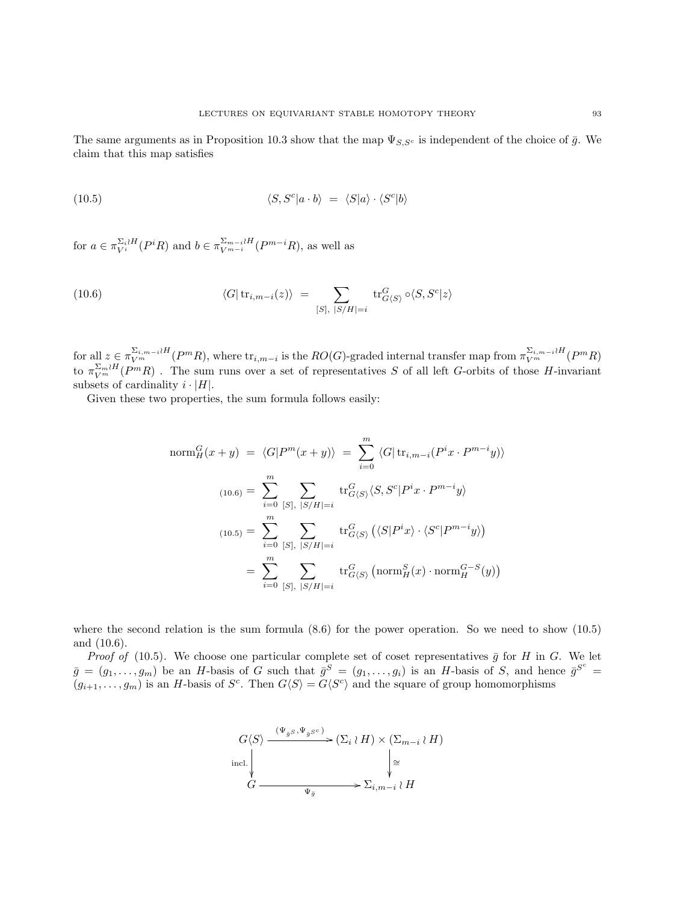The same arguments as in Proposition 10.3 show that the map $\Psi_{S,S^c}$ is independent of the choice of $\bar{g}$. We claim that this map satisfies

$$\langle S, S^c | a \cdot b \rangle \ = \ \langle S | a \rangle \cdot \langle S^c | b \rangle \tag{10.5}$$

for $a \in \pi_{V^i}^{\Sigma_i \wr H}(P^i R)$ and $b \in \pi_{V^{m-i}}^{\Sigma_{m-i} \wr H}(P^{m-i} R)$, as well as

$$\langle G | \operatorname{tr}_{i,m-i}(z) \rangle \ = \ \sum_{[S],\ |S/H|=i} \operatorname{tr}_{G\langle S \rangle}^G \circ \langle S, S^c | z \rangle \tag{10.6}$$

for all $z \in \pi_{V^m}^{\Sigma_{i,m-i} \wr H}(P^m R)$, where $\operatorname{tr}_{i,m-i}$ is the $RO(G)$-graded internal transfer map from $\pi_{V^m}^{\Sigma_{i,m-i} \wr H}(P^m R)$ to $\pi_{V^m}^{\Sigma_m \wr H}(P^m R)$ . The sum runs over a set of representatives $S$ of all left $G$-orbits of those $H$-invariant subsets of cardinality $i \cdot |H|$.

Given these two properties, the sum formula follows easily:

$$\begin{aligned}
\operatorname{norm}_H^G(x+y) \ &= \ \langle G | P^m(x+y) \rangle \ = \ \sum_{i=0}^m \langle G | \operatorname{tr}_{i,m-i}(P^i x \cdot P^{m-i} y) \rangle \\
{\scriptstyle (10.6)} = \ &\sum_{i=0}^m \sum_{[S],\ |S/H|=i} \operatorname{tr}_{G\langle S \rangle}^G \langle S, S^c | P^i x \cdot P^{m-i} y \rangle \\
{\scriptstyle (10.5)} = \ &\sum_{i=0}^m \sum_{[S],\ |S/H|=i} \operatorname{tr}_{G\langle S \rangle}^G \left( \langle S | P^i x \rangle \cdot \langle S^c | P^{m-i} y \rangle \right) \\
= \ &\sum_{i=0}^m \sum_{[S],\ |S/H|=i} \operatorname{tr}_{G\langle S \rangle}^G \left( \operatorname{norm}_H^S(x) \cdot \operatorname{norm}_H^{G-S}(y) \right)
\end{aligned}$$

where the second relation is the sum formula (8.6) for the power operation. So we need to show (10.5) and (10.6).

*Proof of* (10.5). We choose one particular complete set of coset representatives $\bar{g}$ for $H$ in $G$. We let $\bar{g} = (g_1, \ldots, g_m)$ be an $H$-basis of $G$ such that $\bar{g}^S = (g_1, \ldots, g_i)$ is an $H$-basis of $S$, and hence $\bar{g}^{S^c} = (g_{i+1}, \ldots, g_m)$ is an $H$-basis of $S^c$. Then $G\langle S \rangle = G\langle S^c \rangle$ and the square of group homomorphisms

$$\begin{array}{ccc}
G\langle S \rangle & \xrightarrow{(\Psi_{\bar{g}^S}, \Psi_{\bar{g}^{S^c}})} & (\Sigma_i \wr H) \times (\Sigma_{m-i} \wr H) \\
{\scriptstyle \text{incl.}} \downarrow & & \downarrow \cong \\
G & \xrightarrow[\Psi_{\bar{g}}]{} & \Sigma_{i,m-i} \wr H
\end{array}$$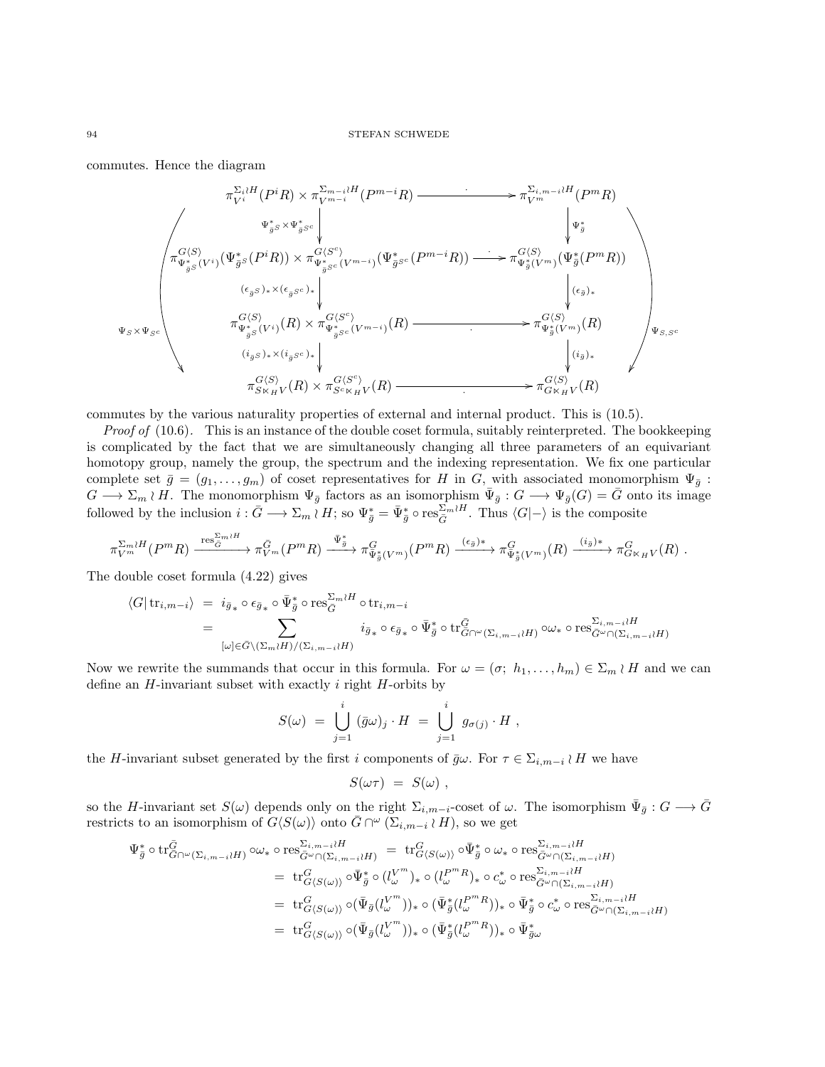commutes. Hence the diagram

$$\begin{array}{ccc}
\pi^{\Sigma_i \wr H}_{V^i}(P^i R) \times \pi^{\Sigma_{m-i}\wr H}_{V^{m-i}}(P^{m-i} R) & \xrightarrow{\quad \cdot \quad} & \pi^{\Sigma_{i,m-i}\wr H}_{V^m}(P^m R) \\
\Big\downarrow {\scriptstyle \Psi^*_{\bar g S} \times \Psi^*_{\bar g S^c}} & & \Big\downarrow {\scriptstyle \Psi^*_{\bar g}} \\
\pi^{G\langle S\rangle}_{\Psi^*_{\bar g S}(V^i)}(\Psi^*_{\bar g S}(P^i R)) \times \pi^{G\langle S^c\rangle}_{\Psi^*_{\bar g S^c}(V^{m-i})}(\Psi^*_{\bar g S^c}(P^{m-i} R)) & \xrightarrow{\quad \cdot \quad} & \pi^{G\langle S\rangle}_{\Psi^*_{\bar g}(V^m)}(\Psi^*_{\bar g}(P^m R)) \\
\Big\downarrow {\scriptstyle (\epsilon_{\bar g S})_* \times (\epsilon_{\bar g S^c})_*} & & \Big\downarrow {\scriptstyle (\epsilon_{\bar g})_*} \\
\pi^{G\langle S\rangle}_{\Psi^*_{\bar g S}(V^i)}(R) \times \pi^{G\langle S^c\rangle}_{\Psi^*_{\bar g S^c}(V^{m-i})}(R) & \xrightarrow{\quad \cdot \quad} & \pi^{G\langle S\rangle}_{\Psi^*_{\bar g}(V^m)}(R) \\
\Big\downarrow {\scriptstyle (i_{\bar g S})_* \times (i_{\bar g S^c})_*} & & \Big\downarrow {\scriptstyle (i_{\bar g})_*} \\
\pi^{G\langle S\rangle}_{S\ltimes_H V}(R) \times \pi^{G\langle S^c\rangle}_{S^c\ltimes_H V}(R) & \xrightarrow{\quad \cdot \quad} & \pi^{G\langle S\rangle}_{G\ltimes_H V}(R)
\end{array}$$

(with the left vertical composite labelled $\Psi_S \times \Psi_{S^c}$ and the right vertical composite labelled $\Psi_{S,S^c}$)

commutes by the various naturality properties of external and internal product. This is (10.5).

*Proof of* (10.6). This is an instance of the double coset formula, suitably reinterpreted. The bookkeeping is complicated by the fact that we are simultaneously changing all three parameters of an equivariant homotopy group, namely the group, the spectrum and the indexing representation. We fix one particular complete set $\bar g = (g_1, \ldots, g_m)$ of coset representatives for $H$ in $G$, with associated monomorphism $\Psi_{\bar g} : G \longrightarrow \Sigma_m \wr H$. The monomorphism $\Psi_{\bar g}$ factors as an isomorphism $\bar\Psi_{\bar g} : G \longrightarrow \Psi_{\bar g}(G) = \bar G$ onto its image followed by the inclusion $i : \bar G \longrightarrow \Sigma_m \wr H$; so $\Psi^*_{\bar g} = \bar\Psi^*_{\bar g} \circ \operatorname{res}^{\Sigma_m \wr H}_{\bar G}$. Thus $\langle G|-\rangle$ is the composite

$$\pi^{\Sigma_m \wr H}_{V^m}(P^m R) \xrightarrow{\operatorname{res}^{\Sigma_m\wr H}_{\bar G}} \pi^{\bar G}_{V^m}(P^m R) \xrightarrow{\bar\Psi^*_{\bar g}} \pi^G_{\bar\Psi^*_{\bar g}(V^m)}(P^m R) \xrightarrow{(\epsilon_{\bar g})_*} \pi^G_{\bar\Psi^*_{\bar g}(V^m)}(R) \xrightarrow{(i_{\bar g})_*} \pi^G_{G\ltimes_H V}(R) \ .$$

The double coset formula (4.22) gives

$$\begin{aligned}
\langle G|\operatorname{tr}_{i,m-i}\rangle \ &= \ i_{\bar g *} \circ \epsilon_{\bar g *} \circ \bar\Psi^*_{\bar g} \circ \operatorname{res}^{\Sigma_m \wr H}_{\bar G} \circ \operatorname{tr}_{i,m-i} \\
&= \sum_{[\omega] \in \bar G \backslash (\Sigma_m \wr H)/(\Sigma_{i,m-i}\wr H)} i_{\bar g *} \circ \epsilon_{\bar g *} \circ \bar\Psi^*_{\bar g} \circ \operatorname{tr}^{\bar G}_{\bar G \cap^\omega (\Sigma_{i,m-i}\wr H)} \circ \omega_* \circ \operatorname{res}^{\Sigma_{i,m-i}\wr H}_{\bar G^\omega \cap (\Sigma_{i,m-i}\wr H)}
\end{aligned}$$

Now we rewrite the summands that occur in this formula. For $\omega = (\sigma;\ h_1, \ldots, h_m) \in \Sigma_m \wr H$ and we can define an $H$-invariant subset with exactly $i$ right $H$-orbits by

$$S(\omega) \ = \ \bigcup_{j=1}^{i} (\bar g \omega)_j \cdot H \ = \ \bigcup_{j=1}^{i} g_{\sigma(j)} \cdot H \ ,$$

the $H$-invariant subset generated by the first $i$ components of $\bar g\omega$. For $\tau \in \Sigma_{i,m-i} \wr H$ we have

$$S(\omega\tau) \ = \ S(\omega) \ ,$$

so the $H$-invariant set $S(\omega)$ depends only on the right $\Sigma_{i,m-i}$-coset of $\omega$. The isomorphism $\bar\Psi_{\bar g} : G \longrightarrow \bar G$ restricts to an isomorphism of $G\langle S(\omega)\rangle$ onto $\bar G \cap^\omega (\Sigma_{i,m-i} \wr H)$, so we get

$$\begin{aligned}
\Psi^*_{\bar g} \circ \operatorname{tr}^{\bar G}_{\bar G \cap^\omega (\Sigma_{i,m-i}\wr H)} \circ \omega_* \circ \operatorname{res}^{\Sigma_{i,m-i}\wr H}_{\bar G^\omega \cap (\Sigma_{i,m-i}\wr H)} \ &= \ \operatorname{tr}^G_{G\langle S(\omega)\rangle} \circ \bar\Psi^*_{\bar g} \circ \omega_* \circ \operatorname{res}^{\Sigma_{i,m-i}\wr H}_{\bar G^\omega \cap (\Sigma_{i,m-i}\wr H)} \\
&= \ \operatorname{tr}^G_{G\langle S(\omega)\rangle} \circ \bar\Psi^*_{\bar g} \circ (l^{V^m}_\omega)_* \circ (l^{P^m R}_\omega)_* \circ c^*_\omega \circ \operatorname{res}^{\Sigma_{i,m-i}\wr H}_{\bar G^\omega \cap (\Sigma_{i,m-i}\wr H)} \\
&= \ \operatorname{tr}^G_{G\langle S(\omega)\rangle} \circ (\bar\Psi_{\bar g}(l^{V^m}_\omega))_* \circ (\bar\Psi^*_{\bar g}(l^{P^m R}_\omega))_* \circ \bar\Psi^*_{\bar g} \circ c^*_\omega \circ \operatorname{res}^{\Sigma_{i,m-i}\wr H}_{\bar G^\omega \cap (\Sigma_{i,m-i}\wr H)} \\
&= \ \operatorname{tr}^G_{G\langle S(\omega)\rangle} \circ (\bar\Psi_{\bar g}(l^{V^m}_\omega))_* \circ (\bar\Psi^*_{\bar g}(l^{P^m R}_\omega))_* \circ \bar\Psi^*_{\bar g \omega}
\end{aligned}$$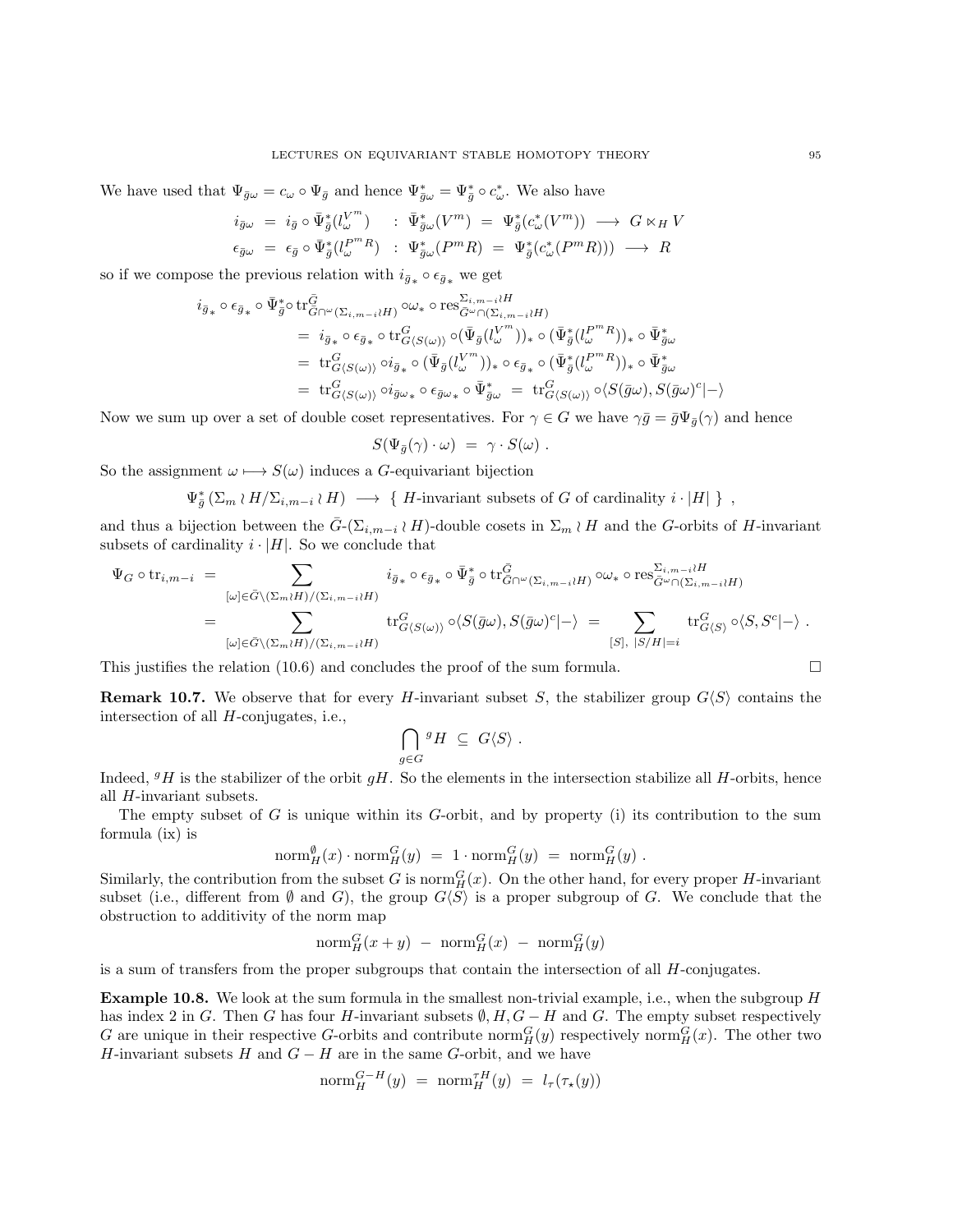We have used that $\Psi_{\bar{g}\omega} = c_\omega \circ \Psi_{\bar{g}}$ and hence $\Psi^*_{\bar{g}\omega} = \Psi^*_{\bar{g}} \circ c^*_\omega$. We also have

$$i_{\bar{g}\omega} \ = \ i_{\bar{g}} \circ \bar{\Psi}^*_{\bar{g}}(l^{V^m}_\omega) \quad : \ \bar{\Psi}^*_{\bar{g}\omega}(V^m) \ = \ \Psi^*_{\bar{g}}(c^*_\omega(V^m)) \ \longrightarrow \ G \ltimes_H V$$
$$\epsilon_{\bar{g}\omega} \ = \ \epsilon_{\bar{g}} \circ \bar{\Psi}^*_{\bar{g}}(l^{P^m R}_\omega) \ : \ \Psi^*_{\bar{g}\omega}(P^m R) \ = \ \Psi^*_{\bar{g}}(c^*_\omega(P^m R))) \ \longrightarrow \ R$$

so if we compose the previous relation with $i_{\bar{g}*} \circ \epsilon_{\bar{g}*}$ we get

$$\begin{aligned}
i_{\bar{g}*} \circ \epsilon_{\bar{g}*} \circ \bar{\Psi}^*_{\bar{g}} \circ \operatorname{tr}^{\bar{G}}_{\bar{G} \cap^\omega (\Sigma_{i,m-i} \wr H)} \circ \omega_* \circ \operatorname{res}^{\Sigma_{i,m-i}\wr H}_{\bar{G}^\omega \cap (\Sigma_{i,m-i}\wr H)} \\
&= \ i_{\bar{g}*} \circ \epsilon_{\bar{g}*} \circ \operatorname{tr}^G_{G\langle S(\omega)\rangle} \circ (\bar{\Psi}_{\bar{g}}(l^{V^m}_\omega))_* \circ (\bar{\Psi}^*_{\bar{g}}(l^{P^m R}_\omega))_* \circ \bar{\Psi}^*_{\bar{g}\omega} \\
&= \ \operatorname{tr}^G_{G\langle S(\omega)\rangle} \circ i_{\bar{g}*} \circ (\bar{\Psi}_{\bar{g}}(l^{V^m}_\omega))_* \circ \epsilon_{\bar{g}*} \circ (\bar{\Psi}^*_{\bar{g}}(l^{P^m R}_\omega))_* \circ \bar{\Psi}^*_{\bar{g}\omega} \\
&= \ \operatorname{tr}^G_{G\langle S(\omega)\rangle} \circ i_{\bar{g}\omega *} \circ \epsilon_{\bar{g}\omega *} \circ \bar{\Psi}^*_{\bar{g}\omega} \ = \ \operatorname{tr}^G_{G\langle S(\omega)\rangle} \circ \langle S(\bar{g}\omega), S(\bar{g}\omega)^c | - \rangle
\end{aligned}$$

Now we sum up over a set of double coset representatives. For $\gamma \in G$ we have $\gamma\bar{g} = \bar{g}\Psi_{\bar{g}}(\gamma)$ and hence

$$S(\Psi_{\bar{g}}(\gamma) \cdot \omega) \ = \ \gamma \cdot S(\omega) \ .$$

So the assignment $\omega \longmapsto S(\omega)$ induces a $G$-equivariant bijection

$$\Psi^*_{\bar{g}}(\Sigma_m \wr H / \Sigma_{i,m-i} \wr H) \ \longrightarrow \ \{ \ H\text{-invariant subsets of } G \text{ of cardinality } i \cdot |H| \ \} \ ,$$

and thus a bijection between the $\bar{G}$-$(\Sigma_{m-i} \wr H)$-double cosets in $\Sigma_m \wr H$ and the $G$-orbits of $H$-invariant subsets of cardinality $i \cdot |H|$. So we conclude that

$$\begin{aligned}
\Psi_G \circ \operatorname{tr}_{i,m-i} \ &= \sum_{[\omega] \in \bar{G} \backslash (\Sigma_m \wr H)/(\Sigma_{i,m-i} \wr H)} i_{\bar{g}*} \circ \epsilon_{\bar{g}*} \circ \bar{\Psi}^*_{\bar{g}} \circ \operatorname{tr}^{\bar{G}}_{\bar{G} \cap^\omega (\Sigma_{i,m-i}\wr H)} \circ \omega_* \circ \operatorname{res}^{\Sigma_{i,m-i}\wr H}_{\bar{G}^\omega \cap (\Sigma_{i,m-i}\wr H)} \\
&= \sum_{[\omega] \in \bar{G} \backslash (\Sigma_m \wr H)/(\Sigma_{i,m-i} \wr H)} \operatorname{tr}^G_{G\langle S(\omega)\rangle} \circ \langle S(\bar{g}\omega), S(\bar{g}\omega)^c | - \rangle \ = \sum_{[S], \ |S/H| = i} \operatorname{tr}^G_{G\langle S\rangle} \circ \langle S, S^c | - \rangle \ .
\end{aligned}$$

This justifies the relation (10.6) and concludes the proof of the sum formula. $\square$

**Remark 10.7.** We observe that for every $H$-invariant subset $S$, the stabilizer group $G\langle S\rangle$ contains the intersection of all $H$-conjugates, i.e.,

$$\bigcap_{g \in G} {}^g H \ \subseteq \ G\langle S\rangle \ .$$

Indeed, ${}^g H$ is the stabilizer of the orbit $gH$. So the elements in the intersection stabilize all $H$-orbits, hence all $H$-invariant subsets.

The empty subset of $G$ is unique within its $G$-orbit, and by property (i) its contribution to the sum formula (ix) is

$$\operatorname{norm}^{\emptyset}_H(x) \cdot \operatorname{norm}^G_H(y) \ = \ 1 \cdot \operatorname{norm}^G_H(y) \ = \ \operatorname{norm}^G_H(y) \ .$$

Similarly, the contribution from the subset $G$ is $\operatorname{norm}^G_H(x)$. On the other hand, for every proper $H$-invariant subset (i.e., different from $\emptyset$ and $G$), the group $G\langle S\rangle$ is a proper subgroup of $G$. We conclude that the obstruction to additivity of the norm map

$$\operatorname{norm}^G_H(x+y) \ - \ \operatorname{norm}^G_H(x) \ - \ \operatorname{norm}^G_H(y)$$

is a sum of transfers from the proper subgroups that contain the intersection of all $H$-conjugates.

**Example 10.8.** We look at the sum formula in the smallest non-trivial example, i.e., when the subgroup $H$ has index 2 in $G$. Then $G$ has four $H$-invariant subsets $\emptyset, H, G-H$ and $G$. The empty subset respectively $G$ are unique in their respective $G$-orbits and contribute $\operatorname{norm}^G_H(y)$ respectively $\operatorname{norm}^G_H(x)$. The other two $H$-invariant subsets $H$ and $G-H$ are in the same $G$-orbit, and we have

$$\operatorname{norm}^{G-H}_H(y) \ = \ \operatorname{norm}^{\tau H}_H(y) \ = \ l_\tau(\tau_\star(y))$$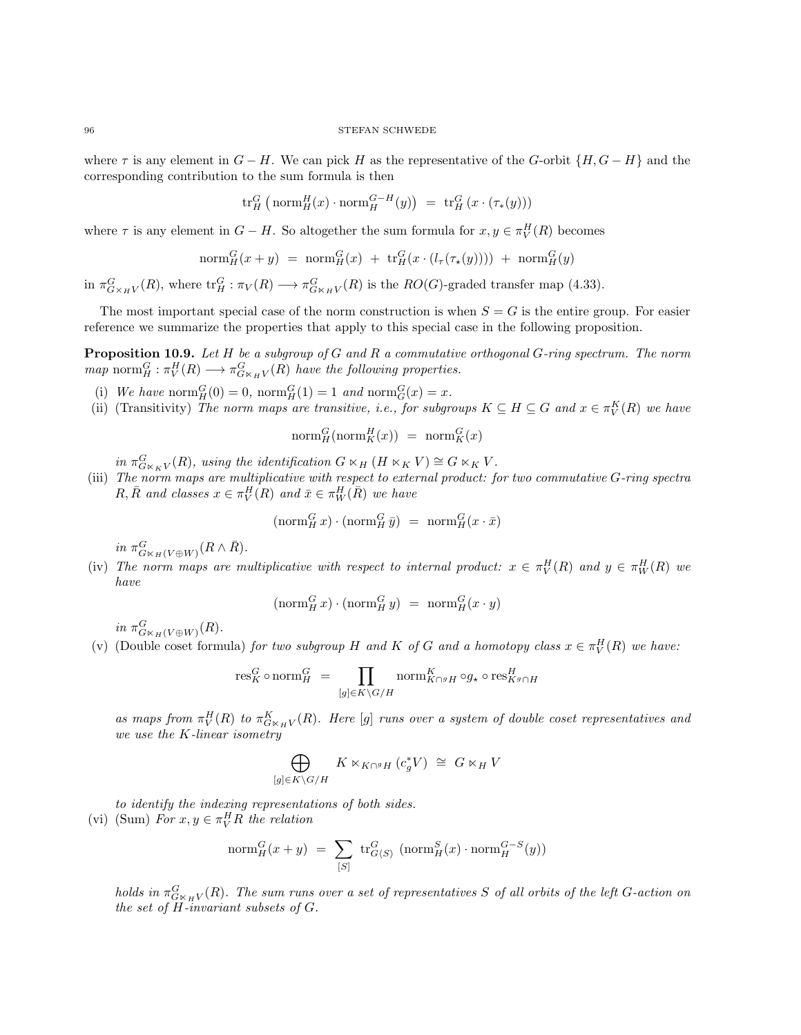where $\tau$ is any element in $G - H$. We can pick $H$ as the representative of the $G$-orbit $\{H, G-H\}$ and the corresponding contribution to the sum formula is then

$$\mathrm{tr}_H^G\left(\mathrm{norm}_H^H(x) \cdot \mathrm{norm}_H^{G-H}(y)\right) \;=\; \mathrm{tr}_H^G\left(x \cdot (\tau_*(y))\right)$$

where $\tau$ is any element in $G - H$. So altogether the sum formula for $x, y \in \pi_V^H(R)$ becomes

$$\mathrm{norm}_H^G(x+y) \;=\; \mathrm{norm}_H^G(x) \;+\; \mathrm{tr}_H^G(x \cdot (l_\tau(\tau_\star(y)))) \;+\; \mathrm{norm}_H^G(y)$$

in $\pi^G_{G\times_H V}(R)$, where $\mathrm{tr}_H^G : \pi_V(R) \longrightarrow \pi^G_{G\ltimes_H V}(R)$ is the $RO(G)$-graded transfer map (4.33).

The most important special case of the norm construction is when $S = G$ is the entire group. For easier reference we summarize the properties that apply to this special case in the following proposition.

**Proposition 10.9.** *Let $H$ be a subgroup of $G$ and $R$ a commutative orthogonal $G$-ring spectrum. The norm map $\mathrm{norm}_H^G : \pi_V^H(R) \longrightarrow \pi^G_{G\ltimes_H V}(R)$ have the following properties.*

(i) *We have $\mathrm{norm}_H^G(0) = 0$, $\mathrm{norm}_H^G(1) = 1$ and $\mathrm{norm}_G^G(x) = x$.*

(ii) (Transitivity) *The norm maps are transitive, i.e., for subgroups $K \subseteq H \subseteq G$ and $x \in \pi_V^K(R)$ we have*

$$\mathrm{norm}_H^G(\mathrm{norm}_K^H(x)) \;=\; \mathrm{norm}_K^G(x)$$

*in $\pi^G_{G\ltimes_K V}(R)$, using the identification $G \ltimes_H (H \ltimes_K V) \cong G \ltimes_K V$.*

(iii) *The norm maps are multiplicative with respect to external product: for two commutative $G$-ring spectra $R, \bar{R}$ and classes $x \in \pi_V^H(R)$ and $\bar{x} \in \pi_W^H(\bar{R})$ we have*

$$(\mathrm{norm}_H^G\, x) \cdot (\mathrm{norm}_H^G\, \bar{y}) \;=\; \mathrm{norm}_H^G(x \cdot \bar{x})$$

*in $\pi^G_{G\ltimes_H(V\oplus W)}(R \wedge \bar{R})$.*

(iv) *The norm maps are multiplicative with respect to internal product: $x \in \pi_V^H(R)$ and $y \in \pi_W^H(R)$ we have*

$$(\mathrm{norm}_H^G\, x) \cdot (\mathrm{norm}_H^G\, y) \;=\; \mathrm{norm}_H^G(x \cdot y)$$

*in $\pi^G_{G\ltimes_H(V\oplus W)}(R)$.*

(v) (Double coset formula) *for two subgroup $H$ and $K$ of $G$ and a homotopy class $x \in \pi_V^H(R)$ we have:*

$$\mathrm{res}_K^G \circ \mathrm{norm}_H^G \;=\; \prod_{[g]\in K\backslash G/H} \mathrm{norm}^K_{K\cap {}^gH} \circ g_\star \circ \mathrm{res}^H_{K^g\cap H}$$

*as maps from $\pi_V^H(R)$ to $\pi^K_{G\ltimes_H V}(R)$. Here $[g]$ runs over a system of double coset representatives and we use the $K$-linear isometry*

$$\bigoplus_{[g]\in K\backslash G/H} K \ltimes_{K\cap {}^gH} (c_g^* V) \;\cong\; G \ltimes_H V$$

*to identify the indexing representations of both sides.*

(vi) (Sum) *For $x, y \in \pi_V^H R$ the relation*

$$\mathrm{norm}_H^G(x+y) \;=\; \sum_{[S]} \mathrm{tr}^G_{G\langle S\rangle}\left(\mathrm{norm}_H^S(x) \cdot \mathrm{norm}_H^{G-S}(y)\right)$$

*holds in $\pi^G_{G\ltimes_H V}(R)$. The sum runs over a set of representatives $S$ of all orbits of the left $G$-action on the set of $H$-invariant subsets of $G$.*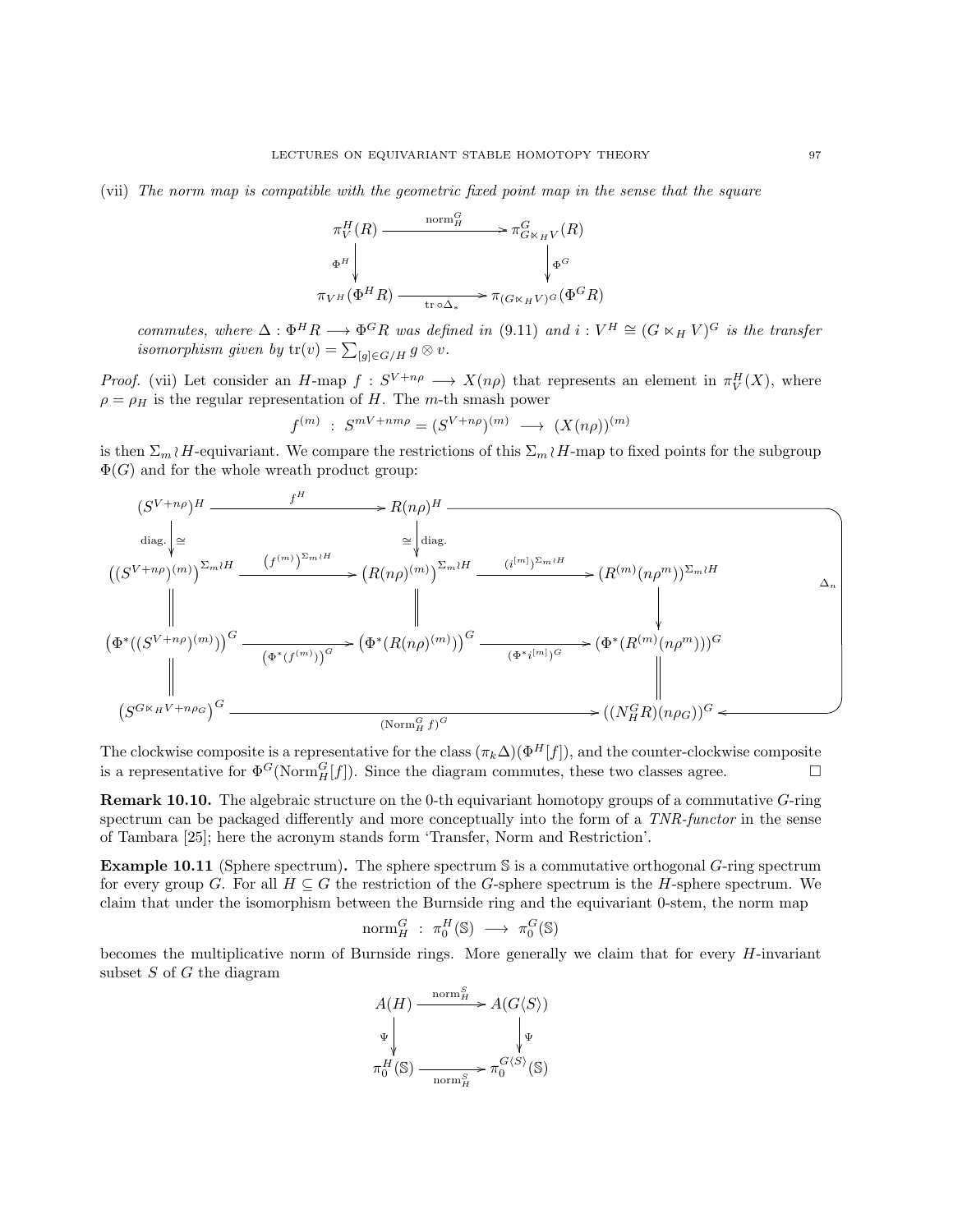(vii) *The norm map is compatible with the geometric fixed point map in the sense that the square*

$$\begin{array}{ccc}
\pi_V^H(R) & \xrightarrow{\text{norm}_H^G} & \pi^G_{G\ltimes_H V}(R) \\
\Phi^H \downarrow & & \downarrow \Phi^G \\
\pi_{V^H}(\Phi^H R) & \xrightarrow[\text{tr}\circ\Delta_*]{} & \pi_{(G\ltimes_H V)^G}(\Phi^G R)
\end{array}$$

*commutes, where $\Delta : \Phi^H R \longrightarrow \Phi^G R$ was defined in (9.11) and $i : V^H \cong (G \ltimes_H V)^G$ is the transfer isomorphism given by $\text{tr}(v) = \sum_{[g]\in G/H} g \otimes v$.*

*Proof.* (vii) Let consider an $H$-map $f : S^{V+n\rho} \longrightarrow X(n\rho)$ that represents an element in $\pi_V^H(X)$, where $\rho = \rho_H$ is the regular representation of $H$. The $m$-th smash power

$$f^{(m)} \ : \ S^{mV+nm\rho} = (S^{V+n\rho})^{(m)} \longrightarrow (X(n\rho))^{(m)}$$

is then $\Sigma_m \wr H$-equivariant. We compare the restrictions of this $\Sigma_m \wr H$-map to fixed points for the subgroup $\Phi(G)$ and for the whole wreath product group:

$$\begin{array}{ccccc}
(S^{V+n\rho})^H & \xrightarrow{f^H} & R(n\rho)^H & & \\
\text{diag.}\downarrow\cong & & \cong\downarrow\text{diag.} & & \\
\left((S^{V+n\rho})^{(m)}\right)^{\Sigma_m\wr H} & \xrightarrow{(f^{(m)})^{\Sigma_m\wr H}} & \left(R(n\rho)^{(m)}\right)^{\Sigma_m\wr H} & \xrightarrow{(i^{[m]})^{\Sigma_m\wr H}} & (R^{(m)}(n\rho^m))^{\Sigma_m\wr H} \\
\| & & \| & & \downarrow \\
\left(\Phi^*((S^{V+n\rho})^{(m)})\right)^G & \xrightarrow[(\Phi^*(f^{(m)}))^G]{} & \left(\Phi^*(R(n\rho)^{(m)})\right)^G & \xrightarrow[(\Phi^* i^{[m]})^G]{} & (\Phi^*(R^{(m)}(n\rho^m)))^G \\
\| & & & & \| \\
\left(S^{G\ltimes_H V + n\rho_G}\right)^G & & \xrightarrow[(\text{Norm}_H^G f)^G]{} & & ((N_H^G R)(n\rho_G))^G
\end{array}$$

(with an additional arrow $\Delta_n$ from $R(n\rho)^H$ to $((N_H^G R)(n\rho_G))^G$.)

The clockwise composite is a representative for the class $(\pi_k\Delta)(\Phi^H[f])$, and the counter-clockwise composite is a representative for $\Phi^G(\text{Norm}_H^G[f])$. Since the diagram commutes, these two classes agree. $\square$

**Remark 10.10.** The algebraic structure on the 0-th equivariant homotopy groups of a commutative $G$-ring spectrum can be packaged differently and more conceptually into the form of a *TNR-functor* in the sense of Tambara [25]; here the acronym stands form 'Transfer, Norm and Restriction'.

**Example 10.11** (Sphere spectrum)**.** The sphere spectrum $\mathbb{S}$ is a commutative orthogonal $G$-ring spectrum for every group $G$. For all $H \subseteq G$ the restriction of the $G$-sphere spectrum is the $H$-sphere spectrum. We claim that under the isomorphism between the Burnside ring and the equivariant 0-stem, the norm map

$$\text{norm}_H^G \ : \ \pi_0^H(\mathbb{S}) \longrightarrow \pi_0^G(\mathbb{S})$$

becomes the multiplicative norm of Burnside rings. More generally we claim that for every $H$-invariant subset $S$ of $G$ the diagram

$$\begin{array}{ccc}
A(H) & \xrightarrow{\text{norm}_H^S} & A(G\langle S\rangle) \\
\Psi\downarrow & & \downarrow\Psi \\
\pi_0^H(\mathbb{S}) & \xrightarrow[\text{norm}_H^S]{} & \pi_0^{G\langle S\rangle}(\mathbb{S})
\end{array}$$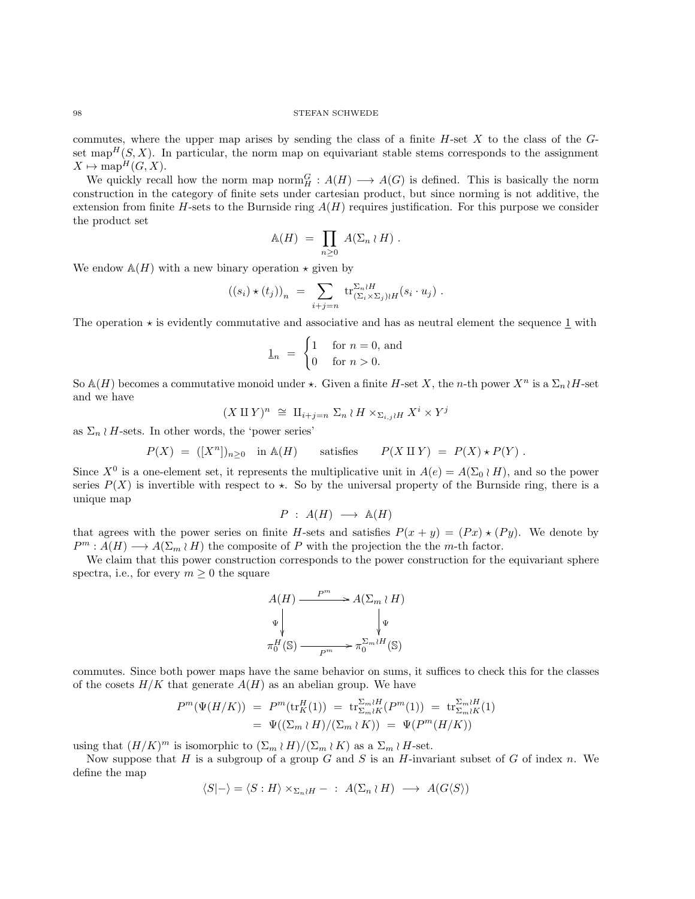commutes, where the upper map arises by sending the class of a finite $H$-set $X$ to the class of the $G$-set $\mathrm{map}^H(S,X)$. In particular, the norm map on equivariant stable stems corresponds to the assignment $X \mapsto \mathrm{map}^H(G,X)$.

We quickly recall how the norm map $\mathrm{norm}_H^G : A(H) \longrightarrow A(G)$ is defined. This is basically the norm construction in the category of finite sets under cartesian product, but since norming is not additive, the extension from finite $H$-sets to the Burnside ring $A(H)$ requires justification. For this purpose we consider the product set

$$\mathbb{A}(H) \;=\; \prod_{n\geq 0} A(\Sigma_n \wr H) \ .$$

We endow $\mathbb{A}(H)$ with a new binary operation $\star$ given by

$$\left((s_i)\star(t_j)\right)_n \;=\; \sum_{i+j=n} \mathrm{tr}_{(\Sigma_i\times\Sigma_j)\wr H}^{\Sigma_n\wr H}(s_i\cdot u_j) \ .$$

The operation $\star$ is evidently commutative and associative and has as neutral element the sequence $\underline{1}$ with

$$\underline{1}_n \;=\; \begin{cases} 1 & \text{for } n=0, \text{ and} \\ 0 & \text{for } n>0. \end{cases}$$

So $\mathbb{A}(H)$ becomes a commutative monoid under $\star$. Given a finite $H$-set $X$, the $n$-th power $X^n$ is a $\Sigma_n\wr H$-set and we have

$$(X \amalg Y)^n \;\cong\; \amalg_{i+j=n}\ \Sigma_n\wr H \times_{\Sigma_{i,j}\wr H} X^i\times Y^j$$

as $\Sigma_n\wr H$-sets. In other words, the 'power series'

$$P(X) \;=\; ([X^n])_{n\geq 0} \quad \text{in } \mathbb{A}(H) \qquad \text{satisfies} \qquad P(X\amalg Y) \;=\; P(X)\star P(Y) \ .$$

Since $X^0$ is a one-element set, it represents the multiplicative unit in $A(e)=A(\Sigma_0\wr H)$, and so the power series $P(X)$ is invertible with respect to $\star$. So by the universal property of the Burnside ring, there is a unique map

$$P \;:\; A(H) \;\longrightarrow\; \mathbb{A}(H)$$

that agrees with the power series on finite $H$-sets and satisfies $P(x+y)=(Px)\star(Py)$. We denote by $P^m : A(H)\longrightarrow A(\Sigma_m\wr H)$ the composite of $P$ with the projection the the $m$-th factor.

We claim that this power construction corresponds to the power construction for the equivariant sphere spectra, i.e., for every $m\geq 0$ the square

$$\begin{array}{ccc} A(H) & \xrightarrow{\ P^m\ } & A(\Sigma_m\wr H) \\ {\scriptstyle\Psi}\big\downarrow & & \big\downarrow{\scriptstyle\Psi} \\ \pi_0^H(\mathbb{S}) & \xrightarrow[\ P^m\ ]{} & \pi_0^{\Sigma_m\wr H}(\mathbb{S}) \end{array}$$

commutes. Since both power maps have the same behavior on sums, it suffices to check this for the classes of the cosets $H/K$ that generate $A(H)$ as an abelian group. We have

$$\begin{aligned} P^m(\Psi(H/K)) \;&=\; P^m(\mathrm{tr}_K^H(1)) \;=\; \mathrm{tr}_{\Sigma_m\wr K}^{\Sigma_m\wr H}(P^m(1)) \;=\; \mathrm{tr}_{\Sigma_m\wr K}^{\Sigma_m\wr H}(1) \\ &=\; \Psi((\Sigma_m\wr H)/(\Sigma_m\wr K)) \;=\; \Psi(P^m(H/K)) \end{aligned}$$

using that $(H/K)^m$ is isomorphic to $(\Sigma_m\wr H)/(\Sigma_m\wr K)$ as a $\Sigma_m\wr H$-set.

Now suppose that $H$ is a subgroup of a group $G$ and $S$ is an $H$-invariant subset of $G$ of index $n$. We define the map

$$\langle S|-\rangle = \langle S:H\rangle\times_{\Sigma_n\wr H} - \;:\; A(\Sigma_n\wr H) \;\longrightarrow\; A(G\langle S\rangle)$$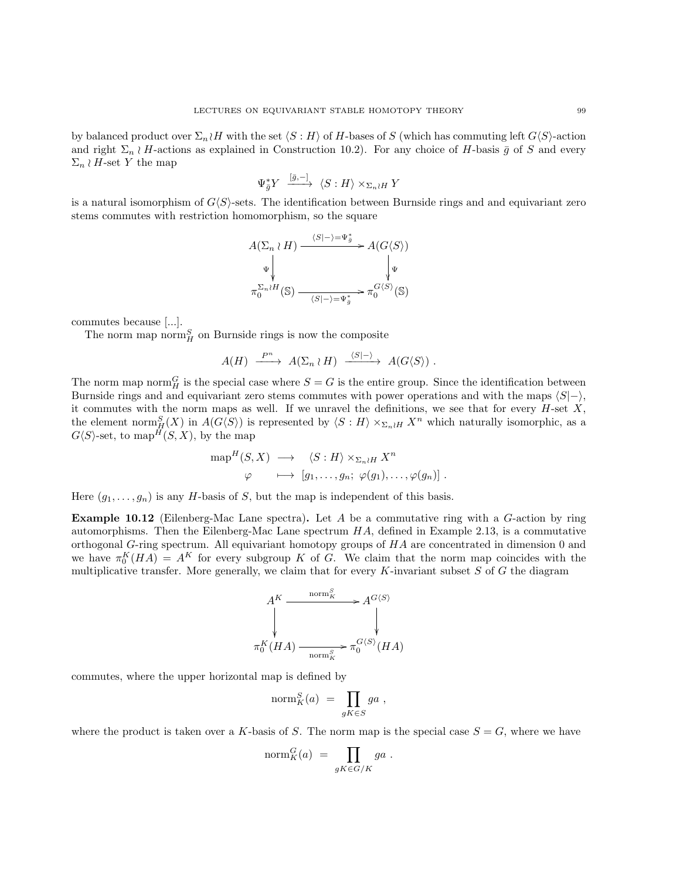by balanced product over $\Sigma_n \wr H$ with the set $\langle S : H\rangle$ of $H$-bases of $S$ (which has commuting left $G\langle S\rangle$-action and right $\Sigma_n \wr H$-actions as explained in Construction 10.2). For any choice of $H$-basis $\bar{g}$ of $S$ and every $\Sigma_n \wr H$-set $Y$ the map

$$\Psi_{\bar{g}}^* Y \xrightarrow{[\bar{g},-]} \langle S : H\rangle \times_{\Sigma_n \wr H} Y$$

is a natural isomorphism of $G\langle S\rangle$-sets. The identification between Burnside rings and and equivariant zero stems commutes with restriction homomorphism, so the square

$$\begin{array}{ccc} A(\Sigma_n \wr H) & \xrightarrow{\langle S|-\rangle = \Psi_{\bar{g}}^*} & A(G\langle S\rangle) \\ {\scriptstyle\Psi}\downarrow & & \downarrow{\scriptstyle\Psi} \\ \pi_0^{\Sigma_n \wr H}(\mathbb{S}) & \xrightarrow[\langle S|-\rangle = \Psi_{\bar{g}}^*]{} & \pi_0^{G\langle S\rangle}(\mathbb{S}) \end{array}$$

commutes because [...].

The norm map $\mathrm{norm}_H^S$ on Burnside rings is now the composite

$$A(H) \xrightarrow{P^n} A(\Sigma_n \wr H) \xrightarrow{\langle S|-\rangle} A(G\langle S\rangle) .$$

The norm map $\mathrm{norm}_H^G$ is the special case where $S = G$ is the entire group. Since the identification between Burnside rings and and equivariant zero stems commutes with power operations and with the maps $\langle S|-\rangle$, it commutes with the norm maps as well. If we unravel the definitions, we see that for every $H$-set $X$, the element $\mathrm{norm}_H^S(X)$ in $A(G\langle S\rangle)$ is represented by $\langle S : H\rangle \times_{\Sigma_n \wr H} X^n$ which naturally isomorphic, as a $G\langle S\rangle$-set, to $\mathrm{map}^H(S, X)$, by the map

$$\begin{array}{ccc} \mathrm{map}^H(S,X) & \longrightarrow & \langle S : H\rangle \times_{\Sigma_n \wr H} X^n \\ \varphi & \longmapsto & [g_1, \dots, g_n;\ \varphi(g_1), \dots, \varphi(g_n)] \ . \end{array}$$

Here $(g_1, \dots, g_n)$ is any $H$-basis of $S$, but the map is independent of this basis.

**Example 10.12** (Eilenberg-Mac Lane spectra)**.** Let $A$ be a commutative ring with a $G$-action by ring automorphisms. Then the Eilenberg-Mac Lane spectrum $HA$, defined in Example 2.13, is a commutative orthogonal $G$-ring spectrum. All equivariant homotopy groups of $HA$ are concentrated in dimension 0 and we have $\pi_0^K(HA) = A^K$ for every subgroup $K$ of $G$. We claim that the norm map coincides with the multiplicative transfer. More generally, we claim that for every $K$-invariant subset $S$ of $G$ the diagram

$$\begin{array}{ccc} A^K & \xrightarrow{\mathrm{norm}_K^S} & A^{G\langle S\rangle} \\ \downarrow & & \downarrow \\ \pi_0^K(HA) & \xrightarrow[\mathrm{norm}_K^S]{} & \pi_0^{G\langle S\rangle}(HA) \end{array}$$

commutes, where the upper horizontal map is defined by

$$\mathrm{norm}_K^S(a) \ = \ \prod_{gK \in S} ga \ ,$$

where the product is taken over a $K$-basis of $S$. The norm map is the special case $S = G$, where we have

$$\mathrm{norm}_K^G(a) \ = \ \prod_{gK \in G/K} ga \ .$$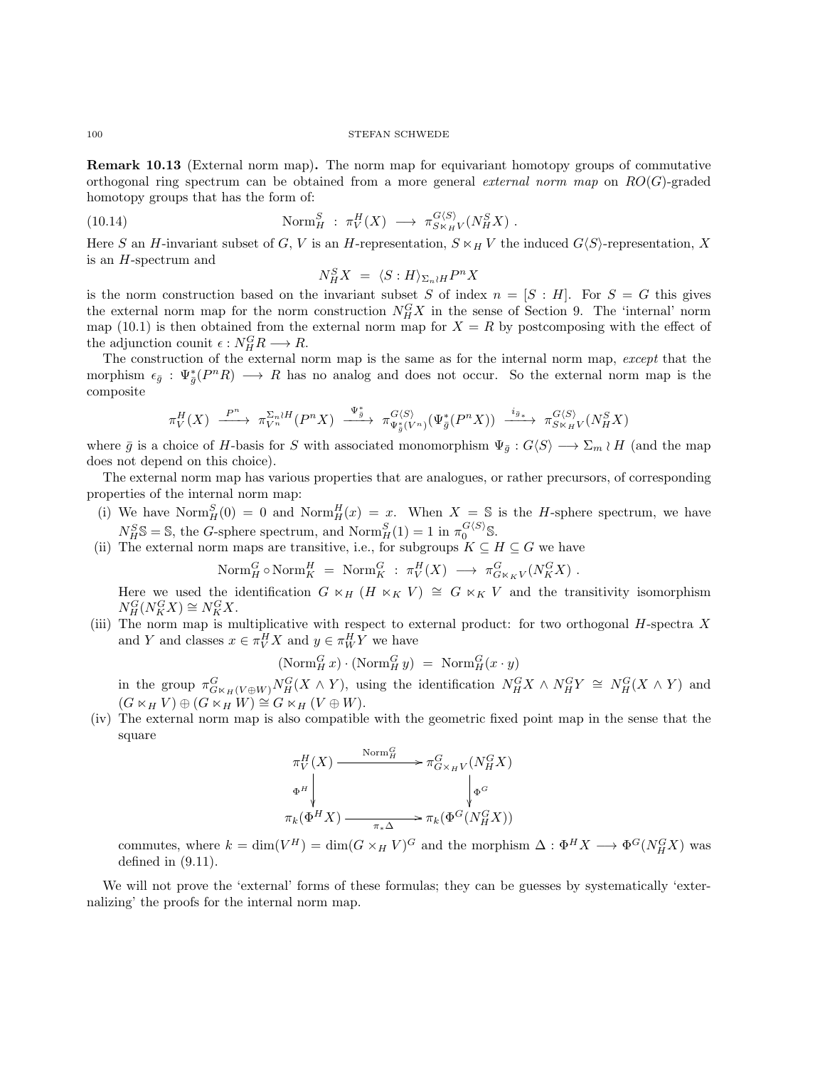**Remark 10.13** (External norm map)**.** The norm map for equivariant homotopy groups of commutative orthogonal ring spectrum can be obtained from a more general *external norm map* on $RO(G)$-graded homotopy groups that has the form of:

$$\text{Norm}_H^S \ : \ \pi_V^H(X) \ \longrightarrow \ \pi_{S \ltimes_H V}^{G\langle S\rangle}(N_H^S X) \ . \tag{10.14}$$

Here $S$ an $H$-invariant subset of $G$, $V$ is an $H$-representation, $S \ltimes_H V$ the induced $G\langle S\rangle$-representation, $X$ is an $H$-spectrum and

$$N_H^S X \ = \ \langle S : H\rangle_{\Sigma_n \wr H} P^n X$$

is the norm construction based on the invariant subset $S$ of index $n = [S : H]$. For $S = G$ this gives the external norm map for the norm construction $N_H^G X$ in the sense of Section 9. The 'internal' norm map (10.1) is then obtained from the external norm map for $X = R$ by postcomposing with the effect of the adjunction counit $\epsilon : N_H^G R \longrightarrow R$.

The construction of the external norm map is the same as for the internal norm map, *except* that the morphism $\epsilon_{\bar{g}} : \Psi_{\bar{g}}^*(P^n R) \longrightarrow R$ has no analog and does not occur. So the external norm map is the composite

$$\pi_V^H(X) \xrightarrow{\ P^n\ } \pi_{V^n}^{\Sigma_n \wr H}(P^n X) \xrightarrow{\ \Psi_{\bar{g}}^*\ } \pi_{\Psi_{\bar{g}}^*(V^n)}^{G\langle S\rangle}(\Psi_{\bar{g}}^*(P^n X)) \xrightarrow{\ i_{\bar{g}*}\ } \pi_{S \ltimes_H V}^{G\langle S\rangle}(N_H^S X)$$

where $\bar{g}$ is a choice of $H$-basis for $S$ with associated monomorphism $\Psi_{\bar{g}} : G\langle S\rangle \longrightarrow \Sigma_m \wr H$ (and the map does not depend on this choice).

The external norm map has various properties that are analogues, or rather precursors, of corresponding properties of the internal norm map:

(i) We have $\text{Norm}_H^S(0) = 0$ and $\text{Norm}_H^H(x) = x$. When $X = \mathbb{S}$ is the $H$-sphere spectrum, we have $N_H^S \mathbb{S} = \mathbb{S}$, the $G$-sphere spectrum, and $\text{Norm}_H^S(1) = 1$ in $\pi_0^{G\langle S\rangle}\mathbb{S}$.

(ii) The external norm maps are transitive, i.e., for subgroups $K \subseteq H \subseteq G$ we have

$$\text{Norm}_H^G \circ \text{Norm}_K^H \ = \ \text{Norm}_K^G \ : \ \pi_V^H(X) \ \longrightarrow \ \pi_{G \ltimes_K V}^G(N_K^G X) \ .$$

Here we used the identification $G \ltimes_H (H \ltimes_K V) \cong G \ltimes_K V$ and the transitivity isomorphism $N_H^G(N_K^G X) \cong N_K^G X$.

(iii) The norm map is multiplicative with respect to external product: for two orthogonal $H$-spectra $X$ and $Y$ and classes $x \in \pi_V^H X$ and $y \in \pi_W^H Y$ we have

$$(\text{Norm}_H^G\, x) \cdot (\text{Norm}_H^G\, y) \ = \ \text{Norm}_H^G(x \cdot y)$$

in the group $\pi_{G \ltimes_H (V \oplus W)}^G N_H^G(X \wedge Y)$, using the identification $N_H^G X \wedge N_H^G Y \ \cong \ N_H^G(X \wedge Y)$ and $(G \ltimes_H V) \oplus (G \ltimes_H W) \cong G \ltimes_H (V \oplus W)$.

(iv) The external norm map is also compatible with the geometric fixed point map in the sense that the square

$$\begin{array}{ccc} \pi_V^H(X) & \xrightarrow{\ \text{Norm}_H^G\ } & \pi_{G \times_H V}^G(N_H^G X) \\ \Big\downarrow{\scriptstyle \Phi^H} & & \Big\downarrow{\scriptstyle \Phi^G} \\ \pi_k(\Phi^H X) & \xrightarrow[\ \pi_* \Delta\ ]{} & \pi_k(\Phi^G(N_H^G X)) \end{array}$$

commutes, where $k = \dim(V^H) = \dim(G \times_H V)^G$ and the morphism $\Delta : \Phi^H X \longrightarrow \Phi^G(N_H^G X)$ was defined in (9.11).

We will not prove the 'external' forms of these formulas; they can be guesses by systematically 'externalizing' the proofs for the internal norm map.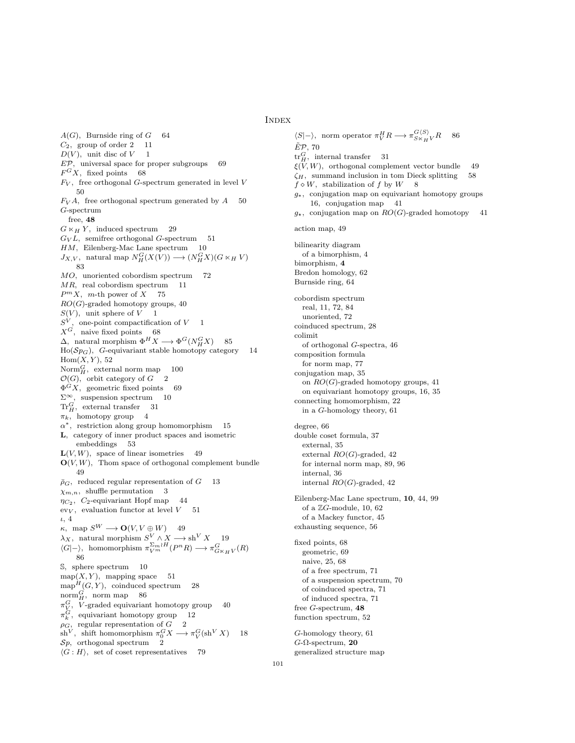# Index

$A(G)$, Burnside ring of $G$ 64
$C_2$, group of order 2 11
$D(V)$, unit disc of $V$ 1
$E\mathcal{P}$, universal space for proper subgroups 69
$F^G X$, fixed points 68
$F_V$, free orthogonal $G$-spectrum generated in level $V$ 50
$F_V A$, free orthogonal spectrum generated by $A$ 50
$G$-spectrum
  free, **48**
$G \ltimes_H Y$, induced spectrum 29
$G_V L$, semifree orthogonal $G$-spectrum 51
$HM$, Eilenberg-Mac Lane spectrum 10
$J_{X,V}$, natural map $N_H^G(X(V)) \longrightarrow (N_H^G X)(G \ltimes_H V)$ 83
$MO$, unoriented cobordism spectrum 72
$MR$, real cobordism spectrum 11
$P^m X$, $m$-th power of $X$ 75
$RO(G)$-graded homotopy groups, 40
$S(V)$, unit sphere of $V$ 1
$S^V$, one-point compactification of $V$ 1
$X^G$, naive fixed points 68
$\Delta$, natural morphism $\Phi^H X \longrightarrow \Phi^G(N_H^G X)$ 85
$\mathrm{Ho}(\mathcal{S}p_G)$, $G$-equivariant stable homotopy category 14
$\mathrm{Hom}(X,Y)$, 52
$\mathrm{Norm}_H^G$, external norm map 100
$\mathcal{O}(G)$, orbit category of $G$ 2
$\Phi^G X$, geometric fixed points 69
$\Sigma^\infty$, suspension spectrum 10
$\mathrm{Tr}_H^G$, external transfer 31
$\pi_k$, homotopy group 4
$\alpha^*$, restriction along group homomorphism 15
$\mathbf{L}$, category of inner product spaces and isometric embeddings 53
$\mathbf{L}(V,W)$, space of linear isometries 49
$\mathbf{O}(V,W)$, Thom space of orthogonal complement bundle 49
$\bar{\rho}_G$, reduced regular representation of $G$ 13
$\chi_{m,n}$, shuffle permutation 3
$\eta_{C_2}$, $C_2$-equivariant Hopf map 44
$\mathrm{ev}_V$, evaluation functor at level $V$ 51
$\iota$, 4
$\kappa$, map $S^W \longrightarrow \mathbf{O}(V, V \oplus W)$ 49
$\lambda_X$, natural morphism $S^V \wedge X \longrightarrow \mathrm{sh}^V X$ 19
$\langle G|-\rangle$, homomorphism $\pi_{V^m}^{\Sigma_m \wr H}(P^n R) \longrightarrow \pi_{G \ltimes_H V}^G(R)$ 86
$\mathbb{S}$, sphere spectrum 10
$\mathrm{map}(X,Y)$, mapping space 51
$\mathrm{map}^H(G,Y)$, coinduced spectrum 28
$\mathrm{norm}_H^G$, norm map 86
$\pi_V^G$, $V$-graded equivariant homotopy group 40
$\pi_k^G$, equivariant homotopy group 12
$\rho_G$, regular representation of $G$ 2
$\mathrm{sh}^V$, shift homomorphism $\pi_0^G X \longrightarrow \pi_V^G(\mathrm{sh}^V X)$ 18
$\mathcal{S}p$, orthogonal spectrum 2
$\langle G : H\rangle$, set of coset representatives 79
$\langle S|-\rangle$, norm operator $\pi_V^H R \longrightarrow \pi_{S \ltimes_H V}^{G\langle S\rangle} R$ 86
$\tilde{E}\mathcal{P}$, 70
$\mathrm{tr}_H^G$, internal transfer 31
$\xi(V,W)$, orthogonal complement vector bundle 49
$\zeta_H$, summand inclusion in tom Dieck splitting 58
$f \diamond W$, stabilization of $f$ by $W$ 8
$g_*$, conjugation map on equivariant homotopy groups 16, conjugation map 41
$g_\star$, conjugation map on $RO(G)$-graded homotopy 41

action map, 49

bilinearity diagram
  of a bimorphism, 4
bimorphism, **4**
Bredon homology, 62
Burnside ring, 64

cobordism spectrum
  real, 11, 72, 84
  unoriented, 72
coinduced spectrum, 28
colimit
  of orthogonal $G$-spectra, 46
composition formula
  for norm map, 77
conjugation map, 35
  on $RO(G)$-graded homotopy groups, 41
  on equivariant homotopy groups, 16, 35
connecting homomorphism, 22
  in a $G$-homology theory, 61

degree, 66
double coset formula, 37
  external, 35
  external $RO(G)$-graded, 42
  for internal norm map, 89, 96
  internal, 36
  internal $RO(G)$-graded, 42

Eilenberg-Mac Lane spectrum, **10**, 44, 99
  of a $\mathbb{Z}G$-module, 10, 62
  of a Mackey functor, 45
exhausting sequence, 56

fixed points, 68
  geometric, 69
  naive, 25, 68
  of a free spectrum, 71
  of a suspension spectrum, 70
  of coinduced spectra, 71
  of induced spectra, 71
free $G$-spectrum, **48**
function spectrum, 52

$G$-homology theory, 61
$G$-$\Omega$-spectrum, **20**
generalized structure map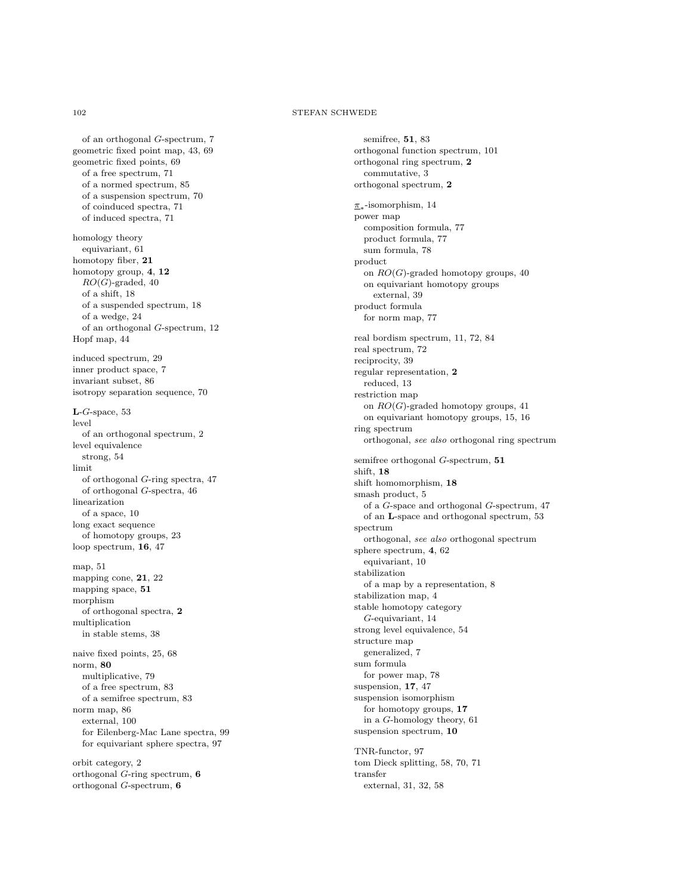of an orthogonal $G$-spectrum, 7
geometric fixed point map, 43, 69
geometric fixed points, 69
  of a free spectrum, 71
  of a normed spectrum, 85
  of a suspension spectrum, 70
  of coinduced spectra, 71
  of induced spectra, 71

homology theory
  equivariant, 61
homotopy fiber, **21**
homotopy group, **4**, **12**
  $RO(G)$-graded, 40
  of a shift, 18
  of a suspended spectrum, 18
  of a wedge, 24
  of an orthogonal $G$-spectrum, 12
Hopf map, 44

induced spectrum, 29
inner product space, 7
invariant subset, 86
isotropy separation sequence, 70

**L**-$G$-space, 53
level
  of an orthogonal spectrum, 2
level equivalence
  strong, 54
limit
  of orthogonal $G$-ring spectra, 47
  of orthogonal $G$-spectra, 46
linearization
  of a space, 10
long exact sequence
  of homotopy groups, 23
loop spectrum, **16**, 47

map, 51
mapping cone, **21**, 22
mapping space, **51**
morphism
  of orthogonal spectra, **2**
multiplication
  in stable stems, 38

naive fixed points, 25, 68
norm, **80**
  multiplicative, 79
  of a free spectrum, 83
  of a semifree spectrum, 83
norm map, 86
  external, 100
  for Eilenberg-Mac Lane spectra, 99
  for equivariant sphere spectra, 97

orbit category, 2
orthogonal $G$-ring spectrum, **6**
orthogonal $G$-spectrum, **6**
  semifree, **51**, 83
orthogonal function spectrum, 101
orthogonal ring spectrum, **2**
  commutative, 3
orthogonal spectrum, **2**

$\underline{\pi}_*$-isomorphism, 14
power map
  composition formula, 77
  product formula, 77
  sum formula, 78
product
  on $RO(G)$-graded homotopy groups, 40
  on equivariant homotopy groups
    external, 39
product formula
  for norm map, 77

real bordism spectrum, 11, 72, 84
real spectrum, 72
reciprocity, 39
regular representation, **2**
  reduced, 13
restriction map
  on $RO(G)$-graded homotopy groups, 41
  on equivariant homotopy groups, 15, 16
ring spectrum
  orthogonal, *see also* orthogonal ring spectrum

semifree orthogonal $G$-spectrum, **51**
shift, **18**
shift homomorphism, **18**
smash product, 5
  of a $G$-space and orthogonal $G$-spectrum, 47
  of an **L**-space and orthogonal spectrum, 53
spectrum
  orthogonal, *see also* orthogonal spectrum
sphere spectrum, **4**, 62
  equivariant, 10
stabilization
  of a map by a representation, 8
stabilization map, 4
stable homotopy category
  $G$-equivariant, 14
strong level equivalence, 54
structure map
  generalized, 7
sum formula
  for power map, 78
suspension, **17**, 47
suspension isomorphism
  for homotopy groups, **17**
  in a $G$-homology theory, 61
suspension spectrum, **10**

TNR-functor, 97
tom Dieck splitting, 58, 70, 71
transfer
  external, 31, 32, 58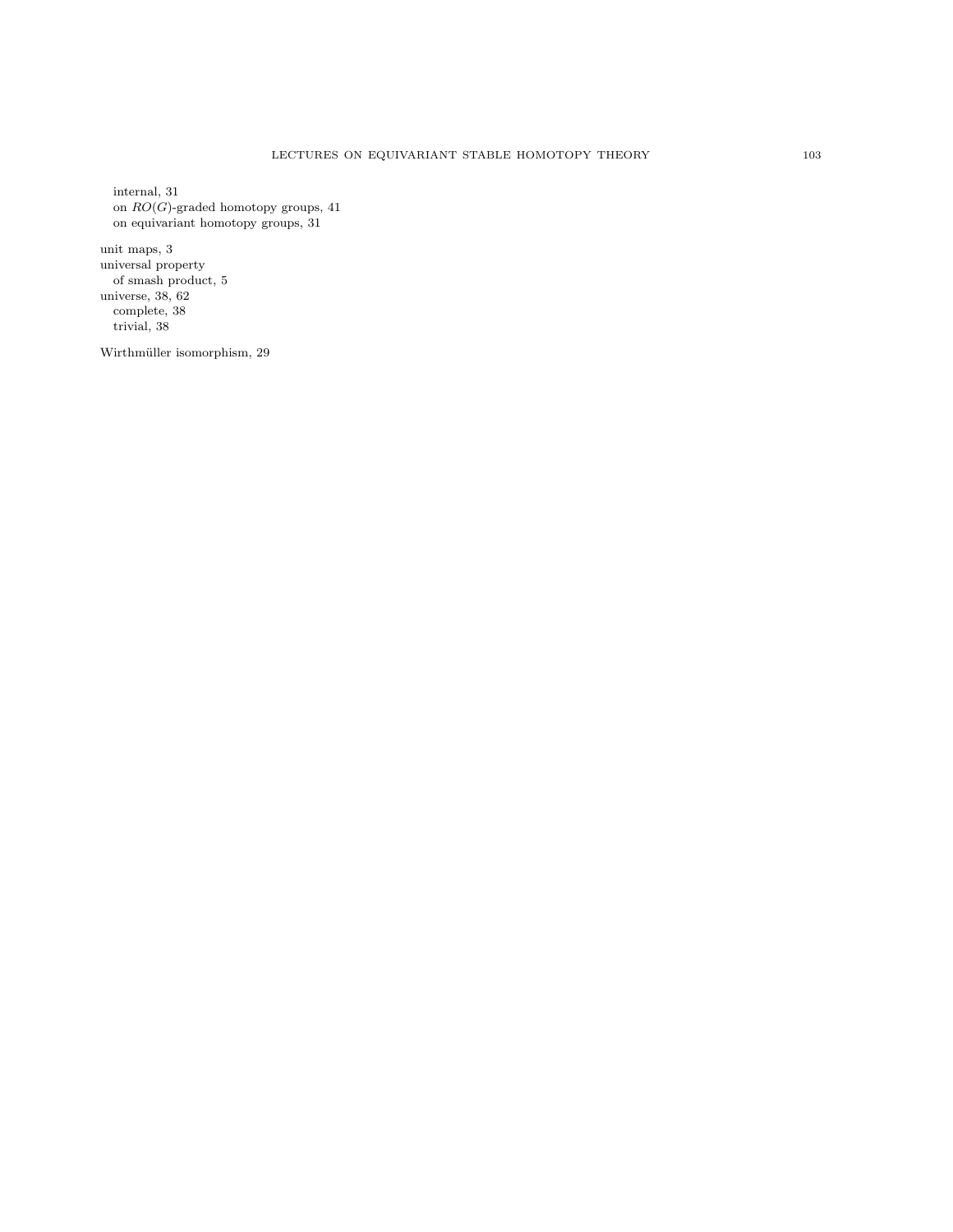internal, 31
  on $RO(G)$-graded homotopy groups, 41
  on equivariant homotopy groups, 31

unit maps, 3
universal property
  of smash product, 5
universe, 38, 62
  complete, 38
  trivial, 38

Wirthmüller isomorphism, 29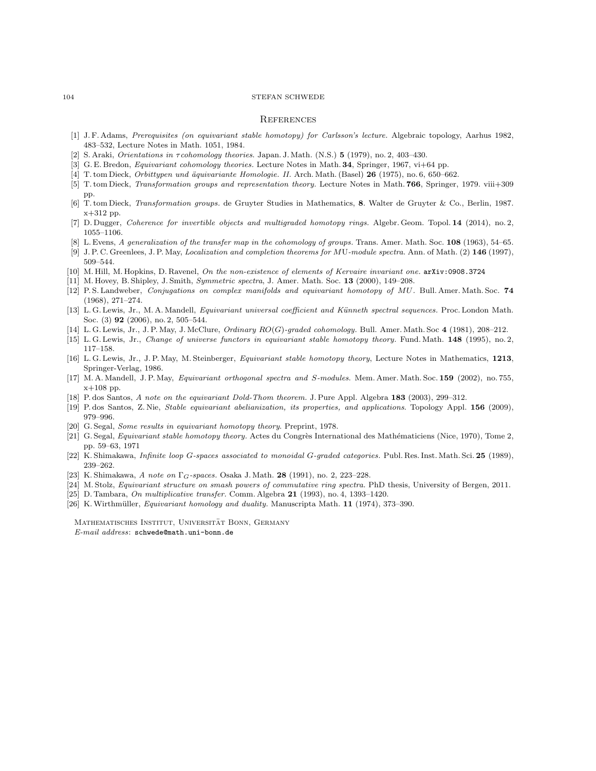## References

[1] J. F. Adams, *Prerequisites (on equivariant stable homotopy) for Carlsson's lecture.* Algebraic topology, Aarhus 1982, 483–532, Lecture Notes in Math. 1051, 1984.

[2] S. Araki, *Orientations in $\tau$cohomology theories.* Japan. J. Math. (N.S.) **5** (1979), no. 2, 403–430.

[3] G. E. Bredon, *Equivariant cohomology theories.* Lecture Notes in Math. **34**, Springer, 1967, vi+64 pp.

[4] T. tom Dieck, *Orbittypen und äquivariante Homologie. II.* Arch. Math. (Basel) **26** (1975), no. 6, 650–662.

[5] T. tom Dieck, *Transformation groups and representation theory.* Lecture Notes in Math. **766**, Springer, 1979. viii+309 pp.

[6] T. tom Dieck, *Transformation groups.* de Gruyter Studies in Mathematics, **8**. Walter de Gruyter & Co., Berlin, 1987. x+312 pp.

[7] D. Dugger, *Coherence for invertible objects and multigraded homotopy rings.* Algebr. Geom. Topol. **14** (2014), no. 2, 1055–1106.

[8] L. Evens, *A generalization of the transfer map in the cohomology of groups.* Trans. Amer. Math. Soc. **108** (1963), 54–65.

[9] J. P. C. Greenlees, J. P. May, *Localization and completion theorems for MU-module spectra.* Ann. of Math. (2) **146** (1997), 509–544.

[10] M. Hill, M. Hopkins, D. Ravenel, *On the non-existence of elements of Kervaire invariant one.* arXiv:0908.3724

[11] M. Hovey, B. Shipley, J. Smith, *Symmetric spectra*, J. Amer. Math. Soc. **13** (2000), 149–208.

[12] P. S. Landweber, *Conjugations on complex manifolds and equivariant homotopy of MU.* Bull. Amer. Math. Soc. **74** (1968), 271–274.

[13] L. G. Lewis, Jr., M. A. Mandell, *Equivariant universal coefficient and Künneth spectral sequences.* Proc. London Math. Soc. (3) **92** (2006), no. 2, 505–544.

[14] L. G. Lewis, Jr., J. P. May, J. McClure, *Ordinary RO(G)-graded cohomology.* Bull. Amer. Math. Soc **4** (1981), 208–212.

[15] L. G. Lewis, Jr., *Change of universe functors in equivariant stable homotopy theory.* Fund. Math. **148** (1995), no. 2, 117–158.

[16] L. G. Lewis, Jr., J. P. May, M. Steinberger, *Equivariant stable homotopy theory*, Lecture Notes in Mathematics, **1213**, Springer-Verlag, 1986.

[17] M. A. Mandell, J. P. May, *Equivariant orthogonal spectra and S-modules.* Mem. Amer. Math. Soc. **159** (2002), no. 755, x+108 pp.

[18] P. dos Santos, *A note on the equivariant Dold-Thom theorem.* J. Pure Appl. Algebra **183** (2003), 299–312.

[19] P. dos Santos, Z. Nie, *Stable equivariant abelianization, its properties, and applications*. Topology Appl. **156** (2009), 979–996.

[20] G. Segal, *Some results in equivariant homotopy theory.* Preprint, 1978.

[21] G. Segal, *Equivariant stable homotopy theory.* Actes du Congrès International des Mathématiciens (Nice, 1970), Tome 2, pp. 59–63, 1971

[22] K. Shimakawa, *Infinite loop G-spaces associated to monoidal G-graded categories.* Publ. Res. Inst. Math. Sci. **25** (1989), 239–262.

[23] K. Shimakawa, *A note on $\Gamma_G$-spaces.* Osaka J. Math. **28** (1991), no. 2, 223–228.

[24] M. Stolz, *Equivariant structure on smash powers of commutative ring spectra.* PhD thesis, University of Bergen, 2011.

[25] D. Tambara, *On multiplicative transfer.* Comm. Algebra **21** (1993), no. 4, 1393–1420.

[26] K. Wirthmüller, *Equivariant homology and duality.* Manuscripta Math. **11** (1974), 373–390.

Mathematisches Institut, Universität Bonn, Germany

*E-mail address*: schwede@math.uni-bonn.de